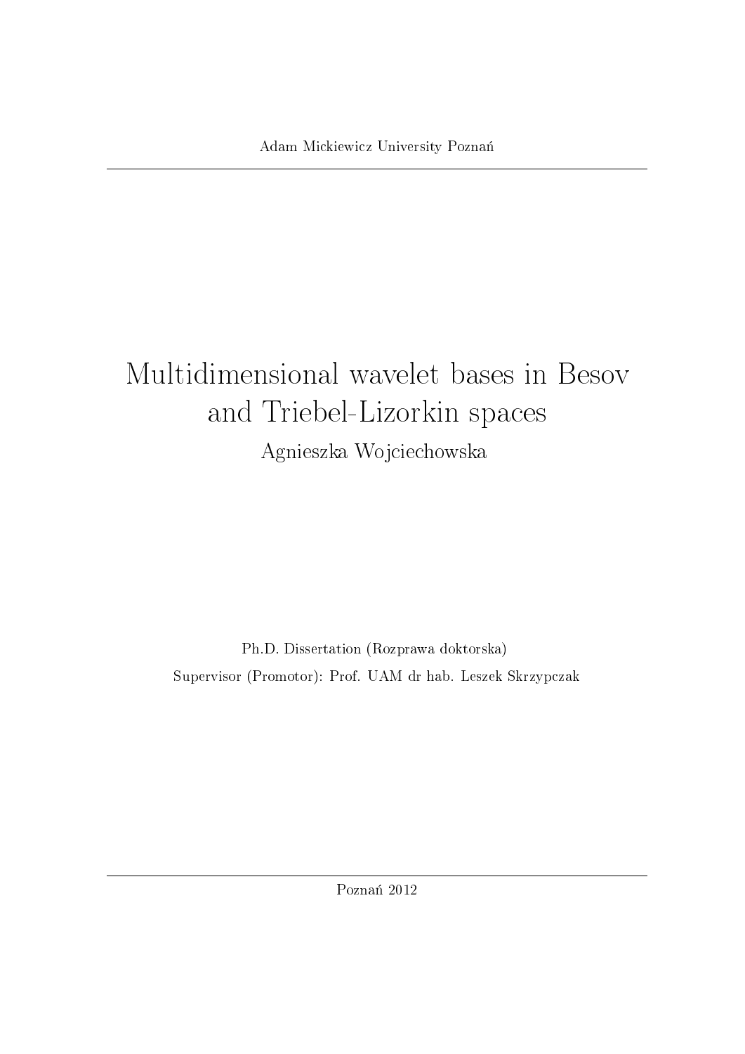Adam Mickiewicz University Poznań

---

# Multidimensional wavelet bases in Besov and Triebel-Lizorkin spaces

Agnieszka Wojciechowska

Ph.D. Dissertation (Rozprawa doktorska)

Supervisor (Promotor): Prof. UAM dr hab. Leszek Skrzypczak

---

Poznań 2012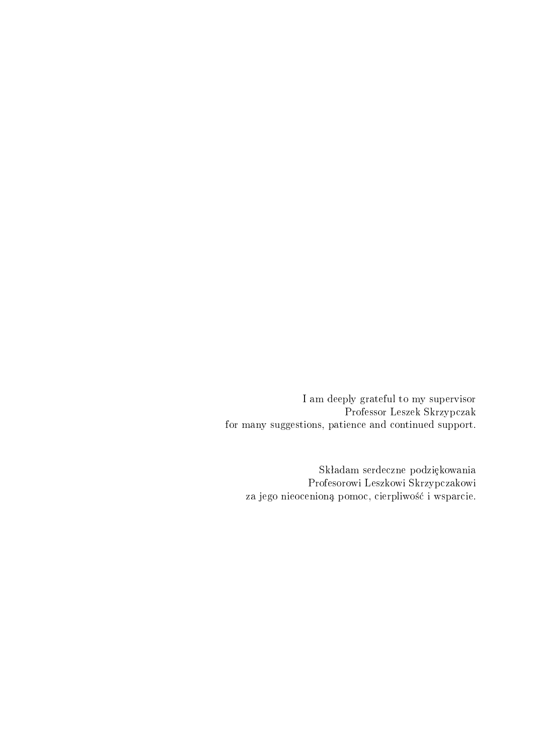I am deeply grateful to my supervisor
Professor Leszek Skrzypczak
for many suggestions, patience and continued support.

Składam serdeczne podziękowania
Profesorowi Leszkowi Skrzypczakowi
za jego nieocenioną pomoc, cierpliwość i wsparcie.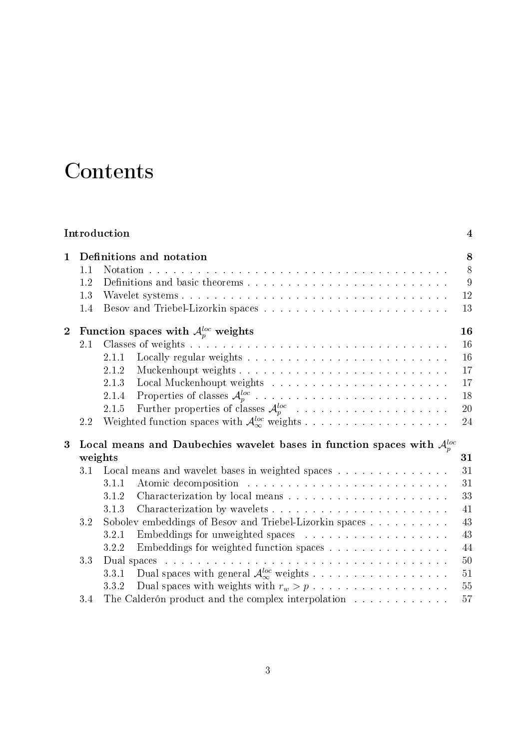# Contents

Introduction 4

**1 Definitions and notation** 8

- 1.1 Notation 8
- 1.2 Definitions and basic theorems 9
- 1.3 Wavelet systems 12
- 1.4 Besov and Triebel-Lizorkin spaces 13

**2 Function spaces with $\mathcal{A}_p^{loc}$ weights** 16

- 2.1 Classes of weights 16
  - 2.1.1 Locally regular weights 16
  - 2.1.2 Muckenhoupt weights 17
  - 2.1.3 Local Muckenhoupt weights 17
  - 2.1.4 Properties of classes $\mathcal{A}_p^{loc}$ 18
  - 2.1.5 Further properties of classes $\mathcal{A}_p^{loc}$ 20
- 2.2 Weighted function spaces with $\mathcal{A}_\infty^{loc}$ weights 24

**3 Local means and Daubechies wavelet bases in function spaces with $\mathcal{A}_p^{loc}$ weights** 31

- 3.1 Local means and wavelet bases in weighted spaces 31
  - 3.1.1 Atomic decomposition 31
  - 3.1.2 Characterization by local means 33
  - 3.1.3 Characterization by wavelets 41
- 3.2 Sobolev embeddings of Besov and Triebel-Lizorkin spaces 43
  - 3.2.1 Embeddings for unweighted spaces 43
  - 3.2.2 Embeddings for weighted function spaces 44
- 3.3 Dual spaces 50
  - 3.3.1 Dual spaces with general $\mathcal{A}_\infty^{loc}$ weights 51
  - 3.3.2 Dual spaces with weights with $r_w > p$ 55
- 3.4 The Calderón product and the complex interpolation 57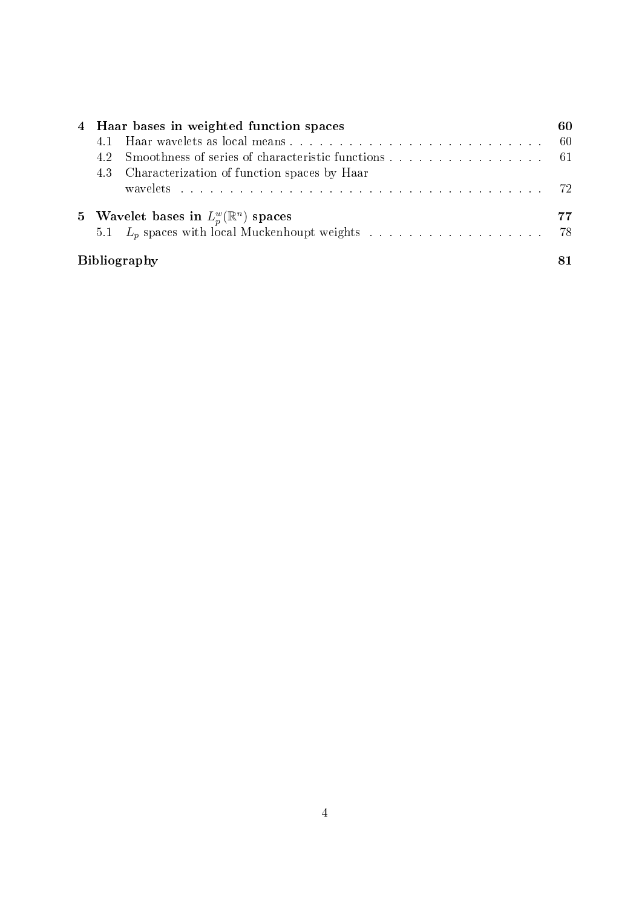| | | |
|---|---|---|
| **4** | **Haar bases in weighted function spaces** | **60** |
| 4.1 | Haar wavelets as local means | 60 |
| 4.2 | Smoothness of series of characteristic functions | 61 |
| 4.3 | Characterization of function spaces by Haar wavelets | 72 |
| **5** | **Wavelet bases in $L_p^w(\mathbb{R}^n)$ spaces** | **77** |
| 5.1 | $L_p$ spaces with local Muckenhoupt weights | 78 |
| | **Bibliography** | **81** |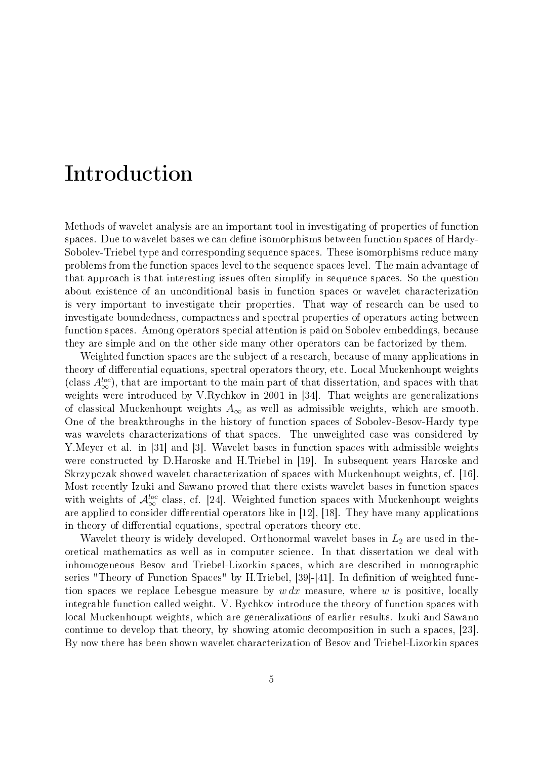# Introduction

Methods of wavelet analysis are an important tool in investigating of properties of function spaces. Due to wavelet bases we can define isomorphisms between function spaces of Hardy-Sobolev-Triebel type and corresponding sequence spaces. These isomorphisms reduce many problems from the function spaces level to the sequence spaces level. The main advantage of that approach is that interesting issues often simplify in sequence spaces. So the question about existence of an unconditional basis in function spaces or wavelet characterization is very important to investigate their properties. That way of research can be used to investigate boundedness, compactness and spectral properties of operators acting between function spaces. Among operators special attention is paid on Sobolev embeddings, because they are simple and on the other side many other operators can be factorized by them.

Weighted function spaces are the subject of a research, because of many applications in theory of differential equations, spectral operators theory, etc. Local Muckenhoupt weights (class $A_\infty^{loc}$), that are important to the main part of that dissertation, and spaces with that weights were introduced by V.Rychkov in 2001 in [34]. That weights are generalizations of classical Muckenhoupt weights $A_\infty$ as well as admissible weights, which are smooth. One of the breakthroughs in the history of function spaces of Sobolev-Besov-Hardy type was wavelets characterizations of that spaces. The unweighted case was considered by Y.Meyer et al. in [31] and [3]. Wavelet bases in function spaces with admissible weights were constructed by D.Haroske and H.Triebel in [19]. In subsequent years Haroske and Skrzypczak showed wavelet characterization of spaces with Muckenhoupt weights, cf. [16]. Most recently Izuki and Sawano proved that there exists wavelet bases in function spaces with weights of $\mathcal{A}_\infty^{loc}$ class, cf. [24]. Weighted function spaces with Muckenhoupt weights are applied to consider differential operators like in [12], [18]. They have many applications in theory of differential equations, spectral operators theory etc.

Wavelet theory is widely developed. Orthonormal wavelet bases in $L_2$ are used in theoretical mathematics as well as in computer science. In that dissertation we deal with inhomogeneous Besov and Triebel-Lizorkin spaces, which are described in monographic series "Theory of Function Spaces" by H.Triebel, [39]-[41]. In definition of weighted function spaces we replace Lebesgue measure by $w\,dx$ measure, where $w$ is positive, locally integrable function called weight. V. Rychkov introduce the theory of function spaces with local Muckenhoupt weights, which are generalizations of earlier results. Izuki and Sawano continue to develop that theory, by showing atomic decomposition in such a spaces, [23]. By now there has been shown wavelet characterization of Besov and Triebel-Lizorkin spaces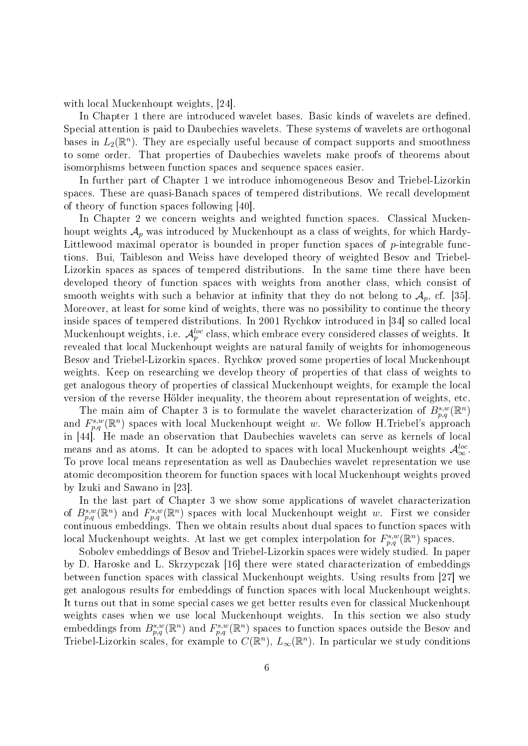with local Muckenhoupt weights, [24].

In Chapter 1 there are introduced wavelet bases. Basic kinds of wavelets are defined. Special attention is paid to Daubechies wavelets. These systems of wavelets are orthogonal bases in $L_2(\mathbb{R}^n)$. They are especially useful because of compact supports and smoothness to some order. That properties of Daubechies wavelets make proofs of theorems about isomorphisms between function spaces and sequence spaces easier.

In further part of Chapter 1 we introduce inhomogeneous Besov and Triebel-Lizorkin spaces. These are quasi-Banach spaces of tempered distributions. We recall development of theory of function spaces following [40].

In Chapter 2 we concern weights and weighted function spaces. Classical Muckenhoupt weights $\mathcal{A}_p$ was introduced by Muckenhoupt as a class of weights, for which Hardy-Littlewood maximal operator is bounded in proper function spaces of $p$-integrable functions. Bui, Taibleson and Weiss have developed theory of weighted Besov and Triebel-Lizorkin spaces as spaces of tempered distributions. In the same time there have been developed theory of function spaces with weights from another class, which consist of smooth weights with such a behavior at infinity that they do not belong to $\mathcal{A}_p$, cf. [35]. Moreover, at least for some kind of weights, there was no possibility to continue the theory inside spaces of tempered distributions. In 2001 Rychkov introduced in [34] so called local Muckenhoupt weights, i.e. $\mathcal{A}_p^{loc}$ class, which embrace every considered classes of weights. It revealed that local Muckenhoupt weights are natural family of weights for inhomogeneous Besov and Triebel-Lizorkin spaces. Rychkov proved some properties of local Muckenhoupt weights. Keep on researching we develop theory of properties of that class of weights to get analogous theory of properties of classical Muckenhoupt weights, for example the local version of the reverse Hölder inequality, the theorem about representation of weights, etc.

The main aim of Chapter 3 is to formulate the wavelet characterization of $B^{s,w}_{p,q}(\mathbb{R}^n)$ and $F^{s,w}_{p,q}(\mathbb{R}^n)$ spaces with local Muckenhoupt weight $w$. We follow H.Triebel's approach in [44]. He made an observation that Daubechies wavelets can serve as kernels of local means and as atoms. It can be adopted to spaces with local Muckenhoupt weights $\mathcal{A}_\infty^{loc}$. To prove local means representation as well as Daubechies wavelet representation we use atomic decomposition theorem for function spaces with local Muckenhoupt weights proved by Izuki and Sawano in [23].

In the last part of Chapter 3 we show some applications of wavelet characterization of $B^{s,w}_{p,q}(\mathbb{R}^n)$ and $F^{s,w}_{p,q}(\mathbb{R}^n)$ spaces with local Muckenhoupt weight $w$. First we consider continuous embeddings. Then we obtain results about dual spaces to function spaces with local Muckenhoupt weights. At last we get complex interpolation for $F^{s,w}_{p,q}(\mathbb{R}^n)$ spaces.

Sobolev embeddings of Besov and Triebel-Lizorkin spaces were widely studied. In paper by D. Haroske and L. Skrzypczak [16] there were stated characterization of embeddings between function spaces with classical Muckenhoupt weights. Using results from [27] we get analogous results for embeddings of function spaces with local Muckenhoupt weights. It turns out that in some special cases we get better results even for classical Muckenhoupt weights cases when we use local Muckenhoupt weights. In this section we also study embeddings from $B^{s,w}_{p,q}(\mathbb{R}^n)$ and $F^{s,w}_{p,q}(\mathbb{R}^n)$ spaces to function spaces outside the Besov and Triebel-Lizorkin scales, for example to $C(\mathbb{R}^n)$, $L_\infty(\mathbb{R}^n)$. In particular we study conditions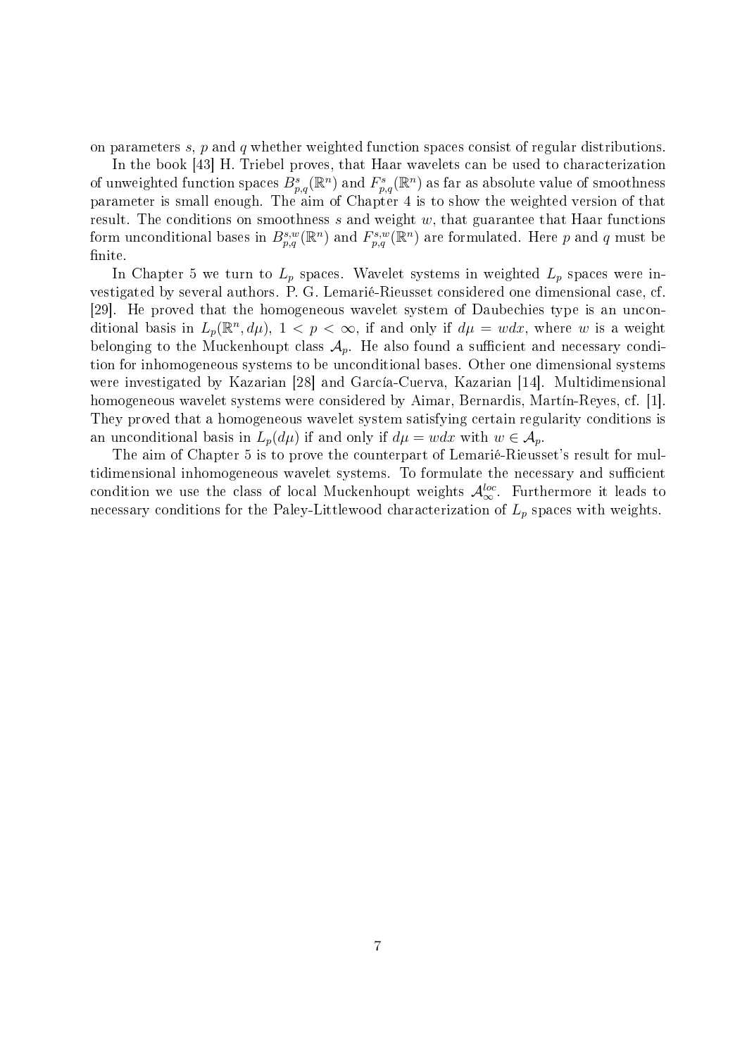on parameters $s$, $p$ and $q$ whether weighted function spaces consist of regular distributions.

In the book [43] H. Triebel proves, that Haar wavelets can be used to characterization of unweighted function spaces $B^s_{p,q}(\mathbb{R}^n)$ and $F^s_{p,q}(\mathbb{R}^n)$ as far as absolute value of smoothness parameter is small enough. The aim of Chapter 4 is to show the weighted version of that result. The conditions on smoothness $s$ and weight $w$, that guarantee that Haar functions form unconditional bases in $B^{s,w}_{p,q}(\mathbb{R}^n)$ and $F^{s,w}_{p,q}(\mathbb{R}^n)$ are formulated. Here $p$ and $q$ must be finite.

In Chapter 5 we turn to $L_p$ spaces. Wavelet systems in weighted $L_p$ spaces were investigated by several authors. P. G. Lemarié-Rieusset considered one dimensional case, cf. [29]. He proved that the homogeneous wavelet system of Daubechies type is an unconditional basis in $L_p(\mathbb{R}^n, d\mu)$, $1 < p < \infty$, if and only if $d\mu = wdx$, where $w$ is a weight belonging to the Muckenhoupt class $\mathcal{A}_p$. He also found a sufficient and necessary condition for inhomogeneous systems to be unconditional bases. Other one dimensional systems were investigated by Kazarian [28] and García-Cuerva, Kazarian [14]. Multidimensional homogeneous wavelet systems were considered by Aimar, Bernardis, Martín-Reyes, cf. [1]. They proved that a homogeneous wavelet system satisfying certain regularity conditions is an unconditional basis in $L_p(d\mu)$ if and only if $d\mu = wdx$ with $w \in \mathcal{A}_p$.

The aim of Chapter 5 is to prove the counterpart of Lemarié-Rieusset's result for multidimensional inhomogeneous wavelet systems. To formulate the necessary and sufficient condition we use the class of local Muckenhoupt weights $\mathcal{A}^{loc}_\infty$. Furthermore it leads to necessary conditions for the Paley-Littlewood characterization of $L_p$ spaces with weights.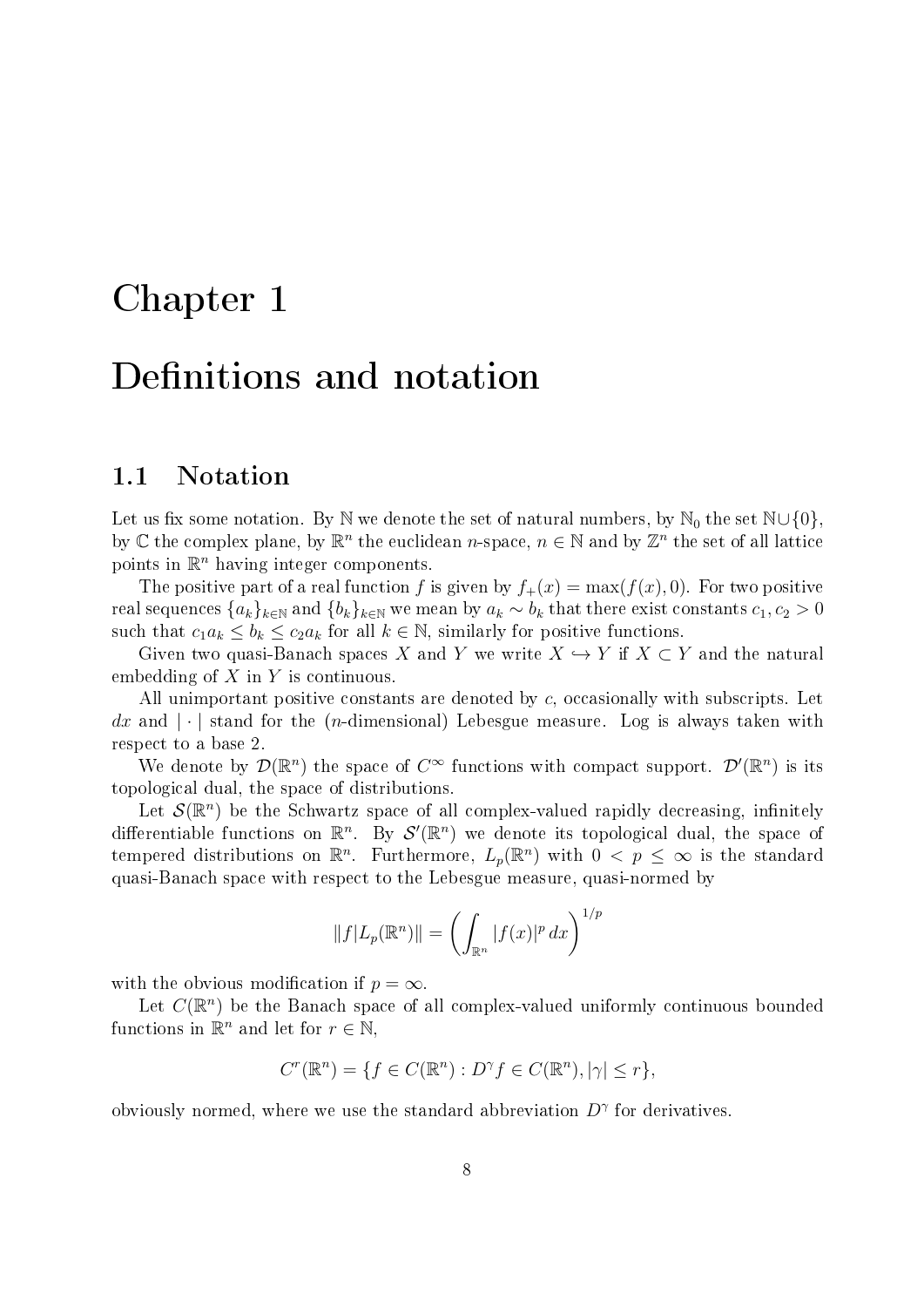# Chapter 1

# Definitions and notation

## 1.1 Notation

Let us fix some notation. By $\mathbb{N}$ we denote the set of natural numbers, by $\mathbb{N}_0$ the set $\mathbb{N}\cup\{0\}$, by $\mathbb{C}$ the complex plane, by $\mathbb{R}^n$ the euclidean $n$-space, $n \in \mathbb{N}$ and by $\mathbb{Z}^n$ the set of all lattice points in $\mathbb{R}^n$ having integer components.

The positive part of a real function $f$ is given by $f_+(x) = \max(f(x), 0)$. For two positive real sequences $\{a_k\}_{k\in\mathbb{N}}$ and $\{b_k\}_{k\in\mathbb{N}}$ we mean by $a_k \sim b_k$ that there exist constants $c_1, c_2 > 0$ such that $c_1 a_k \le b_k \le c_2 a_k$ for all $k \in \mathbb{N}$, similarly for positive functions.

Given two quasi-Banach spaces $X$ and $Y$ we write $X \hookrightarrow Y$ if $X \subset Y$ and the natural embedding of $X$ in $Y$ is continuous.

All unimportant positive constants are denoted by $c$, occasionally with subscripts. Let $dx$ and $|\cdot|$ stand for the ($n$-dimensional) Lebesgue measure. Log is always taken with respect to a base 2.

We denote by $\mathcal{D}(\mathbb{R}^n)$ the space of $C^\infty$ functions with compact support. $\mathcal{D}'(\mathbb{R}^n)$ is its topological dual, the space of distributions.

Let $\mathcal{S}(\mathbb{R}^n)$ be the Schwartz space of all complex-valued rapidly decreasing, infinitely differentiable functions on $\mathbb{R}^n$. By $\mathcal{S}'(\mathbb{R}^n)$ we denote its topological dual, the space of tempered distributions on $\mathbb{R}^n$. Furthermore, $L_p(\mathbb{R}^n)$ with $0 < p \le \infty$ is the standard quasi-Banach space with respect to the Lebesgue measure, quasi-normed by

$$\|f|L_p(\mathbb{R}^n)\| = \left(\int_{\mathbb{R}^n} |f(x)|^p\,dx\right)^{1/p}$$

with the obvious modification if $p = \infty$.

Let $C(\mathbb{R}^n)$ be the Banach space of all complex-valued uniformly continuous bounded functions in $\mathbb{R}^n$ and let for $r \in \mathbb{N}$,

$$C^r(\mathbb{R}^n) = \{f \in C(\mathbb{R}^n) : D^\gamma f \in C(\mathbb{R}^n), |\gamma| \le r\},$$

obviously normed, where we use the standard abbreviation $D^\gamma$ for derivatives.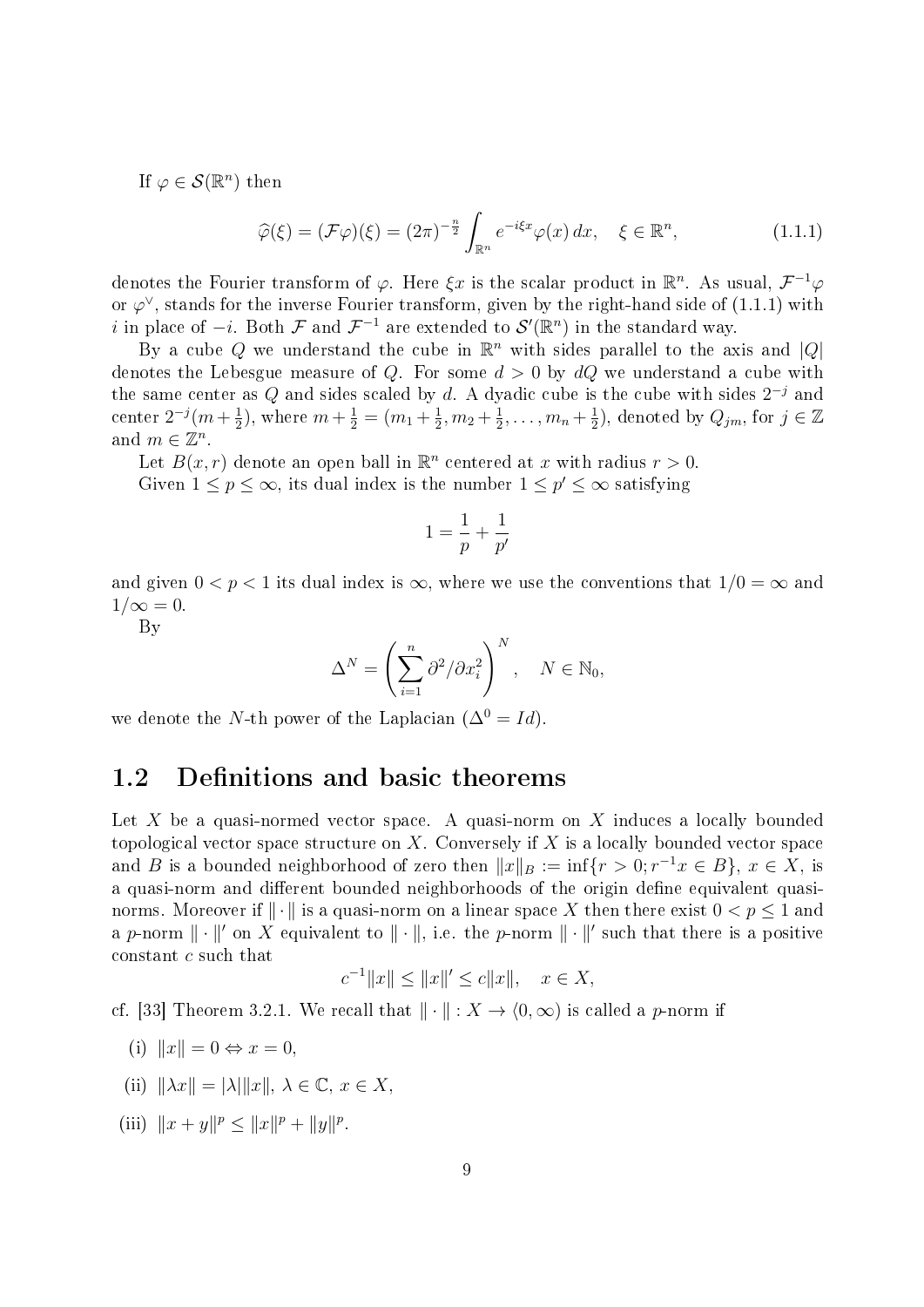If $\varphi \in \mathcal{S}(\mathbb{R}^n)$ then

$$\widehat{\varphi}(\xi) = (\mathcal{F}\varphi)(\xi) = (2\pi)^{-\frac{n}{2}} \int_{\mathbb{R}^n} e^{-i\xi x} \varphi(x)\, dx, \quad \xi \in \mathbb{R}^n, \tag{1.1.1}$$

denotes the Fourier transform of $\varphi$. Here $\xi x$ is the scalar product in $\mathbb{R}^n$. As usual, $\mathcal{F}^{-1}\varphi$ or $\varphi^{\vee}$, stands for the inverse Fourier transform, given by the right-hand side of (1.1.1) with $i$ in place of $-i$. Both $\mathcal{F}$ and $\mathcal{F}^{-1}$ are extended to $\mathcal{S}'(\mathbb{R}^n)$ in the standard way.

By a cube $Q$ we understand the cube in $\mathbb{R}^n$ with sides parallel to the axis and $|Q|$ denotes the Lebesgue measure of $Q$. For some $d > 0$ by $dQ$ we understand a cube with the same center as $Q$ and sides scaled by $d$. A dyadic cube is the cube with sides $2^{-j}$ and center $2^{-j}(m + \frac{1}{2})$, where $m + \frac{1}{2} = (m_1 + \frac{1}{2}, m_2 + \frac{1}{2}, \ldots, m_n + \frac{1}{2})$, denoted by $Q_{jm}$, for $j \in \mathbb{Z}$ and $m \in \mathbb{Z}^n$.

Let $B(x, r)$ denote an open ball in $\mathbb{R}^n$ centered at $x$ with radius $r > 0$.

Given $1 \le p \le \infty$, its dual index is the number $1 \le p' \le \infty$ satisfying

$$1 = \frac{1}{p} + \frac{1}{p'}$$

and given $0 < p < 1$ its dual index is $\infty$, where we use the conventions that $1/0 = \infty$ and $1/\infty = 0$.

By

$$\Delta^N = \left( \sum_{i=1}^{n} \partial^2 / \partial x_i^2 \right)^N, \quad N \in \mathbb{N}_0,$$

we denote the $N$-th power of the Laplacian ($\Delta^0 = Id$).

## 1.2 Definitions and basic theorems

Let $X$ be a quasi-normed vector space. A quasi-norm on $X$ induces a locally bounded topological vector space structure on $X$. Conversely if $X$ is a locally bounded vector space and $B$ is a bounded neighborhood of zero then $\|x\|_B := \inf\{r > 0; r^{-1}x \in B\}$, $x \in X$, is a quasi-norm and different bounded neighborhoods of the origin define equivalent quasi-norms. Moreover if $\|\cdot\|$ is a quasi-norm on a linear space $X$ then there exist $0 < p \le 1$ and a $p$-norm $\|\cdot\|'$ on $X$ equivalent to $\|\cdot\|$, i.e. the $p$-norm $\|\cdot\|'$ such that there is a positive constant $c$ such that

$$c^{-1}\|x\| \le \|x\|' \le c\|x\|, \quad x \in X,$$

cf. [33] Theorem 3.2.1. We recall that $\|\cdot\| : X \to \langle 0, \infty)$ is called a $p$-norm if

(i) $\|x\| = 0 \Leftrightarrow x = 0$,

(ii) $\|\lambda x\| = |\lambda| \|x\|$, $\lambda \in \mathbb{C}$, $x \in X$,

(iii) $\|x + y\|^p \le \|x\|^p + \|y\|^p$.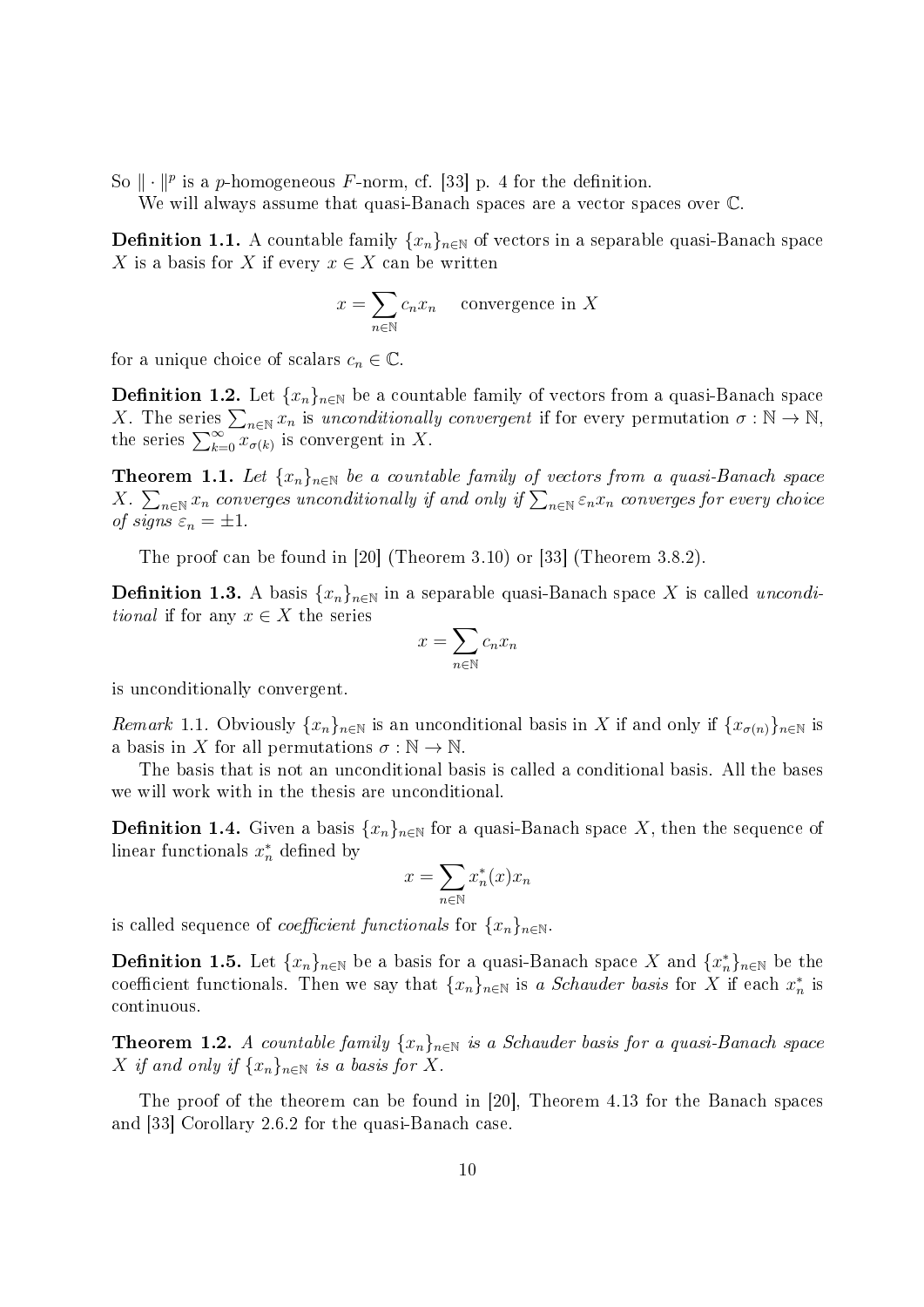So $\| \cdot \|^p$ is a $p$-homogeneous $F$-norm, cf. [33] p. 4 for the definition.

We will always assume that quasi-Banach spaces are a vector spaces over $\mathbb{C}$.

**Definition 1.1.** A countable family $\{x_n\}_{n\in\mathbb{N}}$ of vectors in a separable quasi-Banach space $X$ is a basis for $X$ if every $x \in X$ can be written

$$x = \sum_{n\in\mathbb{N}} c_n x_n \quad \text{convergence in } X$$

for a unique choice of scalars $c_n \in \mathbb{C}$.

**Definition 1.2.** Let $\{x_n\}_{n\in\mathbb{N}}$ be a countable family of vectors from a quasi-Banach space $X$. The series $\sum_{n\in\mathbb{N}} x_n$ is *unconditionally convergent* if for every permutation $\sigma : \mathbb{N} \to \mathbb{N}$, the series $\sum_{k=0}^{\infty} x_{\sigma(k)}$ is convergent in $X$.

**Theorem 1.1.** *Let $\{x_n\}_{n\in\mathbb{N}}$ be a countable family of vectors from a quasi-Banach space $X$. $\sum_{n\in\mathbb{N}} x_n$ converges unconditionally if and only if $\sum_{n\in\mathbb{N}} \varepsilon_n x_n$ converges for every choice of signs $\varepsilon_n = \pm 1$.*

The proof can be found in [20] (Theorem 3.10) or [33] (Theorem 3.8.2).

**Definition 1.3.** A basis $\{x_n\}_{n\in\mathbb{N}}$ in a separable quasi-Banach space $X$ is called *unconditional* if for any $x \in X$ the series

$$x = \sum_{n\in\mathbb{N}} c_n x_n$$

is unconditionally convergent.

*Remark* 1.1. Obviously $\{x_n\}_{n\in\mathbb{N}}$ is an unconditional basis in $X$ if and only if $\{x_{\sigma(n)}\}_{n\in\mathbb{N}}$ is a basis in $X$ for all permutations $\sigma : \mathbb{N} \to \mathbb{N}$.

The basis that is not an unconditional basis is called a conditional basis. All the bases we will work with in the thesis are unconditional.

**Definition 1.4.** Given a basis $\{x_n\}_{n\in\mathbb{N}}$ for a quasi-Banach space $X$, then the sequence of linear functionals $x_n^*$ defined by

$$x = \sum_{n\in\mathbb{N}} x_n^*(x) x_n$$

is called sequence of *coefficient functionals* for $\{x_n\}_{n\in\mathbb{N}}$.

**Definition 1.5.** Let $\{x_n\}_{n\in\mathbb{N}}$ be a basis for a quasi-Banach space $X$ and $\{x_n^*\}_{n\in\mathbb{N}}$ be the coefficient functionals. Then we say that $\{x_n\}_{n\in\mathbb{N}}$ is *a Schauder basis* for $X$ if each $x_n^*$ is continuous.

**Theorem 1.2.** *A countable family $\{x_n\}_{n\in\mathbb{N}}$ is a Schauder basis for a quasi-Banach space $X$ if and only if $\{x_n\}_{n\in\mathbb{N}}$ is a basis for $X$.*

The proof of the theorem can be found in [20], Theorem 4.13 for the Banach spaces and [33] Corollary 2.6.2 for the quasi-Banach case.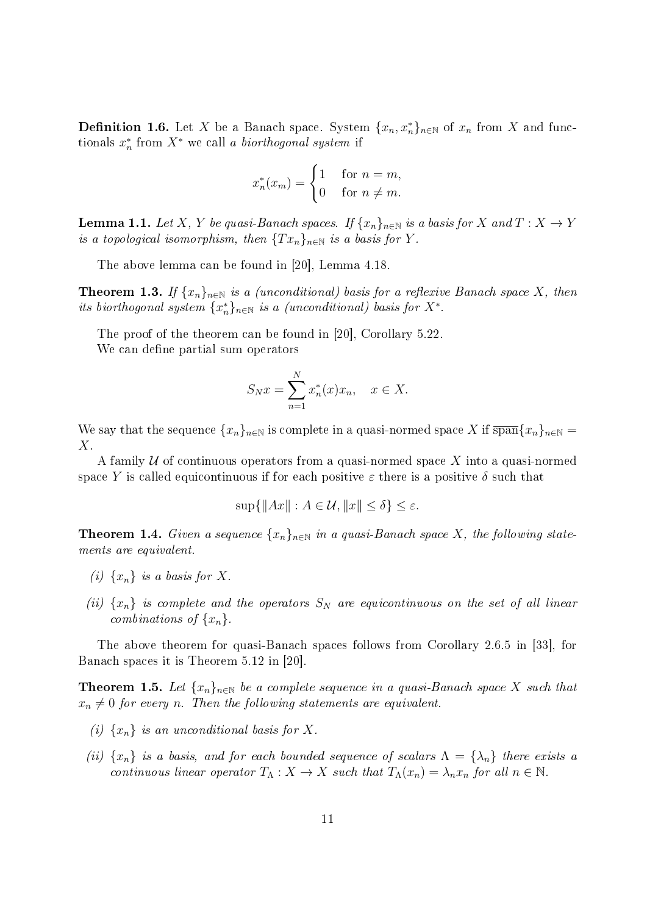**Definition 1.6.** Let $X$ be a Banach space. System $\{x_n, x_n^*\}_{n\in\mathbb{N}}$ of $x_n$ from $X$ and functionals $x_n^*$ from $X^*$ we call *a biorthogonal system* if

$$x_n^*(x_m) = \begin{cases} 1 & \text{for } n = m, \\ 0 & \text{for } n \neq m. \end{cases}$$

**Lemma 1.1.** *Let $X$, $Y$ be quasi-Banach spaces. If $\{x_n\}_{n\in\mathbb{N}}$ is a basis for $X$ and $T : X \to Y$ is a topological isomorphism, then $\{Tx_n\}_{n\in\mathbb{N}}$ is a basis for $Y$.*

The above lemma can be found in [20], Lemma 4.18.

**Theorem 1.3.** *If $\{x_n\}_{n\in\mathbb{N}}$ is a (unconditional) basis for a reflexive Banach space $X$, then its biorthogonal system $\{x_n^*\}_{n\in\mathbb{N}}$ is a (unconditional) basis for $X^*$.*

The proof of the theorem can be found in [20], Corollary 5.22.

We can define partial sum operators

$$S_N x = \sum_{n=1}^{N} x_n^*(x) x_n, \quad x \in X.$$

We say that the sequence $\{x_n\}_{n\in\mathbb{N}}$ is complete in a quasi-normed space $X$ if $\overline{\text{span}}\{x_n\}_{n\in\mathbb{N}} = X$.

A family $\mathcal{U}$ of continuous operators from a quasi-normed space $X$ into a quasi-normed space $Y$ is called equicontinuous if for each positive $\varepsilon$ there is a positive $\delta$ such that

$$\sup\{\|Ax\| : A \in \mathcal{U}, \|x\| \leq \delta\} \leq \varepsilon.$$

**Theorem 1.4.** *Given a sequence $\{x_n\}_{n\in\mathbb{N}}$ in a quasi-Banach space $X$, the following statements are equivalent.*

*(i) $\{x_n\}$ is a basis for $X$.*

*(ii) $\{x_n\}$ is complete and the operators $S_N$ are equicontinuous on the set of all linear combinations of $\{x_n\}$.*

The above theorem for quasi-Banach spaces follows from Corollary 2.6.5 in [33], for Banach spaces it is Theorem 5.12 in [20].

**Theorem 1.5.** *Let $\{x_n\}_{n\in\mathbb{N}}$ be a complete sequence in a quasi-Banach space $X$ such that $x_n \neq 0$ for every $n$. Then the following statements are equivalent.*

*(i) $\{x_n\}$ is an unconditional basis for $X$.*

*(ii) $\{x_n\}$ is a basis, and for each bounded sequence of scalars $\Lambda = \{\lambda_n\}$ there exists a continuous linear operator $T_\Lambda : X \to X$ such that $T_\Lambda(x_n) = \lambda_n x_n$ for all $n \in \mathbb{N}$.*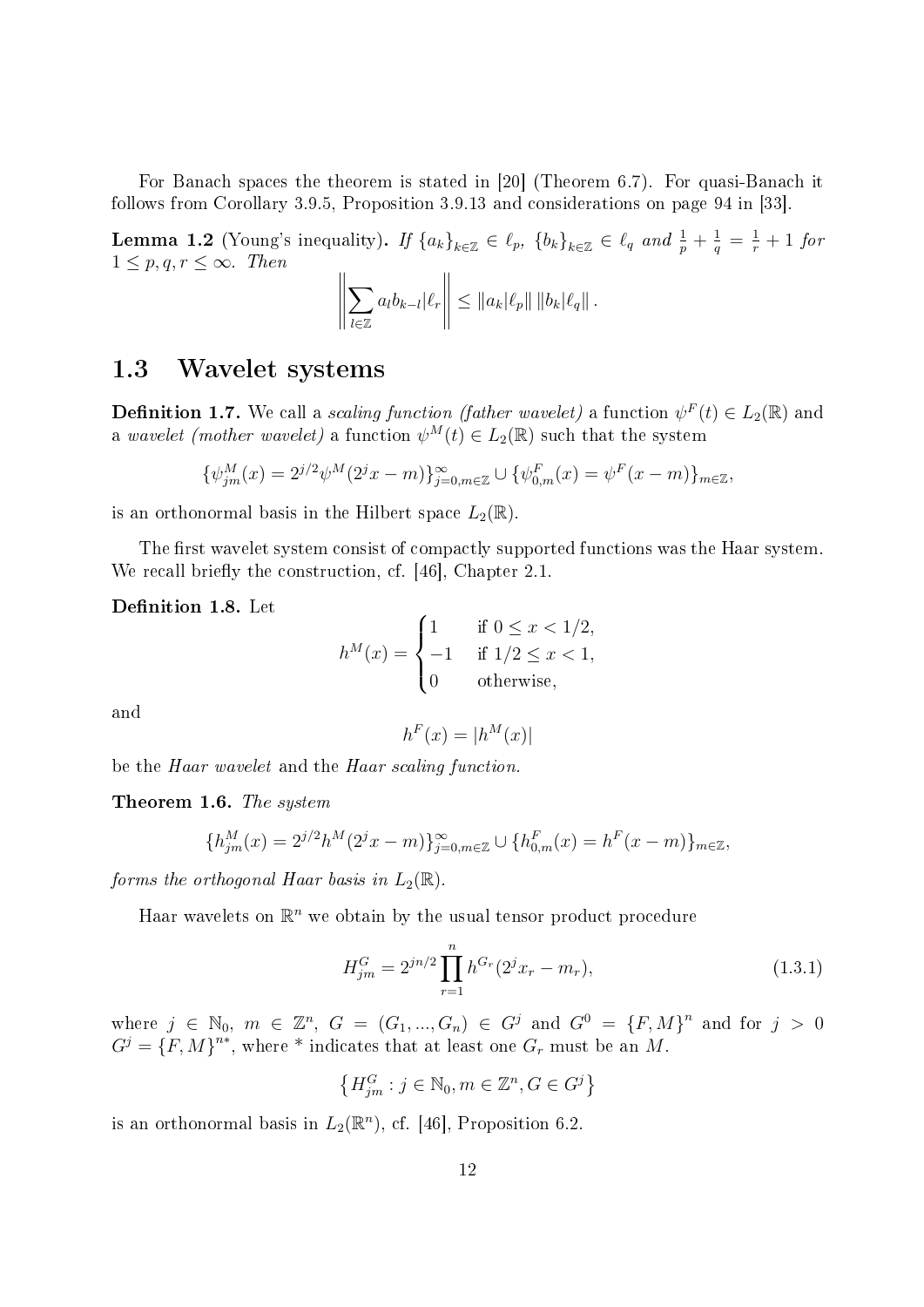For Banach spaces the theorem is stated in [20] (Theorem 6.7). For quasi-Banach it follows from Corollary 3.9.5, Proposition 3.9.13 and considerations on page 94 in [33].

**Lemma 1.2** (Young's inequality)**.** *If* $\{a_k\}_{k\in\mathbb{Z}} \in \ell_p$*,* $\{b_k\}_{k\in\mathbb{Z}} \in \ell_q$ *and* $\frac{1}{p}+\frac{1}{q}=\frac{1}{r}+1$ *for* $1 \le p,q,r \le \infty$*. Then*

$$\left\| \sum_{l\in\mathbb{Z}} a_l b_{k-l} | \ell_r \right\| \le \|a_k|\ell_p\| \, \|b_k|\ell_q\| .$$

## 1.3 Wavelet systems

**Definition 1.7.** We call a *scaling function (father wavelet)* a function $\psi^F(t) \in L_2(\mathbb{R})$ and a *wavelet (mother wavelet)* a function $\psi^M(t) \in L_2(\mathbb{R})$ such that the system

$$\{\psi^M_{jm}(x) = 2^{j/2}\psi^M(2^j x - m)\}_{j=0,m\in\mathbb{Z}}^{\infty} \cup \{\psi^F_{0,m}(x) = \psi^F(x-m)\}_{m\in\mathbb{Z}},$$

is an orthonormal basis in the Hilbert space $L_2(\mathbb{R})$.

The first wavelet system consist of compactly supported functions was the Haar system. We recall briefly the construction, cf. [46], Chapter 2.1.

**Definition 1.8.** Let

$$h^M(x) = \begin{cases} 1 & \text{if } 0 \le x < 1/2, \\ -1 & \text{if } 1/2 \le x < 1, \\ 0 & \text{otherwise,} \end{cases}$$

and

$$h^F(x) = |h^M(x)|$$

be the *Haar wavelet* and the *Haar scaling function.*

**Theorem 1.6.** *The system*

$$\{h^M_{jm}(x) = 2^{j/2}h^M(2^j x - m)\}_{j=0,m\in\mathbb{Z}}^{\infty} \cup \{h^F_{0,m}(x) = h^F(x-m)\}_{m\in\mathbb{Z}},$$

*forms the orthogonal Haar basis in* $L_2(\mathbb{R})$*.*

Haar wavelets on $\mathbb{R}^n$ we obtain by the usual tensor product procedure

$$H^G_{jm} = 2^{jn/2}\prod_{r=1}^{n} h^{G_r}(2^j x_r - m_r), \tag{1.3.1}$$

where $j \in \mathbb{N}_0$, $m \in \mathbb{Z}^n$, $G = (G_1, ..., G_n) \in G^j$ and $G^0 = \{F,M\}^n$ and for $j > 0$ $G^j = \{F,M\}^{n*}$, where $*$ indicates that at least one $G_r$ must be an $M$.

$$\left\{ H^G_{jm} : j \in \mathbb{N}_0, m \in \mathbb{Z}^n, G \in G^j \right\}$$

is an orthonormal basis in $L_2(\mathbb{R}^n)$, cf. [46], Proposition 6.2.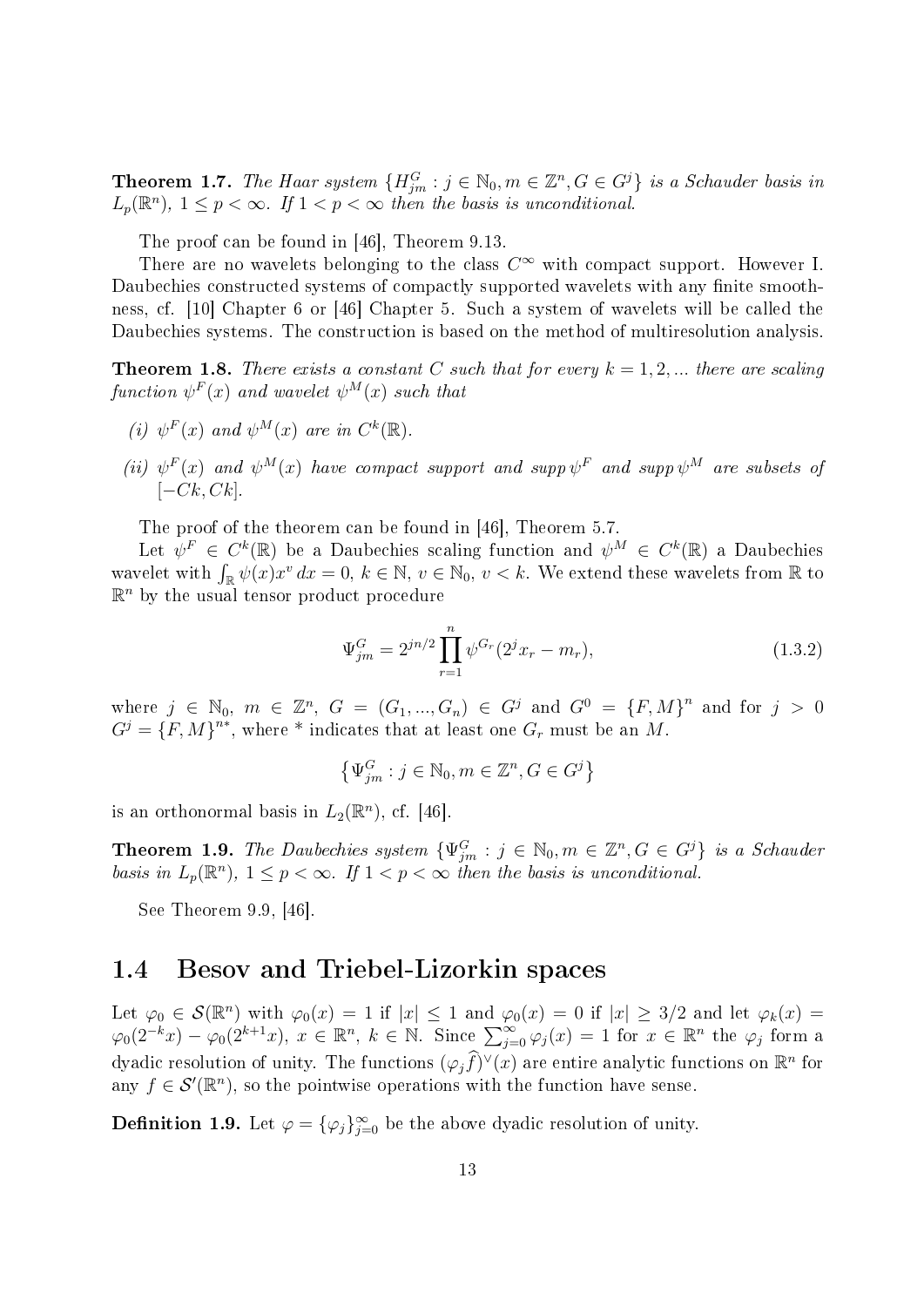**Theorem 1.7.** *The Haar system $\{H^G_{jm} : j \in \mathbb{N}_0, m \in \mathbb{Z}^n, G \in G^j\}$ is a Schauder basis in $L_p(\mathbb{R}^n)$, $1 \le p < \infty$. If $1 < p < \infty$ then the basis is unconditional.*

The proof can be found in [46], Theorem 9.13.

There are no wavelets belonging to the class $C^\infty$ with compact support. However I. Daubechies constructed systems of compactly supported wavelets with any finite smoothness, cf. [10] Chapter 6 or [46] Chapter 5. Such a system of wavelets will be called the Daubechies systems. The construction is based on the method of multiresolution analysis.

**Theorem 1.8.** *There exists a constant $C$ such that for every $k = 1, 2, \ldots$ there are scaling function $\psi^F(x)$ and wavelet $\psi^M(x)$ such that*

*(i) $\psi^F(x)$ and $\psi^M(x)$ are in $C^k(\mathbb{R})$.*

*(ii) $\psi^F(x)$ and $\psi^M(x)$ have compact support and $\operatorname{supp} \psi^F$ and $\operatorname{supp} \psi^M$ are subsets of $[-Ck, Ck]$.*

The proof of the theorem can be found in [46], Theorem 5.7.

Let $\psi^F \in C^k(\mathbb{R})$ be a Daubechies scaling function and $\psi^M \in C^k(\mathbb{R})$ a Daubechies wavelet with $\int_{\mathbb{R}} \psi(x) x^v \, dx = 0$, $k \in \mathbb{N}$, $v \in \mathbb{N}_0$, $v < k$. We extend these wavelets from $\mathbb{R}$ to $\mathbb{R}^n$ by the usual tensor product procedure

$$\Psi^G_{jm} = 2^{jn/2} \prod_{r=1}^{n} \psi^{G_r}(2^j x_r - m_r), \tag{1.3.2}$$

where $j \in \mathbb{N}_0$, $m \in \mathbb{Z}^n$, $G = (G_1, \ldots, G_n) \in G^j$ and $G^0 = \{F, M\}^n$ and for $j > 0$ $G^j = \{F, M\}^{n*}$, where * indicates that at least one $G_r$ must be an $M$.

$$\left\{ \Psi^G_{jm} : j \in \mathbb{N}_0, m \in \mathbb{Z}^n, G \in G^j \right\}$$

is an orthonormal basis in $L_2(\mathbb{R}^n)$, cf. [46].

**Theorem 1.9.** *The Daubechies system $\{\Psi^G_{jm} : j \in \mathbb{N}_0, m \in \mathbb{Z}^n, G \in G^j\}$ is a Schauder basis in $L_p(\mathbb{R}^n)$, $1 \le p < \infty$. If $1 < p < \infty$ then the basis is unconditional.*

See Theorem 9.9, [46].

## 1.4 Besov and Triebel-Lizorkin spaces

Let $\varphi_0 \in \mathcal{S}(\mathbb{R}^n)$ with $\varphi_0(x) = 1$ if $|x| \le 1$ and $\varphi_0(x) = 0$ if $|x| \ge 3/2$ and let $\varphi_k(x) = \varphi_0(2^{-k}x) - \varphi_0(2^{k+1}x)$, $x \in \mathbb{R}^n$, $k \in \mathbb{N}$. Since $\sum_{j=0}^{\infty} \varphi_j(x) = 1$ for $x \in \mathbb{R}^n$ the $\varphi_j$ form a dyadic resolution of unity. The functions $(\varphi_j \widehat{f})^\vee(x)$ are entire analytic functions on $\mathbb{R}^n$ for any $f \in \mathcal{S}'(\mathbb{R}^n)$, so the pointwise operations with the function have sense.

**Definition 1.9.** Let $\varphi = \{\varphi_j\}_{j=0}^\infty$ be the above dyadic resolution of unity.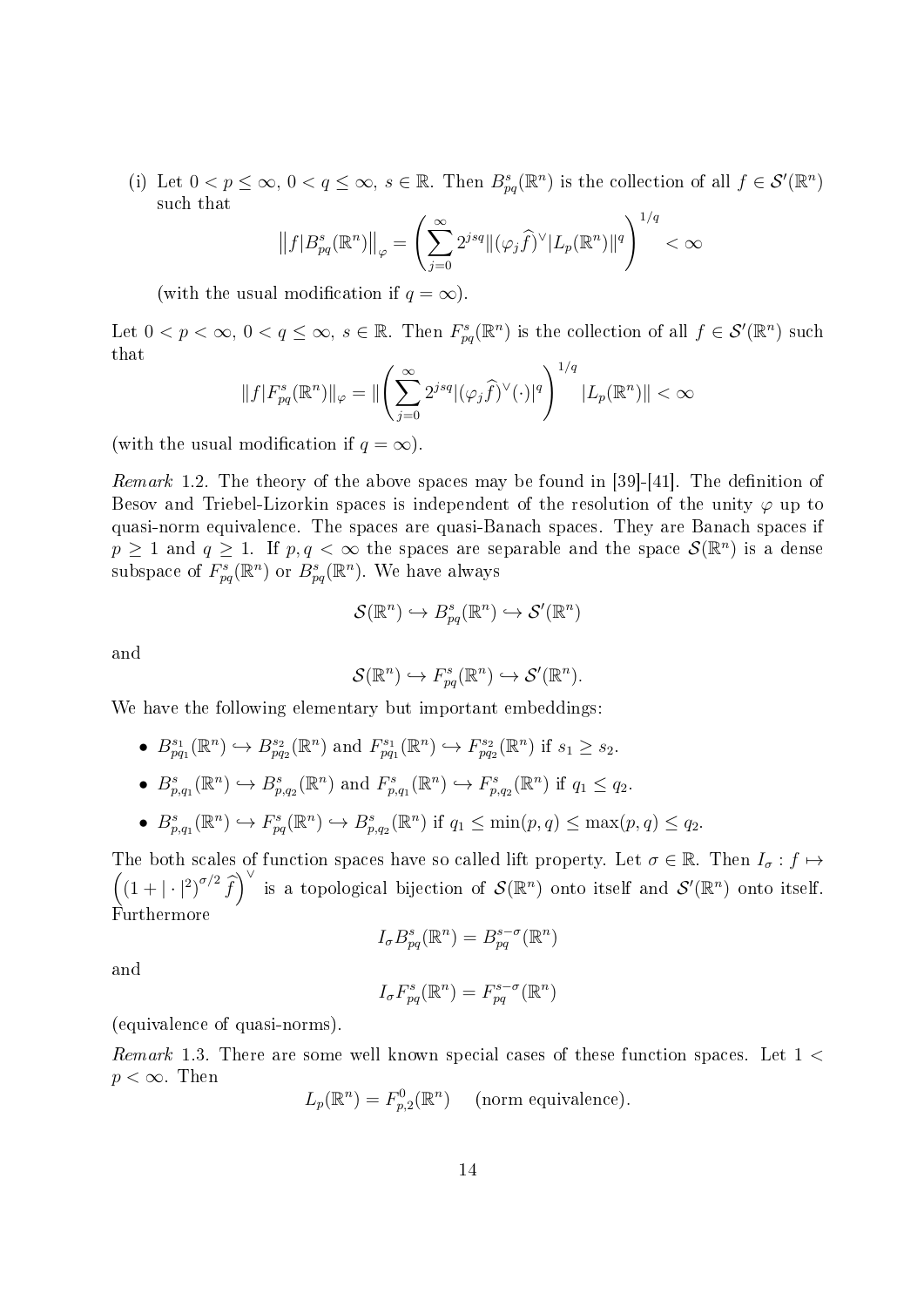(i) Let $0 < p \leq \infty$, $0 < q \leq \infty$, $s \in \mathbb{R}$. Then $B^s_{pq}(\mathbb{R}^n)$ is the collection of all $f \in \mathcal{S}'(\mathbb{R}^n)$ such that

$$\left\|f|B^s_{pq}(\mathbb{R}^n)\right\|_\varphi = \left(\sum_{j=0}^\infty 2^{jsq}\|(\varphi_j\widehat{f})^\vee|L_p(\mathbb{R}^n)\|^q\right)^{1/q} < \infty$$

(with the usual modification if $q = \infty$).

Let $0 < p < \infty$, $0 < q \leq \infty$, $s \in \mathbb{R}$. Then $F^s_{pq}(\mathbb{R}^n)$ is the collection of all $f \in \mathcal{S}'(\mathbb{R}^n)$ such that

$$\|f|F^s_{pq}(\mathbb{R}^n)\|_\varphi = \|\left(\sum_{j=0}^\infty 2^{jsq}|(\varphi_j\widehat{f})^\vee(\cdot)|^q\right)^{1/q}|L_p(\mathbb{R}^n)\| < \infty$$

(with the usual modification if $q = \infty$).

*Remark* 1.2. The theory of the above spaces may be found in [39]-[41]. The definition of Besov and Triebel-Lizorkin spaces is independent of the resolution of the unity $\varphi$ up to quasi-norm equivalence. The spaces are quasi-Banach spaces. They are Banach spaces if $p \geq 1$ and $q \geq 1$. If $p, q < \infty$ the spaces are separable and the space $\mathcal{S}(\mathbb{R}^n)$ is a dense subspace of $F^s_{pq}(\mathbb{R}^n)$ or $B^s_{pq}(\mathbb{R}^n)$. We have always

$$\mathcal{S}(\mathbb{R}^n) \hookrightarrow B^s_{pq}(\mathbb{R}^n) \hookrightarrow \mathcal{S}'(\mathbb{R}^n)$$

and

$$\mathcal{S}(\mathbb{R}^n) \hookrightarrow F^s_{pq}(\mathbb{R}^n) \hookrightarrow \mathcal{S}'(\mathbb{R}^n).$$

We have the following elementary but important embeddings:

- $B^{s_1}_{pq_1}(\mathbb{R}^n) \hookrightarrow B^{s_2}_{pq_2}(\mathbb{R}^n)$ and $F^{s_1}_{pq_1}(\mathbb{R}^n) \hookrightarrow F^{s_2}_{pq_2}(\mathbb{R}^n)$ if $s_1 \geq s_2$.
- $B^s_{p,q_1}(\mathbb{R}^n) \hookrightarrow B^s_{p,q_2}(\mathbb{R}^n)$ and $F^s_{p,q_1}(\mathbb{R}^n) \hookrightarrow F^s_{p,q_2}(\mathbb{R}^n)$ if $q_1 \leq q_2$.
- $B^s_{p,q_1}(\mathbb{R}^n) \hookrightarrow F^s_{pq}(\mathbb{R}^n) \hookrightarrow B^s_{p,q_2}(\mathbb{R}^n)$ if $q_1 \leq \min(p,q) \leq \max(p,q) \leq q_2$.

The both scales of function spaces have so called lift property. Let $\sigma \in \mathbb{R}$. Then $I_\sigma : f \mapsto \left((1+|\cdot|^2)^{\sigma/2}\,\widehat{f}\right)^\vee$ is a topological bijection of $\mathcal{S}(\mathbb{R}^n)$ onto itself and $\mathcal{S}'(\mathbb{R}^n)$ onto itself. Furthermore

$$I_\sigma B^s_{pq}(\mathbb{R}^n) = B^{s-\sigma}_{pq}(\mathbb{R}^n)$$

and

$$I_\sigma F^s_{pq}(\mathbb{R}^n) = F^{s-\sigma}_{pq}(\mathbb{R}^n)$$

(equivalence of quasi-norms).

*Remark* 1.3. There are some well known special cases of these function spaces. Let $1 < p < \infty$. Then

$$L_p(\mathbb{R}^n) = F^0_{p,2}(\mathbb{R}^n) \quad \text{(norm equivalence)}.$$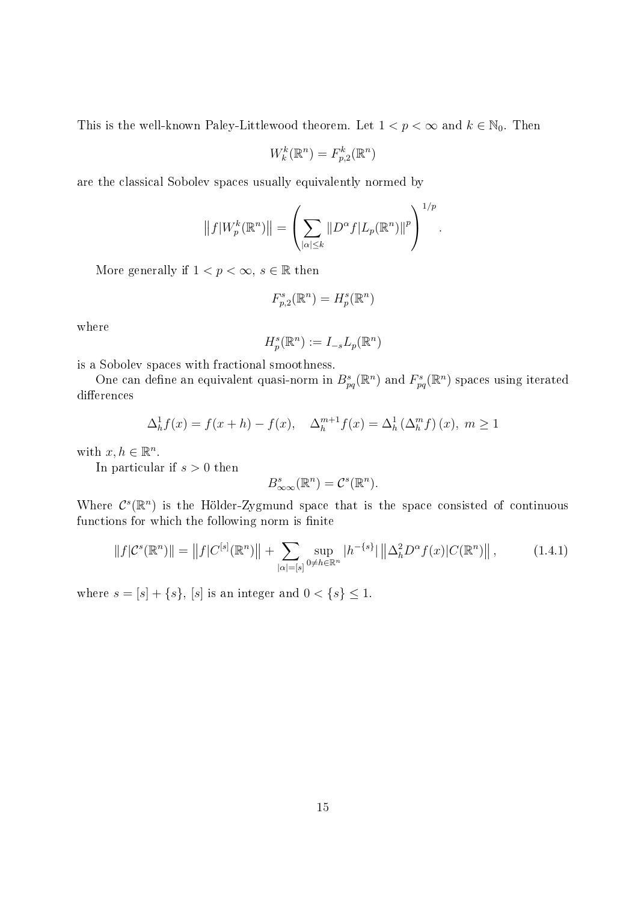This is the well-known Paley-Littlewood theorem. Let $1 < p < \infty$ and $k \in \mathbb{N}_0$. Then

$$W_k^k(\mathbb{R}^n) = F_{p,2}^k(\mathbb{R}^n)$$

are the classical Sobolev spaces usually equivalently normed by

$$\left\| f|W_p^k(\mathbb{R}^n) \right\| = \left( \sum_{|\alpha| \leq k} \|D^\alpha f|L_p(\mathbb{R}^n)\|^p \right)^{1/p}.$$

More generally if $1 < p < \infty$, $s \in \mathbb{R}$ then

$$F_{p,2}^s(\mathbb{R}^n) = H_p^s(\mathbb{R}^n)$$

where

$$H_p^s(\mathbb{R}^n) := I_{-s} L_p(\mathbb{R}^n)$$

is a Sobolev spaces with fractional smoothness.

One can define an equivalent quasi-norm in $B_{pq}^s(\mathbb{R}^n)$ and $F_{pq}^s(\mathbb{R}^n)$ spaces using iterated differences

$$\Delta_h^1 f(x) = f(x+h) - f(x), \quad \Delta_h^{m+1} f(x) = \Delta_h^1 \left( \Delta_h^m f \right)(x),\ m \geq 1$$

with $x, h \in \mathbb{R}^n$.

In particular if $s > 0$ then

$$B_{\infty\infty}^s(\mathbb{R}^n) = \mathcal{C}^s(\mathbb{R}^n).$$

Where $\mathcal{C}^s(\mathbb{R}^n)$ is the Hölder-Zygmund space that is the space consisted of continuous functions for which the following norm is finite

$$\|f|\mathcal{C}^s(\mathbb{R}^n)\| = \left\| f|C^{[s]}(\mathbb{R}^n) \right\| + \sum_{|\alpha|=[s]} \sup_{0 \neq h \in \mathbb{R}^n} |h^{-\{s\}}| \left\| \Delta_h^2 D^\alpha f(x)|C(\mathbb{R}^n) \right\|, \tag{1.4.1}$$

where $s = [s] + \{s\}$, $[s]$ is an integer and $0 < \{s\} \leq 1$.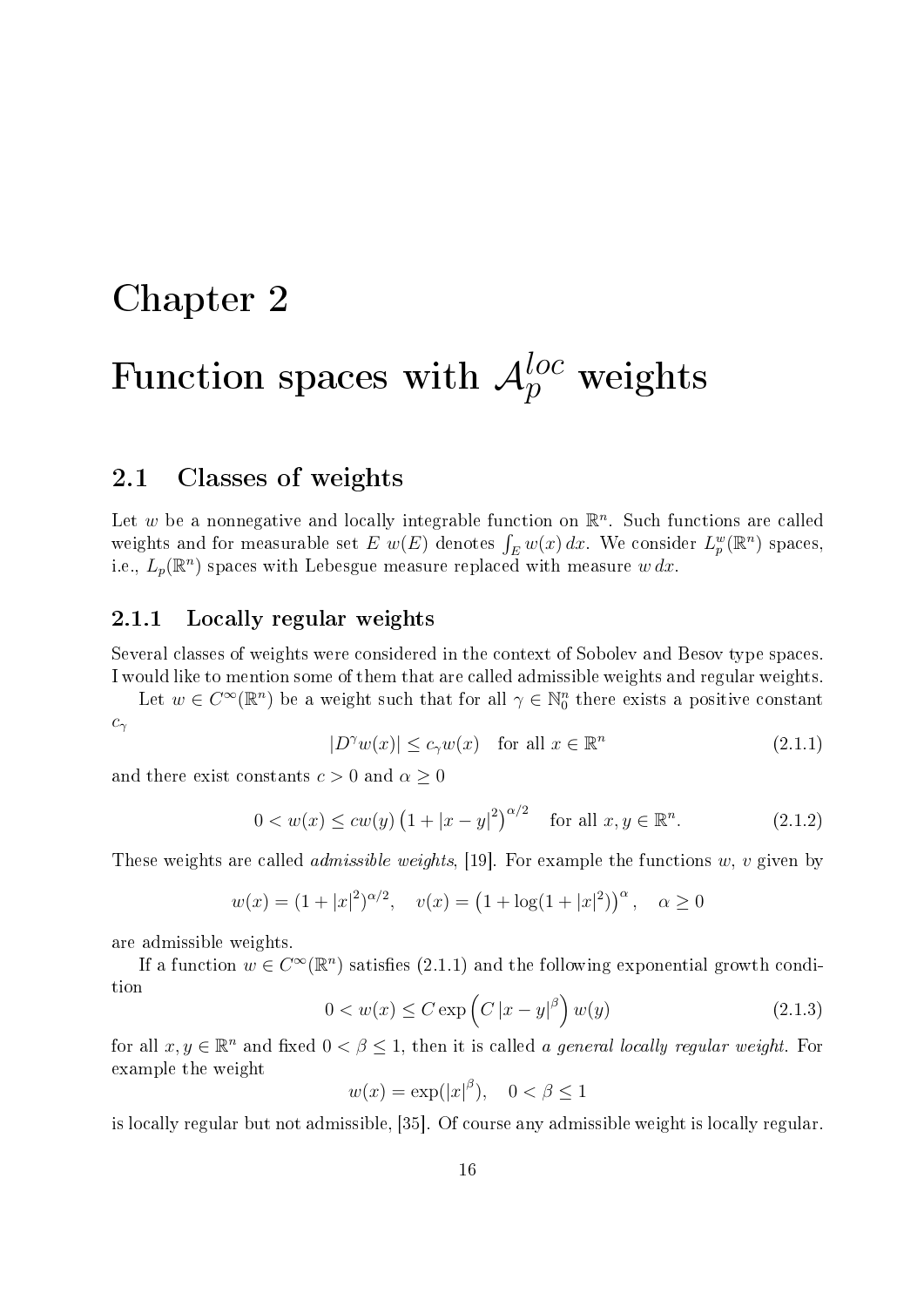# Chapter 2

# Function spaces with $\mathcal{A}_p^{loc}$ weights

## 2.1 Classes of weights

Let $w$ be a nonnegative and locally integrable function on $\mathbb{R}^n$. Such functions are called weights and for measurable set $E$ $w(E)$ denotes $\int_E w(x)\,dx$. We consider $L_p^w(\mathbb{R}^n)$ spaces, i.e., $L_p(\mathbb{R}^n)$ spaces with Lebesgue measure replaced with measure $w\,dx$.

### 2.1.1 Locally regular weights

Several classes of weights were considered in the context of Sobolev and Besov type spaces. I would like to mention some of them that are called admissible weights and regular weights.

Let $w \in C^\infty(\mathbb{R}^n)$ be a weight such that for all $\gamma \in \mathbb{N}_0^n$ there exists a positive constant $c_\gamma$

$$|D^\gamma w(x)| \le c_\gamma w(x) \quad \text{for all } x \in \mathbb{R}^n \tag{2.1.1}$$

and there exist constants $c > 0$ and $\alpha \ge 0$

$$0 < w(x) \le c w(y) \left(1 + |x-y|^2\right)^{\alpha/2} \quad \text{for all } x, y \in \mathbb{R}^n. \tag{2.1.2}$$

These weights are called *admissible weights*, [19]. For example the functions $w$, $v$ given by

$$w(x) = (1+|x|^2)^{\alpha/2}, \quad v(x) = \left(1 + \log(1+|x|^2)\right)^\alpha, \quad \alpha \ge 0$$

are admissible weights.

If a function $w \in C^\infty(\mathbb{R}^n)$ satisfies (2.1.1) and the following exponential growth condition

$$0 < w(x) \le C \exp\left(C\,|x-y|^\beta\right) w(y) \tag{2.1.3}$$

for all $x, y \in \mathbb{R}^n$ and fixed $0 < \beta \le 1$, then it is called *a general locally regular weight*. For example the weight

$$w(x) = \exp(|x|^\beta), \quad 0 < \beta \le 1$$

is locally regular but not admissible, [35]. Of course any admissible weight is locally regular.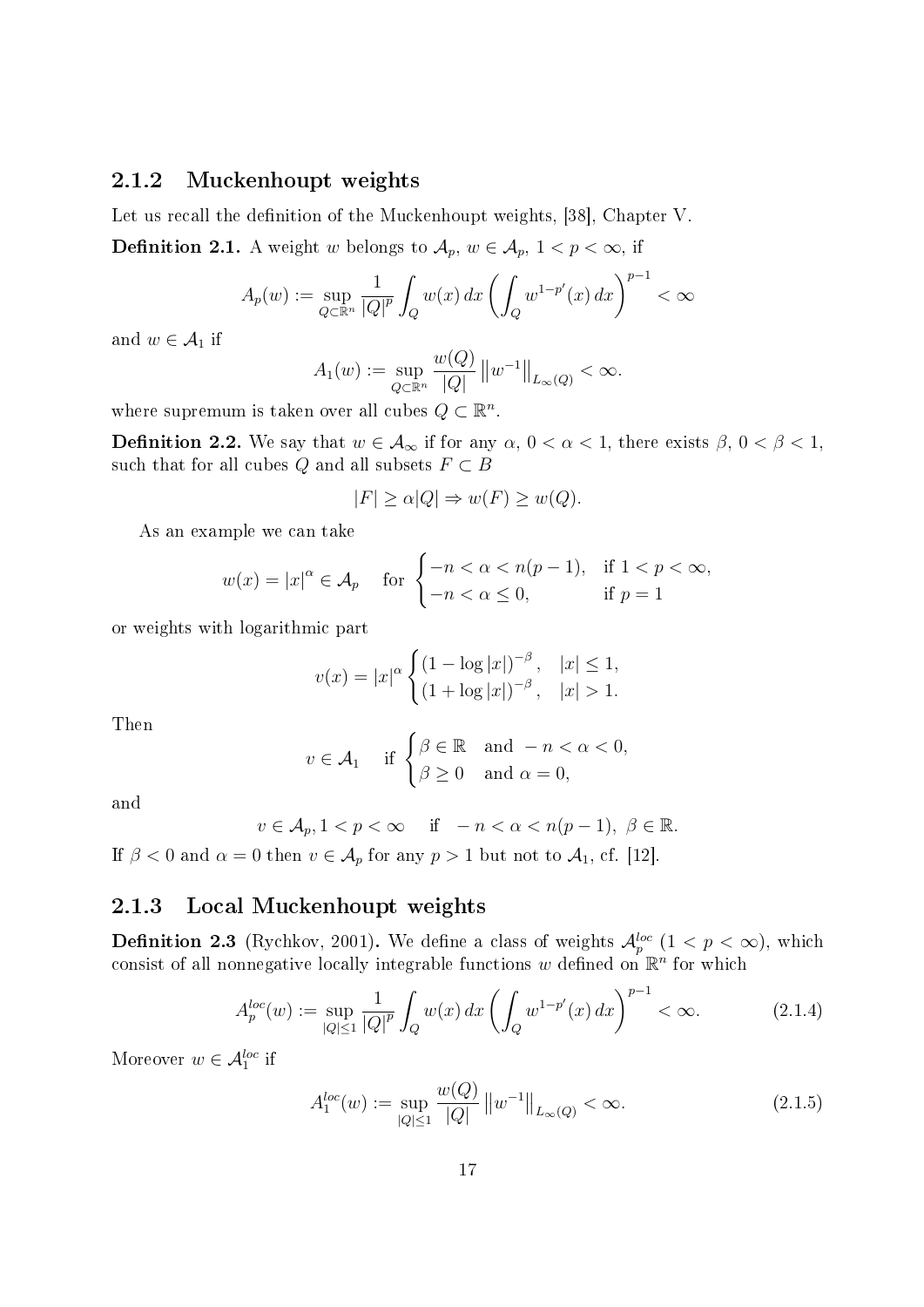### 2.1.2 Muckenhoupt weights

Let us recall the definition of the Muckenhoupt weights, [38], Chapter V.

**Definition 2.1.** A weight $w$ belongs to $\mathcal{A}_p$, $w \in \mathcal{A}_p$, $1 < p < \infty$, if

$$A_p(w) := \sup_{Q \subset \mathbb{R}^n} \frac{1}{|Q|^p} \int_Q w(x)\, dx \left( \int_Q w^{1-p'}(x)\, dx \right)^{p-1} < \infty$$

and $w \in \mathcal{A}_1$ if

$$A_1(w) := \sup_{Q \subset \mathbb{R}^n} \frac{w(Q)}{|Q|} \left\| w^{-1} \right\|_{L_\infty(Q)} < \infty.$$

where supremum is taken over all cubes $Q \subset \mathbb{R}^n$.

**Definition 2.2.** We say that $w \in \mathcal{A}_\infty$ if for any $\alpha$, $0 < \alpha < 1$, there exists $\beta$, $0 < \beta < 1$, such that for all cubes $Q$ and all subsets $F \subset B$

$$|F| \geq \alpha |Q| \Rightarrow w(F) \geq w(Q).$$

As an example we can take

$$w(x) = |x|^\alpha \in \mathcal{A}_p \quad \text{for } \begin{cases} -n < \alpha < n(p-1), & \text{if } 1 < p < \infty, \\ -n < \alpha \leq 0, & \text{if } p = 1 \end{cases}$$

or weights with logarithmic part

$$v(x) = |x|^\alpha \begin{cases} (1 - \log|x|)^{-\beta}, & |x| \leq 1, \\ (1 + \log|x|)^{-\beta}, & |x| > 1. \end{cases}$$

Then

$$v \in \mathcal{A}_1 \quad \text{if } \begin{cases} \beta \in \mathbb{R} \quad \text{and } -n < \alpha < 0, \\ \beta \geq 0 \quad \text{and } \alpha = 0, \end{cases}$$

and

$$v \in \mathcal{A}_p, 1 < p < \infty \quad \text{if } \quad -n < \alpha < n(p-1),\ \beta \in \mathbb{R}.$$

If $\beta < 0$ and $\alpha = 0$ then $v \in \mathcal{A}_p$ for any $p > 1$ but not to $\mathcal{A}_1$, cf. [12].

### 2.1.3 Local Muckenhoupt weights

**Definition 2.3** (Rychkov, 2001)**.** We define a class of weights $\mathcal{A}_p^{loc}$ $(1 < p < \infty)$, which consist of all nonnegative locally integrable functions $w$ defined on $\mathbb{R}^n$ for which

$$A_p^{loc}(w) := \sup_{|Q| \leq 1} \frac{1}{|Q|^p} \int_Q w(x)\, dx \left( \int_Q w^{1-p'}(x)\, dx \right)^{p-1} < \infty. \tag{2.1.4}$$

Moreover $w \in \mathcal{A}_1^{loc}$ if

$$A_1^{loc}(w) := \sup_{|Q| \leq 1} \frac{w(Q)}{|Q|} \left\| w^{-1} \right\|_{L_\infty(Q)} < \infty. \tag{2.1.5}$$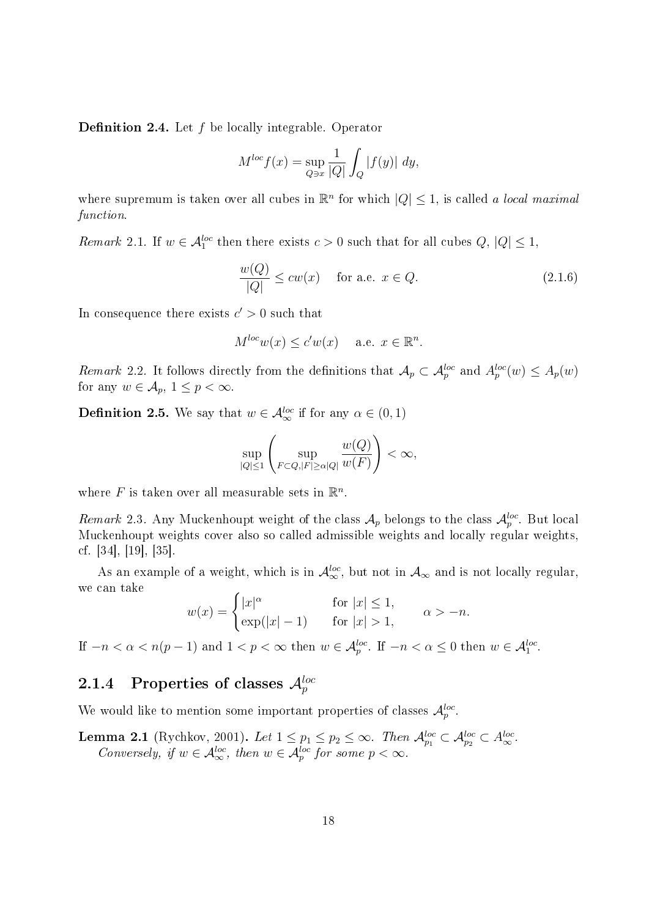**Definition 2.4.** Let $f$ be locally integrable. Operator

$$M^{loc}f(x) = \sup_{Q \ni x} \frac{1}{|Q|} \int_Q |f(y)|\, dy,$$

where supremum is taken over all cubes in $\mathbb{R}^n$ for which $|Q| \leq 1$, is called *a local maximal function*.

*Remark* 2.1. If $w \in \mathcal{A}_1^{loc}$ then there exists $c > 0$ such that for all cubes $Q$, $|Q| \leq 1$,

$$\frac{w(Q)}{|Q|} \leq c w(x) \quad \text{for a.e. } x \in Q. \tag{2.1.6}$$

In consequence there exists $c' > 0$ such that

$$M^{loc} w(x) \leq c' w(x) \quad \text{a.e. } x \in \mathbb{R}^n.$$

*Remark* 2.2. It follows directly from the definitions that $\mathcal{A}_p \subset \mathcal{A}_p^{loc}$ and $A_p^{loc}(w) \leq A_p(w)$ for any $w \in \mathcal{A}_p$, $1 \leq p < \infty$.

**Definition 2.5.** We say that $w \in \mathcal{A}_\infty^{loc}$ if for any $\alpha \in (0,1)$

$$\sup_{|Q| \leq 1} \left( \sup_{F \subset Q, |F| \geq \alpha |Q|} \frac{w(Q)}{w(F)} \right) < \infty,$$

where $F$ is taken over all measurable sets in $\mathbb{R}^n$.

*Remark* 2.3. Any Muckenhoupt weight of the class $\mathcal{A}_p$ belongs to the class $\mathcal{A}_p^{loc}$. But local Muckenhoupt weights cover also so called admissible weights and locally regular weights, cf. [34], [19], [35].

As an example of a weight, which is in $\mathcal{A}_\infty^{loc}$, but not in $\mathcal{A}_\infty$ and is not locally regular, we can take

$$w(x) = \begin{cases} |x|^\alpha & \text{for } |x| \leq 1, \\ \exp(|x| - 1) & \text{for } |x| > 1, \end{cases} \qquad \alpha > -n.$$

If $-n < \alpha < n(p-1)$ and $1 < p < \infty$ then $w \in \mathcal{A}_p^{loc}$. If $-n < \alpha \leq 0$ then $w \in \mathcal{A}_1^{loc}$.

### 2.1.4 Properties of classes $\mathcal{A}_p^{loc}$

We would like to mention some important properties of classes $\mathcal{A}_p^{loc}$.

**Lemma 2.1** (Rychkov, 2001)**.** *Let $1 \leq p_1 \leq p_2 \leq \infty$. Then $\mathcal{A}_{p_1}^{loc} \subset \mathcal{A}_{p_2}^{loc} \subset A_\infty^{loc}$.*
*Conversely, if $w \in \mathcal{A}_\infty^{loc}$, then $w \in \mathcal{A}_p^{loc}$ for some $p < \infty$.*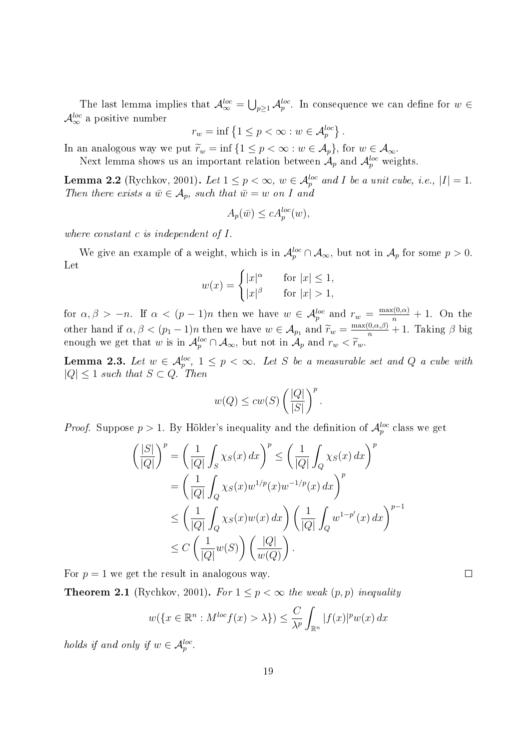The last lemma implies that $\mathcal{A}_\infty^{loc} = \bigcup_{p\geq 1} \mathcal{A}_p^{loc}$. In consequence we can define for $w \in \mathcal{A}_\infty^{loc}$ a positive number

$$r_w = \inf\left\{1 \leq p < \infty : w \in \mathcal{A}_p^{loc}\right\}.$$

In an analogous way we put $\widetilde{r}_w = \inf\{1 \leq p < \infty : w \in \mathcal{A}_p\}$, for $w \in \mathcal{A}_\infty$.

Next lemma shows us an important relation between $\mathcal{A}_p$ and $\mathcal{A}_p^{loc}$ weights.

**Lemma 2.2** (Rychkov, 2001)**.** *Let $1 \leq p < \infty$, $w \in \mathcal{A}_p^{loc}$ and $I$ be a unit cube, i.e., $|I| = 1$. Then there exists a $\bar{w} \in \mathcal{A}_p$, such that $\bar{w} = w$ on $I$ and*

$$A_p(\bar{w}) \leq c A_p^{loc}(w),$$

*where constant $c$ is independent of $I$.*

We give an example of a weight, which is in $\mathcal{A}_p^{loc} \cap \mathcal{A}_\infty$, but not in $\mathcal{A}_p$ for some $p > 0$. Let

$$w(x) = \begin{cases} |x|^\alpha & \text{for } |x| \leq 1, \\ |x|^\beta & \text{for } |x| > 1, \end{cases}$$

for $\alpha, \beta > -n$. If $\alpha < (p-1)n$ then we have $w \in \mathcal{A}_p^{loc}$ and $r_w = \frac{\max(0,\alpha)}{n} + 1$. On the other hand if $\alpha, \beta < (p_1 - 1)n$ then we have $w \in \mathcal{A}_{p_1}$ and $\widetilde{r}_w = \frac{\max(0,\alpha,\beta)}{n} + 1$. Taking $\beta$ big enough we get that $w$ is in $\mathcal{A}_p^{loc} \cap \mathcal{A}_\infty$, but not in $\mathcal{A}_p$ and $r_w < \widetilde{r}_w$.

**Lemma 2.3.** *Let $w \in \mathcal{A}_p^{loc}$, $1 \leq p < \infty$. Let $S$ be a measurable set and $Q$ a cube with $|Q| \leq 1$ such that $S \subset Q$. Then*

$$w(Q) \leq c w(S) \left(\frac{|Q|}{|S|}\right)^p.$$

*Proof.* Suppose $p > 1$. By Hölder's inequality and the definition of $\mathcal{A}_p^{loc}$ class we get

$$\begin{aligned}
\left(\frac{|S|}{|Q|}\right)^p &= \left(\frac{1}{|Q|}\int_S \chi_S(x)\,dx\right)^p \leq \left(\frac{1}{|Q|}\int_Q \chi_S(x)\,dx\right)^p \\
&= \left(\frac{1}{|Q|}\int_Q \chi_S(x) w^{1/p}(x) w^{-1/p}(x)\,dx\right)^p \\
&\leq \left(\frac{1}{|Q|}\int_Q \chi_S(x) w(x)\,dx\right)\left(\frac{1}{|Q|}\int_Q w^{1-p'}(x)\,dx\right)^{p-1} \\
&\leq C\left(\frac{1}{|Q|} w(S)\right)\left(\frac{|Q|}{w(Q)}\right).
\end{aligned}$$

For $p = 1$ we get the result in analogous way. $\square$

**Theorem 2.1** (Rychkov, 2001)**.** *For $1 \leq p < \infty$ the weak $(p,p)$ inequality*

$$w(\{x \in \mathbb{R}^n : M^{loc} f(x) > \lambda\}) \leq \frac{C}{\lambda^p}\int_{\mathbb{R}^n} |f(x)|^p w(x)\,dx$$

*holds if and only if $w \in \mathcal{A}_p^{loc}$.*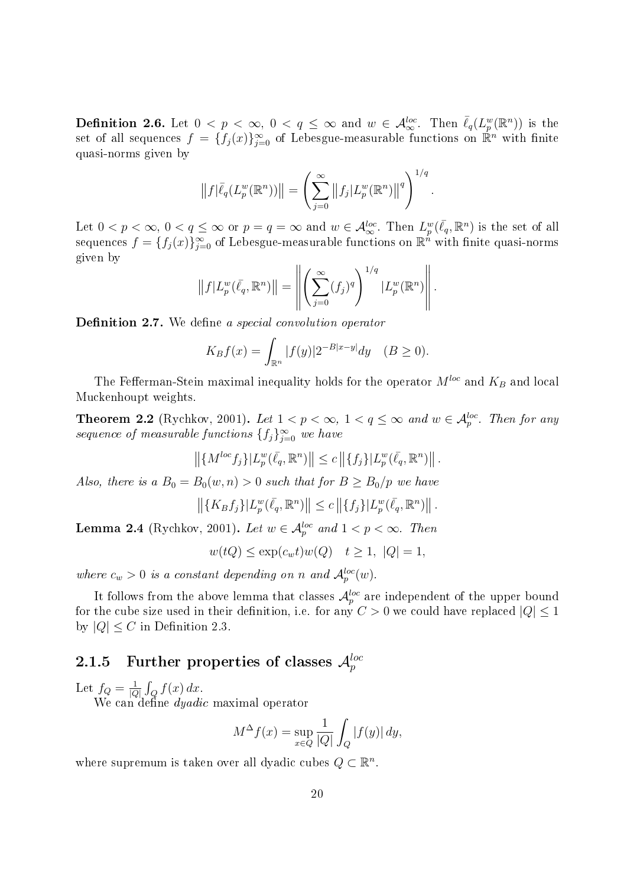**Definition 2.6.** Let $0 < p < \infty$, $0 < q \leq \infty$ and $w \in \mathcal{A}_\infty^{loc}$. Then $\bar{\ell}_q(L_p^w(\mathbb{R}^n))$ is the set of all sequences $f = \{f_j(x)\}_{j=0}^\infty$ of Lebesgue-measurable functions on $\mathbb{R}^n$ with finite quasi-norms given by

$$\left\| f | \bar{\ell}_q(L_p^w(\mathbb{R}^n)) \right\| = \left( \sum_{j=0}^{\infty} \left\| f_j | L_p^w(\mathbb{R}^n) \right\|^q \right)^{1/q}.$$

Let $0 < p < \infty$, $0 < q \leq \infty$ or $p = q = \infty$ and $w \in \mathcal{A}_\infty^{loc}$. Then $L_p^w(\bar{\ell}_q, \mathbb{R}^n)$ is the set of all sequences $f = \{f_j(x)\}_{j=0}^\infty$ of Lebesgue-measurable functions on $\mathbb{R}^n$ with finite quasi-norms given by

$$\left\| f | L_p^w(\bar{\ell}_q, \mathbb{R}^n) \right\| = \left\| \left( \sum_{j=0}^{\infty} (f_j)^q \right)^{1/q} | L_p^w(\mathbb{R}^n) \right\|.$$

**Definition 2.7.** We define *a special convolution operator*

$$K_B f(x) = \int_{\mathbb{R}^n} |f(y)| 2^{-B|x-y|} dy \quad (B \geq 0).$$

The Fefferman-Stein maximal inequality holds for the operator $M^{loc}$ and $K_B$ and local Muckenhoupt weights.

**Theorem 2.2** (Rychkov, 2001)**.** *Let $1 < p < \infty$, $1 < q \leq \infty$ and $w \in \mathcal{A}_p^{loc}$. Then for any sequence of measurable functions $\{f_j\}_{j=0}^\infty$ we have*

$$\left\| \{M^{loc} f_j\} | L_p^w(\bar{\ell}_q, \mathbb{R}^n) \right\| \leq c \left\| \{f_j\} | L_p^w(\bar{\ell}_q, \mathbb{R}^n) \right\|.$$

*Also, there is a $B_0 = B_0(w, n) > 0$ such that for $B \geq B_0/p$ we have*

$$\left\| \{K_B f_j\} | L_p^w(\bar{\ell}_q, \mathbb{R}^n) \right\| \leq c \left\| \{f_j\} | L_p^w(\bar{\ell}_q, \mathbb{R}^n) \right\|.$$

**Lemma 2.4** (Rychkov, 2001)**.** *Let $w \in \mathcal{A}_p^{loc}$ and $1 < p < \infty$. Then*

$$w(tQ) \leq \exp(c_w t) w(Q) \quad t \geq 1, \ |Q| = 1,$$

*where $c_w > 0$ is a constant depending on $n$ and $\mathcal{A}_p^{loc}(w)$.*

It follows from the above lemma that classes $\mathcal{A}_p^{loc}$ are independent of the upper bound for the cube size used in their definition, i.e. for any $C > 0$ we could have replaced $|Q| \leq 1$ by $|Q| \leq C$ in Definition 2.3.

### 2.1.5 Further properties of classes $\mathcal{A}_p^{loc}$

Let $f_Q = \frac{1}{|Q|} \int_Q f(x)\, dx$.

We can define *dyadic* maximal operator

$$M^\Delta f(x) = \sup_{x \in Q} \frac{1}{|Q|} \int_Q |f(y)|\, dy,$$

where supremum is taken over all dyadic cubes $Q \subset \mathbb{R}^n$.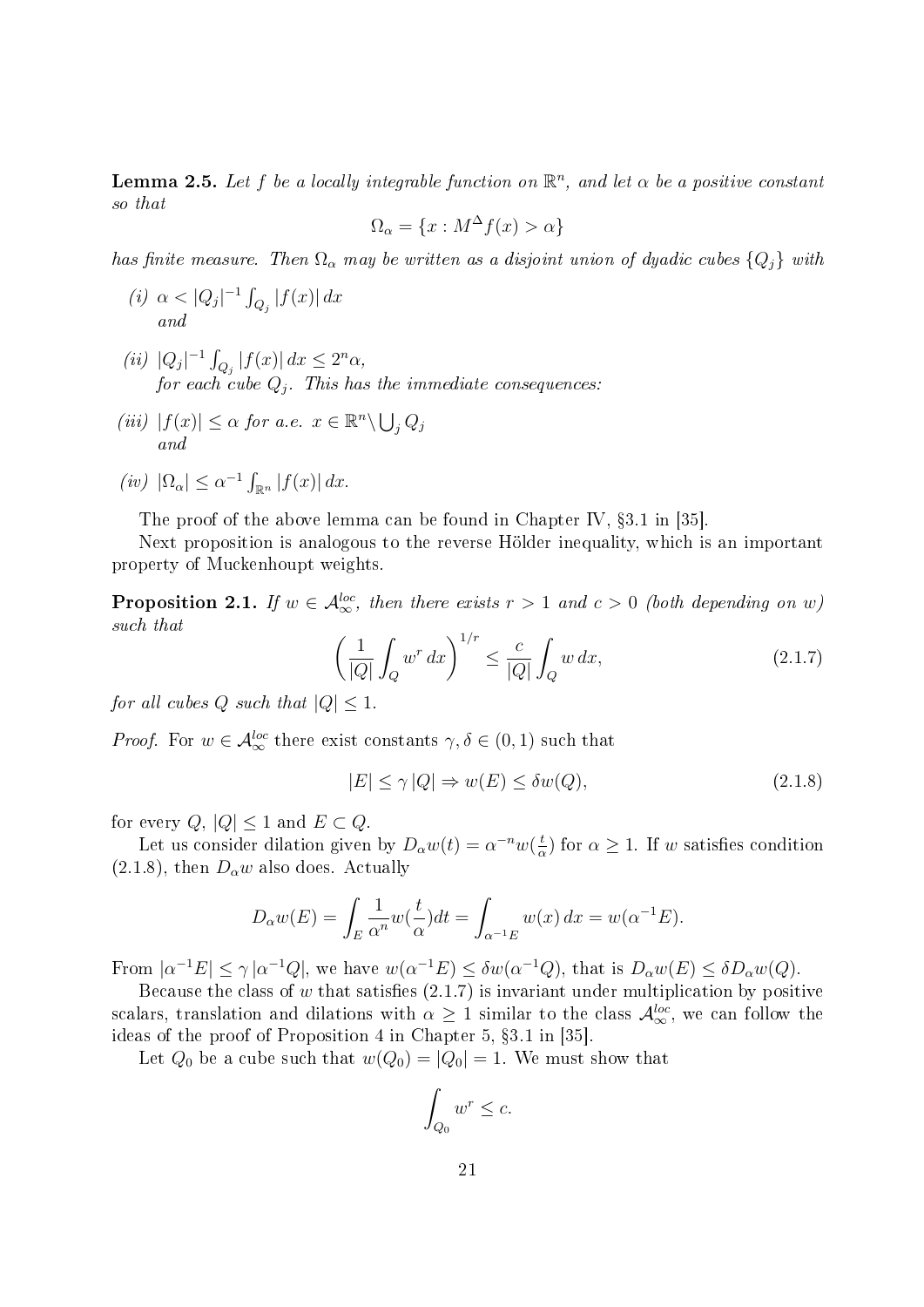**Lemma 2.5.** *Let $f$ be a locally integrable function on $\mathbb{R}^n$, and let $\alpha$ be a positive constant so that*

$$\Omega_\alpha = \{x : M^\Delta f(x) > \alpha\}$$

*has finite measure. Then $\Omega_\alpha$ may be written as a disjoint union of dyadic cubes $\{Q_j\}$ with*

*(i)* $\alpha < |Q_j|^{-1} \int_{Q_j} |f(x)|\, dx$
*and*

*(ii)* $|Q_j|^{-1} \int_{Q_j} |f(x)|\, dx \leq 2^n \alpha$,
*for each cube $Q_j$. This has the immediate consequences:*

*(iii)* $|f(x)| \leq \alpha$ *for a.e.* $x \in \mathbb{R}^n \setminus \bigcup_j Q_j$
*and*

*(iv)* $|\Omega_\alpha| \leq \alpha^{-1} \int_{\mathbb{R}^n} |f(x)|\, dx$.

The proof of the above lemma can be found in Chapter IV, §3.1 in [35].

Next proposition is analogous to the reverse Hölder inequality, which is an important property of Muckenhoupt weights.

**Proposition 2.1.** *If $w \in \mathcal{A}_\infty^{loc}$, then there exists $r > 1$ and $c > 0$ (both depending on $w$) such that*

$$\left( \frac{1}{|Q|} \int_Q w^r \, dx \right)^{1/r} \leq \frac{c}{|Q|} \int_Q w \, dx, \tag{2.1.7}$$

*for all cubes $Q$ such that $|Q| \leq 1$.*

*Proof.* For $w \in \mathcal{A}_\infty^{loc}$ there exist constants $\gamma, \delta \in (0, 1)$ such that

$$|E| \leq \gamma\, |Q| \Rightarrow w(E) \leq \delta w(Q), \tag{2.1.8}$$

for every $Q$, $|Q| \leq 1$ and $E \subset Q$.

Let us consider dilation given by $D_\alpha w(t) = \alpha^{-n} w(\frac{t}{\alpha})$ for $\alpha \geq 1$. If $w$ satisfies condition (2.1.8), then $D_\alpha w$ also does. Actually

$$D_\alpha w(E) = \int_E \frac{1}{\alpha^n} w(\frac{t}{\alpha}) dt = \int_{\alpha^{-1}E} w(x)\, dx = w(\alpha^{-1}E).$$

From $|\alpha^{-1}E| \leq \gamma\, |\alpha^{-1}Q|$, we have $w(\alpha^{-1}E) \leq \delta w(\alpha^{-1}Q)$, that is $D_\alpha w(E) \leq \delta D_\alpha w(Q)$.

Because the class of $w$ that satisfies (2.1.7) is invariant under multiplication by positive scalars, translation and dilations with $\alpha \geq 1$ similar to the class $\mathcal{A}_\infty^{loc}$, we can follow the ideas of the proof of Proposition 4 in Chapter 5, §3.1 in [35].

Let $Q_0$ be a cube such that $w(Q_0) = |Q_0| = 1$. We must show that

$$\int_{Q_0} w^r \leq c.$$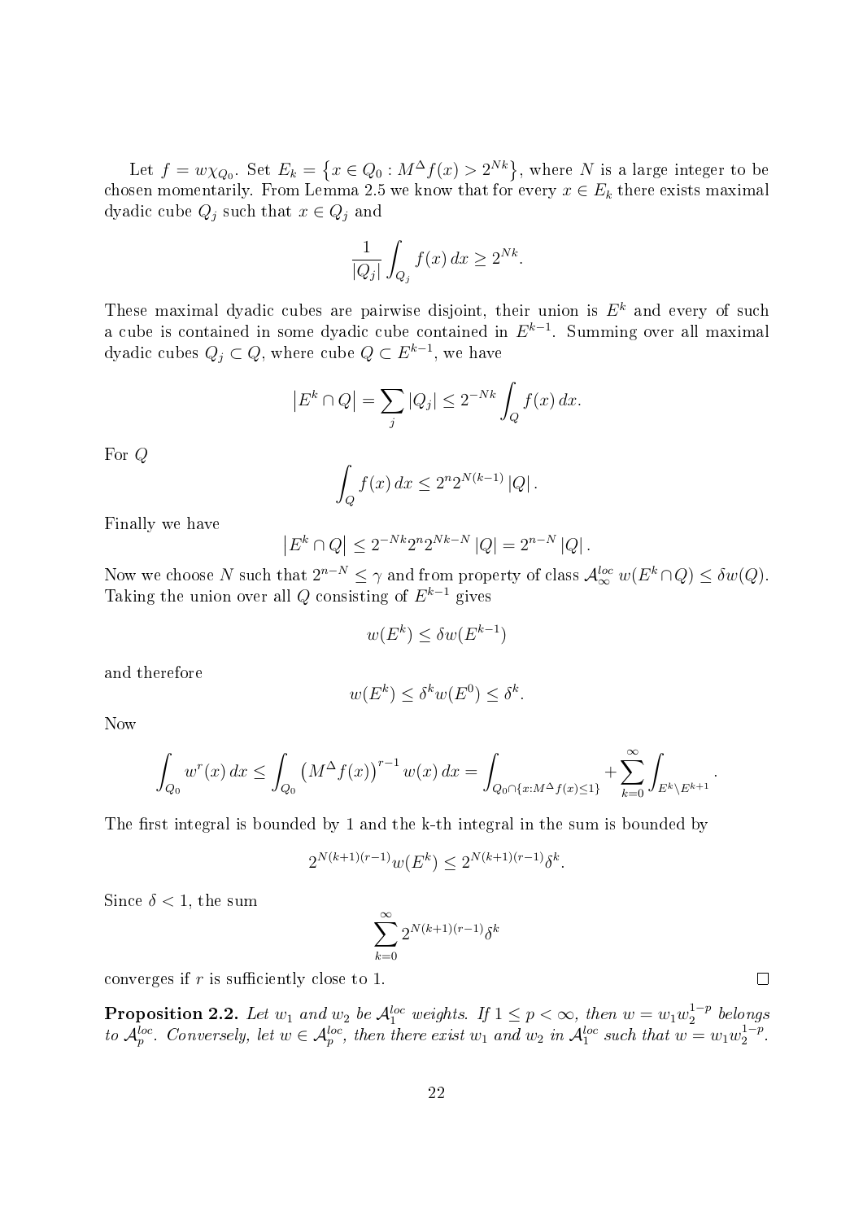Let $f = w\chi_{Q_0}$. Set $E_k = \left\{x \in Q_0 : M^{\Delta} f(x) > 2^{Nk}\right\}$, where $N$ is a large integer to be chosen momentarily. From Lemma 2.5 we know that for every $x \in E_k$ there exists maximal dyadic cube $Q_j$ such that $x \in Q_j$ and

$$\frac{1}{|Q_j|}\int_{Q_j} f(x)\,dx \geq 2^{Nk}.$$

These maximal dyadic cubes are pairwise disjoint, their union is $E^k$ and every of such a cube is contained in some dyadic cube contained in $E^{k-1}$. Summing over all maximal dyadic cubes $Q_j \subset Q$, where cube $Q \subset E^{k-1}$, we have

$$\left|E^k \cap Q\right| = \sum_j |Q_j| \leq 2^{-Nk}\int_Q f(x)\,dx.$$

For $Q$

$$\int_Q f(x)\,dx \leq 2^n 2^{N(k-1)}\,|Q|\,.$$

Finally we have

$$\left|E^k \cap Q\right| \leq 2^{-Nk}2^n 2^{Nk-N}\,|Q| = 2^{n-N}\,|Q|\,.$$

Now we choose $N$ such that $2^{n-N} \leq \gamma$ and from property of class $\mathcal{A}_\infty^{loc}$ $w(E^k \cap Q) \leq \delta w(Q)$. Taking the union over all $Q$ consisting of $E^{k-1}$ gives

$$w(E^k) \leq \delta w(E^{k-1})$$

and therefore

$$w(E^k) \leq \delta^k w(E^0) \leq \delta^k.$$

Now

$$\int_{Q_0} w^r(x)\,dx \leq \int_{Q_0}\left(M^{\Delta} f(x)\right)^{r-1} w(x)\,dx = \int_{Q_0\cap\{x: M^{\Delta} f(x)\leq 1\}} + \sum_{k=0}^{\infty}\int_{E^k\setminus E^{k+1}}.$$

The first integral is bounded by 1 and the k-th integral in the sum is bounded by

$$2^{N(k+1)(r-1)} w(E^k) \leq 2^{N(k+1)(r-1)}\delta^k.$$

Since $\delta < 1$, the sum

$$\sum_{k=0}^{\infty} 2^{N(k+1)(r-1)}\delta^k$$

converges if $r$ is sufficiently close to 1. $\square$

**Proposition 2.2.** *Let $w_1$ and $w_2$ be $\mathcal{A}_1^{loc}$ weights. If $1 \leq p < \infty$, then $w = w_1 w_2^{1-p}$ belongs to $\mathcal{A}_p^{loc}$. Conversely, let $w \in \mathcal{A}_p^{loc}$, then there exist $w_1$ and $w_2$ in $\mathcal{A}_1^{loc}$ such that $w = w_1 w_2^{1-p}$.*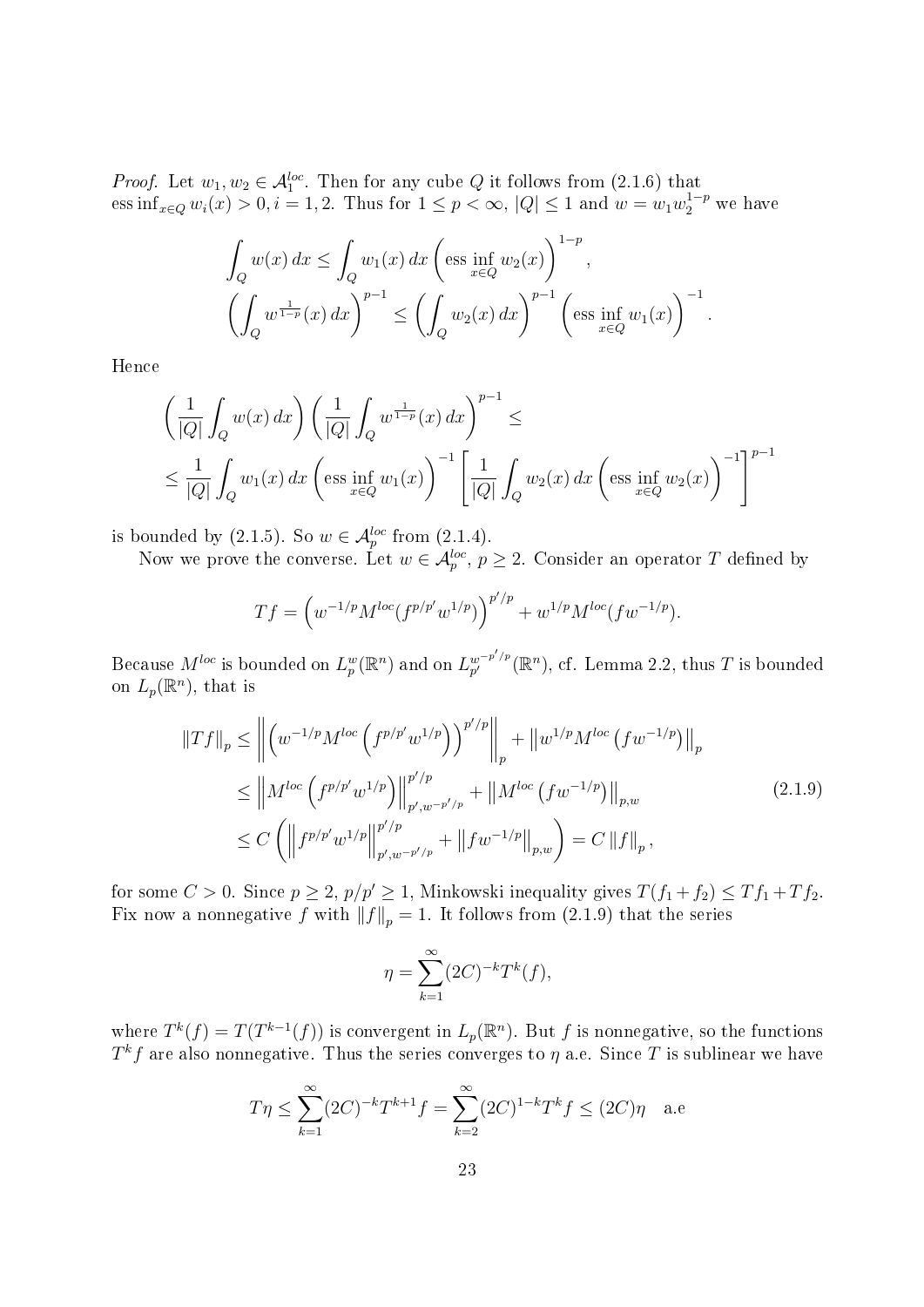*Proof.* Let $w_1, w_2 \in \mathcal{A}_1^{loc}$. Then for any cube $Q$ it follows from (2.1.6) that $\operatorname{ess\,inf}_{x\in Q} w_i(x) > 0, i = 1, 2$. Thus for $1 \le p < \infty$, $|Q| \le 1$ and $w = w_1 w_2^{1-p}$ we have

$$\int_Q w(x)\,dx \le \int_Q w_1(x)\,dx \left(\operatorname*{ess\,inf}_{x\in Q} w_2(x)\right)^{1-p},$$

$$\left(\int_Q w^{\frac{1}{1-p}}(x)\,dx\right)^{p-1} \le \left(\int_Q w_2(x)\,dx\right)^{p-1} \left(\operatorname*{ess\,inf}_{x\in Q} w_1(x)\right)^{-1}.$$

Hence

$$\left(\frac{1}{|Q|}\int_Q w(x)\,dx\right)\left(\frac{1}{|Q|}\int_Q w^{\frac{1}{1-p}}(x)\,dx\right)^{p-1} \le$$

$$\le \frac{1}{|Q|}\int_Q w_1(x)\,dx \left(\operatorname*{ess\,inf}_{x\in Q} w_1(x)\right)^{-1} \left[\frac{1}{|Q|}\int_Q w_2(x)\,dx \left(\operatorname*{ess\,inf}_{x\in Q} w_2(x)\right)^{-1}\right]^{p-1}$$

is bounded by (2.1.5). So $w \in \mathcal{A}_p^{loc}$ from (2.1.4).

Now we prove the converse. Let $w \in \mathcal{A}_p^{loc}$, $p \ge 2$. Consider an operator $T$ defined by

$$Tf = \left(w^{-1/p} M^{loc}(f^{p/p'} w^{1/p})\right)^{p'/p} + w^{1/p} M^{loc}(f w^{-1/p}).$$

Because $M^{loc}$ is bounded on $L_p^w(\mathbb{R}^n)$ and on $L_{p'}^{w^{-p'/p}}(\mathbb{R}^n)$, cf. Lemma 2.2, thus $T$ is bounded on $L_p(\mathbb{R}^n)$, that is

$$\begin{aligned}
\|Tf\|_p &\le \left\| \left(w^{-1/p} M^{loc}\left(f^{p/p'} w^{1/p}\right)\right)^{p'/p} \right\|_p + \left\| w^{1/p} M^{loc}\left(f w^{-1/p}\right)\right\|_p \\
&\le \left\| M^{loc}\left(f^{p/p'} w^{1/p}\right)\right\|_{p', w^{-p'/p}}^{p'/p} + \left\| M^{loc}\left(f w^{-1/p}\right)\right\|_{p,w} \qquad (2.1.9)\\
&\le C\left( \left\| f^{p/p'} w^{1/p}\right\|_{p', w^{-p'/p}}^{p'/p} + \left\| f w^{-1/p}\right\|_{p,w}\right) = C\|f\|_p,
\end{aligned}$$

for some $C > 0$. Since $p \ge 2$, $p/p' \ge 1$, Minkowski inequality gives $T(f_1 + f_2) \le Tf_1 + Tf_2$. Fix now a nonnegative $f$ with $\|f\|_p = 1$. It follows from (2.1.9) that the series

$$\eta = \sum_{k=1}^{\infty} (2C)^{-k} T^k(f),$$

where $T^k(f) = T(T^{k-1}(f))$ is convergent in $L_p(\mathbb{R}^n)$. But $f$ is nonnegative, so the functions $T^k f$ are also nonnegative. Thus the series converges to $\eta$ a.e. Since $T$ is sublinear we have

$$T\eta \le \sum_{k=1}^{\infty} (2C)^{-k} T^{k+1} f = \sum_{k=2}^{\infty} (2C)^{1-k} T^k f \le (2C)\eta \quad \text{a.e}$$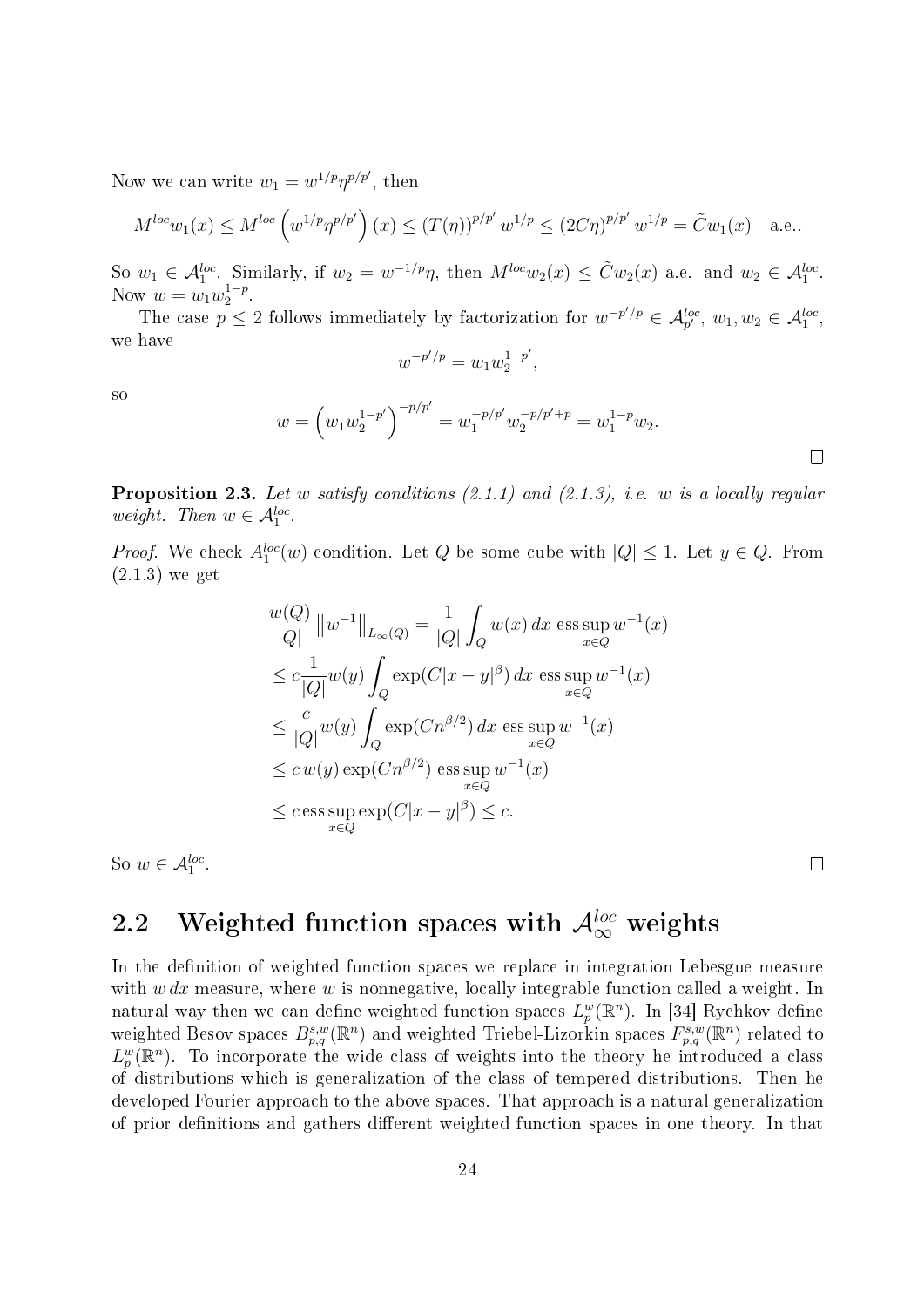Now we can write $w_1 = w^{1/p}\eta^{p/p'}$, then

$$M^{loc}w_1(x) \le M^{loc}\left(w^{1/p}\eta^{p/p'}\right)(x) \le (T(\eta))^{p/p'}\, w^{1/p} \le (2C\eta)^{p/p'}\, w^{1/p} = \tilde{C}w_1(x) \quad \text{a.e..}$$

So $w_1 \in \mathcal{A}_1^{loc}$. Similarly, if $w_2 = w^{-1/p}\eta$, then $M^{loc}w_2(x) \le \tilde{C}w_2(x)$ a.e. and $w_2 \in \mathcal{A}_1^{loc}$. Now $w = w_1 w_2^{1-p}$.

The case $p \le 2$ follows immediately by factorization for $w^{-p'/p} \in \mathcal{A}_{p'}^{loc}$, $w_1, w_2 \in \mathcal{A}_1^{loc}$, we have

$$w^{-p'/p} = w_1 w_2^{1-p'},$$

so

$$w = \left(w_1 w_2^{1-p'}\right)^{-p/p'} = w_1^{-p/p'} w_2^{-p/p'+p} = w_1^{1-p} w_2.$$

□

**Proposition 2.3.** *Let $w$ satisfy conditions (2.1.1) and (2.1.3), i.e. $w$ is a locally regular weight. Then $w \in \mathcal{A}_1^{loc}$.*

*Proof.* We check $A_1^{loc}(w)$ condition. Let $Q$ be some cube with $|Q| \le 1$. Let $y \in Q$. From (2.1.3) we get

$$\begin{aligned}
\frac{w(Q)}{|Q|}\left\|w^{-1}\right\|_{L_\infty(Q)} &= \frac{1}{|Q|}\int_Q w(x)\,dx \ \operatorname*{ess\,sup}_{x\in Q} w^{-1}(x) \\
&\le c\frac{1}{|Q|}w(y)\int_Q \exp(C|x-y|^\beta)\,dx \ \operatorname*{ess\,sup}_{x\in Q} w^{-1}(x) \\
&\le \frac{c}{|Q|}w(y)\int_Q \exp(Cn^{\beta/2})\,dx \ \operatorname*{ess\,sup}_{x\in Q} w^{-1}(x) \\
&\le c\, w(y)\exp(Cn^{\beta/2}) \ \operatorname*{ess\,sup}_{x\in Q} w^{-1}(x) \\
&\le c \operatorname*{ess\,sup}_{x\in Q} \exp(C|x-y|^\beta) \le c.
\end{aligned}$$

So $w \in \mathcal{A}_1^{loc}$. □

## 2.2 Weighted function spaces with $\mathcal{A}_\infty^{loc}$ weights

In the definition of weighted function spaces we replace in integration Lebesgue measure with $w\,dx$ measure, where $w$ is nonnegative, locally integrable function called a weight. In natural way then we can define weighted function spaces $L_p^w(\mathbb{R}^n)$. In [34] Rychkov define weighted Besov spaces $B_{p,q}^{s,w}(\mathbb{R}^n)$ and weighted Triebel-Lizorkin spaces $F_{p,q}^{s,w}(\mathbb{R}^n)$ related to $L_p^w(\mathbb{R}^n)$. To incorporate the wide class of weights into the theory he introduced a class of distributions which is generalization of the class of tempered distributions. Then he developed Fourier approach to the above spaces. That approach is a natural generalization of prior definitions and gathers different weighted function spaces in one theory. In that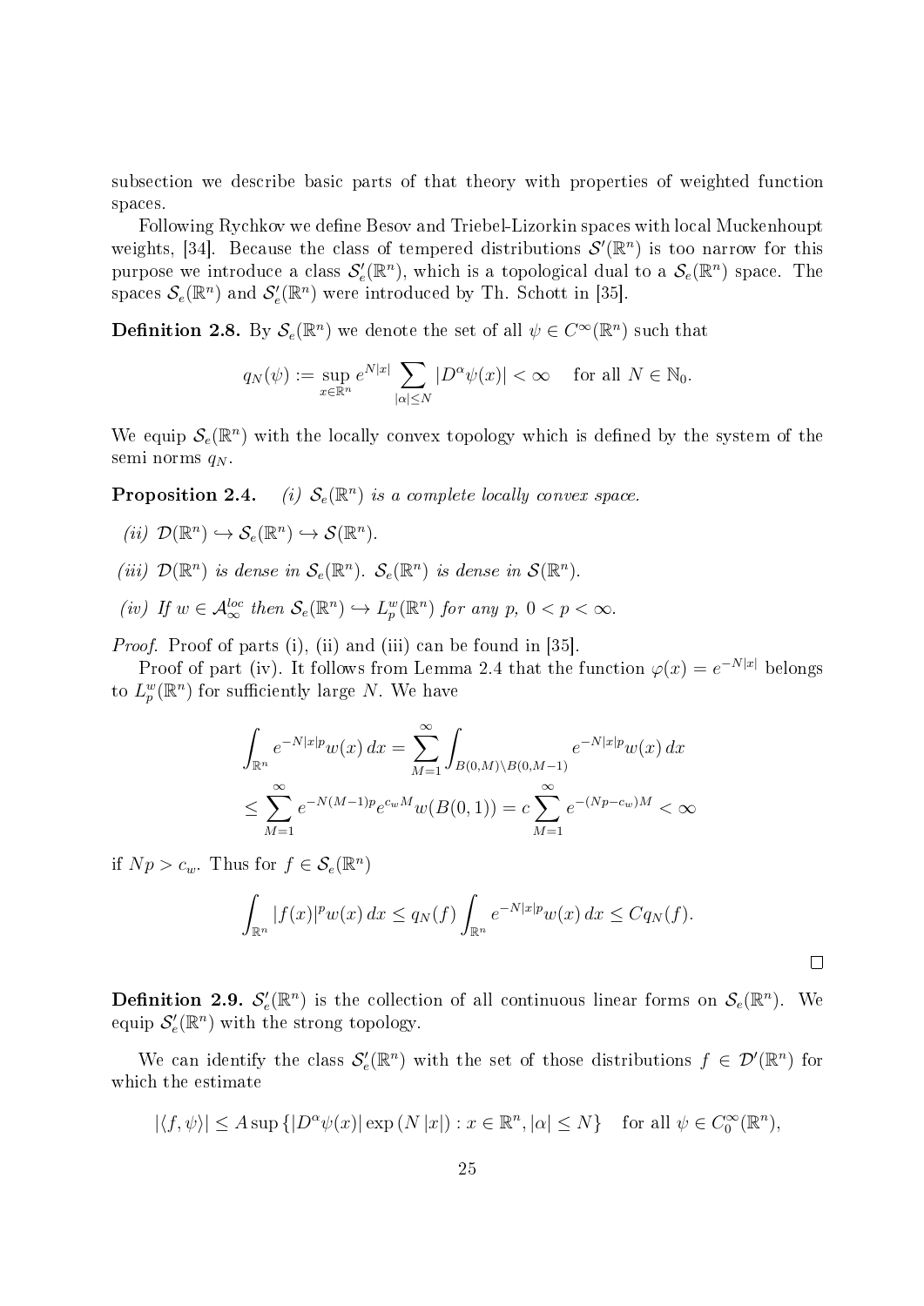subsection we describe basic parts of that theory with properties of weighted function spaces.

Following Rychkov we define Besov and Triebel-Lizorkin spaces with local Muckenhoupt weights, [34]. Because the class of tempered distributions $\mathcal{S}'(\mathbb{R}^n)$ is too narrow for this purpose we introduce a class $\mathcal{S}_e'(\mathbb{R}^n)$, which is a topological dual to a $\mathcal{S}_e(\mathbb{R}^n)$ space. The spaces $\mathcal{S}_e(\mathbb{R}^n)$ and $\mathcal{S}_e'(\mathbb{R}^n)$ were introduced by Th. Schott in [35].

**Definition 2.8.** By $\mathcal{S}_e(\mathbb{R}^n)$ we denote the set of all $\psi \in C^\infty(\mathbb{R}^n)$ such that

$$q_N(\psi) := \sup_{x\in\mathbb{R}^n} e^{N|x|} \sum_{|\alpha|\le N} |D^\alpha \psi(x)| < \infty \quad \text{for all } N \in \mathbb{N}_0.$$

We equip $\mathcal{S}_e(\mathbb{R}^n)$ with the locally convex topology which is defined by the system of the semi norms $q_N$.

**Proposition 2.4.** *(i) $\mathcal{S}_e(\mathbb{R}^n)$ is a complete locally convex space.*

*(ii) $\mathcal{D}(\mathbb{R}^n) \hookrightarrow \mathcal{S}_e(\mathbb{R}^n) \hookrightarrow \mathcal{S}(\mathbb{R}^n)$.*

*(iii) $\mathcal{D}(\mathbb{R}^n)$ is dense in $\mathcal{S}_e(\mathbb{R}^n)$. $\mathcal{S}_e(\mathbb{R}^n)$ is dense in $\mathcal{S}(\mathbb{R}^n)$.*

*(iv) If $w \in \mathcal{A}_\infty^{loc}$ then $\mathcal{S}_e(\mathbb{R}^n) \hookrightarrow L_p^w(\mathbb{R}^n)$ for any $p$, $0 < p < \infty$.*

*Proof.* Proof of parts (i), (ii) and (iii) can be found in [35].

Proof of part (iv). It follows from Lemma 2.4 that the function $\varphi(x) = e^{-N|x|}$ belongs to $L_p^w(\mathbb{R}^n)$ for sufficiently large $N$. We have

$$\begin{aligned}
\int_{\mathbb{R}^n} e^{-N|x|p} w(x)\,dx &= \sum_{M=1}^{\infty} \int_{B(0,M)\setminus B(0,M-1)} e^{-N|x|p} w(x)\,dx \\
&\le \sum_{M=1}^{\infty} e^{-N(M-1)p} e^{c_w M} w(B(0,1)) = c \sum_{M=1}^{\infty} e^{-(Np-c_w)M} < \infty
\end{aligned}$$

if $Np > c_w$. Thus for $f \in \mathcal{S}_e(\mathbb{R}^n)$

$$\int_{\mathbb{R}^n} |f(x)|^p w(x)\,dx \le q_N(f) \int_{\mathbb{R}^n} e^{-N|x|p} w(x)\,dx \le C q_N(f).$$

□

**Definition 2.9.** $\mathcal{S}_e'(\mathbb{R}^n)$ is the collection of all continuous linear forms on $\mathcal{S}_e(\mathbb{R}^n)$. We equip $\mathcal{S}_e'(\mathbb{R}^n)$ with the strong topology.

We can identify the class $\mathcal{S}_e'(\mathbb{R}^n)$ with the set of those distributions $f \in \mathcal{D}'(\mathbb{R}^n)$ for which the estimate

$$|\langle f, \psi\rangle| \le A \sup\left\{|D^\alpha \psi(x)| \exp\left(N\,|x|\right) : x \in \mathbb{R}^n, |\alpha| \le N\right\} \quad \text{for all } \psi \in C_0^\infty(\mathbb{R}^n),$$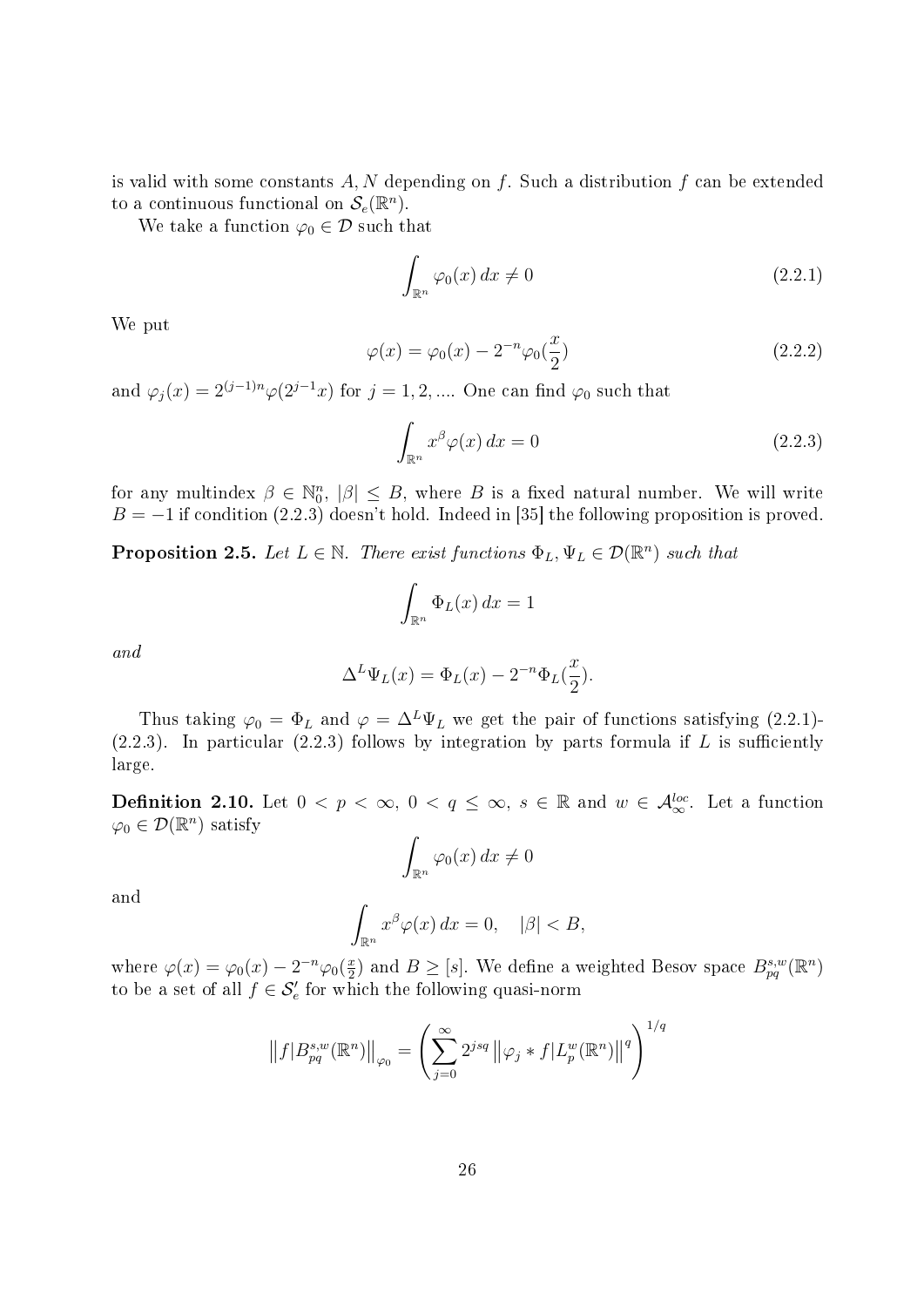is valid with some constants $A, N$ depending on $f$. Such a distribution $f$ can be extended to a continuous functional on $\mathcal{S}_e(\mathbb{R}^n)$.

We take a function $\varphi_0 \in \mathcal{D}$ such that

$$\int_{\mathbb{R}^n} \varphi_0(x)\, dx \neq 0 \tag{2.2.1}$$

We put

$$\varphi(x) = \varphi_0(x) - 2^{-n}\varphi_0(\frac{x}{2}) \tag{2.2.2}$$

and $\varphi_j(x) = 2^{(j-1)n}\varphi(2^{j-1}x)$ for $j = 1, 2, ....$ One can find $\varphi_0$ such that

$$\int_{\mathbb{R}^n} x^\beta \varphi(x)\, dx = 0 \tag{2.2.3}$$

for any multindex $\beta \in \mathbb{N}_0^n$, $|\beta| \leq B$, where $B$ is a fixed natural number. We will write $B = -1$ if condition (2.2.3) doesn't hold. Indeed in [35] the following proposition is proved.

**Proposition 2.5.** *Let $L \in \mathbb{N}$. There exist functions $\Phi_L, \Psi_L \in \mathcal{D}(\mathbb{R}^n)$ such that*

$$\int_{\mathbb{R}^n} \Phi_L(x)\, dx = 1$$

*and*

$$\Delta^L \Psi_L(x) = \Phi_L(x) - 2^{-n}\Phi_L(\frac{x}{2}).$$

Thus taking $\varphi_0 = \Phi_L$ and $\varphi = \Delta^L \Psi_L$ we get the pair of functions satisfying (2.2.1)-(2.2.3). In particular (2.2.3) follows by integration by parts formula if $L$ is sufficiently large.

**Definition 2.10.** Let $0 < p < \infty$, $0 < q \leq \infty$, $s \in \mathbb{R}$ and $w \in \mathcal{A}_\infty^{loc}$. Let a function $\varphi_0 \in \mathcal{D}(\mathbb{R}^n)$ satisfy

$$\int_{\mathbb{R}^n} \varphi_0(x)\, dx \neq 0$$

and

$$\int_{\mathbb{R}^n} x^\beta \varphi(x)\, dx = 0, \quad |\beta| < B,$$

where $\varphi(x) = \varphi_0(x) - 2^{-n}\varphi_0(\frac{x}{2})$ and $B \geq [s]$. We define a weighted Besov space $B^{s,w}_{pq}(\mathbb{R}^n)$ to be a set of all $f \in \mathcal{S}'_e$ for which the following quasi-norm

$$\left\| f | B^{s,w}_{pq}(\mathbb{R}^n) \right\|_{\varphi_0} = \left( \sum_{j=0}^{\infty} 2^{jsq} \left\| \varphi_j * f | L^w_p(\mathbb{R}^n) \right\|^q \right)^{1/q}$$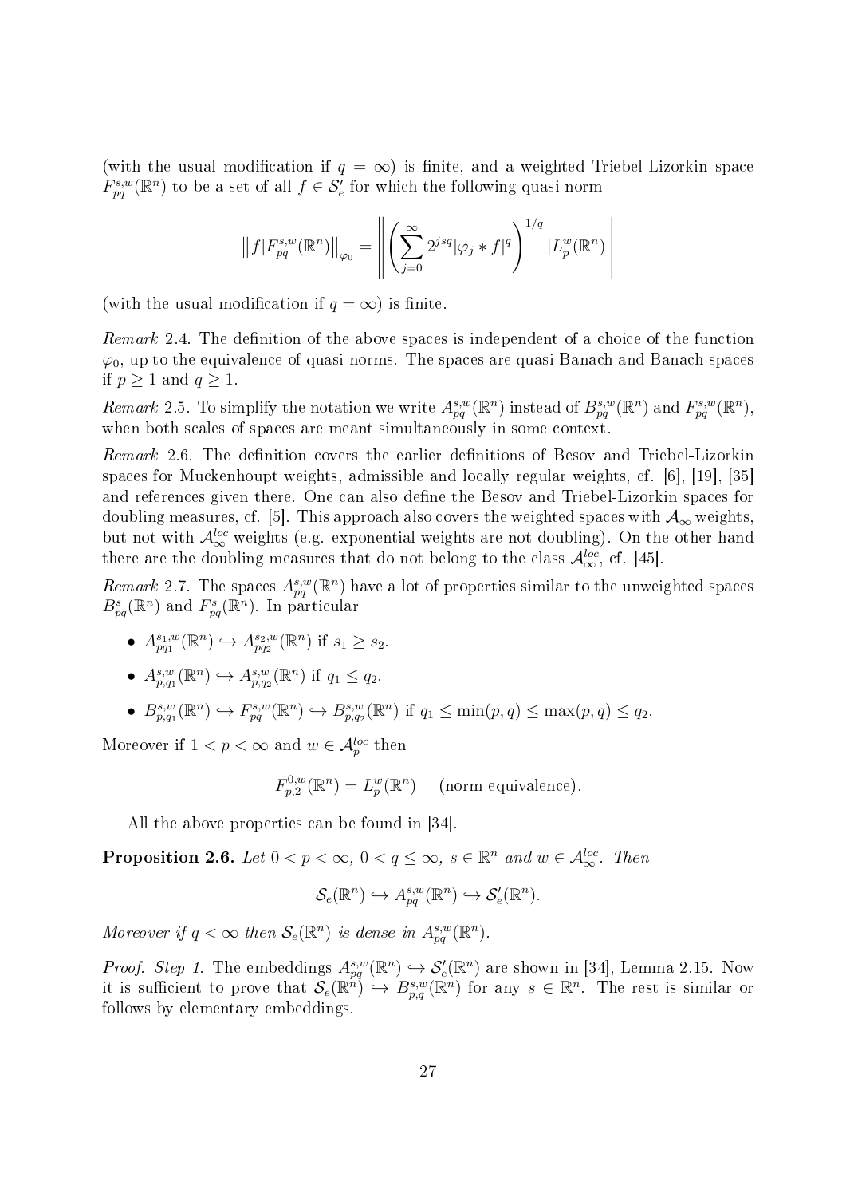(with the usual modification if $q = \infty$) is finite, and a weighted Triebel-Lizorkin space $F^{s,w}_{pq}(\mathbb{R}^n)$ to be a set of all $f \in \mathcal{S}'_e$ for which the following quasi-norm

$$\left\| f | F^{s,w}_{pq}(\mathbb{R}^n) \right\|_{\varphi_0} = \left\| \left( \sum_{j=0}^{\infty} 2^{jsq} |\varphi_j * f|^q \right)^{1/q} | L^w_p(\mathbb{R}^n) \right\|$$

(with the usual modification if $q = \infty$) is finite.

*Remark* 2.4. The definition of the above spaces is independent of a choice of the function $\varphi_0$, up to the equivalence of quasi-norms. The spaces are quasi-Banach and Banach spaces if $p \geq 1$ and $q \geq 1$.

*Remark* 2.5. To simplify the notation we write $A^{s,w}_{pq}(\mathbb{R}^n)$ instead of $B^{s,w}_{pq}(\mathbb{R}^n)$ and $F^{s,w}_{pq}(\mathbb{R}^n)$, when both scales of spaces are meant simultaneously in some context.

*Remark* 2.6. The definition covers the earlier definitions of Besov and Triebel-Lizorkin spaces for Muckenhoupt weights, admissible and locally regular weights, cf. [6], [19], [35] and references given there. One can also define the Besov and Triebel-Lizorkin spaces for doubling measures, cf. [5]. This approach also covers the weighted spaces with $\mathcal{A}_\infty$ weights, but not with $\mathcal{A}^{loc}_\infty$ weights (e.g. exponential weights are not doubling). On the other hand there are the doubling measures that do not belong to the class $\mathcal{A}^{loc}_\infty$, cf. [45].

*Remark* 2.7. The spaces $A^{s,w}_{pq}(\mathbb{R}^n)$ have a lot of properties similar to the unweighted spaces $B^s_{pq}(\mathbb{R}^n)$ and $F^s_{pq}(\mathbb{R}^n)$. In particular

- $A^{s_1,w}_{pq_1}(\mathbb{R}^n) \hookrightarrow A^{s_2,w}_{pq_2}(\mathbb{R}^n)$ if $s_1 \geq s_2$.
- $A^{s,w}_{p,q_1}(\mathbb{R}^n) \hookrightarrow A^{s,w}_{p,q_2}(\mathbb{R}^n)$ if $q_1 \leq q_2$.
- $B^{s,w}_{p,q_1}(\mathbb{R}^n) \hookrightarrow F^{s,w}_{pq}(\mathbb{R}^n) \hookrightarrow B^{s,w}_{p,q_2}(\mathbb{R}^n)$ if $q_1 \leq \min(p,q) \leq \max(p,q) \leq q_2$.

Moreover if $1 < p < \infty$ and $w \in \mathcal{A}^{loc}_p$ then

$$F^{0,w}_{p,2}(\mathbb{R}^n) = L^w_p(\mathbb{R}^n) \qquad \text{(norm equivalence)}.$$

All the above properties can be found in [34].

**Proposition 2.6.** *Let $0 < p < \infty$, $0 < q \leq \infty$, $s \in \mathbb{R}^n$ and $w \in \mathcal{A}^{loc}_\infty$. Then*

$$\mathcal{S}_e(\mathbb{R}^n) \hookrightarrow A^{s,w}_{pq}(\mathbb{R}^n) \hookrightarrow \mathcal{S}'_e(\mathbb{R}^n).$$

*Moreover if $q < \infty$ then $\mathcal{S}_e(\mathbb{R}^n)$ is dense in $A^{s,w}_{pq}(\mathbb{R}^n)$.*

*Proof. Step 1.* The embeddings $A^{s,w}_{pq}(\mathbb{R}^n) \hookrightarrow \mathcal{S}'_e(\mathbb{R}^n)$ are shown in [34], Lemma 2.15. Now it is sufficient to prove that $\mathcal{S}_e(\mathbb{R}^n) \hookrightarrow B^{s,w}_{p,q}(\mathbb{R}^n)$ for any $s \in \mathbb{R}^n$. The rest is similar or follows by elementary embeddings.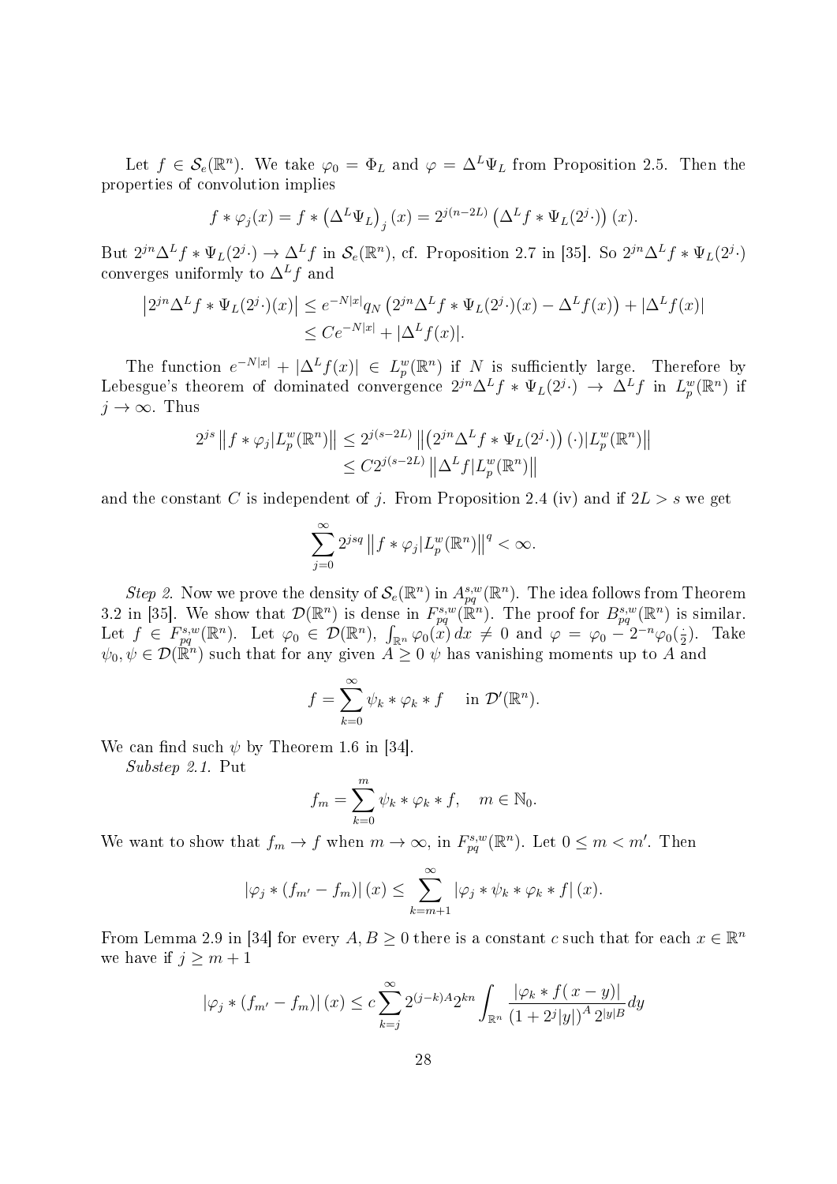Let $f \in \mathcal{S}_e(\mathbb{R}^n)$. We take $\varphi_0 = \Phi_L$ and $\varphi = \Delta^L \Psi_L$ from Proposition 2.5. Then the properties of convolution implies

$$f * \varphi_j(x) = f * \left(\Delta^L \Psi_L\right)_j(x) = 2^{j(n-2L)} \left(\Delta^L f * \Psi_L(2^j \cdot)\right)(x).$$

But $2^{jn} \Delta^L f * \Psi_L(2^j \cdot) \to \Delta^L f$ in $\mathcal{S}_e(\mathbb{R}^n)$, cf. Proposition 2.7 in [35]. So $2^{jn} \Delta^L f * \Psi_L(2^j \cdot)$ converges uniformly to $\Delta^L f$ and

$$\begin{aligned}
\left|2^{jn} \Delta^L f * \Psi_L(2^j \cdot)(x)\right| &\le e^{-N|x|} q_N \left(2^{jn} \Delta^L f * \Psi_L(2^j \cdot)(x) - \Delta^L f(x)\right) + |\Delta^L f(x)| \\
&\le C e^{-N|x|} + |\Delta^L f(x)|.
\end{aligned}$$

The function $e^{-N|x|} + |\Delta^L f(x)| \in L^w_p(\mathbb{R}^n)$ if $N$ is sufficiently large. Therefore by Lebesgue's theorem of dominated convergence $2^{jn} \Delta^L f * \Psi_L(2^j \cdot) \to \Delta^L f$ in $L^w_p(\mathbb{R}^n)$ if $j \to \infty$. Thus

$$\begin{aligned}
2^{js} \left\|f * \varphi_j | L^w_p(\mathbb{R}^n)\right\| &\le 2^{j(s-2L)} \left\|\left(2^{jn} \Delta^L f * \Psi_L(2^j \cdot)\right)(\cdot) | L^w_p(\mathbb{R}^n)\right\| \\
&\le C 2^{j(s-2L)} \left\|\Delta^L f | L^w_p(\mathbb{R}^n)\right\|
\end{aligned}$$

and the constant $C$ is independent of $j$. From Proposition 2.4 (iv) and if $2L > s$ we get

$$\sum_{j=0}^{\infty} 2^{jsq} \left\|f * \varphi_j | L^w_p(\mathbb{R}^n)\right\|^q < \infty.$$

*Step 2.* Now we prove the density of $\mathcal{S}_e(\mathbb{R}^n)$ in $A^{s,w}_{pq}(\mathbb{R}^n)$. The idea follows from Theorem 3.2 in [35]. We show that $\mathcal{D}(\mathbb{R}^n)$ is dense in $F^{s,w}_{pq}(\mathbb{R}^n)$. The proof for $B^{s,w}_{pq}(\mathbb{R}^n)$ is similar. Let $f \in F^{s,w}_{pq}(\mathbb{R}^n)$. Let $\varphi_0 \in \mathcal{D}(\mathbb{R}^n)$, $\int_{\mathbb{R}^n} \varphi_0(x)\,dx \neq 0$ and $\varphi = \varphi_0 - 2^{-n}\varphi_0(\frac{\cdot}{2})$. Take $\psi_0, \psi \in \mathcal{D}(\mathbb{R}^n)$ such that for any given $A \ge 0$ $\psi$ has vanishing moments up to $A$ and

$$f = \sum_{k=0}^{\infty} \psi_k * \varphi_k * f \quad \text{in } \mathcal{D}'(\mathbb{R}^n).$$

We can find such $\psi$ by Theorem 1.6 in [34].

*Substep 2.1.* Put

$$f_m = \sum_{k=0}^{m} \psi_k * \varphi_k * f, \quad m \in \mathbb{N}_0.$$

We want to show that $f_m \to f$ when $m \to \infty$, in $F^{s,w}_{pq}(\mathbb{R}^n)$. Let $0 \le m < m'$. Then

$$\left|\varphi_j * (f_{m'} - f_m)\right|(x) \le \sum_{k=m+1}^{\infty} \left|\varphi_j * \psi_k * \varphi_k * f\right|(x).$$

From Lemma 2.9 in [34] for every $A, B \ge 0$ there is a constant $c$ such that for each $x \in \mathbb{R}^n$ we have if $j \ge m+1$

$$\left|\varphi_j * (f_{m'} - f_m)\right|(x) \le c \sum_{k=j}^{\infty} 2^{(j-k)A} 2^{kn} \int_{\mathbb{R}^n} \frac{|\varphi_k * f(x-y)|}{\left(1 + 2^j|y|\right)^A 2^{|y|B}} dy$$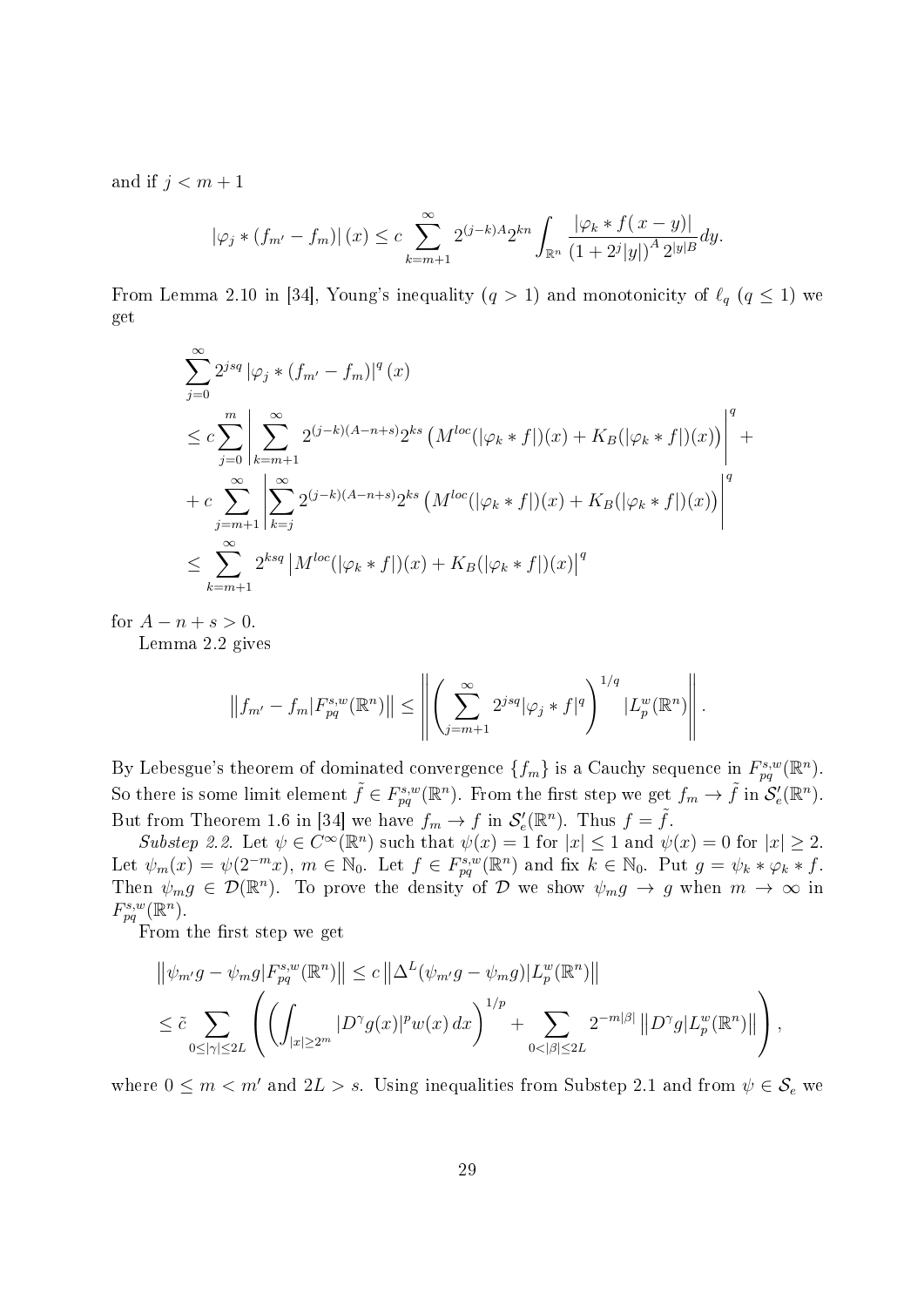and if $j < m+1$

$$|\varphi_j * (f_{m'} - f_m)|(x) \le c \sum_{k=m+1}^{\infty} 2^{(j-k)A} 2^{kn} \int_{\mathbb{R}^n} \frac{|\varphi_k * f(\,x-y)|}{(1+2^j|y|)^A\, 2^{|y|B}} dy.$$

From Lemma 2.10 in [34], Young's inequality ($q > 1$) and monotonicity of $\ell_q$ ($q \le 1$) we get

$$\begin{aligned}
&\sum_{j=0}^{\infty} 2^{jsq} |\varphi_j * (f_{m'} - f_m)|^q (x) \\
&\le c \sum_{j=0}^{m} \left| \sum_{k=m+1}^{\infty} 2^{(j-k)(A-n+s)} 2^{ks} \left( M^{loc}(|\varphi_k * f|)(x) + K_B(|\varphi_k * f|)(x) \right) \right|^q + \\
&+ c \sum_{j=m+1}^{\infty} \left| \sum_{k=j}^{\infty} 2^{(j-k)(A-n+s)} 2^{ks} \left( M^{loc}(|\varphi_k * f|)(x) + K_B(|\varphi_k * f|)(x) \right) \right|^q \\
&\le \sum_{k=m+1}^{\infty} 2^{ksq} \left| M^{loc}(|\varphi_k * f|)(x) + K_B(|\varphi_k * f|)(x) \right|^q
\end{aligned}$$

for $A - n + s > 0$.

Lemma 2.2 gives

$$\left\| f_{m'} - f_m | F^{s,w}_{pq}(\mathbb{R}^n) \right\| \le \left\| \left( \sum_{j=m+1}^{\infty} 2^{jsq} |\varphi_j * f|^q \right)^{1/q} | L^w_p(\mathbb{R}^n) \right\|.$$

By Lebesgue's theorem of dominated convergence $\{f_m\}$ is a Cauchy sequence in $F^{s,w}_{pq}(\mathbb{R}^n)$. So there is some limit element $\tilde{f} \in F^{s,w}_{pq}(\mathbb{R}^n)$. From the first step we get $f_m \to \tilde{f}$ in $\mathcal{S}'_e(\mathbb{R}^n)$. But from Theorem 1.6 in [34] we have $f_m \to f$ in $\mathcal{S}'_e(\mathbb{R}^n)$. Thus $f = \tilde{f}$.

*Substep 2.2.* Let $\psi \in C^\infty(\mathbb{R}^n)$ such that $\psi(x) = 1$ for $|x| \le 1$ and $\psi(x) = 0$ for $|x| \ge 2$. Let $\psi_m(x) = \psi(2^{-m}x)$, $m \in \mathbb{N}_0$. Let $f \in F^{s,w}_{pq}(\mathbb{R}^n)$ and fix $k \in \mathbb{N}_0$. Put $g = \psi_k * \varphi_k * f$. Then $\psi_m g \in \mathcal{D}(\mathbb{R}^n)$. To prove the density of $\mathcal{D}$ we show $\psi_m g \to g$ when $m \to \infty$ in $F^{s,w}_{pq}(\mathbb{R}^n)$.

From the first step we get

$$\begin{aligned}
&\left\| \psi_{m'} g - \psi_m g | F^{s,w}_{pq}(\mathbb{R}^n) \right\| \le c \left\| \Delta^L (\psi_{m'} g - \psi_m g) | L^w_p(\mathbb{R}^n) \right\| \\
&\le \tilde{c} \sum_{0 \le |\gamma| \le 2L} \left( \left( \int_{|x| \ge 2^m} |D^\gamma g(x)|^p w(x)\, dx \right)^{1/p} + \sum_{0 < |\beta| \le 2L} 2^{-m|\beta|} \left\| D^\gamma g | L^w_p(\mathbb{R}^n) \right\| \right),
\end{aligned}$$

where $0 \le m < m'$ and $2L > s$. Using inequalities from Substep 2.1 and from $\psi \in \mathcal{S}_e$ we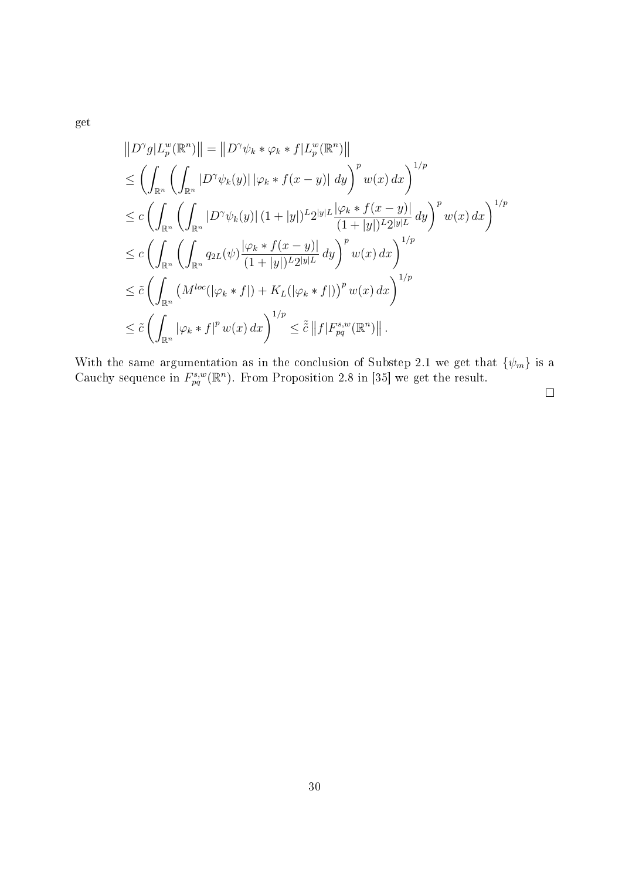get

$$
\begin{aligned}
\left\| D^\gamma g | L_p^w(\mathbb{R}^n) \right\| &= \left\| D^\gamma \psi_k * \varphi_k * f | L_p^w(\mathbb{R}^n) \right\| \\
&\leq \left( \int_{\mathbb{R}^n} \left( \int_{\mathbb{R}^n} |D^\gamma \psi_k(y)| \left| \varphi_k * f(x-y) \right| \, dy \right)^p w(x) \, dx \right)^{1/p} \\
&\leq c \left( \int_{\mathbb{R}^n} \left( \int_{\mathbb{R}^n} |D^\gamma \psi_k(y)| \, (1+|y|)^L 2^{|y|L} \frac{|\varphi_k * f(x-y)|}{(1+|y|)^L 2^{|y|L}} \, dy \right)^p w(x) \, dx \right)^{1/p} \\
&\leq c \left( \int_{\mathbb{R}^n} \left( \int_{\mathbb{R}^n} q_{2L}(\psi) \frac{|\varphi_k * f(x-y)|}{(1+|y|)^L 2^{|y|L}} \, dy \right)^p w(x) \, dx \right)^{1/p} \\
&\leq \tilde{c} \left( \int_{\mathbb{R}^n} \left( M^{loc}(|\varphi_k * f|) + K_L(|\varphi_k * f|) \right)^p w(x) \, dx \right)^{1/p} \\
&\leq \tilde{c} \left( \int_{\mathbb{R}^n} |\varphi_k * f|^p \, w(x) \, dx \right)^{1/p} \leq \tilde{\tilde{c}} \left\| f | F_{pq}^{s,w}(\mathbb{R}^n) \right\| .
\end{aligned}
$$

With the same argumentation as in the conclusion of Substep 2.1 we get that $\{\psi_m\}$ is a Cauchy sequence in $F_{pq}^{s,w}(\mathbb{R}^n)$. From Proposition 2.8 in [35] we get the result.

$\square$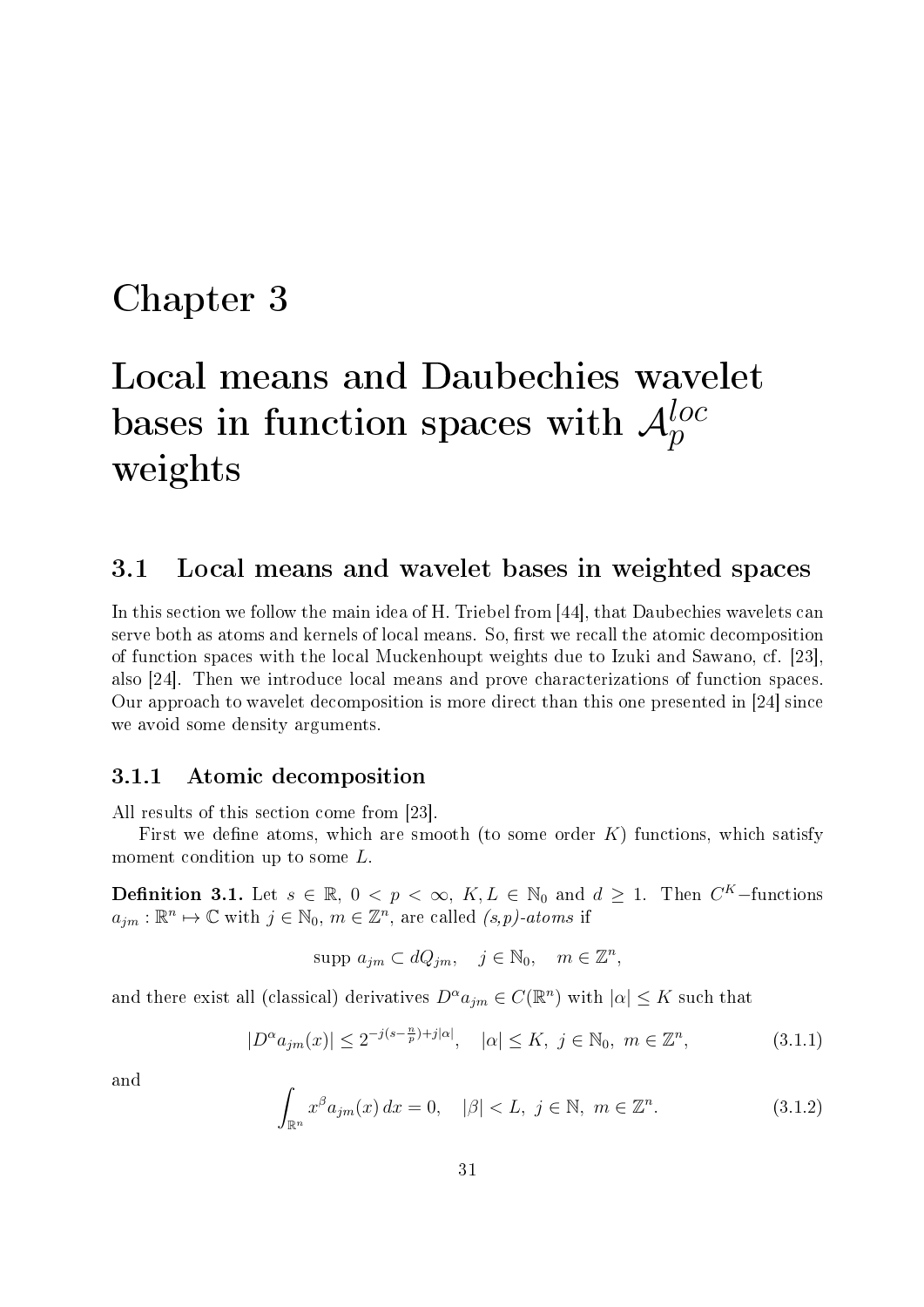# Chapter 3

# Local means and Daubechies wavelet bases in function spaces with $\mathcal{A}_p^{loc}$ weights

## 3.1 Local means and wavelet bases in weighted spaces

In this section we follow the main idea of H. Triebel from [44], that Daubechies wavelets can serve both as atoms and kernels of local means. So, first we recall the atomic decomposition of function spaces with the local Muckenhoupt weights due to Izuki and Sawano, cf. [23], also [24]. Then we introduce local means and prove characterizations of function spaces. Our approach to wavelet decomposition is more direct than this one presented in [24] since we avoid some density arguments.

### 3.1.1 Atomic decomposition

All results of this section come from [23].

First we define atoms, which are smooth (to some order $K$) functions, which satisfy moment condition up to some $L$.

**Definition 3.1.** Let $s \in \mathbb{R}$, $0 < p < \infty$, $K, L \in \mathbb{N}_0$ and $d \geq 1$. Then $C^K$−functions $a_{jm} : \mathbb{R}^n \mapsto \mathbb{C}$ with $j \in \mathbb{N}_0$, $m \in \mathbb{Z}^n$, are called *(s,p)-atoms* if

$$\text{supp } a_{jm} \subset dQ_{jm}, \quad j \in \mathbb{N}_0, \quad m \in \mathbb{Z}^n,$$

and there exist all (classical) derivatives $D^\alpha a_{jm} \in C(\mathbb{R}^n)$ with $|\alpha| \leq K$ such that

$$|D^\alpha a_{jm}(x)| \leq 2^{-j(s-\frac{n}{p})+j|\alpha|}, \quad |\alpha| \leq K, \ j \in \mathbb{N}_0, \ m \in \mathbb{Z}^n, \tag{3.1.1}$$

and

$$\int_{\mathbb{R}^n} x^\beta a_{jm}(x)\, dx = 0, \quad |\beta| < L, \ j \in \mathbb{N}, \ m \in \mathbb{Z}^n. \tag{3.1.2}$$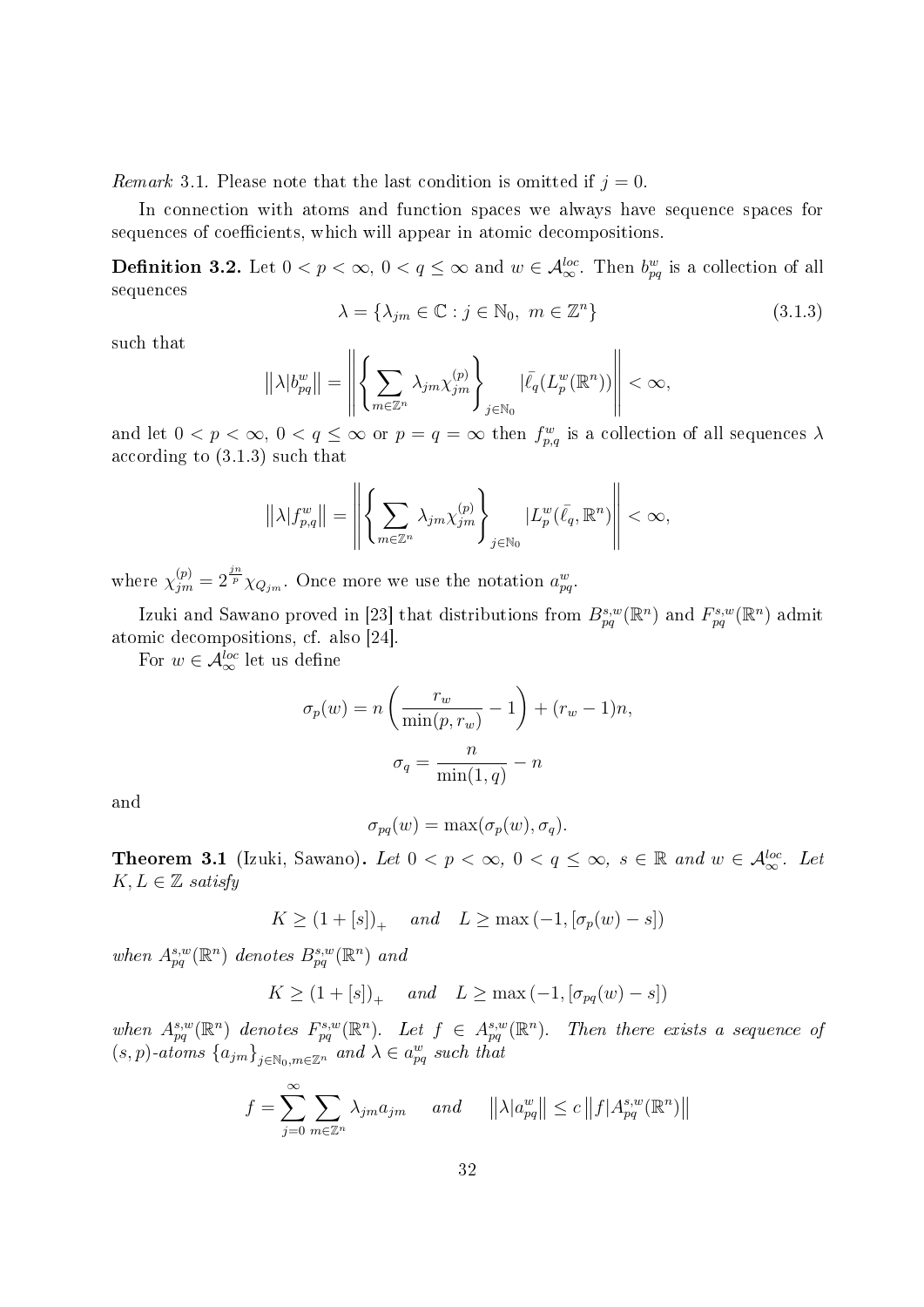*Remark* 3.1. Please note that the last condition is omitted if $j = 0$.

In connection with atoms and function spaces we always have sequence spaces for sequences of coefficients, which will appear in atomic decompositions.

**Definition 3.2.** Let $0 < p < \infty$, $0 < q \leq \infty$ and $w \in \mathcal{A}_\infty^{loc}$. Then $b_{pq}^w$ is a collection of all sequences

$$\lambda = \{\lambda_{jm} \in \mathbb{C} : j \in \mathbb{N}_0,\ m \in \mathbb{Z}^n\} \tag{3.1.3}$$

such that

$$\left\|\lambda|b_{pq}^w\right\| = \left\| \left\{ \sum_{m\in\mathbb{Z}^n} \lambda_{jm}\chi_{jm}^{(p)} \right\}_{j\in\mathbb{N}_0} |\bar{\ell}_q(L_p^w(\mathbb{R}^n)) \right\| < \infty,$$

and let $0 < p < \infty$, $0 < q \leq \infty$ or $p = q = \infty$ then $f_{p,q}^w$ is a collection of all sequences $\lambda$ according to (3.1.3) such that

$$\left\|\lambda|f_{p,q}^w\right\| = \left\| \left\{ \sum_{m\in\mathbb{Z}^n} \lambda_{jm}\chi_{jm}^{(p)} \right\}_{j\in\mathbb{N}_0} |L_p^w(\bar{\ell}_q, \mathbb{R}^n) \right\| < \infty,$$

where $\chi_{jm}^{(p)} = 2^{\frac{jn}{p}}\chi_{Q_{jm}}$. Once more we use the notation $a_{pq}^w$.

Izuki and Sawano proved in [23] that distributions from $B_{pq}^{s,w}(\mathbb{R}^n)$ and $F_{pq}^{s,w}(\mathbb{R}^n)$ admit atomic decompositions, cf. also [24].

For $w \in \mathcal{A}_\infty^{loc}$ let us define

$$\sigma_p(w) = n\left(\frac{r_w}{\min(p, r_w)} - 1\right) + (r_w - 1)n,$$

$$\sigma_q = \frac{n}{\min(1, q)} - n$$

and

$$\sigma_{pq}(w) = \max(\sigma_p(w), \sigma_q).$$

**Theorem 3.1** (Izuki, Sawano)**.** *Let $0 < p < \infty$, $0 < q \leq \infty$, $s \in \mathbb{R}$ and $w \in \mathcal{A}_\infty^{loc}$. Let $K, L \in \mathbb{Z}$ satisfy*

$$K \geq (1 + [s])_+ \quad and \quad L \geq \max(-1, [\sigma_p(w) - s])$$

*when $A_{pq}^{s,w}(\mathbb{R}^n)$ denotes $B_{pq}^{s,w}(\mathbb{R}^n)$ and*

$$K \geq (1 + [s])_+ \quad and \quad L \geq \max(-1, [\sigma_{pq}(w) - s])$$

*when $A_{pq}^{s,w}(\mathbb{R}^n)$ denotes $F_{pq}^{s,w}(\mathbb{R}^n)$. Let $f \in A_{pq}^{s,w}(\mathbb{R}^n)$. Then there exists a sequence of $(s,p)$-atoms $\{a_{jm}\}_{j\in\mathbb{N}_0, m\in\mathbb{Z}^n}$ and $\lambda \in a_{pq}^w$ such that*

$$f = \sum_{j=0}^{\infty}\sum_{m\in\mathbb{Z}^n} \lambda_{jm}a_{jm} \quad and \quad \left\|\lambda|a_{pq}^w\right\| \leq c\left\|f|A_{pq}^{s,w}(\mathbb{R}^n)\right\|$$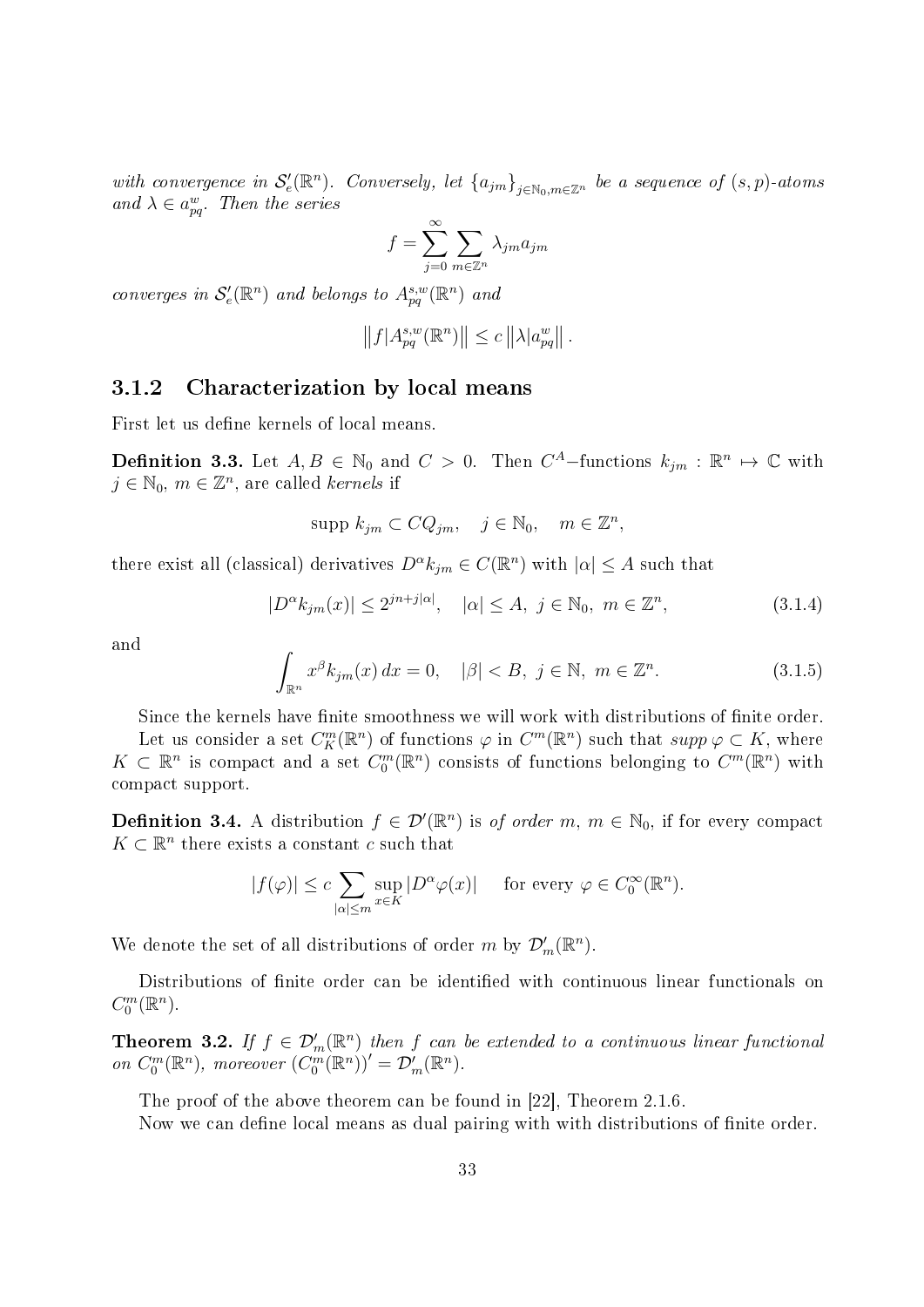*with convergence in $\mathcal{S}'_e(\mathbb{R}^n)$. Conversely, let $\{a_{jm}\}_{j\in\mathbb{N}_0, m\in\mathbb{Z}^n}$ be a sequence of $(s,p)$-atoms and $\lambda \in a^w_{pq}$. Then the series*

$$f = \sum_{j=0}^{\infty} \sum_{m\in\mathbb{Z}^n} \lambda_{jm} a_{jm}$$

*converges in $\mathcal{S}'_e(\mathbb{R}^n)$ and belongs to $A^{s,w}_{pq}(\mathbb{R}^n)$ and*

$$\left\| f | A^{s,w}_{pq}(\mathbb{R}^n) \right\| \leq c \left\| \lambda | a^w_{pq} \right\|.$$

### 3.1.2 Characterization by local means

First let us define kernels of local means.

**Definition 3.3.** Let $A, B \in \mathbb{N}_0$ and $C > 0$. Then $C^A-$functions $k_{jm} : \mathbb{R}^n \mapsto \mathbb{C}$ with $j \in \mathbb{N}_0$, $m \in \mathbb{Z}^n$, are called *kernels* if

$$\text{supp } k_{jm} \subset CQ_{jm}, \quad j \in \mathbb{N}_0, \quad m \in \mathbb{Z}^n,$$

there exist all (classical) derivatives $D^\alpha k_{jm} \in C(\mathbb{R}^n)$ with $|\alpha| \leq A$ such that

$$|D^\alpha k_{jm}(x)| \leq 2^{jn+j|\alpha|}, \quad |\alpha| \leq A, \ j \in \mathbb{N}_0, \ m \in \mathbb{Z}^n, \tag{3.1.4}$$

and

$$\int_{\mathbb{R}^n} x^\beta k_{jm}(x)\, dx = 0, \quad |\beta| < B, \ j \in \mathbb{N}, \ m \in \mathbb{Z}^n. \tag{3.1.5}$$

Since the kernels have finite smoothness we will work with distributions of finite order.

Let us consider a set $C^m_K(\mathbb{R}^n)$ of functions $\varphi$ in $C^m(\mathbb{R}^n)$ such that *supp* $\varphi \subset K$, where $K \subset \mathbb{R}^n$ is compact and a set $C^m_0(\mathbb{R}^n)$ consists of functions belonging to $C^m(\mathbb{R}^n)$ with compact support.

**Definition 3.4.** A distribution $f \in \mathcal{D}'(\mathbb{R}^n)$ is *of order m*, $m \in \mathbb{N}_0$, if for every compact $K \subset \mathbb{R}^n$ there exists a constant $c$ such that

$$|f(\varphi)| \leq c \sum_{|\alpha|\leq m} \sup_{x\in K} |D^\alpha \varphi(x)| \quad \text{ for every } \varphi \in C^\infty_0(\mathbb{R}^n).$$

We denote the set of all distributions of order $m$ by $\mathcal{D}'_m(\mathbb{R}^n)$.

Distributions of finite order can be identified with continuous linear functionals on $C^m_0(\mathbb{R}^n)$.

**Theorem 3.2.** *If $f \in \mathcal{D}'_m(\mathbb{R}^n)$ then $f$ can be extended to a continuous linear functional on $C^m_0(\mathbb{R}^n)$, moreover $(C^m_0(\mathbb{R}^n))' = \mathcal{D}'_m(\mathbb{R}^n)$.*

The proof of the above theorem can be found in [22], Theorem 2.1.6.

Now we can define local means as dual pairing with with distributions of finite order.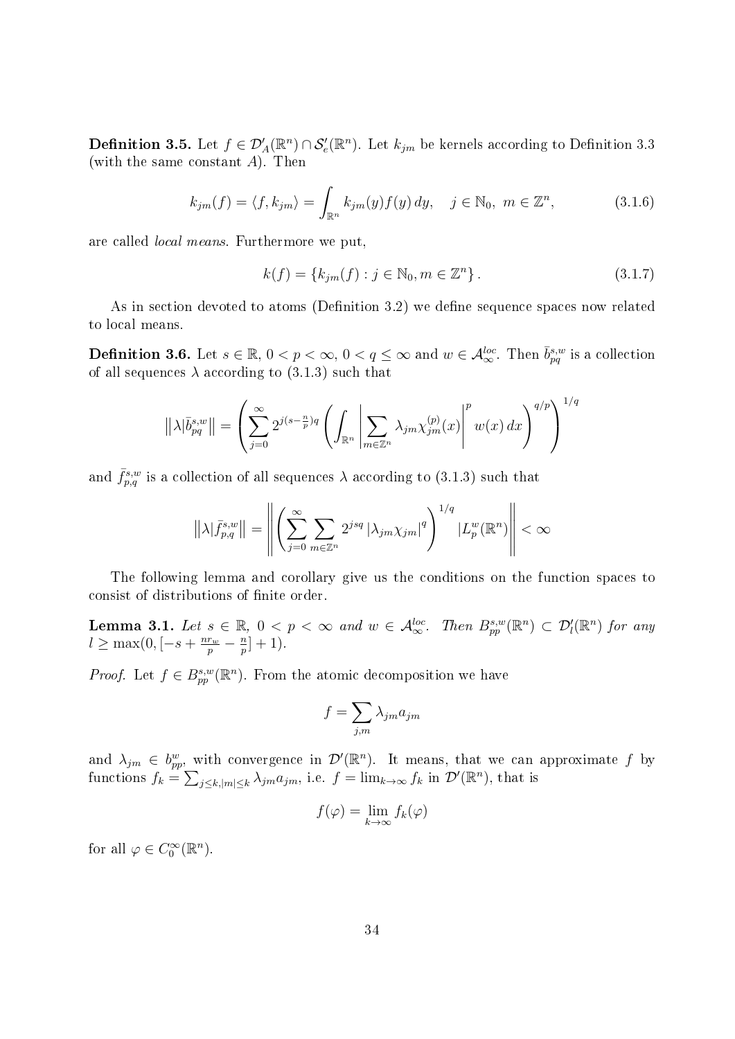**Definition 3.5.** Let $f \in \mathcal{D}'_A(\mathbb{R}^n) \cap \mathcal{S}'_e(\mathbb{R}^n)$. Let $k_{jm}$ be kernels according to Definition 3.3 (with the same constant $A$). Then

$$k_{jm}(f) = \langle f, k_{jm} \rangle = \int_{\mathbb{R}^n} k_{jm}(y) f(y)\, dy, \quad j \in \mathbb{N}_0,\ m \in \mathbb{Z}^n, \tag{3.1.6}$$

are called *local means*. Furthermore we put,

$$k(f) = \{k_{jm}(f) : j \in \mathbb{N}_0, m \in \mathbb{Z}^n\}. \tag{3.1.7}$$

As in section devoted to atoms (Definition 3.2) we define sequence spaces now related to local means.

**Definition 3.6.** Let $s \in \mathbb{R}$, $0 < p < \infty$, $0 < q \le \infty$ and $w \in \mathcal{A}^{loc}_\infty$. Then $\bar{b}^{s,w}_{pq}$ is a collection of all sequences $\lambda$ according to (3.1.3) such that

$$\left\| \lambda | \bar{b}^{s,w}_{pq} \right\| = \left( \sum_{j=0}^{\infty} 2^{j(s-\frac{n}{p})q} \left( \int_{\mathbb{R}^n} \left| \sum_{m \in \mathbb{Z}^n} \lambda_{jm} \chi^{(p)}_{jm}(x) \right|^p w(x)\, dx \right)^{q/p} \right)^{1/q}$$

and $\bar{f}^{s,w}_{p,q}$ is a collection of all sequences $\lambda$ according to (3.1.3) such that

$$\left\| \lambda | \bar{f}^{s,w}_{p,q} \right\| = \left\| \left( \sum_{j=0}^{\infty} \sum_{m \in \mathbb{Z}^n} 2^{jsq} \left| \lambda_{jm} \chi_{jm} \right|^q \right)^{1/q} | L^w_p(\mathbb{R}^n) \right\| < \infty$$

The following lemma and corollary give us the conditions on the function spaces to consist of distributions of finite order.

**Lemma 3.1.** *Let $s \in \mathbb{R}$, $0 < p < \infty$ and $w \in \mathcal{A}^{loc}_\infty$. Then $B^{s,w}_{pp}(\mathbb{R}^n) \subset \mathcal{D}'_l(\mathbb{R}^n)$ for any $l \ge \max(0, [-s + \frac{nr_w}{p} - \frac{n}{p}] + 1)$.*

*Proof.* Let $f \in B^{s,w}_{pp}(\mathbb{R}^n)$. From the atomic decomposition we have

$$f = \sum_{j,m} \lambda_{jm} a_{jm}$$

and $\lambda_{jm} \in b^w_{pp}$, with convergence in $\mathcal{D}'(\mathbb{R}^n)$. It means, that we can approximate $f$ by functions $f_k = \sum_{j \le k, |m| \le k} \lambda_{jm} a_{jm}$, i.e. $f = \lim_{k \to \infty} f_k$ in $\mathcal{D}'(\mathbb{R}^n)$, that is

$$f(\varphi) = \lim_{k \to \infty} f_k(\varphi)$$

for all $\varphi \in C^\infty_0(\mathbb{R}^n)$.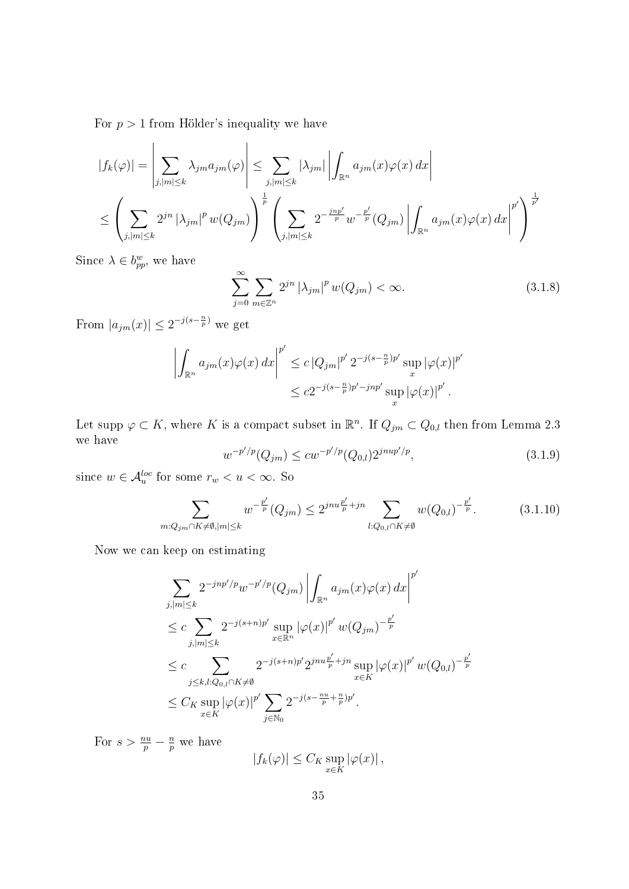For $p > 1$ from Hölder's inequality we have

$$\left|f_k(\varphi)\right| = \left|\sum_{j,|m|\le k} \lambda_{jm} a_{jm}(\varphi)\right| \le \sum_{j,|m|\le k} |\lambda_{jm}| \left|\int_{\mathbb{R}^n} a_{jm}(x)\varphi(x)\,dx\right|$$

$$\le \left(\sum_{j,|m|\le k} 2^{jn} |\lambda_{jm}|^p w(Q_{jm})\right)^{\frac{1}{p}} \left(\sum_{j,|m|\le k} 2^{-\frac{jnp'}{p}} w^{-\frac{p'}{p}}(Q_{jm}) \left|\int_{\mathbb{R}^n} a_{jm}(x)\varphi(x)\,dx\right|^{p'}\right)^{\frac{1}{p'}}$$

Since $\lambda \in b^w_{pp}$, we have

$$\sum_{j=0}^{\infty} \sum_{m\in\mathbb{Z}^n} 2^{jn} |\lambda_{jm}|^p w(Q_{jm}) < \infty. \tag{3.1.8}$$

From $|a_{jm}(x)| \le 2^{-j(s-\frac{n}{p})}$ we get

$$\begin{aligned}\left|\int_{\mathbb{R}^n} a_{jm}(x)\varphi(x)\,dx\right|^{p'} &\le c\,|Q_{jm}|^{p'} 2^{-j(s-\frac{n}{p})p'} \sup_x |\varphi(x)|^{p'} \\ &\le c 2^{-j(s-\frac{n}{p})p'-jnp'} \sup_x |\varphi(x)|^{p'}.\end{aligned}$$

Let supp $\varphi \subset K$, where $K$ is a compact subset in $\mathbb{R}^n$. If $Q_{jm} \subset Q_{0,l}$ then from Lemma 2.3 we have

$$w^{-p'/p}(Q_{jm}) \le c w^{-p'/p}(Q_{0,l}) 2^{jnup'/p}, \tag{3.1.9}$$

since $w \in \mathcal{A}^{loc}_u$ for some $r_w < u < \infty$. So

$$\sum_{m:Q_{jm}\cap K\ne\emptyset, |m|\le k} w^{-\frac{p'}{p}}(Q_{jm}) \le 2^{jnu\frac{p'}{p}+jn} \sum_{l:Q_{0,l}\cap K\ne\emptyset} w(Q_{0,l})^{-\frac{p'}{p}}. \tag{3.1.10}$$

Now we can keep on estimating

$$\begin{aligned}&\sum_{j,|m|\le k} 2^{-jnp'/p} w^{-p'/p}(Q_{jm}) \left|\int_{\mathbb{R}^n} a_{jm}(x)\varphi(x)\,dx\right|^{p'} \\ &\le c \sum_{j,|m|\le k} 2^{-j(s+n)p'} \sup_{x\in\mathbb{R}^n} |\varphi(x)|^{p'} w(Q_{jm})^{-\frac{p'}{p}} \\ &\le c \sum_{j\le k, l:Q_{0,l}\cap K\ne\emptyset} 2^{-j(s+n)p'} 2^{jnu\frac{p'}{p}+jn} \sup_{x\in K} |\varphi(x)|^{p'} w(Q_{0,l})^{-\frac{p'}{p}} \\ &\le C_K \sup_{x\in K} |\varphi(x)|^{p'} \sum_{j\in\mathbb{N}_0} 2^{-j(s-\frac{nu}{p}+\frac{n}{p})p'}.\end{aligned}$$

For $s > \frac{nu}{p} - \frac{n}{p}$ we have

$$|f_k(\varphi)| \le C_K \sup_{x\in K} |\varphi(x)|,$$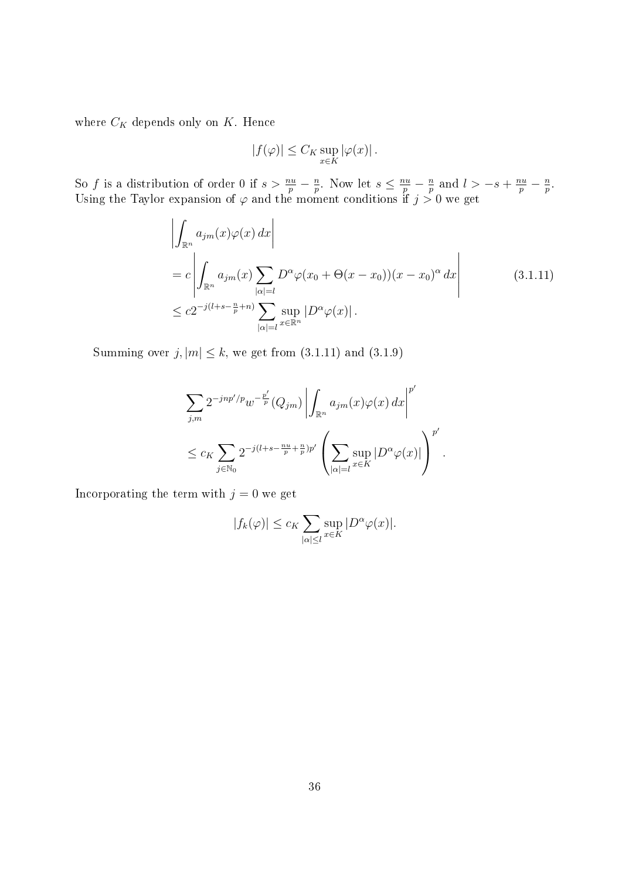where $C_K$ depends only on $K$. Hence

$$|f(\varphi)| \leq C_K \sup_{x \in K} |\varphi(x)| .$$

So $f$ is a distribution of order 0 if $s > \frac{nu}{p} - \frac{n}{p}$. Now let $s \leq \frac{nu}{p} - \frac{n}{p}$ and $l > -s + \frac{nu}{p} - \frac{n}{p}$. Using the Taylor expansion of $\varphi$ and the moment conditions if $j > 0$ we get

$$\begin{aligned}
&\left| \int_{\mathbb{R}^n} a_{jm}(x) \varphi(x) \, dx \right| \\
&= c \left| \int_{\mathbb{R}^n} a_{jm}(x) \sum_{|\alpha|=l} D^\alpha \varphi(x_0 + \Theta(x - x_0))(x - x_0)^\alpha \, dx \right| \\
&\leq c 2^{-j(l+s-\frac{n}{p}+n)} \sum_{|\alpha|=l} \sup_{x \in \mathbb{R}^n} |D^\alpha \varphi(x)| .
\end{aligned} \tag{3.1.11}$$

Summing over $j, |m| \leq k$, we get from (3.1.11) and (3.1.9)

$$\begin{aligned}
&\sum_{j,m} 2^{-jnp'/p} w^{-\frac{p'}{p}}(Q_{jm}) \left| \int_{\mathbb{R}^n} a_{jm}(x) \varphi(x) \, dx \right|^{p'} \\
&\leq c_K \sum_{j \in \mathbb{N}_0} 2^{-j(l+s-\frac{nu}{p}+\frac{n}{p})p'} \left( \sum_{|\alpha|=l} \sup_{x \in K} |D^\alpha \varphi(x)| \right)^{p'} .
\end{aligned}$$

Incorporating the term with $j = 0$ we get

$$|f_k(\varphi)| \leq c_K \sum_{|\alpha| \leq l} \sup_{x \in K} |D^\alpha \varphi(x)|.$$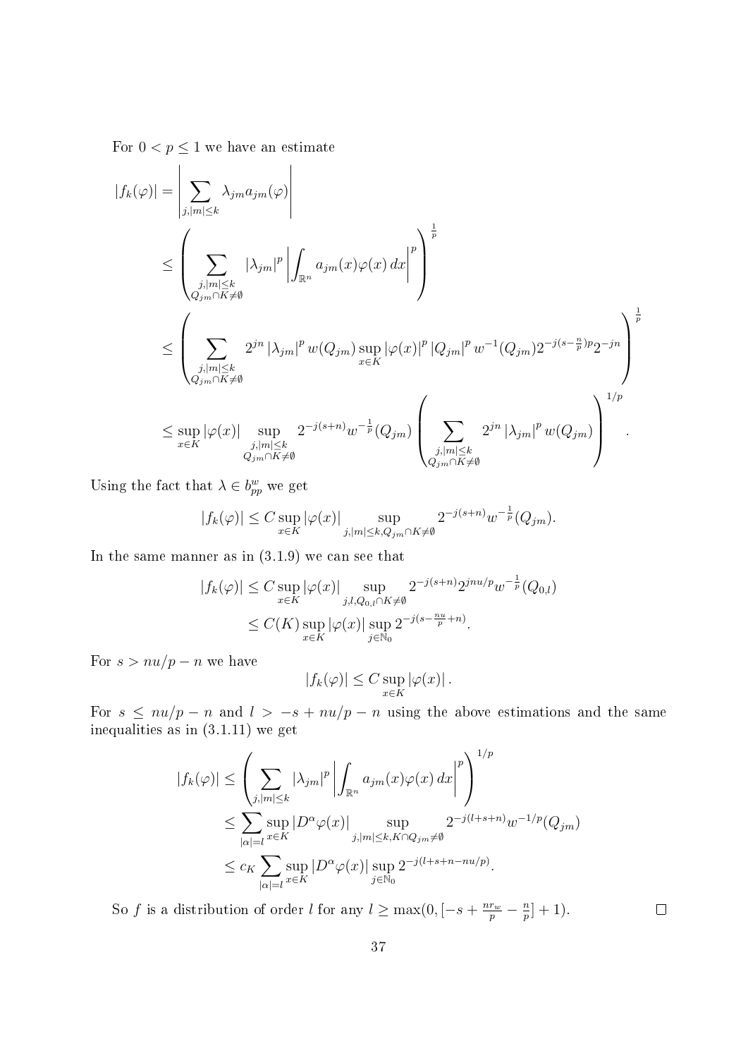For $0 < p \leq 1$ we have an estimate

$$
\begin{aligned}
|f_k(\varphi)| &= \left| \sum_{j,|m|\leq k} \lambda_{jm} a_{jm}(\varphi) \right| \\
&\leq \left( \sum_{\substack{j,|m|\leq k \\ Q_{jm}\cap K \neq \emptyset}} |\lambda_{jm}|^p \left| \int_{\mathbb{R}^n} a_{jm}(x)\varphi(x)\,dx \right|^p \right)^{\frac{1}{p}} \\
&\leq \left( \sum_{\substack{j,|m|\leq k \\ Q_{jm}\cap K \neq \emptyset}} 2^{jn} |\lambda_{jm}|^p \, w(Q_{jm}) \sup_{x\in K} |\varphi(x)|^p \, |Q_{jm}|^p \, w^{-1}(Q_{jm}) 2^{-j(s-\frac{n}{p})p} 2^{-jn} \right)^{\frac{1}{p}} \\
&\leq \sup_{x\in K} |\varphi(x)| \sup_{\substack{j,|m|\leq k \\ Q_{jm}\cap K \neq \emptyset}} 2^{-j(s+n)} w^{-\frac{1}{p}}(Q_{jm}) \left( \sum_{\substack{j,|m|\leq k \\ Q_{jm}\cap K \neq \emptyset}} 2^{jn} |\lambda_{jm}|^p \, w(Q_{jm}) \right)^{1/p}.
\end{aligned}
$$

Using the fact that $\lambda \in b^w_{pp}$ we get

$$
|f_k(\varphi)| \leq C \sup_{x\in K} |\varphi(x)| \sup_{j,|m|\leq k, Q_{jm}\cap K \neq \emptyset} 2^{-j(s+n)} w^{-\frac{1}{p}}(Q_{jm}).
$$

In the same manner as in (3.1.9) we can see that

$$
\begin{aligned}
|f_k(\varphi)| &\leq C \sup_{x\in K} |\varphi(x)| \sup_{j,l,Q_{0,l}\cap K \neq \emptyset} 2^{-j(s+n)} 2^{jnu/p} w^{-\frac{1}{p}}(Q_{0,l}) \\
&\leq C(K) \sup_{x\in K} |\varphi(x)| \sup_{j\in\mathbb{N}_0} 2^{-j(s-\frac{nu}{p}+n)}.
\end{aligned}
$$

For $s > nu/p - n$ we have

$$
|f_k(\varphi)| \leq C \sup_{x\in K} |\varphi(x)|.
$$

For $s \leq nu/p - n$ and $l > -s + nu/p - n$ using the above estimations and the same inequalities as in (3.1.11) we get

$$
\begin{aligned}
|f_k(\varphi)| &\leq \left( \sum_{j,|m|\leq k} |\lambda_{jm}|^p \left| \int_{\mathbb{R}^n} a_{jm}(x)\varphi(x)\,dx \right|^p \right)^{1/p} \\
&\leq \sum_{|\alpha|=l} \sup_{x\in K} |D^\alpha \varphi(x)| \sup_{j,|m|\leq k, K\cap Q_{jm}\neq\emptyset} 2^{-j(l+s+n)} w^{-1/p}(Q_{jm}) \\
&\leq c_K \sum_{|\alpha|=l} \sup_{x\in K} |D^\alpha \varphi(x)| \sup_{j\in\mathbb{N}_0} 2^{-j(l+s+n-nu/p)}.
\end{aligned}
$$

So $f$ is a distribution of order $l$ for any $l \geq \max(0, [-s + \frac{nr_w}{p} - \frac{n}{p}] + 1)$. $\square$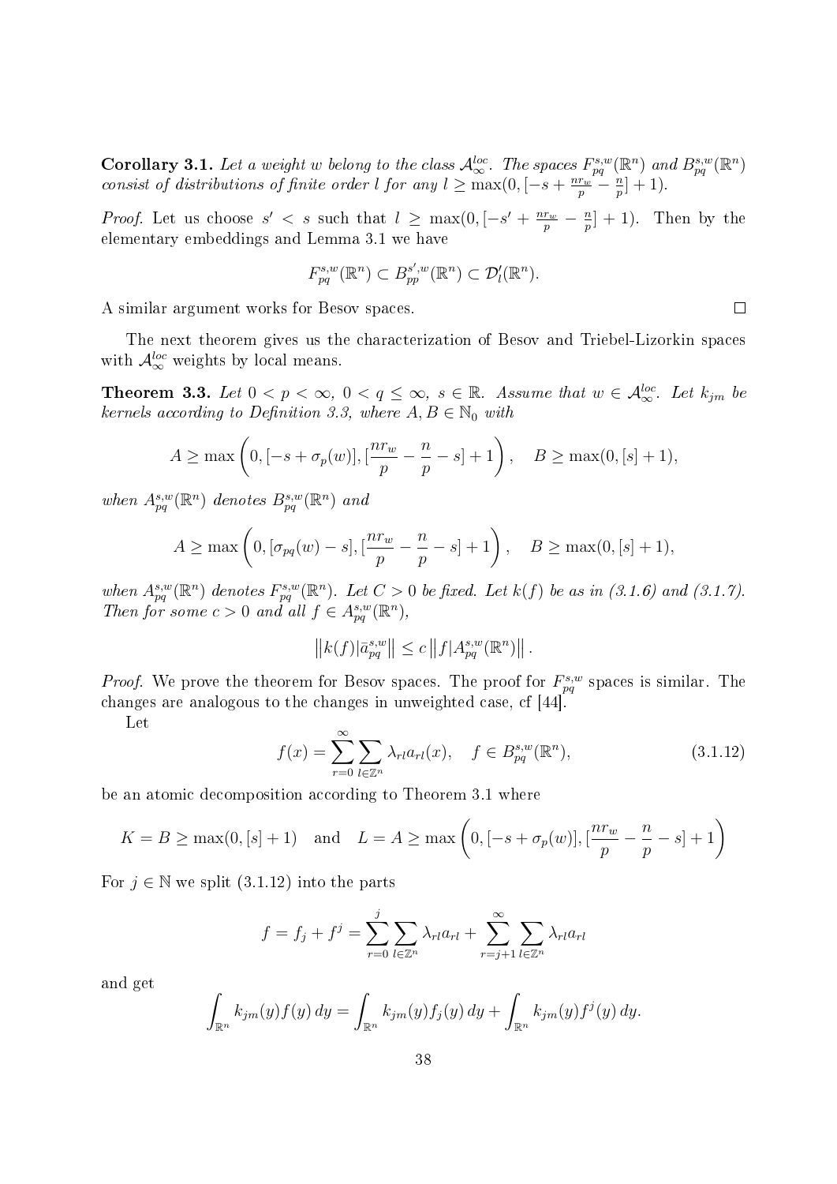**Corollary 3.1.** *Let a weight $w$ belong to the class $\mathcal{A}_\infty^{loc}$. The spaces $F_{pq}^{s,w}(\mathbb{R}^n)$ and $B_{pq}^{s,w}(\mathbb{R}^n)$ consist of distributions of finite order $l$ for any $l \geq \max(0, [-s + \frac{nr_w}{p} - \frac{n}{p}] + 1)$.*

*Proof.* Let us choose $s' < s$ such that $l \geq \max(0, [-s' + \frac{nr_w}{p} - \frac{n}{p}] + 1)$. Then by the elementary embeddings and Lemma 3.1 we have

$$F_{pq}^{s,w}(\mathbb{R}^n) \subset B_{pp}^{s',w}(\mathbb{R}^n) \subset \mathcal{D}_l'(\mathbb{R}^n).$$

A similar argument works for Besov spaces. □

The next theorem gives us the characterization of Besov and Triebel-Lizorkin spaces with $\mathcal{A}_\infty^{loc}$ weights by local means.

**Theorem 3.3.** *Let $0 < p < \infty$, $0 < q \leq \infty$, $s \in \mathbb{R}$. Assume that $w \in \mathcal{A}_\infty^{loc}$. Let $k_{jm}$ be kernels according to Definition 3.3, where $A, B \in \mathbb{N}_0$ with*

$$A \geq \max\left(0, [-s + \sigma_p(w)], [\frac{nr_w}{p} - \frac{n}{p} - s] + 1\right), \quad B \geq \max(0, [s] + 1),$$

*when $A_{pq}^{s,w}(\mathbb{R}^n)$ denotes $B_{pq}^{s,w}(\mathbb{R}^n)$ and*

$$A \geq \max\left(0, [\sigma_{pq}(w) - s], [\frac{nr_w}{p} - \frac{n}{p} - s] + 1\right), \quad B \geq \max(0, [s] + 1),$$

*when $A_{pq}^{s,w}(\mathbb{R}^n)$ denotes $F_{pq}^{s,w}(\mathbb{R}^n)$. Let $C > 0$ be fixed. Let $k(f)$ be as in (3.1.6) and (3.1.7). Then for some $c > 0$ and all $f \in A_{pq}^{s,w}(\mathbb{R}^n)$,*

$$\left\| k(f) | \bar{a}_{pq}^{s,w} \right\| \leq c \left\| f | A_{pq}^{s,w}(\mathbb{R}^n) \right\|.$$

*Proof.* We prove the theorem for Besov spaces. The proof for $F_{pq}^{s,w}$ spaces is similar. The changes are analogous to the changes in unweighted case, cf [44].

Let

$$f(x) = \sum_{r=0}^{\infty} \sum_{l \in \mathbb{Z}^n} \lambda_{rl} a_{rl}(x), \quad f \in B_{pq}^{s,w}(\mathbb{R}^n), \tag{3.1.12}$$

be an atomic decomposition according to Theorem 3.1 where

$$K = B \geq \max(0, [s] + 1) \quad \text{and} \quad L = A \geq \max\left(0, [-s + \sigma_p(w)], [\frac{nr_w}{p} - \frac{n}{p} - s] + 1\right)$$

For $j \in \mathbb{N}$ we split (3.1.12) into the parts

$$f = f_j + f^j = \sum_{r=0}^{j} \sum_{l \in \mathbb{Z}^n} \lambda_{rl} a_{rl} + \sum_{r=j+1}^{\infty} \sum_{l \in \mathbb{Z}^n} \lambda_{rl} a_{rl}$$

and get

$$\int_{\mathbb{R}^n} k_{jm}(y) f(y)\, dy = \int_{\mathbb{R}^n} k_{jm}(y) f_j(y)\, dy + \int_{\mathbb{R}^n} k_{jm}(y) f^j(y)\, dy.$$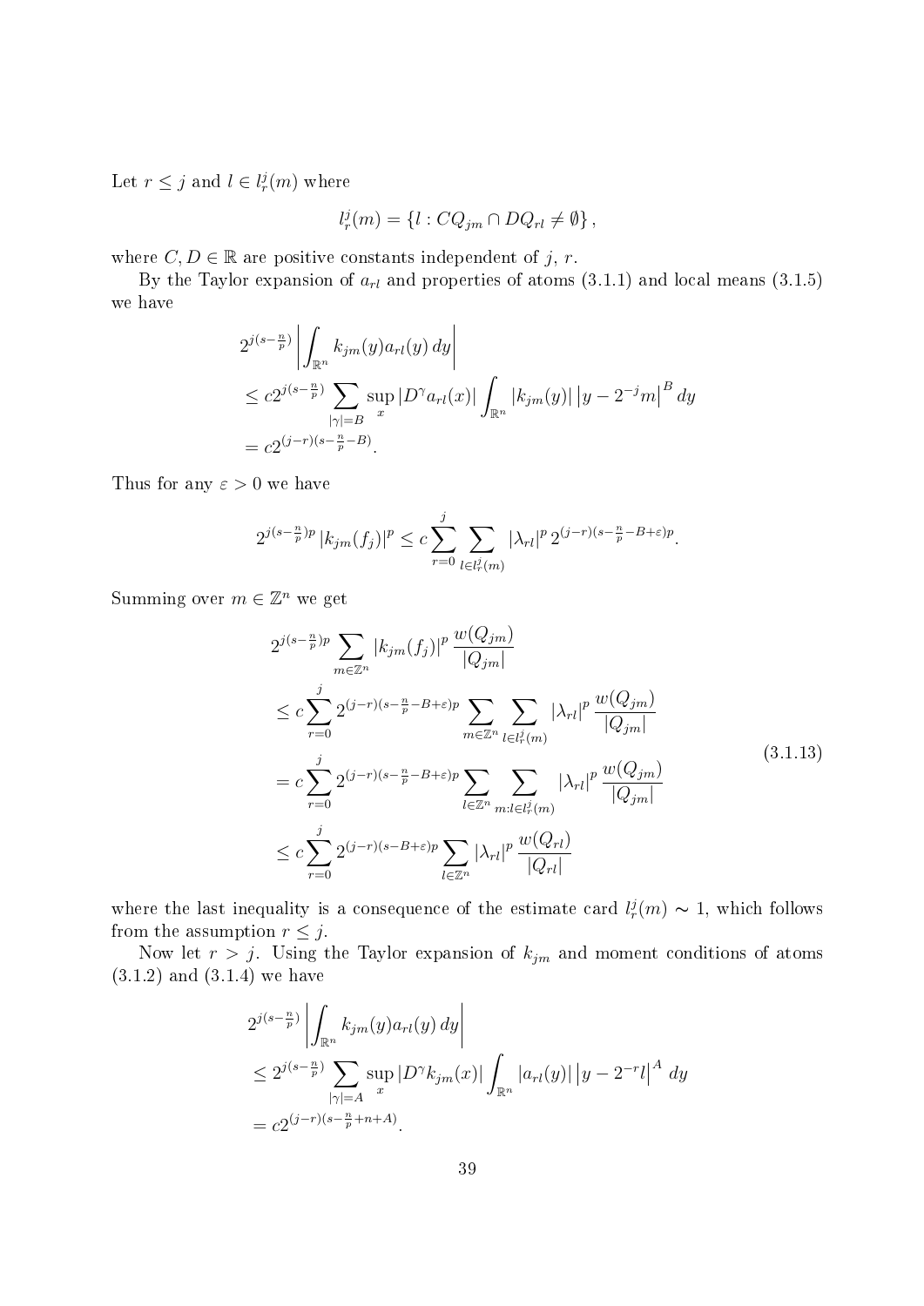Let $r \leq j$ and $l \in l_r^j(m)$ where

$$l_r^j(m) = \{l : CQ_{jm} \cap DQ_{rl} \neq \emptyset\},$$

where $C, D \in \mathbb{R}$ are positive constants independent of $j$, $r$.

By the Taylor expansion of $a_{rl}$ and properties of atoms (3.1.1) and local means (3.1.5) we have

$$\begin{aligned}
&2^{j(s-\frac{n}{p})} \left| \int_{\mathbb{R}^n} k_{jm}(y) a_{rl}(y)\, dy \right| \\
&\leq c 2^{j(s-\frac{n}{p})} \sum_{|\gamma|=B} \sup_x |D^\gamma a_{rl}(x)| \int_{\mathbb{R}^n} |k_{jm}(y)| \left| y - 2^{-j}m \right|^B dy \\
&= c 2^{(j-r)(s-\frac{n}{p}-B)}.
\end{aligned}$$

Thus for any $\varepsilon > 0$ we have

$$2^{j(s-\frac{n}{p})p} |k_{jm}(f_j)|^p \leq c \sum_{r=0}^{j} \sum_{l \in l_r^j(m)} |\lambda_{rl}|^p \, 2^{(j-r)(s-\frac{n}{p}-B+\varepsilon)p}.$$

Summing over $m \in \mathbb{Z}^n$ we get

$$\begin{aligned}
&2^{j(s-\frac{n}{p})p} \sum_{m \in \mathbb{Z}^n} |k_{jm}(f_j)|^p \, \frac{w(Q_{jm})}{|Q_{jm}|} \\
&\leq c \sum_{r=0}^{j} 2^{(j-r)(s-\frac{n}{p}-B+\varepsilon)p} \sum_{m \in \mathbb{Z}^n} \sum_{l \in l_r^j(m)} |\lambda_{rl}|^p \, \frac{w(Q_{jm})}{|Q_{jm}|} \\
&= c \sum_{r=0}^{j} 2^{(j-r)(s-\frac{n}{p}-B+\varepsilon)p} \sum_{l \in \mathbb{Z}^n} \sum_{m : l \in l_r^j(m)} |\lambda_{rl}|^p \, \frac{w(Q_{jm})}{|Q_{jm}|} \\
&\leq c \sum_{r=0}^{j} 2^{(j-r)(s-B+\varepsilon)p} \sum_{l \in \mathbb{Z}^n} |\lambda_{rl}|^p \, \frac{w(Q_{rl})}{|Q_{rl}|}
\end{aligned} \tag{3.1.13}$$

where the last inequality is a consequence of the estimate card $l_r^j(m) \sim 1$, which follows from the assumption $r \leq j$.

Now let $r > j$. Using the Taylor expansion of $k_{jm}$ and moment conditions of atoms (3.1.2) and (3.1.4) we have

$$\begin{aligned}
&2^{j(s-\frac{n}{p})} \left| \int_{\mathbb{R}^n} k_{jm}(y) a_{rl}(y)\, dy \right| \\
&\leq 2^{j(s-\frac{n}{p})} \sum_{|\gamma|=A} \sup_x |D^\gamma k_{jm}(x)| \int_{\mathbb{R}^n} |a_{rl}(y)| \left| y - 2^{-r}l \right|^A \, dy \\
&= c 2^{(j-r)(s-\frac{n}{p}+n+A)}.
\end{aligned}$$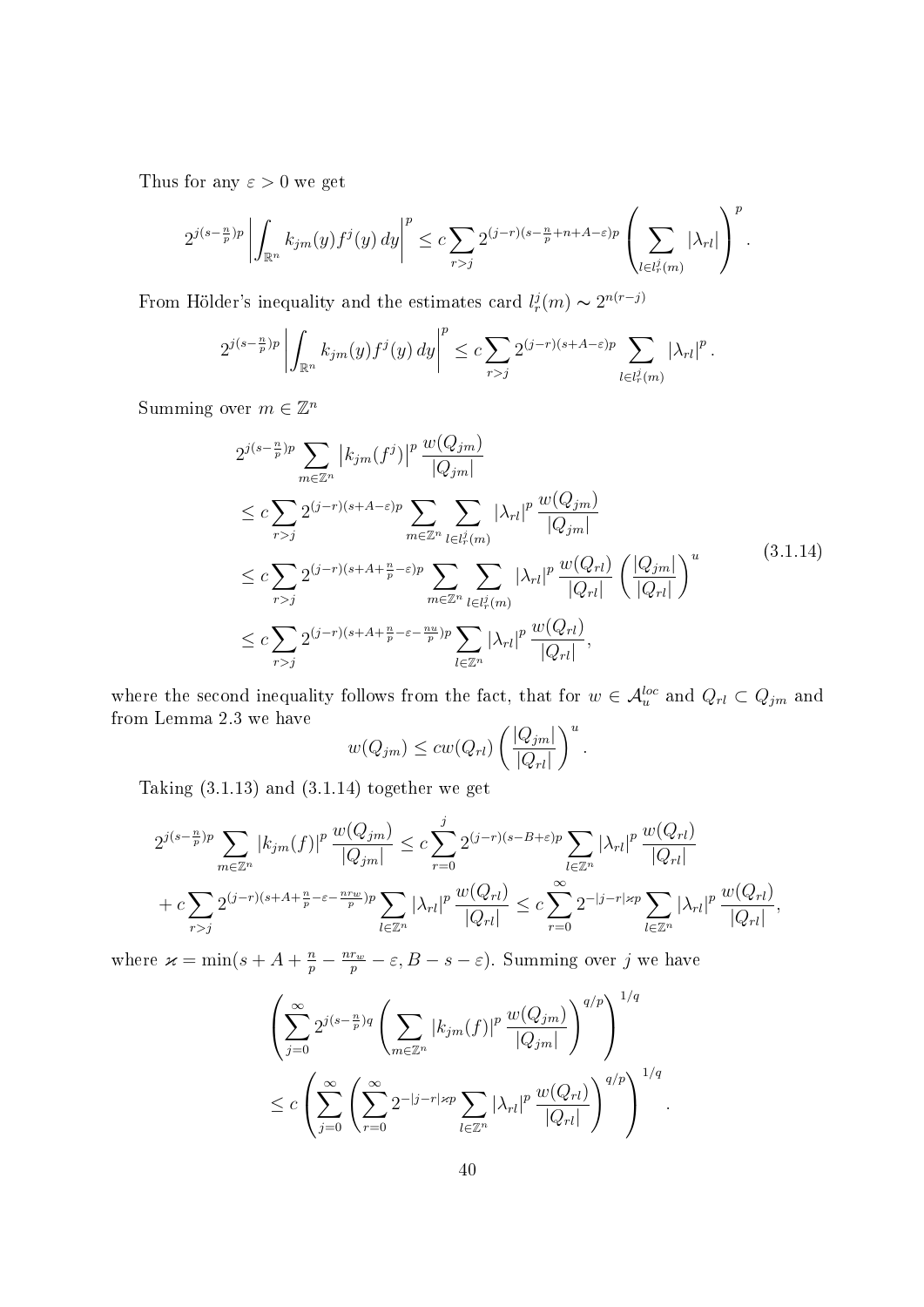Thus for any $\varepsilon > 0$ we get

$$2^{j(s-\frac{n}{p})p} \left| \int_{\mathbb{R}^n} k_{jm}(y) f^j(y)\, dy \right|^p \leq c \sum_{r>j} 2^{(j-r)(s-\frac{n}{p}+n+A-\varepsilon)p} \left( \sum_{l \in l_r^j(m)} |\lambda_{rl}| \right)^p .$$

From Hölder's inequality and the estimates card $l_r^j(m) \sim 2^{n(r-j)}$

$$2^{j(s-\frac{n}{p})p} \left| \int_{\mathbb{R}^n} k_{jm}(y) f^j(y)\, dy \right|^p \leq c \sum_{r>j} 2^{(j-r)(s+A-\varepsilon)p} \sum_{l \in l_r^j(m)} |\lambda_{rl}|^p .$$

Summing over $m \in \mathbb{Z}^n$

$$\begin{aligned}
&2^{j(s-\frac{n}{p})p} \sum_{m \in \mathbb{Z}^n} \left| k_{jm}(f^j) \right|^p \frac{w(Q_{jm})}{|Q_{jm}|} \\
&\leq c \sum_{r>j} 2^{(j-r)(s+A-\varepsilon)p} \sum_{m \in \mathbb{Z}^n} \sum_{l \in l_r^j(m)} |\lambda_{rl}|^p \frac{w(Q_{jm})}{|Q_{jm}|} \\
&\leq c \sum_{r>j} 2^{(j-r)(s+A+\frac{n}{p}-\varepsilon)p} \sum_{m \in \mathbb{Z}^n} \sum_{l \in l_r^j(m)} |\lambda_{rl}|^p \frac{w(Q_{rl})}{|Q_{rl}|} \left( \frac{|Q_{jm}|}{|Q_{rl}|} \right)^u \\
&\leq c \sum_{r>j} 2^{(j-r)(s+A+\frac{n}{p}-\varepsilon-\frac{nu}{p})p} \sum_{l \in \mathbb{Z}^n} |\lambda_{rl}|^p \frac{w(Q_{rl})}{|Q_{rl}|},
\end{aligned} \tag{3.1.14}$$

where the second inequality follows from the fact, that for $w \in \mathcal{A}_u^{loc}$ and $Q_{rl} \subset Q_{jm}$ and from Lemma 2.3 we have

$$w(Q_{jm}) \leq c w(Q_{rl}) \left( \frac{|Q_{jm}|}{|Q_{rl}|} \right)^u .$$

Taking (3.1.13) and (3.1.14) together we get

$$\begin{aligned}
&2^{j(s-\frac{n}{p})p} \sum_{m \in \mathbb{Z}^n} |k_{jm}(f)|^p \frac{w(Q_{jm})}{|Q_{jm}|} \leq c \sum_{r=0}^{j} 2^{(j-r)(s-B+\varepsilon)p} \sum_{l \in \mathbb{Z}^n} |\lambda_{rl}|^p \frac{w(Q_{rl})}{|Q_{rl}|} \\
&+ c \sum_{r>j} 2^{(j-r)(s+A+\frac{n}{p}-\varepsilon-\frac{nr_w}{p})p} \sum_{l \in \mathbb{Z}^n} |\lambda_{rl}|^p \frac{w(Q_{rl})}{|Q_{rl}|} \leq c \sum_{r=0}^{\infty} 2^{-|j-r|\varkappa p} \sum_{l \in \mathbb{Z}^n} |\lambda_{rl}|^p \frac{w(Q_{rl})}{|Q_{rl}|},
\end{aligned}$$

where $\varkappa = \min(s + A + \frac{n}{p} - \frac{nr_w}{p} - \varepsilon, B - s - \varepsilon)$. Summing over $j$ we have

$$\begin{aligned}
&\left( \sum_{j=0}^{\infty} 2^{j(s-\frac{n}{p})q} \left( \sum_{m \in \mathbb{Z}^n} |k_{jm}(f)|^p \frac{w(Q_{jm})}{|Q_{jm}|} \right)^{q/p} \right)^{1/q} \\
&\leq c \left( \sum_{j=0}^{\infty} \left( \sum_{r=0}^{\infty} 2^{-|j-r|\varkappa p} \sum_{l \in \mathbb{Z}^n} |\lambda_{rl}|^p \frac{w(Q_{rl})}{|Q_{rl}|} \right)^{q/p} \right)^{1/q} .
\end{aligned}$$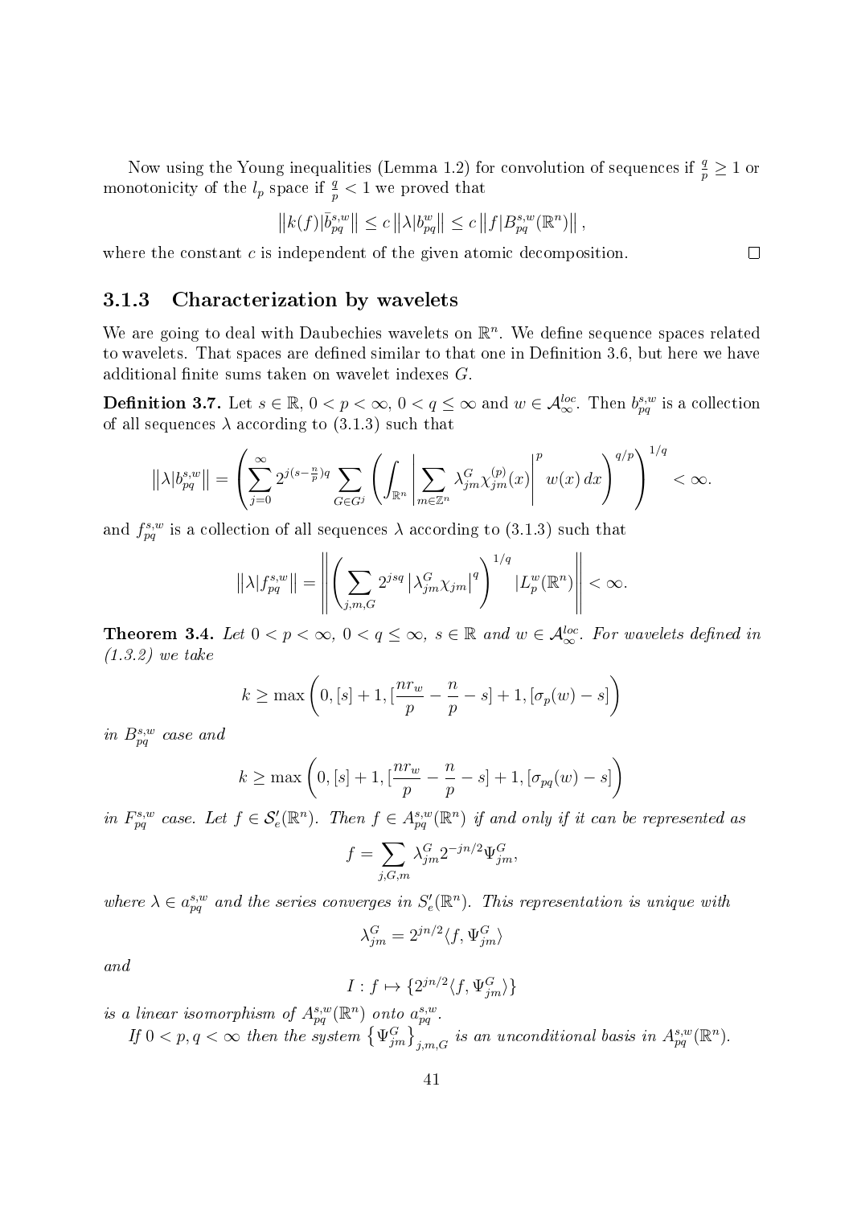Now using the Young inequalities (Lemma 1.2) for convolution of sequences if $\frac{q}{p} \geq 1$ or monotonicity of the $l_p$ space if $\frac{q}{p} < 1$ we proved that

$$\left\| k(f) | \bar{b}_{pq}^{s,w} \right\| \leq c \left\| \lambda | b_{pq}^{w} \right\| \leq c \left\| f | B_{pq}^{s,w}(\mathbb{R}^n) \right\|,$$

where the constant $c$ is independent of the given atomic decomposition. $\square$

### 3.1.3 Characterization by wavelets

We are going to deal with Daubechies wavelets on $\mathbb{R}^n$. We define sequence spaces related to wavelets. That spaces are defined similar to that one in Definition 3.6, but here we have additional finite sums taken on wavelet indexes $G$.

**Definition 3.7.** Let $s \in \mathbb{R}$, $0 < p < \infty$, $0 < q \leq \infty$ and $w \in \mathcal{A}_\infty^{loc}$. Then $b_{pq}^{s,w}$ is a collection of all sequences $\lambda$ according to (3.1.3) such that

$$\left\| \lambda | b_{pq}^{s,w} \right\| = \left( \sum_{j=0}^{\infty} 2^{j(s-\frac{n}{p})q} \sum_{G \in G^j} \left( \int_{\mathbb{R}^n} \left| \sum_{m \in \mathbb{Z}^n} \lambda_{jm}^G \chi_{jm}^{(p)}(x) \right|^p w(x)\, dx \right)^{q/p} \right)^{1/q} < \infty.$$

and $f_{pq}^{s,w}$ is a collection of all sequences $\lambda$ according to (3.1.3) such that

$$\left\| \lambda | f_{pq}^{s,w} \right\| = \left\| \left( \sum_{j,m,G} 2^{jsq} \left| \lambda_{jm}^G \chi_{jm} \right|^q \right)^{1/q} | L_p^w(\mathbb{R}^n) \right\| < \infty.$$

**Theorem 3.4.** *Let $0 < p < \infty$, $0 < q \leq \infty$, $s \in \mathbb{R}$ and $w \in \mathcal{A}_\infty^{loc}$. For wavelets defined in (1.3.2) we take*

$$k \geq \max\left(0, [s]+1, [\frac{nr_w}{p} - \frac{n}{p} - s]+1, [\sigma_p(w) - s]\right)$$

*in $B_{pq}^{s,w}$ case and*

$$k \geq \max\left(0, [s]+1, [\frac{nr_w}{p} - \frac{n}{p} - s]+1, [\sigma_{pq}(w) - s]\right)$$

*in $F_{pq}^{s,w}$ case. Let $f \in \mathcal{S}_e'(\mathbb{R}^n)$. Then $f \in A_{pq}^{s,w}(\mathbb{R}^n)$ if and only if it can be represented as*

$$f = \sum_{j,G,m} \lambda_{jm}^G 2^{-jn/2} \Psi_{jm}^G,$$

*where $\lambda \in a_{pq}^{s,w}$ and the series converges in $S_e'(\mathbb{R}^n)$. This representation is unique with*

$$\lambda_{jm}^G = 2^{jn/2} \langle f, \Psi_{jm}^G \rangle$$

*and*

$$I : f \mapsto \{2^{jn/2} \langle f, \Psi_{jm}^G \rangle\}$$

*is a linear isomorphism of $A_{pq}^{s,w}(\mathbb{R}^n)$ onto $a_{pq}^{s,w}$.*

*If $0 < p, q < \infty$ then the system $\left\{ \Psi_{jm}^G \right\}_{j,m,G}$ is an unconditional basis in $A_{pq}^{s,w}(\mathbb{R}^n)$.*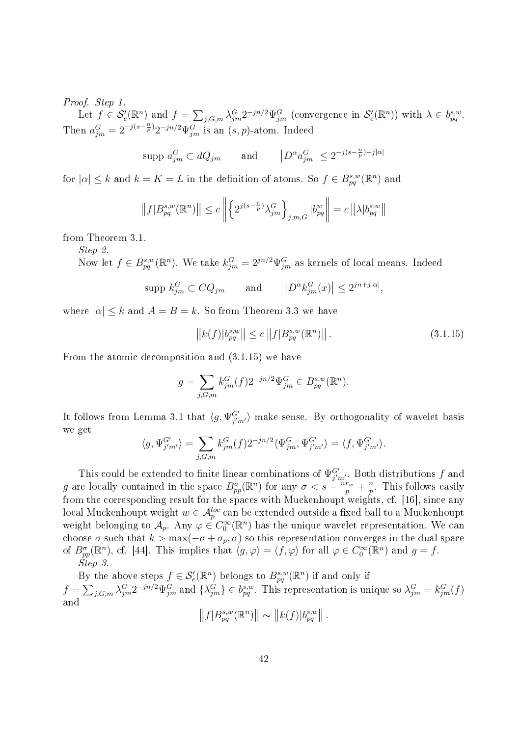*Proof. Step 1.*

Let $f \in \mathcal{S}'_e(\mathbb{R}^n)$ and $f = \sum_{j,G,m} \lambda^G_{jm} 2^{-jn/2}\Psi^G_{jm}$ (convergence in $\mathcal{S}'_e(\mathbb{R}^n)$) with $\lambda \in b^{s,w}_{pq}$. Then $a^G_{jm} = 2^{-j(s-\frac{n}{p})}2^{-jn/2}\Psi^G_{jm}$ is an $(s,p)$-atom. Indeed

$$\text{supp } a^G_{jm} \subset dQ_{jm} \qquad \text{and} \qquad \left|D^\alpha a^G_{jm}\right| \leq 2^{-j(s-\frac{n}{p})+j|\alpha|}$$

for $|\alpha| \leq k$ and $k = K = L$ in the definition of atoms. So $f \in B^{s,w}_{pq}(\mathbb{R}^n)$ and

$$\left\|f|B^{s,w}_{pq}(\mathbb{R}^n)\right\| \leq c\left\|\left\{2^{j(s-\frac{n}{p})}\lambda^G_{jm}\right\}_{j,m,G}|b^w_{pq}\right\| = c\left\|\lambda|b^{s,w}_{pq}\right\|$$

from Theorem 3.1.

*Step 2.*

Now let $f \in B^{s,w}_{pq}(\mathbb{R}^n)$. We take $k^G_{jm} = 2^{jn/2}\Psi^G_{jm}$ as kernels of local means. Indeed

$$\text{supp } k^G_{jm} \subset CQ_{jm} \qquad \text{and} \qquad \left|D^\alpha k^G_{jm}(x)\right| \leq 2^{jn+j|\alpha|},$$

where $|\alpha| \leq k$ and $A = B = k$. So from Theorem 3.3 we have

$$\left\|k(f)|b^{s,w}_{pq}\right\| \leq c\left\|f|B^{s,w}_{pq}(\mathbb{R}^n)\right\|. \tag{3.1.15}$$

From the atomic decomposition and (3.1.15) we have

$$g = \sum_{j,G,m} k^G_{jm}(f)2^{-jn/2}\Psi^G_{jm} \in B^{s,w}_{pq}(\mathbb{R}^n).$$

It follows from Lemma 3.1 that $\langle g, \Psi^{G'}_{j'm'}\rangle$ make sense. By orthogonality of wavelet basis we get

$$\langle g, \Psi^{G'}_{j'm'}\rangle = \sum_{j,G,m} k^G_{jm}(f)2^{-jn/2}\langle\Psi^G_{jm}, \Psi^{G'}_{j'm'}\rangle = \langle f, \Psi^{G'}_{j'm'}\rangle.$$

This could be extended to finite linear combinations of $\Psi^{G'}_{j'm'}$. Both distributions $f$ and $g$ are locally contained in the space $B^\sigma_{pp}(\mathbb{R}^n)$ for any $\sigma < s - \frac{nr_w}{p} + \frac{n}{p}$. This follows easily from the corresponding result for the spaces with Muckenhoupt weights, cf. [16], since any local Muckenhoupt weight $w \in \mathcal{A}^{loc}_p$ can be extended outside a fixed ball to a Muckenhoupt weight belonging to $\mathcal{A}_p$. Any $\varphi \in C^\infty_0(\mathbb{R}^n)$ has the unique wavelet representation. We can choose $\sigma$ such that $k > \max(-\sigma + \sigma_p, \sigma)$ so this representation converges in the dual space of $B^\sigma_{pp}(\mathbb{R}^n)$, cf. [44]. This implies that $\langle g, \varphi\rangle = \langle f, \varphi\rangle$ for all $\varphi \in C^\infty_0(\mathbb{R}^n)$ and $g = f$.

*Step 3.*

By the above steps $f \in \mathcal{S}'_e(\mathbb{R}^n)$ belongs to $B^{s,w}_{pq}(\mathbb{R}^n)$ if and only if $f = \sum_{j,G,m} \lambda^G_{jm}2^{-jn/2}\Psi^G_{jm}$ and $\{\lambda^G_{jm}\} \in b^{s,w}_{pq}$. This representation is unique so $\lambda^G_{jm} = k^G_{jm}(f)$ and

$$\left\|f|B^{s,w}_{pq}(\mathbb{R}^n)\right\| \sim \left\|k(f)|b^{s,w}_{pq}\right\|.$$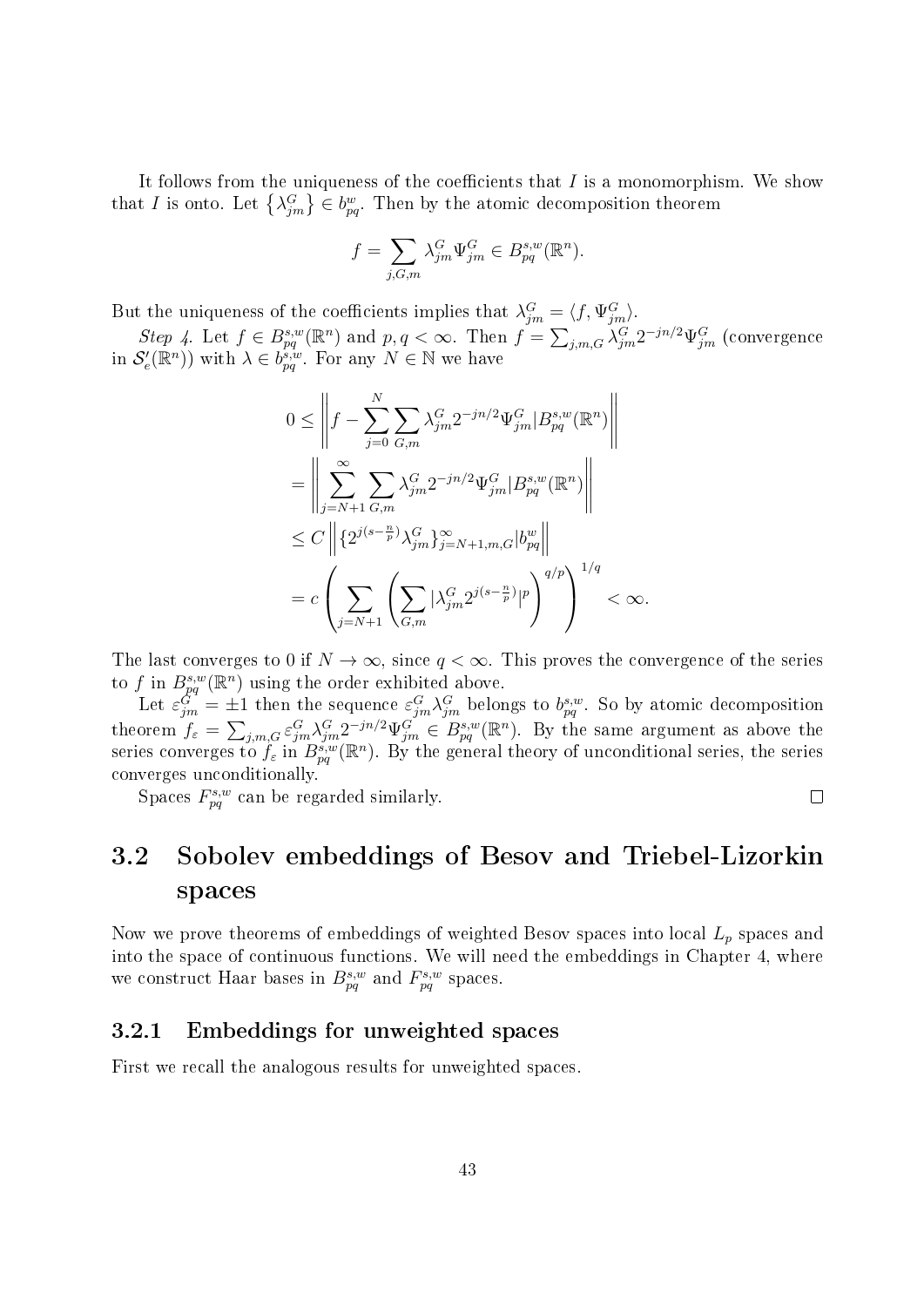It follows from the uniqueness of the coefficients that $I$ is a monomorphism. We show that $I$ is onto. Let $\{\lambda^G_{jm}\} \in b^w_{pq}$. Then by the atomic decomposition theorem

$$f = \sum_{j,G,m} \lambda^G_{jm} \Psi^G_{jm} \in B^{s,w}_{pq}(\mathbb{R}^n).$$

But the uniqueness of the coefficients implies that $\lambda^G_{jm} = \langle f, \Psi^G_{jm} \rangle$.

*Step 4.* Let $f \in B^{s,w}_{pq}(\mathbb{R}^n)$ and $p, q < \infty$. Then $f = \sum_{j,m,G} \lambda^G_{jm} 2^{-jn/2} \Psi^G_{jm}$ (convergence in $\mathcal{S}'_e(\mathbb{R}^n)$) with $\lambda \in b^{s,w}_{pq}$. For any $N \in \mathbb{N}$ we have

$$\begin{aligned}
0 &\le \left\| f - \sum_{j=0}^{N} \sum_{G,m} \lambda^G_{jm} 2^{-jn/2} \Psi^G_{jm} | B^{s,w}_{pq}(\mathbb{R}^n) \right\| \\
&= \left\| \sum_{j=N+1}^{\infty} \sum_{G,m} \lambda^G_{jm} 2^{-jn/2} \Psi^G_{jm} | B^{s,w}_{pq}(\mathbb{R}^n) \right\| \\
&\le C \left\| \{ 2^{j(s-\frac{n}{p})} \lambda^G_{jm} \}^{\infty}_{j=N+1,m,G} | b^w_{pq} \right\| \\
&= c \left( \sum_{j=N+1} \left( \sum_{G,m} |\lambda^G_{jm} 2^{j(s-\frac{n}{p})}|^p \right)^{q/p} \right)^{1/q} < \infty.
\end{aligned}$$

The last converges to 0 if $N \to \infty$, since $q < \infty$. This proves the convergence of the series to $f$ in $B^{s,w}_{pq}(\mathbb{R}^n)$ using the order exhibited above.

Let $\varepsilon^G_{jm} = \pm 1$ then the sequence $\varepsilon^G_{jm} \lambda^G_{jm}$ belongs to $b^{s,w}_{pq}$. So by atomic decomposition theorem $f_\varepsilon = \sum_{j,m,G} \varepsilon^G_{jm} \lambda^G_{jm} 2^{-jn/2} \Psi^G_{jm} \in B^{s,w}_{pq}(\mathbb{R}^n)$. By the same argument as above the series converges to $f_\varepsilon$ in $B^{s,w}_{pq}(\mathbb{R}^n)$. By the general theory of unconditional series, the series converges unconditionally.

Spaces $F^{s,w}_{pq}$ can be regarded similarly. $\square$

## 3.2 Sobolev embeddings of Besov and Triebel-Lizorkin spaces

Now we prove theorems of embeddings of weighted Besov spaces into local $L_p$ spaces and into the space of continuous functions. We will need the embeddings in Chapter 4, where we construct Haar bases in $B^{s,w}_{pq}$ and $F^{s,w}_{pq}$ spaces.

### 3.2.1 Embeddings for unweighted spaces

First we recall the analogous results for unweighted spaces.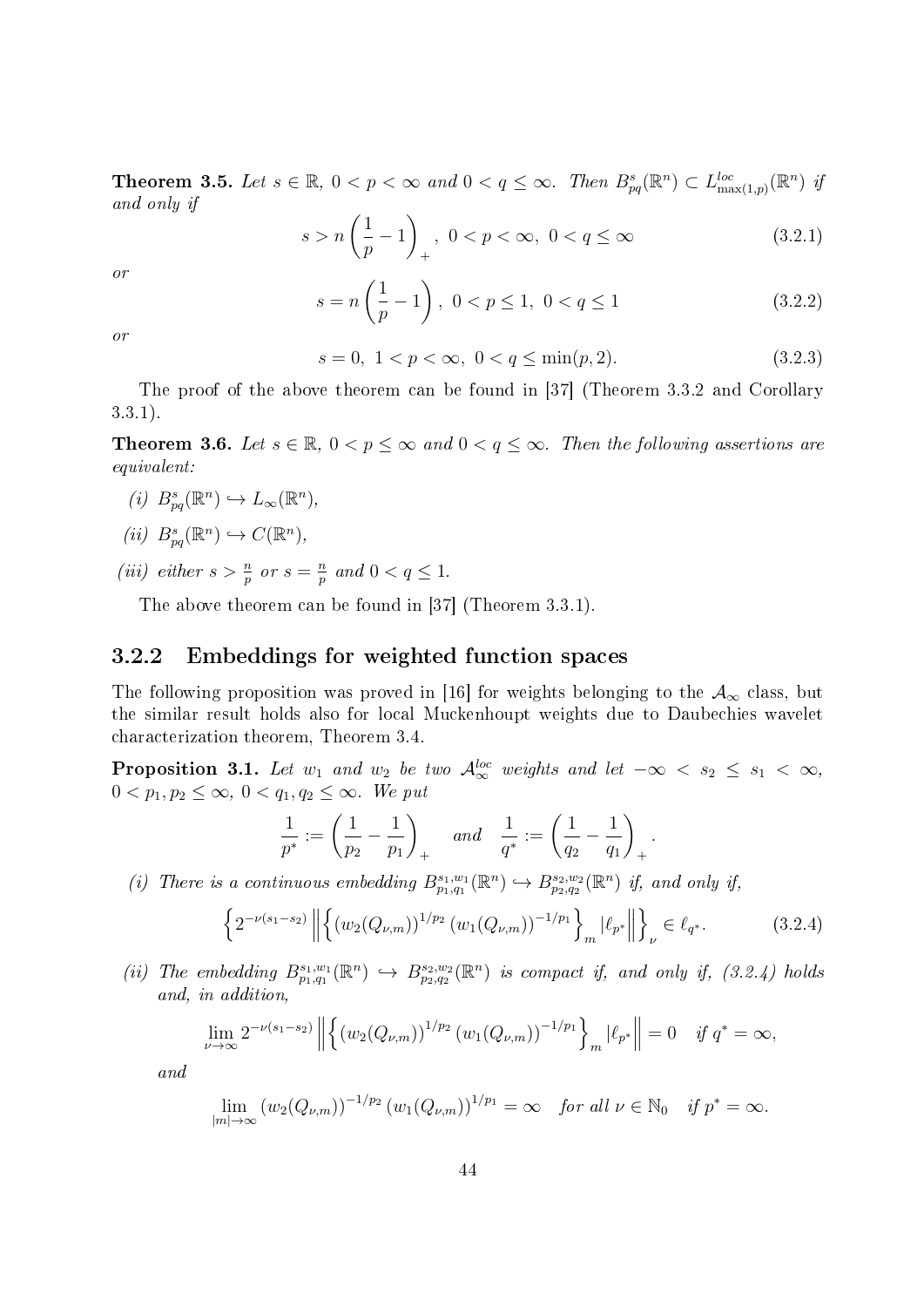**Theorem 3.5.** *Let $s \in \mathbb{R}$, $0 < p < \infty$ and $0 < q \leq \infty$. Then $B^s_{pq}(\mathbb{R}^n) \subset L^{loc}_{\max(1,p)}(\mathbb{R}^n)$ if and only if*

$$s > n\left(\frac{1}{p} - 1\right)_+, \ 0 < p < \infty, \ 0 < q \leq \infty \tag{3.2.1}$$

*or*

$$s = n\left(\frac{1}{p} - 1\right), \ 0 < p \leq 1, \ 0 < q \leq 1 \tag{3.2.2}$$

*or*

$$s = 0, \ 1 < p < \infty, \ 0 < q \leq \min(p, 2). \tag{3.2.3}$$

The proof of the above theorem can be found in [37] (Theorem 3.3.2 and Corollary 3.3.1).

**Theorem 3.6.** *Let $s \in \mathbb{R}$, $0 < p \leq \infty$ and $0 < q \leq \infty$. Then the following assertions are equivalent:*

*(i)* $B^s_{pq}(\mathbb{R}^n) \hookrightarrow L_\infty(\mathbb{R}^n)$,

*(ii)* $B^s_{pq}(\mathbb{R}^n) \hookrightarrow C(\mathbb{R}^n)$,

*(iii) either $s > \frac{n}{p}$ or $s = \frac{n}{p}$ and $0 < q \leq 1$.*

The above theorem can be found in [37] (Theorem 3.3.1).

### 3.2.2 Embeddings for weighted function spaces

The following proposition was proved in [16] for weights belonging to the $\mathcal{A}_\infty$ class, but the similar result holds also for local Muckenhoupt weights due to Daubechies wavelet characterization theorem, Theorem 3.4.

**Proposition 3.1.** *Let $w_1$ and $w_2$ be two $\mathcal{A}^{loc}_\infty$ weights and let $-\infty < s_2 \leq s_1 < \infty$, $0 < p_1, p_2 \leq \infty$, $0 < q_1, q_2 \leq \infty$. We put*

$$\frac{1}{p^*} := \left(\frac{1}{p_2} - \frac{1}{p_1}\right)_+ \quad \text{and} \quad \frac{1}{q^*} := \left(\frac{1}{q_2} - \frac{1}{q_1}\right)_+.$$

*(i) There is a continuous embedding $B^{s_1,w_1}_{p_1,q_1}(\mathbb{R}^n) \hookrightarrow B^{s_2,w_2}_{p_2,q_2}(\mathbb{R}^n)$ if, and only if,*

$$\left\{2^{-\nu(s_1-s_2)} \left\| \left\{ (w_2(Q_{\nu,m}))^{1/p_2} (w_1(Q_{\nu,m}))^{-1/p_1} \right\}_m | \ell_{p^*} \right\| \right\}_\nu \in \ell_{q^*}. \tag{3.2.4}$$

*(ii) The embedding $B^{s_1,w_1}_{p_1,q_1}(\mathbb{R}^n) \hookrightarrow B^{s_2,w_2}_{p_2,q_2}(\mathbb{R}^n)$ is compact if, and only if, (3.2.4) holds and, in addition,*

$$\lim_{\nu\to\infty} 2^{-\nu(s_1-s_2)} \left\| \left\{ (w_2(Q_{\nu,m}))^{1/p_2} (w_1(Q_{\nu,m}))^{-1/p_1} \right\}_m | \ell_{p^*} \right\| = 0 \quad \text{if } q^* = \infty,$$

*and*

$$\lim_{|m|\to\infty} (w_2(Q_{\nu,m}))^{-1/p_2} (w_1(Q_{\nu,m}))^{1/p_1} = \infty \quad \text{for all } \nu \in \mathbb{N}_0 \quad \text{if } p^* = \infty.$$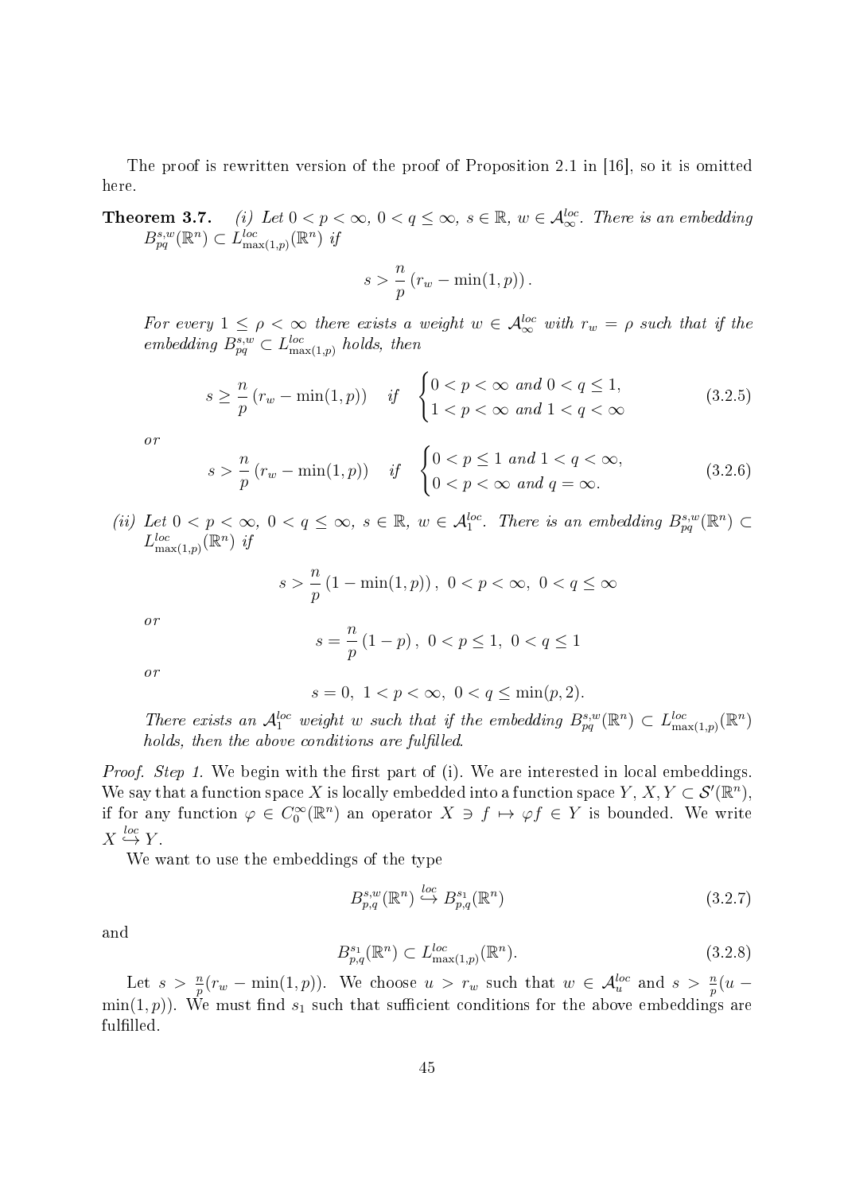The proof is rewritten version of the proof of Proposition 2.1 in [16], so it is omitted here.

**Theorem 3.7.** *(i) Let $0 < p < \infty$, $0 < q \le \infty$, $s \in \mathbb{R}$, $w \in \mathcal{A}_\infty^{loc}$. There is an embedding $B_{pq}^{s,w}(\mathbb{R}^n) \subset L_{\max(1,p)}^{loc}(\mathbb{R}^n)$ if*

$$s > \frac{n}{p}\left(r_w - \min(1,p)\right).$$

*For every $1 \le \rho < \infty$ there exists a weight $w \in \mathcal{A}_\infty^{loc}$ with $r_w = \rho$ such that if the embedding $B_{pq}^{s,w} \subset L_{\max(1,p)}^{loc}$ holds, then*

$$s \ge \frac{n}{p}\left(r_w - \min(1,p)\right) \quad \text{if} \quad \begin{cases} 0 < p < \infty \text{ and } 0 < q \le 1, \\ 1 < p < \infty \text{ and } 1 < q < \infty \end{cases} \tag{3.2.5}$$

*or*

$$s > \frac{n}{p}\left(r_w - \min(1,p)\right) \quad \text{if} \quad \begin{cases} 0 < p \le 1 \text{ and } 1 < q < \infty, \\ 0 < p < \infty \text{ and } q = \infty. \end{cases} \tag{3.2.6}$$

*(ii) Let $0 < p < \infty$, $0 < q \le \infty$, $s \in \mathbb{R}$, $w \in \mathcal{A}_1^{loc}$. There is an embedding $B_{pq}^{s,w}(\mathbb{R}^n) \subset L_{\max(1,p)}^{loc}(\mathbb{R}^n)$ if*

$$s > \frac{n}{p}\left(1 - \min(1,p)\right), \; 0 < p < \infty, \; 0 < q \le \infty$$

*or*

$$s = \frac{n}{p}\left(1 - p\right), \; 0 < p \le 1, \; 0 < q \le 1$$

*or*

$$s = 0, \; 1 < p < \infty, \; 0 < q \le \min(p,2).$$

*There exists an $\mathcal{A}_1^{loc}$ weight $w$ such that if the embedding $B_{pq}^{s,w}(\mathbb{R}^n) \subset L_{\max(1,p)}^{loc}(\mathbb{R}^n)$ holds, then the above conditions are fulfilled.*

*Proof. Step 1.* We begin with the first part of (i). We are interested in local embeddings. We say that a function space $X$ is locally embedded into a function space $Y$, $X, Y \subset \mathcal{S}'(\mathbb{R}^n)$, if for any function $\varphi \in C_0^\infty(\mathbb{R}^n)$ an operator $X \ni f \mapsto \varphi f \in Y$ is bounded. We write $X \overset{loc}{\hookrightarrow} Y$.

We want to use the embeddings of the type

$$B_{p,q}^{s,w}(\mathbb{R}^n) \overset{loc}{\hookrightarrow} B_{p,q}^{s_1}(\mathbb{R}^n) \tag{3.2.7}$$

and

$$B_{p,q}^{s_1}(\mathbb{R}^n) \subset L_{\max(1,p)}^{loc}(\mathbb{R}^n). \tag{3.2.8}$$

Let $s > \frac{n}{p}(r_w - \min(1,p))$. We choose $u > r_w$ such that $w \in \mathcal{A}_u^{loc}$ and $s > \frac{n}{p}(u - \min(1,p))$. We must find $s_1$ such that sufficient conditions for the above embeddings are fulfilled.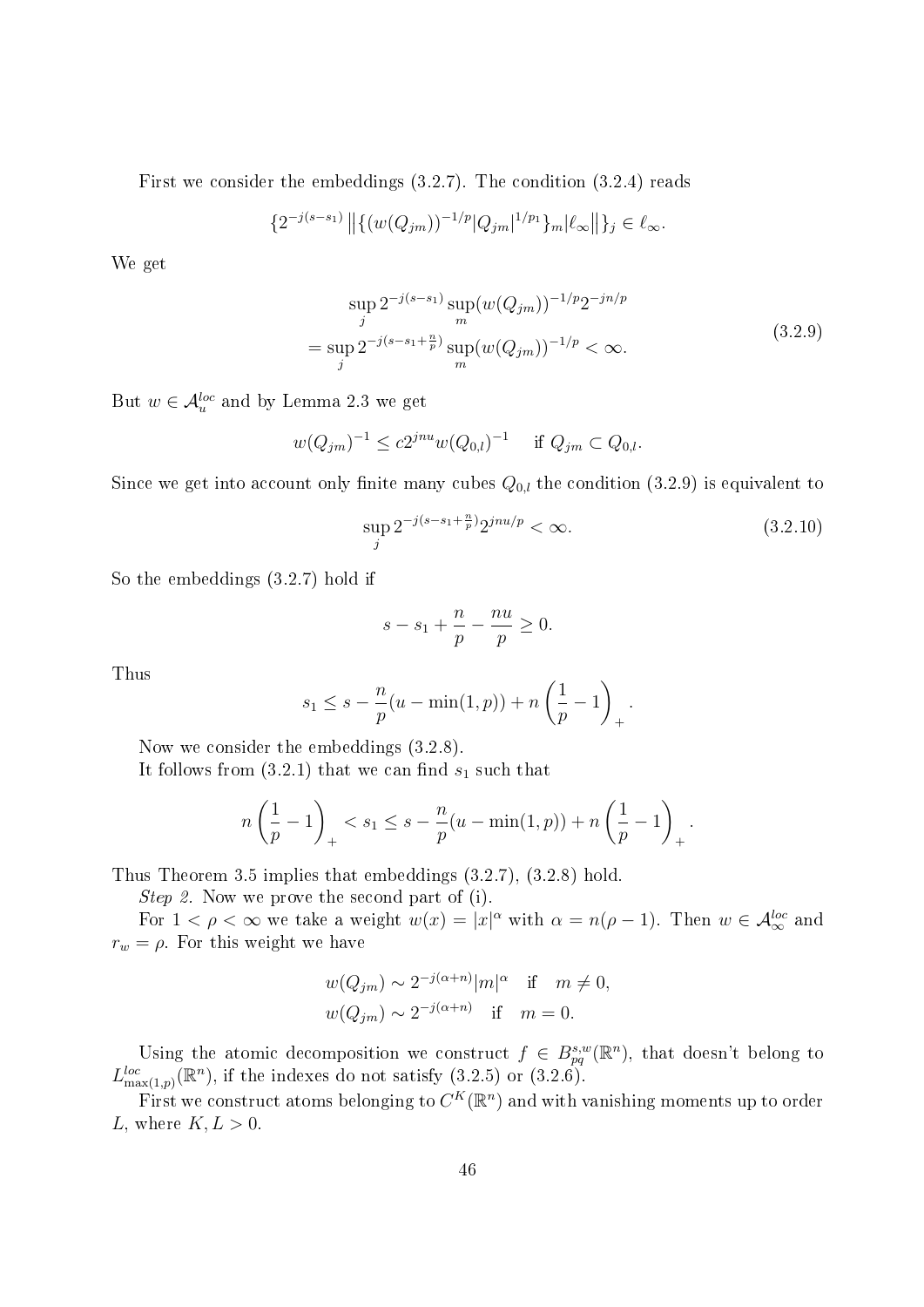First we consider the embeddings (3.2.7). The condition (3.2.4) reads

$$\{2^{-j(s-s_1)} \left\| \{(w(Q_{jm}))^{-1/p} |Q_{jm}|^{1/p_1}\}_m | \ell_\infty \right\| \}_j \in \ell_\infty.$$

We get

$$\begin{aligned} &\sup_j 2^{-j(s-s_1)} \sup_m (w(Q_{jm}))^{-1/p} 2^{-jn/p} \\ = &\sup_j 2^{-j(s-s_1+\frac{n}{p})} \sup_m (w(Q_{jm}))^{-1/p} < \infty. \end{aligned} \tag{3.2.9}$$

But $w \in \mathcal{A}_u^{loc}$ and by Lemma 2.3 we get

$$w(Q_{jm})^{-1} \leq c 2^{jnu} w(Q_{0,l})^{-1} \quad \text{ if } Q_{jm} \subset Q_{0,l}.$$

Since we get into account only finite many cubes $Q_{0,l}$ the condition (3.2.9) is equivalent to

$$\sup_j 2^{-j(s-s_1+\frac{n}{p})} 2^{jnu/p} < \infty. \tag{3.2.10}$$

So the embeddings (3.2.7) hold if

$$s - s_1 + \frac{n}{p} - \frac{nu}{p} \geq 0.$$

Thus

$$s_1 \leq s - \frac{n}{p}(u - \min(1,p)) + n\left(\frac{1}{p} - 1\right)_+.$$

Now we consider the embeddings (3.2.8).

It follows from (3.2.1) that we can find $s_1$ such that

$$n\left(\frac{1}{p} - 1\right)_+ < s_1 \leq s - \frac{n}{p}(u - \min(1,p)) + n\left(\frac{1}{p} - 1\right)_+.$$

Thus Theorem 3.5 implies that embeddings (3.2.7), (3.2.8) hold.

*Step 2.* Now we prove the second part of (i).

For $1 < \rho < \infty$ we take a weight $w(x) = |x|^\alpha$ with $\alpha = n(\rho - 1)$. Then $w \in \mathcal{A}_\infty^{loc}$ and $r_w = \rho$. For this weight we have

$$\begin{aligned} &w(Q_{jm}) \sim 2^{-j(\alpha+n)} |m|^\alpha \quad \text{if} \quad m \neq 0, \\ &w(Q_{jm}) \sim 2^{-j(\alpha+n)} \quad \text{if} \quad m = 0. \end{aligned}$$

Using the atomic decomposition we construct $f \in B_{pq}^{s,w}(\mathbb{R}^n)$, that doesn't belong to $L_{\max(1,p)}^{loc}(\mathbb{R}^n)$, if the indexes do not satisfy (3.2.5) or (3.2.6).

First we construct atoms belonging to $C^K(\mathbb{R}^n)$ and with vanishing moments up to order $L$, where $K, L > 0$.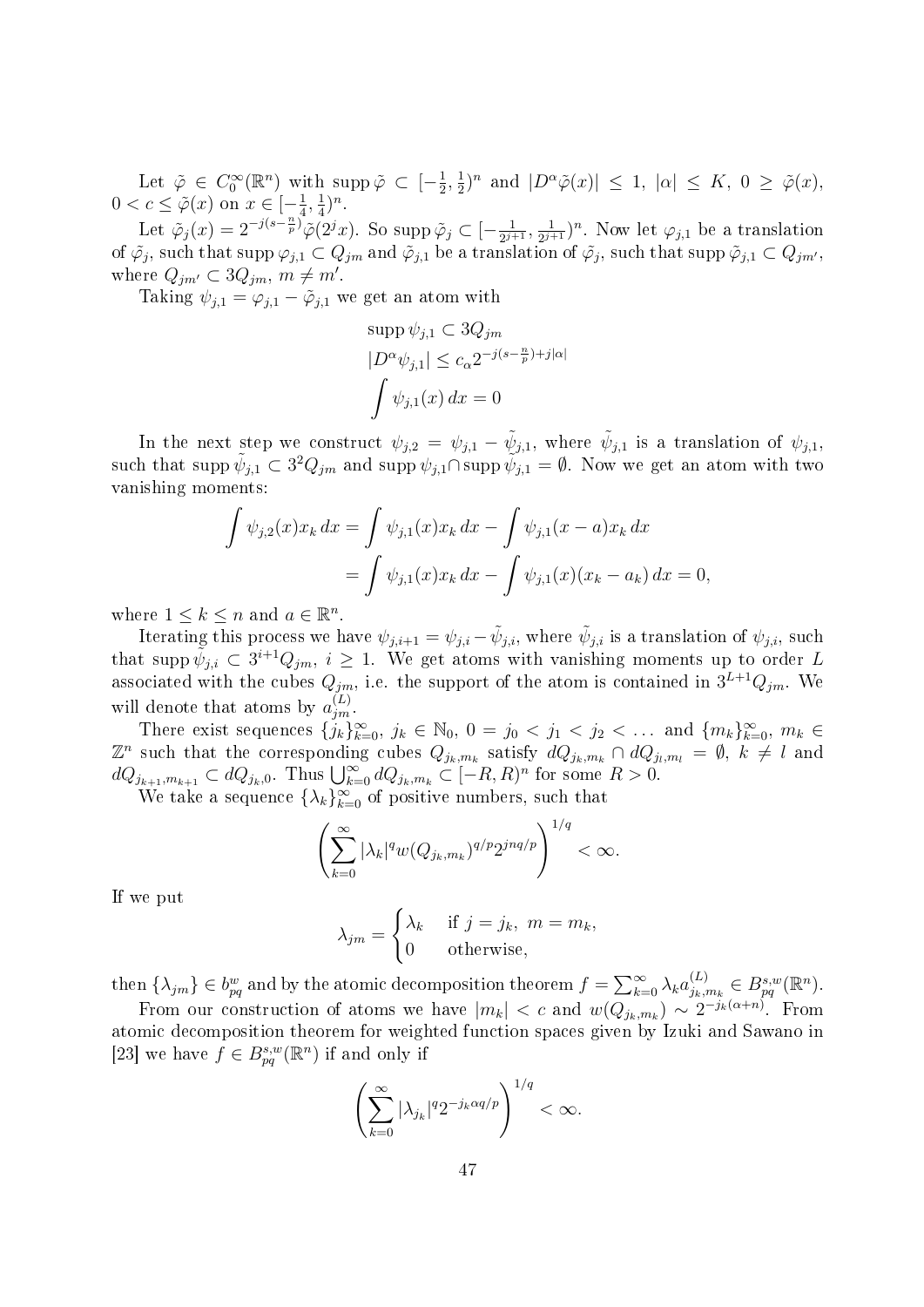Let $\tilde{\varphi} \in C_0^\infty(\mathbb{R}^n)$ with $\operatorname{supp} \tilde{\varphi} \subset [-\frac{1}{2}, \frac{1}{2})^n$ and $|D^\alpha \tilde{\varphi}(x)| \leq 1$, $|\alpha| \leq K$, $0 \geq \tilde{\varphi}(x)$, $0 < c \leq \tilde{\varphi}(x)$ on $x \in [-\frac{1}{4}, \frac{1}{4})^n$.

Let $\tilde{\varphi}_j(x) = 2^{-j(s-\frac{n}{p})}\tilde{\varphi}(2^j x)$. So $\operatorname{supp} \tilde{\varphi}_j \subset [-\frac{1}{2^{j+1}}, \frac{1}{2^{j+1}})^n$. Now let $\varphi_{j,1}$ be a translation of $\tilde{\varphi}_j$, such that $\operatorname{supp} \varphi_{j,1} \subset Q_{jm}$ and $\tilde{\varphi}_{j,1}$ be a translation of $\tilde{\varphi}_j$, such that $\operatorname{supp} \tilde{\varphi}_{j,1} \subset Q_{jm'}$, where $Q_{jm'} \subset 3Q_{jm}$, $m \neq m'$.

Taking $\psi_{j,1} = \varphi_{j,1} - \tilde{\varphi}_{j,1}$ we get an atom with

$$
\begin{aligned}
&\operatorname{supp} \psi_{j,1} \subset 3Q_{jm} \\
&|D^\alpha \psi_{j,1}| \leq c_\alpha 2^{-j(s-\frac{n}{p})+j|\alpha|} \\
&\int \psi_{j,1}(x)\, dx = 0
\end{aligned}
$$

In the next step we construct $\psi_{j,2} = \psi_{j,1} - \tilde{\psi}_{j,1}$, where $\tilde{\psi}_{j,1}$ is a translation of $\psi_{j,1}$, such that $\operatorname{supp} \tilde{\psi}_{j,1} \subset 3^2 Q_{jm}$ and $\operatorname{supp} \psi_{j,1} \cap \operatorname{supp} \tilde{\psi}_{j,1} = \emptyset$. Now we get an atom with two vanishing moments:

$$
\begin{aligned}
\int \psi_{j,2}(x) x_k\, dx &= \int \psi_{j,1}(x) x_k\, dx - \int \psi_{j,1}(x-a) x_k\, dx \\
&= \int \psi_{j,1}(x) x_k\, dx - \int \psi_{j,1}(x)(x_k - a_k)\, dx = 0,
\end{aligned}
$$

where $1 \leq k \leq n$ and $a \in \mathbb{R}^n$.

Iterating this process we have $\psi_{j,i+1} = \psi_{j,i} - \tilde{\psi}_{j,i}$, where $\tilde{\psi}_{j,i}$ is a translation of $\psi_{j,i}$, such that $\operatorname{supp} \tilde{\psi}_{j,i} \subset 3^{i+1} Q_{jm}$, $i \geq 1$. We get atoms with vanishing moments up to order $L$ associated with the cubes $Q_{jm}$, i.e. the support of the atom is contained in $3^{L+1} Q_{jm}$. We will denote that atoms by $a_{jm}^{(L)}$.

There exist sequences $\{j_k\}_{k=0}^\infty$, $j_k \in \mathbb{N}_0$, $0 = j_0 < j_1 < j_2 < \ldots$ and $\{m_k\}_{k=0}^\infty$, $m_k \in \mathbb{Z}^n$ such that the corresponding cubes $Q_{j_k,m_k}$ satisfy $dQ_{j_k,m_k} \cap dQ_{j_l,m_l} = \emptyset$, $k \neq l$ and $dQ_{j_{k+1},m_{k+1}} \subset dQ_{j_k,0}$. Thus $\bigcup_{k=0}^\infty dQ_{j_k,m_k} \subset [-R, R)^n$ for some $R > 0$.

We take a sequence $\{\lambda_k\}_{k=0}^\infty$ of positive numbers, such that

$$
\left( \sum_{k=0}^\infty |\lambda_k|^q w(Q_{j_k,m_k})^{q/p} 2^{jnq/p} \right)^{1/q} < \infty.
$$

If we put

$$
\lambda_{jm} = \begin{cases} \lambda_k & \text{if } j = j_k,\ m = m_k, \\ 0 & \text{otherwise,} \end{cases}
$$

then $\{\lambda_{jm}\} \in b_{pq}^w$ and by the atomic decomposition theorem $f = \sum_{k=0}^\infty \lambda_k a_{j_k,m_k}^{(L)} \in B_{pq}^{s,w}(\mathbb{R}^n)$.

From our construction of atoms we have $|m_k| < c$ and $w(Q_{j_k,m_k}) \sim 2^{-j_k(\alpha+n)}$. From atomic decomposition theorem for weighted function spaces given by Izuki and Sawano in [23] we have $f \in B_{pq}^{s,w}(\mathbb{R}^n)$ if and only if

$$
\left( \sum_{k=0}^\infty |\lambda_{j_k}|^q 2^{-j_k \alpha q/p} \right)^{1/q} < \infty.
$$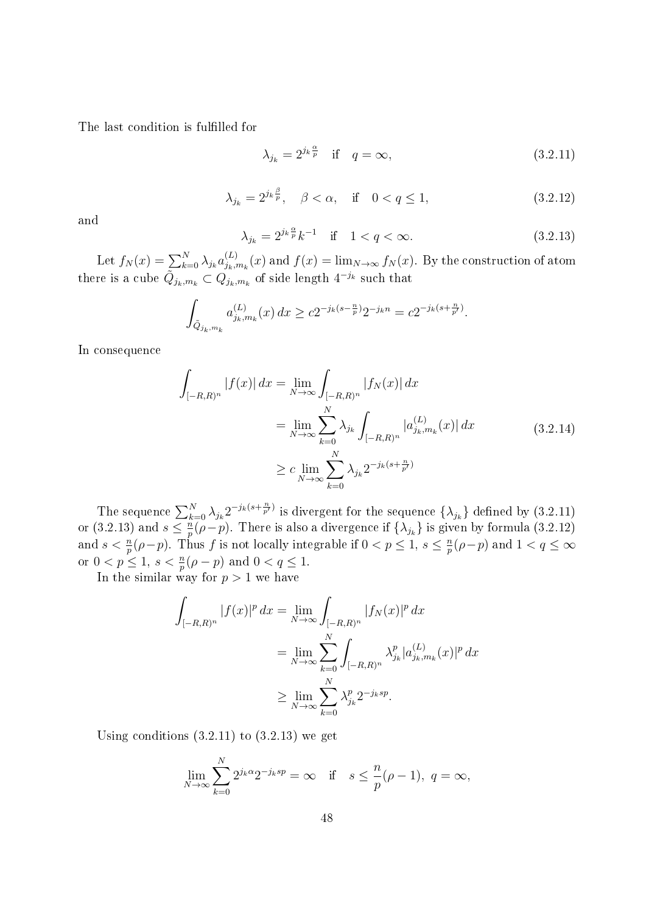The last condition is fulfilled for

$$\lambda_{j_k} = 2^{j_k \frac{\alpha}{p}} \quad \text{if} \quad q = \infty, \tag{3.2.11}$$

$$\lambda_{j_k} = 2^{j_k \frac{\beta}{p}}, \quad \beta < \alpha, \quad \text{if} \quad 0 < q \le 1, \tag{3.2.12}$$

and

$$\lambda_{j_k} = 2^{j_k \frac{\alpha}{p}} k^{-1} \quad \text{if} \quad 1 < q < \infty. \tag{3.2.13}$$

Let $f_N(x) = \sum_{k=0}^{N} \lambda_{j_k} a^{(L)}_{j_k,m_k}(x)$ and $f(x) = \lim_{N\to\infty} f_N(x)$. By the construction of atom there is a cube $\tilde{Q}_{j_k,m_k} \subset Q_{j_k,m_k}$ of side length $4^{-j_k}$ such that

$$\int_{\tilde{Q}_{j_k,m_k}} a^{(L)}_{j_k,m_k}(x)\, dx \ge c 2^{-j_k(s-\frac{n}{p})} 2^{-j_k n} = c 2^{-j_k(s+\frac{n}{p'})}.$$

In consequence

$$\begin{aligned}
\int_{[-R,R)^n} |f(x)|\, dx &= \lim_{N\to\infty} \int_{[-R,R)^n} |f_N(x)|\, dx \\
&= \lim_{N\to\infty} \sum_{k=0}^{N} \lambda_{j_k} \int_{[-R,R)^n} |a^{(L)}_{j_k,m_k}(x)|\, dx \\
&\ge c \lim_{N\to\infty} \sum_{k=0}^{N} \lambda_{j_k} 2^{-j_k(s+\frac{n}{p'})}
\end{aligned} \tag{3.2.14}$$

The sequence $\sum_{k=0}^{N} \lambda_{j_k} 2^{-j_k(s+\frac{n}{p'})}$ is divergent for the sequence $\{\lambda_{j_k}\}$ defined by (3.2.11) or (3.2.13) and $s \le \frac{n}{p}(\rho - p)$. There is also a divergence if $\{\lambda_{j_k}\}$ is given by formula (3.2.12) and $s < \frac{n}{p}(\rho - p)$. Thus $f$ is not locally integrable if $0 < p \le 1$, $s \le \frac{n}{p}(\rho - p)$ and $1 < q \le \infty$ or $0 < p \le 1$, $s < \frac{n}{p}(\rho - p)$ and $0 < q \le 1$.

In the similar way for $p > 1$ we have

$$\begin{aligned}
\int_{[-R,R)^n} |f(x)|^p\, dx &= \lim_{N\to\infty} \int_{[-R,R)^n} |f_N(x)|^p\, dx \\
&= \lim_{N\to\infty} \sum_{k=0}^{N} \int_{[-R,R)^n} \lambda^p_{j_k} |a^{(L)}_{j_k,m_k}(x)|^p\, dx \\
&\ge \lim_{N\to\infty} \sum_{k=0}^{N} \lambda^p_{j_k} 2^{-j_k s p}.
\end{aligned}$$

Using conditions (3.2.11) to (3.2.13) we get

$$\lim_{N\to\infty} \sum_{k=0}^{N} 2^{j_k \alpha} 2^{-j_k s p} = \infty \quad \text{if} \quad s \le \frac{n}{p}(\rho - 1),\ q = \infty,$$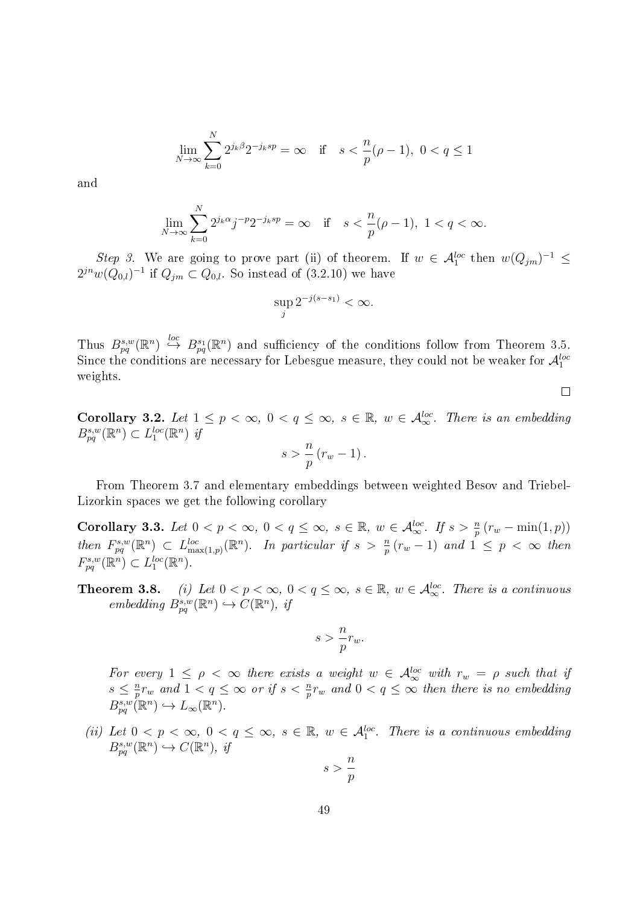$$\lim_{N\to\infty}\sum_{k=0}^{N} 2^{j_k\beta}2^{-j_k sp} = \infty \quad \text{if} \quad s < \frac{n}{p}(\rho-1),\ 0<q\le 1$$

and

$$\lim_{N\to\infty}\sum_{k=0}^{N} 2^{j_k\alpha}j^{-p}2^{-j_k sp} = \infty \quad \text{if} \quad s < \frac{n}{p}(\rho-1),\ 1<q<\infty.$$

*Step 3.* We are going to prove part (ii) of theorem. If $w \in \mathcal{A}_1^{loc}$ then $w(Q_{jm})^{-1} \le 2^{jn}w(Q_{0,l})^{-1}$ if $Q_{jm} \subset Q_{0,l}$. So instead of (3.2.10) we have

$$\sup_j 2^{-j(s-s_1)} < \infty.$$

Thus $B^{s,w}_{pq}(\mathbb{R}^n) \overset{loc}{\hookrightarrow} B^{s_1}_{pq}(\mathbb{R}^n)$ and sufficiency of the conditions follow from Theorem 3.5. Since the conditions are necessary for Lebesgue measure, they could not be weaker for $\mathcal{A}_1^{loc}$ weights.

□

**Corollary 3.2.** *Let $1 \le p < \infty$, $0 < q \le \infty$, $s \in \mathbb{R}$, $w \in \mathcal{A}_\infty^{loc}$. There is an embedding $B^{s,w}_{pq}(\mathbb{R}^n) \subset L_1^{loc}(\mathbb{R}^n)$ if*

$$s > \frac{n}{p}\left(r_w - 1\right).$$

From Theorem 3.7 and elementary embeddings between weighted Besov and Triebel-Lizorkin spaces we get the following corollary

**Corollary 3.3.** *Let $0 < p < \infty$, $0 < q \le \infty$, $s \in \mathbb{R}$, $w \in \mathcal{A}_\infty^{loc}$. If $s > \frac{n}{p}\left(r_w - \min(1,p)\right)$ then $F^{s,w}_{pq}(\mathbb{R}^n) \subset L^{loc}_{\max(1,p)}(\mathbb{R}^n)$. In particular if $s > \frac{n}{p}\left(r_w - 1\right)$ and $1 \le p < \infty$ then $F^{s,w}_{pq}(\mathbb{R}^n) \subset L_1^{loc}(\mathbb{R}^n)$.*

**Theorem 3.8.** *(i) Let $0 < p < \infty$, $0 < q \le \infty$, $s \in \mathbb{R}$, $w \in \mathcal{A}_\infty^{loc}$. There is a continuous embedding $B^{s,w}_{pq}(\mathbb{R}^n) \hookrightarrow C(\mathbb{R}^n)$, if*

$$s > \frac{n}{p}r_w.$$

*For every $1 \le \rho < \infty$ there exists a weight $w \in \mathcal{A}_\infty^{loc}$ with $r_w = \rho$ such that if $s \le \frac{n}{p}r_w$ and $1 < q \le \infty$ or if $s < \frac{n}{p}r_w$ and $0 < q \le \infty$ then there is no embedding $B^{s,w}_{pq}(\mathbb{R}^n) \hookrightarrow L_\infty(\mathbb{R}^n)$.*

*(ii) Let $0 < p < \infty$, $0 < q \le \infty$, $s \in \mathbb{R}$, $w \in \mathcal{A}_1^{loc}$. There is a continuous embedding $B^{s,w}_{pq}(\mathbb{R}^n) \hookrightarrow C(\mathbb{R}^n)$, if*

$$s > \frac{n}{p}$$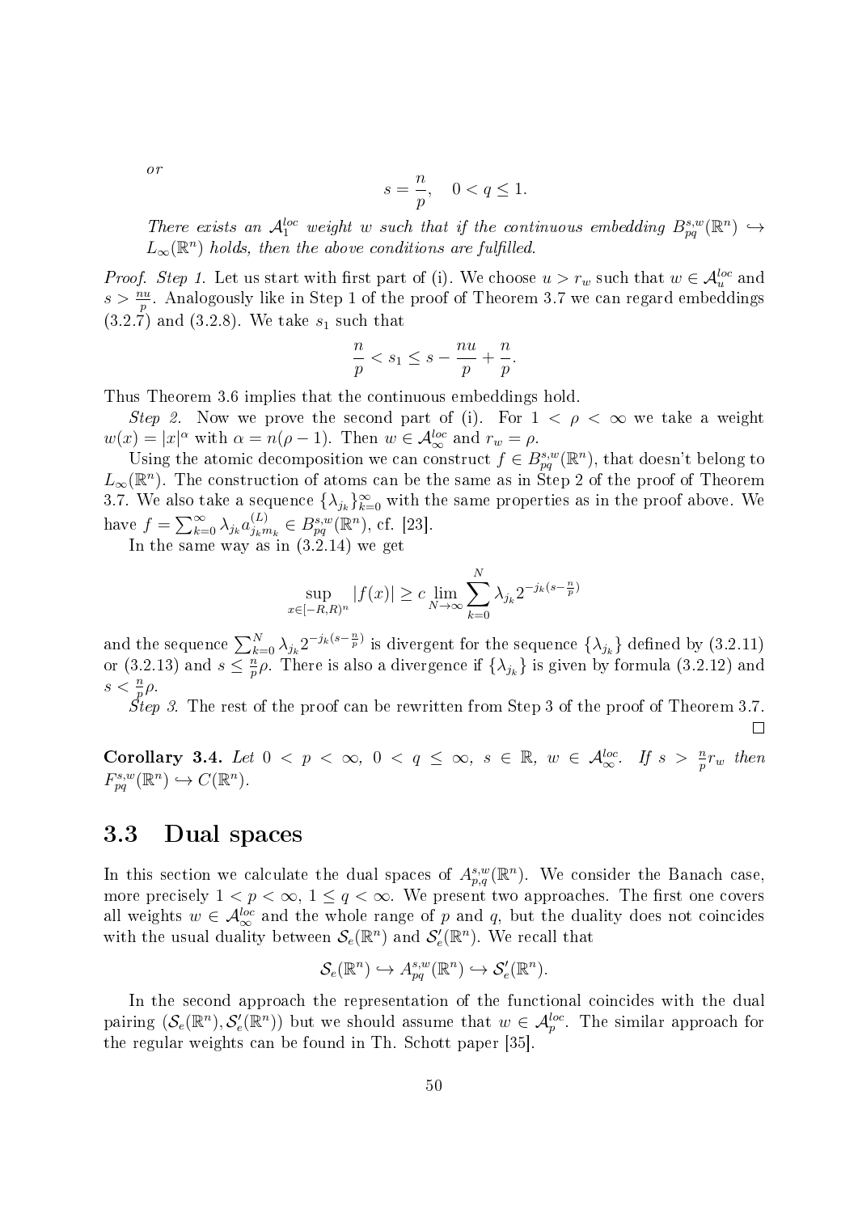*or*

$$s = \frac{n}{p}, \quad 0 < q \leq 1.$$

*There exists an $\mathcal{A}_1^{loc}$ weight $w$ such that if the continuous embedding $B^{s,w}_{pq}(\mathbb{R}^n) \hookrightarrow L_\infty(\mathbb{R}^n)$ holds, then the above conditions are fulfilled.*

*Proof. Step 1.* Let us start with first part of (i). We choose $u > r_w$ such that $w \in \mathcal{A}_u^{loc}$ and $s > \frac{nu}{p}$. Analogously like in Step 1 of the proof of Theorem 3.7 we can regard embeddings (3.2.7) and (3.2.8). We take $s_1$ such that

$$\frac{n}{p} < s_1 \leq s - \frac{nu}{p} + \frac{n}{p}.$$

Thus Theorem 3.6 implies that the continuous embeddings hold.

*Step 2.* Now we prove the second part of (i). For $1 < \rho < \infty$ we take a weight $w(x) = |x|^\alpha$ with $\alpha = n(\rho - 1)$. Then $w \in \mathcal{A}_\infty^{loc}$ and $r_w = \rho$.

Using the atomic decomposition we can construct $f \in B^{s,w}_{pq}(\mathbb{R}^n)$, that doesn't belong to $L_\infty(\mathbb{R}^n)$. The construction of atoms can be the same as in Step 2 of the proof of Theorem 3.7. We also take a sequence $\{\lambda_{j_k}\}_{k=0}^\infty$ with the same properties as in the proof above. We have $f = \sum_{k=0}^\infty \lambda_{j_k} a^{(L)}_{j_k m_k} \in B^{s,w}_{pq}(\mathbb{R}^n)$, cf. [23].

In the same way as in (3.2.14) we get

$$\sup_{x \in [-R,R)^n} |f(x)| \geq c \lim_{N \to \infty} \sum_{k=0}^N \lambda_{j_k} 2^{-j_k(s - \frac{n}{p})}$$

and the sequence $\sum_{k=0}^N \lambda_{j_k} 2^{-j_k(s-\frac{n}{p})}$ is divergent for the sequence $\{\lambda_{j_k}\}$ defined by (3.2.11) or (3.2.13) and $s \leq \frac{n}{p}\rho$. There is also a divergence if $\{\lambda_{j_k}\}$ is given by formula (3.2.12) and $s < \frac{n}{p}\rho$.

*Step 3.* The rest of the proof can be rewritten from Step 3 of the proof of Theorem 3.7. $\square$

**Corollary 3.4.** *Let $0 < p < \infty$, $0 < q \leq \infty$, $s \in \mathbb{R}$, $w \in \mathcal{A}_\infty^{loc}$. If $s > \frac{n}{p} r_w$ then $F^{s,w}_{pq}(\mathbb{R}^n) \hookrightarrow C(\mathbb{R}^n)$.*

## 3.3 Dual spaces

In this section we calculate the dual spaces of $A^{s,w}_{p,q}(\mathbb{R}^n)$. We consider the Banach case, more precisely $1 < p < \infty$, $1 \leq q < \infty$. We present two approaches. The first one covers all weights $w \in \mathcal{A}_\infty^{loc}$ and the whole range of $p$ and $q$, but the duality does not coincides with the usual duality between $\mathcal{S}_e(\mathbb{R}^n)$ and $\mathcal{S}'_e(\mathbb{R}^n)$. We recall that

$$\mathcal{S}_e(\mathbb{R}^n) \hookrightarrow A^{s,w}_{pq}(\mathbb{R}^n) \hookrightarrow \mathcal{S}'_e(\mathbb{R}^n).$$

In the second approach the representation of the functional coincides with the dual pairing $(\mathcal{S}_e(\mathbb{R}^n), \mathcal{S}'_e(\mathbb{R}^n))$ but we should assume that $w \in \mathcal{A}_p^{loc}$. The similar approach for the regular weights can be found in Th. Schott paper [35].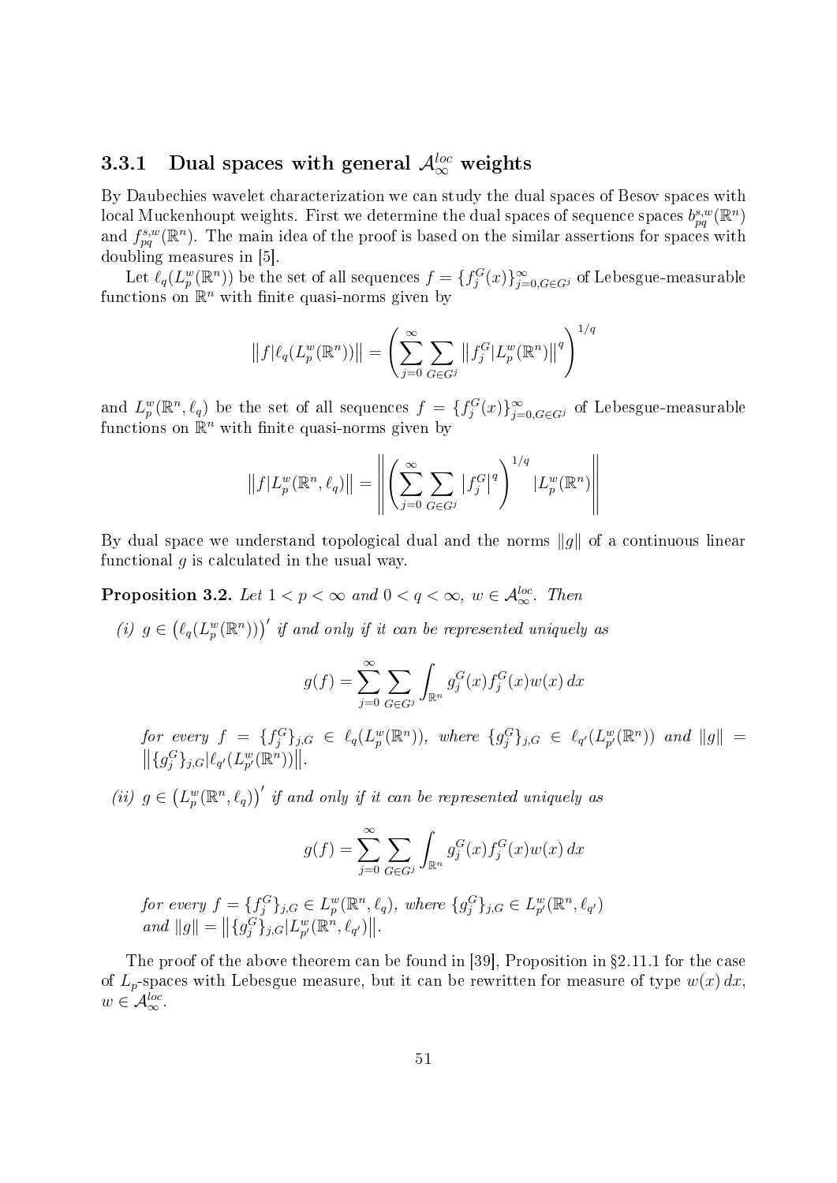### 3.3.1 Dual spaces with general $\mathcal{A}_\infty^{loc}$ weights

By Daubechies wavelet characterization we can study the dual spaces of Besov spaces with local Muckenhoupt weights. First we determine the dual spaces of sequence spaces $b_{pq}^{s,w}(\mathbb{R}^n)$ and $f_{pq}^{s,w}(\mathbb{R}^n)$. The main idea of the proof is based on the similar assertions for spaces with doubling measures in [5].

Let $\ell_q(L_p^w(\mathbb{R}^n))$ be the set of all sequences $f = \{f_j^G(x)\}_{j=0,G\in G^j}^\infty$ of Lebesgue-measurable functions on $\mathbb{R}^n$ with finite quasi-norms given by

$$\big\|f|\ell_q(L_p^w(\mathbb{R}^n))\big\| = \left(\sum_{j=0}^\infty \sum_{G\in G^j} \big\|f_j^G|L_p^w(\mathbb{R}^n)\big\|^q\right)^{1/q}$$

and $L_p^w(\mathbb{R}^n, \ell_q)$ be the set of all sequences $f = \{f_j^G(x)\}_{j=0,G\in G^j}^\infty$ of Lebesgue-measurable functions on $\mathbb{R}^n$ with finite quasi-norms given by

$$\big\|f|L_p^w(\mathbb{R}^n, \ell_q)\big\| = \left\|\left(\sum_{j=0}^\infty \sum_{G\in G^j} |f_j^G|^q\right)^{1/q} |L_p^w(\mathbb{R}^n)\right\|$$

By dual space we understand topological dual and the norms $\|g\|$ of a continuous linear functional $g$ is calculated in the usual way.

**Proposition 3.2.** *Let $1 < p < \infty$ and $0 < q < \infty$, $w \in \mathcal{A}_\infty^{loc}$. Then*

*(i) $g \in \big(\ell_q(L_p^w(\mathbb{R}^n))\big)'$ if and only if it can be represented uniquely as*

$$g(f) = \sum_{j=0}^\infty \sum_{G\in G^j} \int_{\mathbb{R}^n} g_j^G(x) f_j^G(x) w(x)\, dx$$

*for every $f = \{f_j^G\}_{j,G} \in \ell_q(L_p^w(\mathbb{R}^n))$, where $\{g_j^G\}_{j,G} \in \ell_{q'}(L_{p'}^w(\mathbb{R}^n))$ and $\|g\| = \big\|\{g_j^G\}_{j,G}|\ell_{q'}(L_{p'}^w(\mathbb{R}^n))\big\|$.*

*(ii) $g \in \big(L_p^w(\mathbb{R}^n, \ell_q)\big)'$ if and only if it can be represented uniquely as*

$$g(f) = \sum_{j=0}^\infty \sum_{G\in G^j} \int_{\mathbb{R}^n} g_j^G(x) f_j^G(x) w(x)\, dx$$

*for every $f = \{f_j^G\}_{j,G} \in L_p^w(\mathbb{R}^n, \ell_q)$, where $\{g_j^G\}_{j,G} \in L_{p'}^w(\mathbb{R}^n, \ell_{q'})$ and $\|g\| = \big\|\{g_j^G\}_{j,G}|L_{p'}^w(\mathbb{R}^n, \ell_{q'})\big\|$.*

The proof of the above theorem can be found in [39], Proposition in §2.11.1 for the case of $L_p$-spaces with Lebesgue measure, but it can be rewritten for measure of type $w(x)\,dx$, $w \in \mathcal{A}_\infty^{loc}$.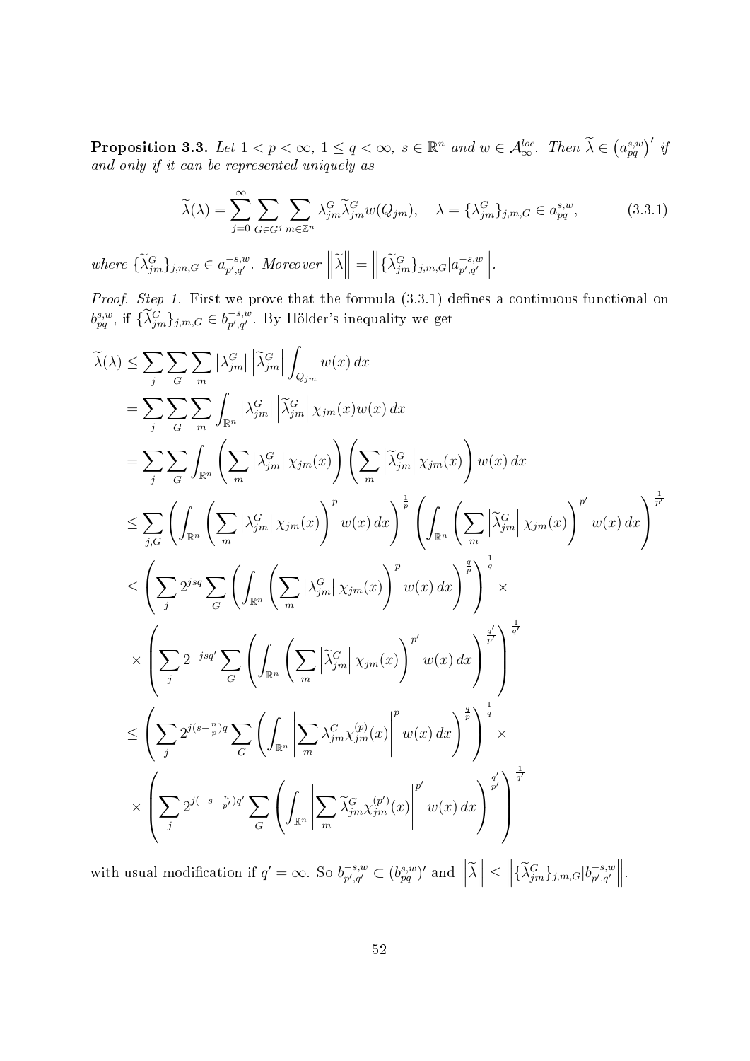**Proposition 3.3.** *Let $1 < p < \infty$, $1 \le q < \infty$, $s \in \mathbb{R}^n$ and $w \in \mathcal{A}_\infty^{loc}$. Then $\widetilde{\lambda} \in \left(a_{pq}^{s,w}\right)'$ if and only if it can be represented uniquely as*

$$\widetilde{\lambda}(\lambda) = \sum_{j=0}^{\infty} \sum_{G \in G^j} \sum_{m \in \mathbb{Z}^n} \lambda_{jm}^G \widetilde{\lambda}_{jm}^G w(Q_{jm}), \quad \lambda = \{\lambda_{jm}^G\}_{j,m,G} \in a_{pq}^{s,w}, \tag{3.3.1}$$

*where $\{\widetilde{\lambda}_{jm}^G\}_{j,m,G} \in a_{p',q'}^{-s,w}$. Moreover $\left\|\widetilde{\lambda}\right\| = \left\|\{\widetilde{\lambda}_{jm}^G\}_{j,m,G} | a_{p',q'}^{-s,w}\right\|$.*

*Proof. Step 1.* First we prove that the formula (3.3.1) defines a continuous functional on $b_{pq}^{s,w}$, if $\{\widetilde{\lambda}_{jm}^G\}_{j,m,G} \in b_{p',q'}^{-s,w}$. By Hölder's inequality we get

$$\begin{aligned}
\widetilde{\lambda}(\lambda) &\le \sum_j \sum_G \sum_m \left|\lambda_{jm}^G\right| \left|\widetilde{\lambda}_{jm}^G\right| \int_{Q_{jm}} w(x)\,dx \\
&= \sum_j \sum_G \sum_m \int_{\mathbb{R}^n} \left|\lambda_{jm}^G\right| \left|\widetilde{\lambda}_{jm}^G\right| \chi_{jm}(x) w(x)\,dx \\
&= \sum_j \sum_G \int_{\mathbb{R}^n} \left(\sum_m \left|\lambda_{jm}^G\right| \chi_{jm}(x)\right) \left(\sum_m \left|\widetilde{\lambda}_{jm}^G\right| \chi_{jm}(x)\right) w(x)\,dx \\
&\le \sum_{j,G} \left(\int_{\mathbb{R}^n} \left(\sum_m \left|\lambda_{jm}^G\right| \chi_{jm}(x)\right)^p w(x)\,dx\right)^{\frac{1}{p}} \left(\int_{\mathbb{R}^n} \left(\sum_m \left|\widetilde{\lambda}_{jm}^G\right| \chi_{jm}(x)\right)^{p'} w(x)\,dx\right)^{\frac{1}{p'}} \\
&\le \left(\sum_j 2^{jsq} \sum_G \left(\int_{\mathbb{R}^n} \left(\sum_m \left|\lambda_{jm}^G\right| \chi_{jm}(x)\right)^p w(x)\,dx\right)^{\frac{q}{p}}\right)^{\frac{1}{q}} \times \\
&\quad \times \left(\sum_j 2^{-jsq'} \sum_G \left(\int_{\mathbb{R}^n} \left(\sum_m \left|\widetilde{\lambda}_{jm}^G\right| \chi_{jm}(x)\right)^{p'} w(x)\,dx\right)^{\frac{q'}{p'}}\right)^{\frac{1}{q'}} \\
&\le \left(\sum_j 2^{j(s-\frac{n}{p})q} \sum_G \left(\int_{\mathbb{R}^n} \left|\sum_m \lambda_{jm}^G \chi_{jm}^{(p)}(x)\right|^p w(x)\,dx\right)^{\frac{q}{p}}\right)^{\frac{1}{q}} \times \\
&\quad \times \left(\sum_j 2^{j(-s-\frac{n}{p'})q'} \sum_G \left(\int_{\mathbb{R}^n} \left|\sum_m \widetilde{\lambda}_{jm}^G \chi_{jm}^{(p')}(x)\right|^{p'} w(x)\,dx\right)^{\frac{q'}{p'}}\right)^{\frac{1}{q'}}
\end{aligned}$$

with usual modification if $q' = \infty$. So $b_{p',q'}^{-s,w} \subset (b_{pq}^{s,w})'$ and $\left\|\widetilde{\lambda}\right\| \le \left\|\{\widetilde{\lambda}_{jm}^G\}_{j,m,G} | b_{p',q'}^{-s,w}\right\|$.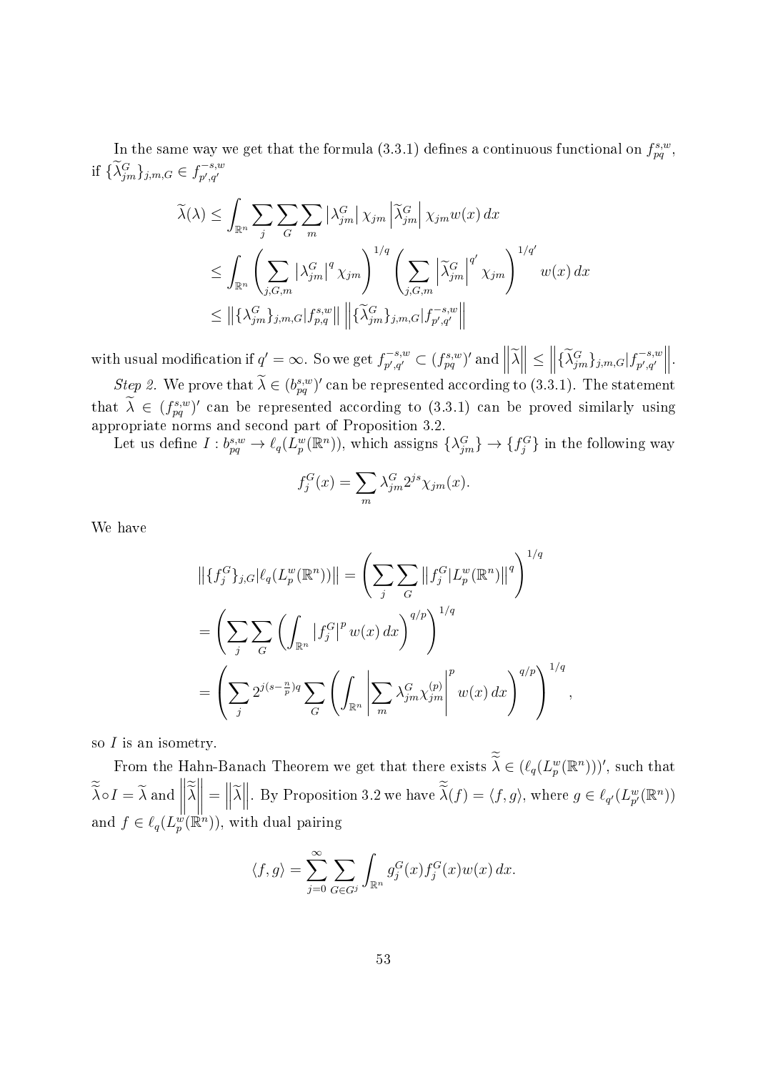In the same way we get that the formula (3.3.1) defines a continuous functional on $f^{s,w}_{pq}$, if $\{\widetilde{\lambda}^G_{jm}\}_{j,m,G} \in f^{-s,w}_{p',q'}$

$$
\begin{aligned}
\widetilde{\lambda}(\lambda) &\leq \int_{\mathbb{R}^n} \sum_j \sum_G \sum_m \left|\lambda^G_{jm}\right| \chi_{jm} \left|\widetilde{\lambda}^G_{jm}\right| \chi_{jm} w(x)\, dx \\
&\leq \int_{\mathbb{R}^n} \left( \sum_{j,G,m} \left|\lambda^G_{jm}\right|^q \chi_{jm} \right)^{1/q} \left( \sum_{j,G,m} \left|\widetilde{\lambda}^G_{jm}\right|^{q'} \chi_{jm} \right)^{1/q'} w(x)\, dx \\
&\leq \left\| \{\lambda^G_{jm}\}_{j,m,G} | f^{s,w}_{p,q} \right\| \left\| \{\widetilde{\lambda}^G_{jm}\}_{j,m,G} | f^{-s,w}_{p',q'} \right\|
\end{aligned}
$$

with usual modification if $q' = \infty$. So we get $f^{-s,w}_{p',q'} \subset (f^{s,w}_{pq})'$ and $\left\|\widetilde{\lambda}\right\| \leq \left\| \{\widetilde{\lambda}^G_{jm}\}_{j,m,G} | f^{-s,w}_{p',q'} \right\|$.

*Step 2.* We prove that $\widetilde{\lambda} \in (b^{s,w}_{pq})'$ can be represented according to (3.3.1). The statement that $\widetilde{\lambda} \in (f^{s,w}_{pq})'$ can be represented according to (3.3.1) can be proved similarly using appropriate norms and second part of Proposition 3.2.

Let us define $I : b^{s,w}_{pq} \to \ell_q(L^w_p(\mathbb{R}^n))$, which assigns $\{\lambda^G_{jm}\} \to \{f^G_j\}$ in the following way

$$
f^G_j(x) = \sum_m \lambda^G_{jm} 2^{js} \chi_{jm}(x).
$$

We have

$$
\begin{aligned}
\left\| \{f^G_j\}_{j,G} | \ell_q(L^w_p(\mathbb{R}^n)) \right\| &= \left( \sum_j \sum_G \left\| f^G_j | L^w_p(\mathbb{R}^n) \right\|^q \right)^{1/q} \\
&= \left( \sum_j \sum_G \left( \int_{\mathbb{R}^n} \left| f^G_j \right|^p w(x)\, dx \right)^{q/p} \right)^{1/q} \\
&= \left( \sum_j 2^{j(s-\frac{n}{p})q} \sum_G \left( \int_{\mathbb{R}^n} \left| \sum_m \lambda^G_{jm} \chi^{(p)}_{jm} \right|^p w(x)\, dx \right)^{q/p} \right)^{1/q},
\end{aligned}
$$

so $I$ is an isometry.

From the Hahn-Banach Theorem we get that there exists $\widetilde{\widetilde{\lambda}} \in (\ell_q(L^w_p(\mathbb{R}^n)))'$, such that $\widetilde{\widetilde{\lambda}} \circ I = \widetilde{\lambda}$ and $\left\|\widetilde{\widetilde{\lambda}}\right\| = \left\|\widetilde{\lambda}\right\|$. By Proposition 3.2 we have $\widetilde{\widetilde{\lambda}}(f) = \langle f, g \rangle$, where $g \in \ell_{q'}(L^w_{p'}(\mathbb{R}^n))$ and $f \in \ell_q(L^w_p(\mathbb{R}^n))$, with dual pairing

$$
\langle f, g \rangle = \sum_{j=0}^{\infty} \sum_{G \in G^j} \int_{\mathbb{R}^n} g^G_j(x) f^G_j(x) w(x)\, dx.
$$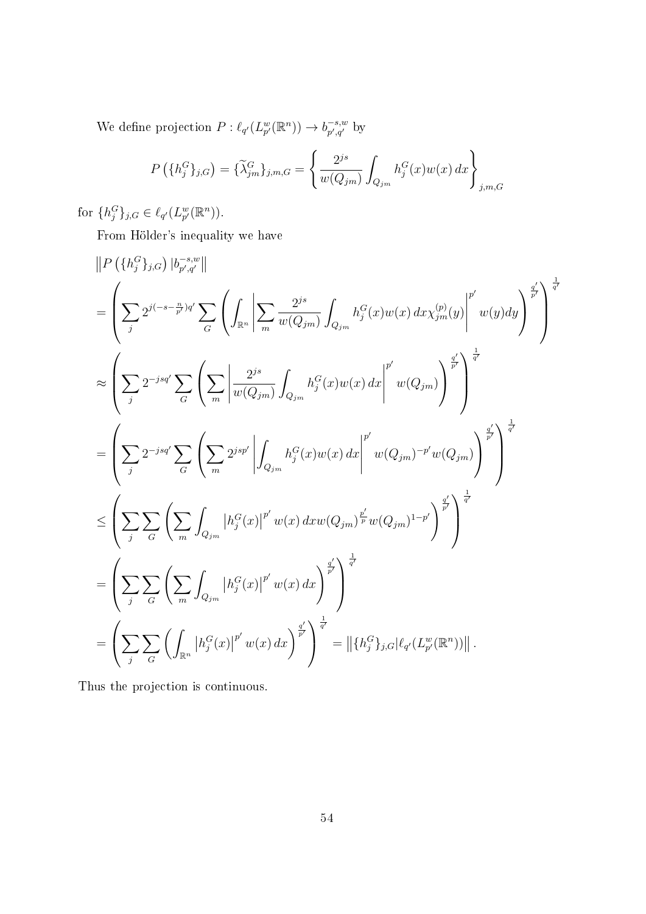We define projection $P : \ell_{q'}(L^w_{p'}(\mathbb{R}^n)) \to b^{-s,w}_{p',q'}$ by

$$P\left(\{h^G_j\}_{j,G}\right) = \{\widetilde{\lambda}^G_{jm}\}_{j,m,G} = \left\{ \frac{2^{js}}{w(Q_{jm})} \int_{Q_{jm}} h^G_j(x)w(x)\,dx \right\}_{j,m,G}$$

for $\{h^G_j\}_{j,G} \in \ell_{q'}(L^w_{p'}(\mathbb{R}^n))$.

From Hölder's inequality we have

$$\begin{aligned}
&\left\| P\left(\{h^G_j\}_{j,G}\right) | b^{-s,w}_{p',q'} \right\| \\
&= \left( \sum_j 2^{j(-s-\frac{n}{p'})q'} \sum_G \left( \int_{\mathbb{R}^n} \left| \sum_m \frac{2^{js}}{w(Q_{jm})} \int_{Q_{jm}} h^G_j(x)w(x)\,dx \chi^{(p)}_{jm}(y) \right|^{p'} w(y)dy \right)^{\frac{q'}{p'}} \right)^{\frac{1}{q'}} \\
&\approx \left( \sum_j 2^{-jsq'} \sum_G \left( \sum_m \left| \frac{2^{js}}{w(Q_{jm})} \int_{Q_{jm}} h^G_j(x)w(x)\,dx \right|^{p'} w(Q_{jm}) \right)^{\frac{q'}{p'}} \right)^{\frac{1}{q'}} \\
&= \left( \sum_j 2^{-jsq'} \sum_G \left( \sum_m 2^{jsp'} \left| \int_{Q_{jm}} h^G_j(x)w(x)\,dx \right|^{p'} w(Q_{jm})^{-p'} w(Q_{jm}) \right)^{\frac{q'}{p'}} \right)^{\frac{1}{q'}} \\
&\leq \left( \sum_j \sum_G \left( \sum_m \int_{Q_{jm}} \left| h^G_j(x) \right|^{p'} w(x)\,dx w(Q_{jm})^{\frac{p'}{p}} w(Q_{jm})^{1-p'} \right)^{\frac{q'}{p'}} \right)^{\frac{1}{q'}} \\
&= \left( \sum_j \sum_G \left( \sum_m \int_{Q_{jm}} \left| h^G_j(x) \right|^{p'} w(x)\,dx \right)^{\frac{q'}{p'}} \right)^{\frac{1}{q'}} \\
&= \left( \sum_j \sum_G \left( \int_{\mathbb{R}^n} \left| h^G_j(x) \right|^{p'} w(x)\,dx \right)^{\frac{q'}{p'}} \right)^{\frac{1}{q'}} = \left\| \{h^G_j\}_{j,G} | \ell_{q'}(L^w_{p'}(\mathbb{R}^n)) \right\|.
\end{aligned}$$

Thus the projection is continuous.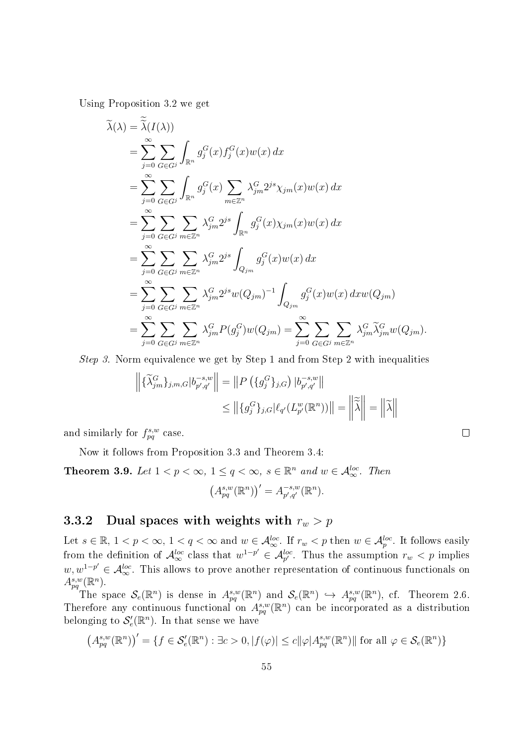Using Proposition 3.2 we get

$$
\begin{aligned}
\widetilde{\lambda}(\lambda) &= \widetilde{\widetilde{\lambda}}(I(\lambda)) \\
&= \sum_{j=0}^{\infty} \sum_{G\in G^j} \int_{\mathbb{R}^n} g_j^G(x) f_j^G(x) w(x)\,dx \\
&= \sum_{j=0}^{\infty} \sum_{G\in G^j} \int_{\mathbb{R}^n} g_j^G(x) \sum_{m\in\mathbb{Z}^n} \lambda_{jm}^G 2^{js} \chi_{jm}(x) w(x)\,dx \\
&= \sum_{j=0}^{\infty} \sum_{G\in G^j} \sum_{m\in\mathbb{Z}^n} \lambda_{jm}^G 2^{js} \int_{\mathbb{R}^n} g_j^G(x) \chi_{jm}(x) w(x)\,dx \\
&= \sum_{j=0}^{\infty} \sum_{G\in G^j} \sum_{m\in\mathbb{Z}^n} \lambda_{jm}^G 2^{js} \int_{Q_{jm}} g_j^G(x) w(x)\,dx \\
&= \sum_{j=0}^{\infty} \sum_{G\in G^j} \sum_{m\in\mathbb{Z}^n} \lambda_{jm}^G 2^{js} w(Q_{jm})^{-1} \int_{Q_{jm}} g_j^G(x) w(x)\,dx w(Q_{jm}) \\
&= \sum_{j=0}^{\infty} \sum_{G\in G^j} \sum_{m\in\mathbb{Z}^n} \lambda_{jm}^G P(g_j^G) w(Q_{jm}) = \sum_{j=0}^{\infty} \sum_{G\in G^j} \sum_{m\in\mathbb{Z}^n} \lambda_{jm}^G \widetilde{\lambda}_{jm}^G w(Q_{jm}).
\end{aligned}
$$

*Step 3.* Norm equivalence we get by Step 1 and from Step 2 with inequalities

$$
\begin{aligned}
\left\| \{\widetilde{\lambda}_{jm}^G\}_{j,m,G} | b_{p',q'}^{-s,w} \right\| &= \left\| P\left(\{g_j^G\}_{j,G}\right) | b_{p',q'}^{-s,w} \right\| \\
&\le \left\| \{g_j^G\}_{j,G} | \ell_{q'}(L_{p'}^w(\mathbb{R}^n)) \right\| = \left\| \widetilde{\widetilde{\lambda}} \right\| = \left\| \widetilde{\lambda} \right\|
\end{aligned}
$$

and similarly for $f_{pq}^{s,w}$ case. $\square$

Now it follows from Proposition 3.3 and Theorem 3.4:

**Theorem 3.9.** *Let $1 < p < \infty$, $1 \le q < \infty$, $s \in \mathbb{R}^n$ and $w \in \mathcal{A}_\infty^{loc}$. Then*

$$
\left(A_{pq}^{s,w}(\mathbb{R}^n)\right)' = A_{p',q'}^{-s,w}(\mathbb{R}^n).
$$

### 3.3.2 Dual spaces with weights with $r_w > p$

Let $s \in \mathbb{R}$, $1 < p < \infty$, $1 < q < \infty$ and $w \in \mathcal{A}_\infty^{loc}$. If $r_w < p$ then $w \in \mathcal{A}_p^{loc}$. It follows easily from the definition of $\mathcal{A}_\infty^{loc}$ class that $w^{1-p'} \in \mathcal{A}_{p'}^{loc}$. Thus the assumption $r_w < p$ implies $w, w^{1-p'} \in \mathcal{A}_\infty^{loc}$. This allows to prove another representation of continuous functionals on $A_{pq}^{s,w}(\mathbb{R}^n)$.

The space $\mathcal{S}_e(\mathbb{R}^n)$ is dense in $A_{pq}^{s,w}(\mathbb{R}^n)$ and $\mathcal{S}_e(\mathbb{R}^n) \hookrightarrow A_{pq}^{s,w}(\mathbb{R}^n)$, cf. Theorem 2.6. Therefore any continuous functional on $A_{pq}^{s,w}(\mathbb{R}^n)$ can be incorporated as a distribution belonging to $\mathcal{S}_e'(\mathbb{R}^n)$. In that sense we have

$$
\left(A_{pq}^{s,w}(\mathbb{R}^n)\right)' = \{f \in \mathcal{S}_e'(\mathbb{R}^n) : \exists c > 0, |f(\varphi)| \le c \|\varphi | A_{pq}^{s,w}(\mathbb{R}^n)\| \text{ for all } \varphi \in \mathcal{S}_e(\mathbb{R}^n)\}
$$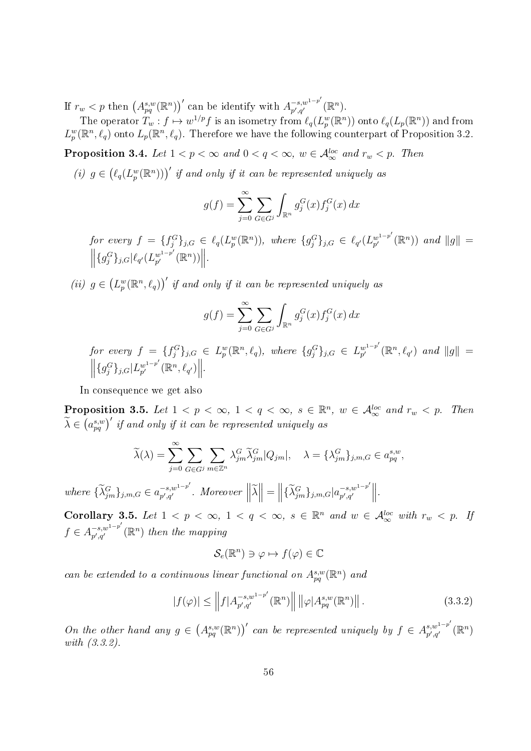If $r_w < p$ then $\left(A^{s,w}_{pq}(\mathbb{R}^n)\right)'$ can be identify with $A^{-s,w^{1-p'}}_{p',q'}(\mathbb{R}^n)$.

The operator $T_w : f \mapsto w^{1/p} f$ is an isometry from $\ell_q(L^w_p(\mathbb{R}^n))$ onto $\ell_q(L_p(\mathbb{R}^n))$ and from $L^w_p(\mathbb{R}^n, \ell_q)$ onto $L_p(\mathbb{R}^n, \ell_q)$. Therefore we have the following counterpart of Proposition 3.2.

**Proposition 3.4.** *Let $1 < p < \infty$ and $0 < q < \infty$, $w \in \mathcal{A}^{loc}_\infty$ and $r_w < p$. Then*

*(i) $g \in \left(\ell_q(L^w_p(\mathbb{R}^n))\right)'$ if and only if it can be represented uniquely as*

$$g(f) = \sum_{j=0}^{\infty} \sum_{G \in G^j} \int_{\mathbb{R}^n} g^G_j(x) f^G_j(x)\, dx$$

*for every $f = \{f^G_j\}_{j,G} \in \ell_q(L^w_p(\mathbb{R}^n))$, where $\{g^G_j\}_{j,G} \in \ell_{q'}(L^{w^{1-p'}}_{p'}(\mathbb{R}^n))$ and $\|g\| = \left\|\{g^G_j\}_{j,G} | \ell_{q'}(L^{w^{1-p'}}_{p'}(\mathbb{R}^n))\right\|$.*

*(ii) $g \in \left(L^w_p(\mathbb{R}^n, \ell_q)\right)'$ if and only if it can be represented uniquely as*

$$g(f) = \sum_{j=0}^{\infty} \sum_{G \in G^j} \int_{\mathbb{R}^n} g^G_j(x) f^G_j(x)\, dx$$

*for every $f = \{f^G_j\}_{j,G} \in L^w_p(\mathbb{R}^n, \ell_q)$, where $\{g^G_j\}_{j,G} \in L^{w^{1-p'}}_{p'}(\mathbb{R}^n, \ell_{q'})$ and $\|g\| = \left\|\{g^G_j\}_{j,G} | L^{w^{1-p'}}_{p'}(\mathbb{R}^n, \ell_{q'})\right\|$.*

In consequence we get also

**Proposition 3.5.** *Let $1 < p < \infty$, $1 < q < \infty$, $s \in \mathbb{R}^n$, $w \in \mathcal{A}^{loc}_\infty$ and $r_w < p$. Then $\widetilde{\lambda} \in \left(a^{s,w}_{pq}\right)'$ if and only if it can be represented uniquely as*

$$\widetilde{\lambda}(\lambda) = \sum_{j=0}^{\infty} \sum_{G \in G^j} \sum_{m \in \mathbb{Z}^n} \lambda^G_{jm} \widetilde{\lambda}^G_{jm} |Q_{jm}|, \quad \lambda = \{\lambda^G_{jm}\}_{j,m,G} \in a^{s,w}_{pq},$$

*where $\{\widetilde{\lambda}^G_{jm}\}_{j,m,G} \in a^{-s,w^{1-p'}}_{p',q'}$. Moreover $\left\|\widetilde{\lambda}\right\| = \left\|\{\widetilde{\lambda}^G_{jm}\}_{j,m,G} | a^{-s,w^{1-p'}}_{p',q'}\right\|$.*

**Corollary 3.5.** *Let $1 < p < \infty$, $1 < q < \infty$, $s \in \mathbb{R}^n$ and $w \in \mathcal{A}^{loc}_\infty$ with $r_w < p$. If $f \in A^{-s,w^{1-p'}}_{p',q'}(\mathbb{R}^n)$ then the mapping*

$$\mathcal{S}_e(\mathbb{R}^n) \ni \varphi \mapsto f(\varphi) \in \mathbb{C}$$

*can be extended to a continuous linear functional on $A^{s,w}_{pq}(\mathbb{R}^n)$ and*

$$|f(\varphi)| \le \left\|f | A^{-s,w^{1-p'}}_{p',q'}(\mathbb{R}^n)\right\| \left\|\varphi | A^{s,w}_{pq}(\mathbb{R}^n)\right\|. \tag{3.3.2}$$

*On the other hand any $g \in \left(A^{s,w}_{pq}(\mathbb{R}^n)\right)'$ can be represented uniquely by $f \in A^{s,w^{1-p'}}_{p',q'}(\mathbb{R}^n)$ with (3.3.2).*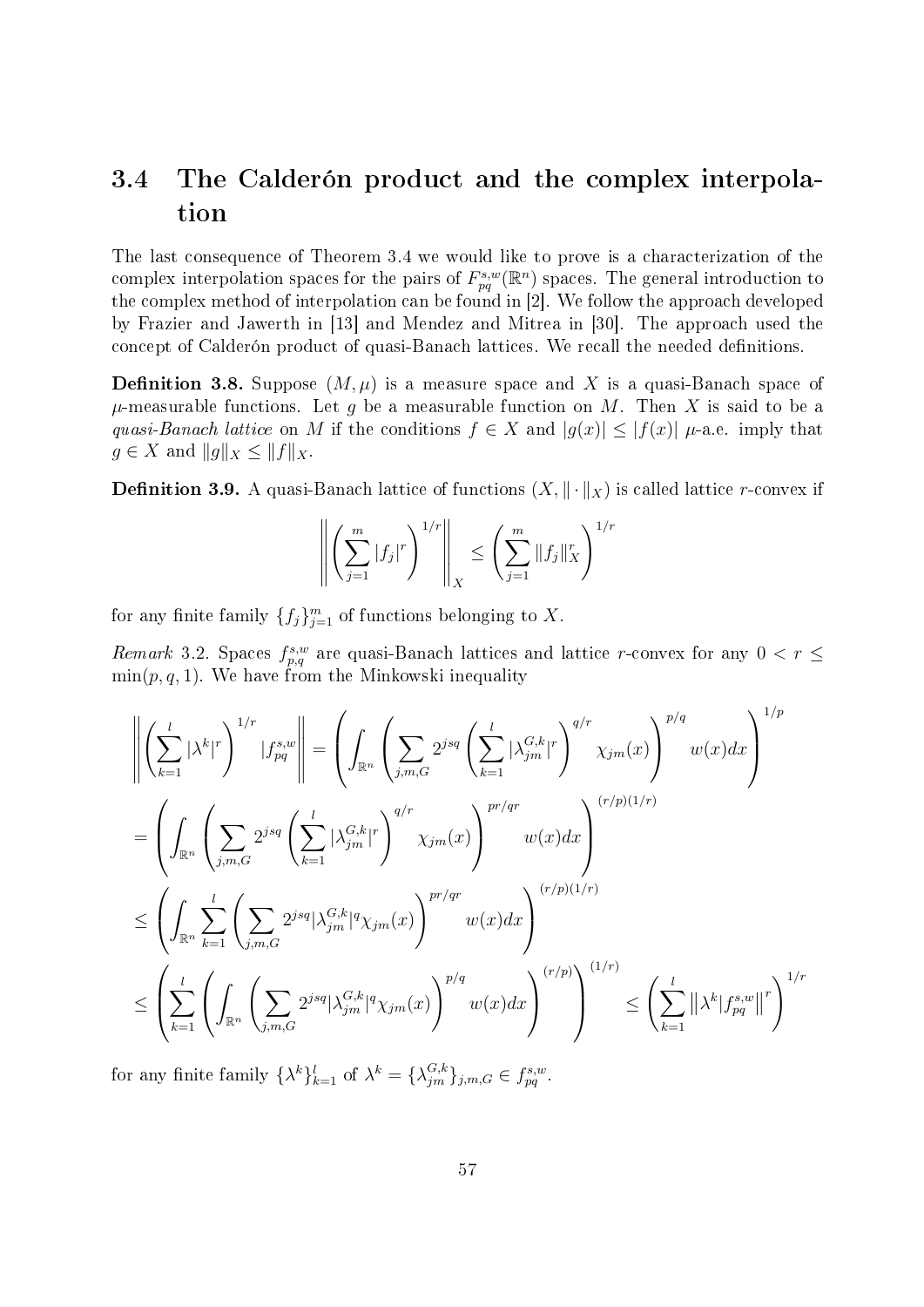## 3.4 The Calderón product and the complex interpolation

The last consequence of Theorem 3.4 we would like to prove is a characterization of the complex interpolation spaces for the pairs of $F^{s,w}_{pq}(\mathbb{R}^n)$ spaces. The general introduction to the complex method of interpolation can be found in [2]. We follow the approach developed by Frazier and Jawerth in [13] and Mendez and Mitrea in [30]. The approach used the concept of Calderón product of quasi-Banach lattices. We recall the needed definitions.

**Definition 3.8.** Suppose $(M, \mu)$ is a measure space and $X$ is a quasi-Banach space of $\mu$-measurable functions. Let $g$ be a measurable function on $M$. Then $X$ is said to be a *quasi-Banach lattice* on $M$ if the conditions $f \in X$ and $|g(x)| \leq |f(x)|$ $\mu$-a.e. imply that $g \in X$ and $\|g\|_X \leq \|f\|_X$.

**Definition 3.9.** A quasi-Banach lattice of functions $(X, \|\cdot\|_X)$ is called lattice $r$-convex if

$$\left\| \left( \sum_{j=1}^{m} |f_j|^r \right)^{1/r} \right\|_X \leq \left( \sum_{j=1}^{m} \|f_j\|_X^r \right)^{1/r}$$

for any finite family $\{f_j\}_{j=1}^m$ of functions belonging to $X$.

*Remark* 3.2. Spaces $f^{s,w}_{p,q}$ are quasi-Banach lattices and lattice $r$-convex for any $0 < r \leq \min(p, q, 1)$. We have from the Minkowski inequality

$$\left\| \left( \sum_{k=1}^{l} |\lambda^k|^r \right)^{1/r} |f^{s,w}_{pq} \right\| = \left( \int_{\mathbb{R}^n} \left( \sum_{j,m,G} 2^{jsq} \left( \sum_{k=1}^{l} |\lambda^{G,k}_{jm}|^r \right)^{q/r} \chi_{jm}(x) \right)^{p/q} w(x)dx \right)^{1/p}$$

$$= \left( \int_{\mathbb{R}^n} \left( \sum_{j,m,G} 2^{jsq} \left( \sum_{k=1}^{l} |\lambda^{G,k}_{jm}|^r \right)^{q/r} \chi_{jm}(x) \right)^{pr/qr} w(x)dx \right)^{(r/p)(1/r)}$$

$$\leq \left( \int_{\mathbb{R}^n} \sum_{k=1}^{l} \left( \sum_{j,m,G} 2^{jsq} |\lambda^{G,k}_{jm}|^q \chi_{jm}(x) \right)^{pr/qr} w(x)dx \right)^{(r/p)(1/r)}$$

$$\leq \left( \sum_{k=1}^{l} \left( \int_{\mathbb{R}^n} \left( \sum_{j,m,G} 2^{jsq} |\lambda^{G,k}_{jm}|^q \chi_{jm}(x) \right)^{p/q} w(x)dx \right)^{(r/p)} \right)^{(1/r)} \leq \left( \sum_{k=1}^{l} \left\| \lambda^k | f^{s,w}_{pq} \right\|^r \right)^{1/r}$$

for any finite family $\{\lambda^k\}_{k=1}^l$ of $\lambda^k = \{\lambda^{G,k}_{jm}\}_{j,m,G} \in f^{s,w}_{pq}$.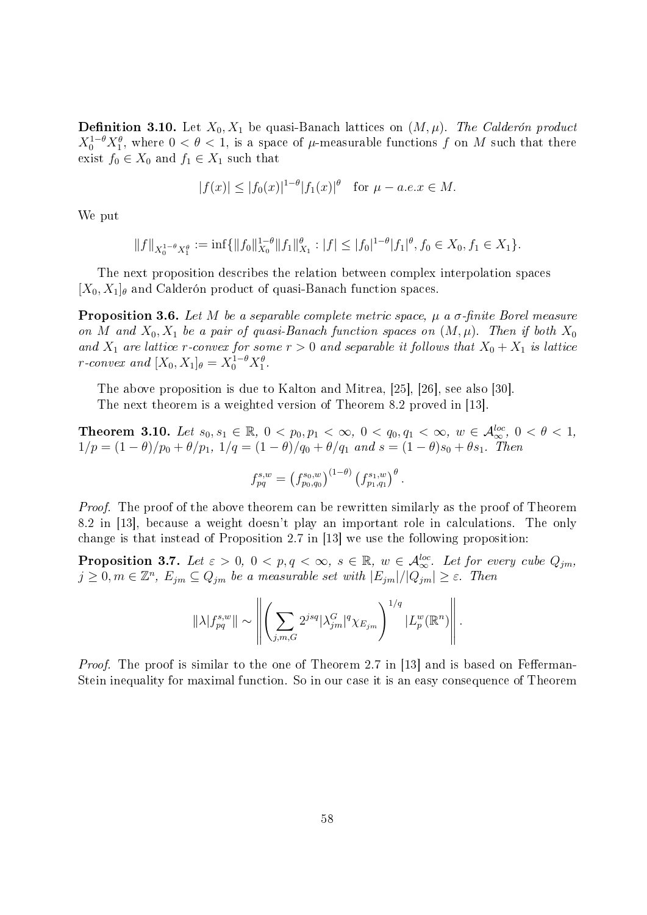**Definition 3.10.** Let $X_0, X_1$ be quasi-Banach lattices on $(M, \mu)$. *The Calderón product* $X_0^{1-\theta}X_1^{\theta}$, where $0 < \theta < 1$, is a space of $\mu$-measurable functions $f$ on $M$ such that there exist $f_0 \in X_0$ and $f_1 \in X_1$ such that

$$|f(x)| \le |f_0(x)|^{1-\theta}|f_1(x)|^{\theta} \quad \text{for } \mu - a.e. x \in M.$$

We put

$$\|f\|_{X_0^{1-\theta}X_1^{\theta}} := \inf\{\|f_0\|_{X_0}^{1-\theta}\|f_1\|_{X_1}^{\theta} : |f| \le |f_0|^{1-\theta}|f_1|^{\theta}, f_0 \in X_0, f_1 \in X_1\}.$$

The next proposition describes the relation between complex interpolation spaces $[X_0, X_1]_\theta$ and Calderón product of quasi-Banach function spaces.

**Proposition 3.6.** *Let $M$ be a separable complete metric space, $\mu$ a $\sigma$-finite Borel measure on $M$ and $X_0, X_1$ be a pair of quasi-Banach function spaces on $(M, \mu)$. Then if both $X_0$ and $X_1$ are lattice $r$-convex for some $r > 0$ and separable it follows that $X_0 + X_1$ is lattice $r$-convex and $[X_0, X_1]_\theta = X_0^{1-\theta}X_1^{\theta}$.*

The above proposition is due to Kalton and Mitrea, [25], [26], see also [30].

The next theorem is a weighted version of Theorem 8.2 proved in [13].

**Theorem 3.10.** *Let $s_0, s_1 \in \mathbb{R}$, $0 < p_0, p_1 < \infty$, $0 < q_0, q_1 < \infty$, $w \in \mathcal{A}_\infty^{loc}$, $0 < \theta < 1$, $1/p = (1-\theta)/p_0 + \theta/p_1$, $1/q = (1-\theta)/q_0 + \theta/q_1$ and $s = (1-\theta)s_0 + \theta s_1$. Then*

$$f_{pq}^{s,w} = \left(f_{p_0,q_0}^{s_0,w}\right)^{(1-\theta)} \left(f_{p_1,q_1}^{s_1,w}\right)^{\theta}.$$

*Proof.* The proof of the above theorem can be rewritten similarly as the proof of Theorem 8.2 in [13], because a weight doesn't play an important role in calculations. The only change is that instead of Proposition 2.7 in [13] we use the following proposition:

**Proposition 3.7.** *Let $\varepsilon > 0$, $0 < p, q < \infty$, $s \in \mathbb{R}$, $w \in \mathcal{A}_\infty^{loc}$. Let for every cube $Q_{jm}$, $j \ge 0, m \in \mathbb{Z}^n$, $E_{jm} \subseteq Q_{jm}$ be a measurable set with $|E_{jm}|/|Q_{jm}| \ge \varepsilon$. Then*

$$\|\lambda|f_{pq}^{s,w}\| \sim \left\| \left( \sum_{j,m,G} 2^{jsq}|\lambda_{jm}^G|^q \chi_{E_{jm}} \right)^{1/q} |L_p^w(\mathbb{R}^n) \right\|.$$

*Proof.* The proof is similar to the one of Theorem 2.7 in [13] and is based on Fefferman-Stein inequality for maximal function. So in our case it is an easy consequence of Theorem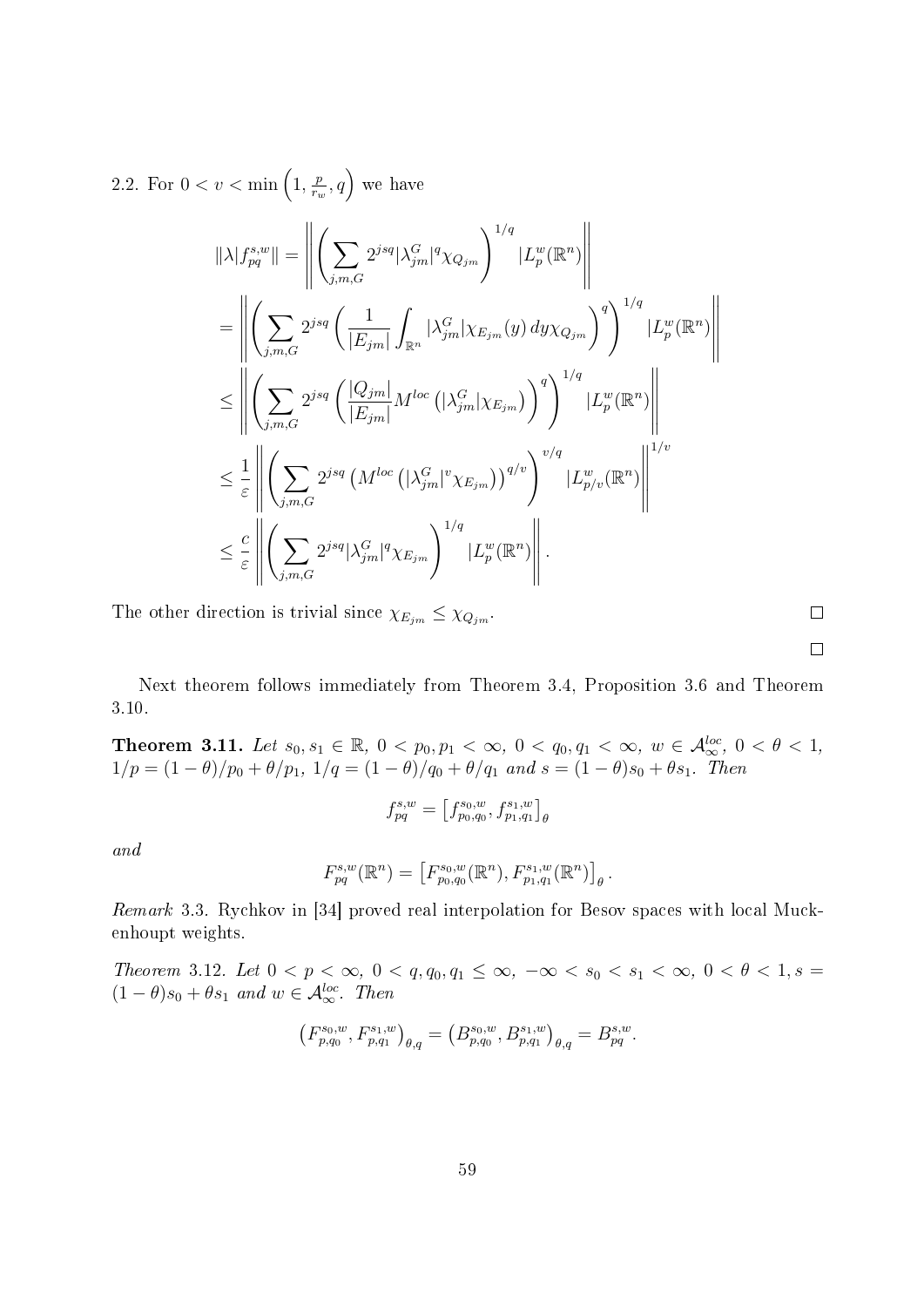2.2. For $0 < v < \min\left(1, \frac{p}{r_w}, q\right)$ we have

$$
\begin{aligned}
\|\lambda|f^{s,w}_{pq}\| &= \left\| \left( \sum_{j,m,G} 2^{jsq} |\lambda^G_{jm}|^q \chi_{Q_{jm}} \right)^{1/q} |L^w_p(\mathbb{R}^n) \right\| \\
&= \left\| \left( \sum_{j,m,G} 2^{jsq} \left( \frac{1}{|E_{jm}|} \int_{\mathbb{R}^n} |\lambda^G_{jm}| \chi_{E_{jm}}(y)\, dy \chi_{Q_{jm}} \right)^q \right)^{1/q} |L^w_p(\mathbb{R}^n) \right\| \\
&\leq \left\| \left( \sum_{j,m,G} 2^{jsq} \left( \frac{|Q_{jm}|}{|E_{jm}|} M^{loc}\left( |\lambda^G_{jm}| \chi_{E_{jm}} \right) \right)^q \right)^{1/q} |L^w_p(\mathbb{R}^n) \right\| \\
&\leq \frac{1}{\varepsilon} \left\| \left( \sum_{j,m,G} 2^{jsq} \left( M^{loc}\left( |\lambda^G_{jm}|^v \chi_{E_{jm}} \right) \right)^{q/v} \right)^{v/q} |L^w_{p/v}(\mathbb{R}^n) \right\|^{1/v} \\
&\leq \frac{c}{\varepsilon} \left\| \left( \sum_{j,m,G} 2^{jsq} |\lambda^G_{jm}|^q \chi_{E_{jm}} \right)^{1/q} |L^w_p(\mathbb{R}^n) \right\|.
\end{aligned}
$$

The other direction is trivial since $\chi_{E_{jm}} \leq \chi_{Q_{jm}}$. □

□

Next theorem follows immediately from Theorem 3.4, Proposition 3.6 and Theorem 3.10.

**Theorem 3.11.** *Let $s_0, s_1 \in \mathbb{R}$, $0 < p_0, p_1 < \infty$, $0 < q_0, q_1 < \infty$, $w \in \mathcal{A}^{loc}_\infty$, $0 < \theta < 1$, $1/p = (1-\theta)/p_0 + \theta/p_1$, $1/q = (1-\theta)/q_0 + \theta/q_1$ and $s = (1-\theta)s_0 + \theta s_1$. Then*

$$
f^{s,w}_{pq} = \left[ f^{s_0,w}_{p_0,q_0}, f^{s_1,w}_{p_1,q_1} \right]_\theta
$$

*and*

$$
F^{s,w}_{pq}(\mathbb{R}^n) = \left[ F^{s_0,w}_{p_0,q_0}(\mathbb{R}^n), F^{s_1,w}_{p_1,q_1}(\mathbb{R}^n) \right]_\theta .
$$

*Remark* 3.3. Rychkov in [34] proved real interpolation for Besov spaces with local Muckenhoupt weights.

*Theorem* 3.12. *Let $0 < p < \infty$, $0 < q, q_0, q_1 \leq \infty$, $-\infty < s_0 < s_1 < \infty$, $0 < \theta < 1, s = (1-\theta)s_0 + \theta s_1$ and $w \in \mathcal{A}^{loc}_\infty$. Then*

$$
\left( F^{s_0,w}_{p,q_0}, F^{s_1,w}_{p,q_1} \right)_{\theta,q} = \left( B^{s_0,w}_{p,q_0}, B^{s_1,w}_{p,q_1} \right)_{\theta,q} = B^{s,w}_{pq}.
$$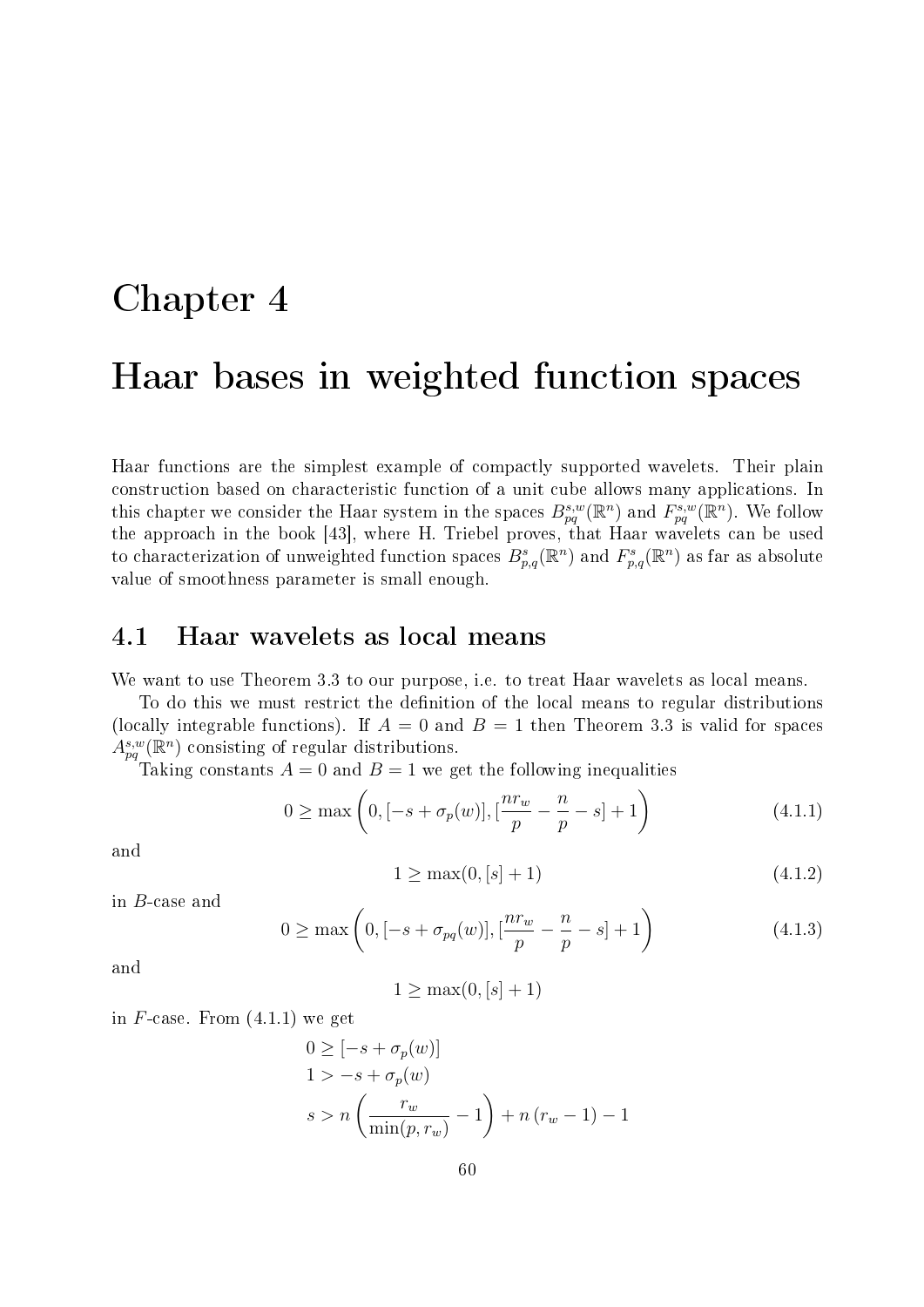# Chapter 4

# Haar bases in weighted function spaces

Haar functions are the simplest example of compactly supported wavelets. Their plain construction based on characteristic function of a unit cube allows many applications. In this chapter we consider the Haar system in the spaces $B^{s,w}_{pq}(\mathbb{R}^n)$ and $F^{s,w}_{pq}(\mathbb{R}^n)$. We follow the approach in the book [43], where H. Triebel proves, that Haar wavelets can be used to characterization of unweighted function spaces $B^s_{p,q}(\mathbb{R}^n)$ and $F^s_{p,q}(\mathbb{R}^n)$ as far as absolute value of smoothness parameter is small enough.

## 4.1 Haar wavelets as local means

We want to use Theorem 3.3 to our purpose, i.e. to treat Haar wavelets as local means.

To do this we must restrict the definition of the local means to regular distributions (locally integrable functions). If $A = 0$ and $B = 1$ then Theorem 3.3 is valid for spaces $A^{s,w}_{pq}(\mathbb{R}^n)$ consisting of regular distributions.

Taking constants $A = 0$ and $B = 1$ we get the following inequalities

$$0 \geq \max\left(0, [-s + \sigma_p(w)], [\frac{nr_w}{p} - \frac{n}{p} - s] + 1\right) \tag{4.1.1}$$

and

$$1 \geq \max(0, [s] + 1) \tag{4.1.2}$$

in $B$-case and

$$0 \geq \max\left(0, [-s + \sigma_{pq}(w)], [\frac{nr_w}{p} - \frac{n}{p} - s] + 1\right) \tag{4.1.3}$$

and

$$1 \geq \max(0, [s] + 1)$$

in $F$-case. From (4.1.1) we get

$$0 \geq [-s + \sigma_p(w)]$$
$$1 > -s + \sigma_p(w)$$
$$s > n\left(\frac{r_w}{\min(p, r_w)} - 1\right) + n\left(r_w - 1\right) - 1$$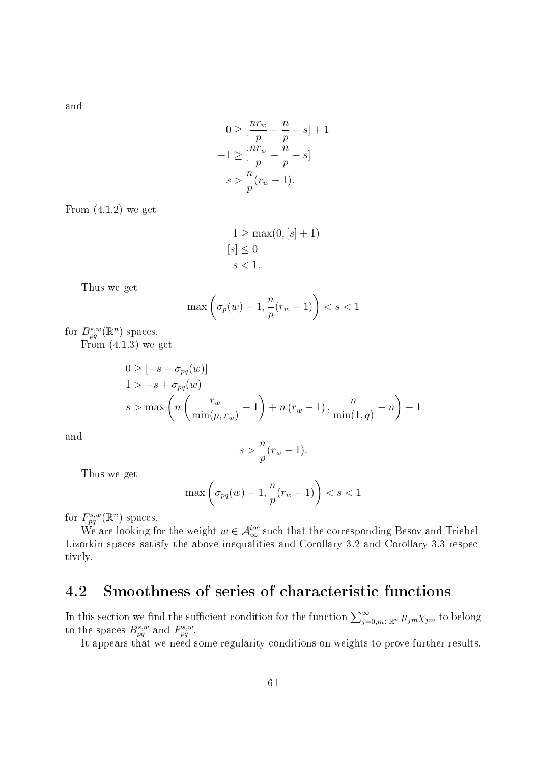and

$$
\begin{aligned}
0 &\geq [\frac{nr_w}{p} - \frac{n}{p} - s] + 1 \\
-1 &\geq [\frac{nr_w}{p} - \frac{n}{p} - s] \\
s &> \frac{n}{p}(r_w - 1).
\end{aligned}
$$

From (4.1.2) we get

$$
\begin{aligned}
1 &\geq \max(0, [s] + 1) \\
[s] &\leq 0 \\
s &< 1.
\end{aligned}
$$

Thus we get

$$
\max\left(\sigma_p(w) - 1, \frac{n}{p}(r_w - 1)\right) < s < 1
$$

for $B_{pq}^{s,w}(\mathbb{R}^n)$ spaces.

From (4.1.3) we get

$$
\begin{aligned}
&0 \geq [-s + \sigma_{pq}(w)] \\
&1 > -s + \sigma_{pq}(w) \\
&s > \max\left(n\left(\frac{r_w}{\min(p, r_w)} - 1\right) + n\left(r_w - 1\right), \frac{n}{\min(1, q)} - n\right) - 1
\end{aligned}
$$

and

$$
s > \frac{n}{p}(r_w - 1).
$$

Thus we get

$$
\max\left(\sigma_{pq}(w) - 1, \frac{n}{p}(r_w - 1)\right) < s < 1
$$

for $F_{pq}^{s,w}(\mathbb{R}^n)$ spaces.

We are looking for the weight $w \in \mathcal{A}_\infty^{loc}$ such that the corresponding Besov and Triebel-Lizorkin spaces satisfy the above inequalities and Corollary 3.2 and Corollary 3.3 respectively.

## 4.2 Smoothness of series of characteristic functions

In this section we find the sufficient condition for the function $\sum_{j=0,m\in\mathbb{R}^n}^{\infty} \mu_{jm}\chi_{jm}$ to belong to the spaces $B_{pq}^{s,w}$ and $F_{pq}^{s,w}$.

It appears that we need some regularity conditions on weights to prove further results.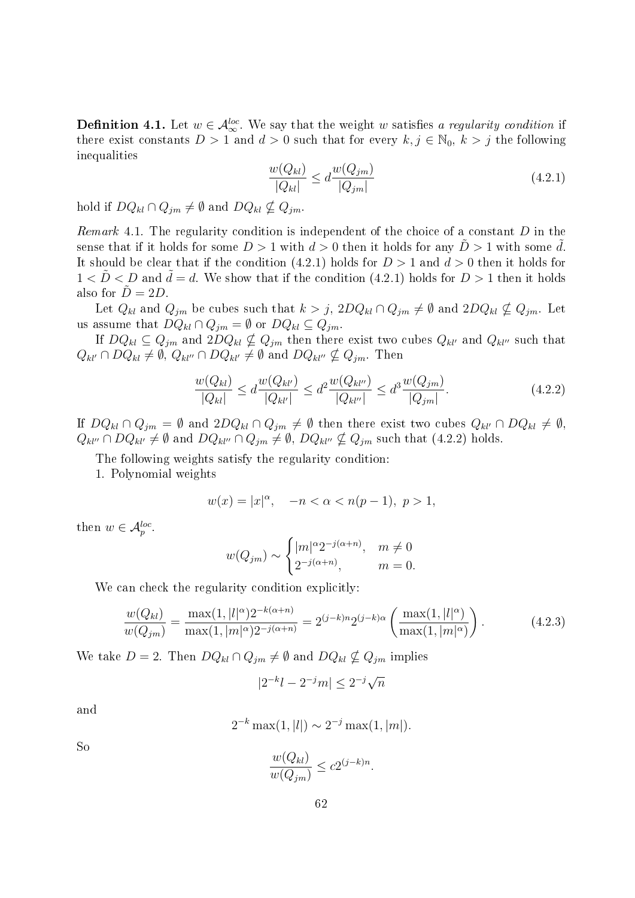**Definition 4.1.** Let $w \in \mathcal{A}_\infty^{loc}$. We say that the weight $w$ satisfies *a regularity condition* if there exist constants $D > 1$ and $d > 0$ such that for every $k, j \in \mathbb{N}_0$, $k > j$ the following inequalities

$$\frac{w(Q_{kl})}{|Q_{kl}|} \leq d \frac{w(Q_{jm})}{|Q_{jm}|} \tag{4.2.1}$$

hold if $DQ_{kl} \cap Q_{jm} \neq \emptyset$ and $DQ_{kl} \nsubseteq Q_{jm}$.

*Remark* 4.1. The regularity condition is independent of the choice of a constant $D$ in the sense that if it holds for some $D > 1$ with $d > 0$ then it holds for any $\tilde{D} > 1$ with some $\tilde{d}$. It should be clear that if the condition (4.2.1) holds for $D > 1$ and $d > 0$ then it holds for $1 < \tilde{D} < D$ and $\tilde{d} = d$. We show that if the condition (4.2.1) holds for $D > 1$ then it holds also for $\tilde{D} = 2D$.

Let $Q_{kl}$ and $Q_{jm}$ be cubes such that $k > j$, $2DQ_{kl} \cap Q_{jm} \neq \emptyset$ and $2DQ_{kl} \nsubseteq Q_{jm}$. Let us assume that $DQ_{kl} \cap Q_{jm} = \emptyset$ or $DQ_{kl} \subseteq Q_{jm}$.

If $DQ_{kl} \subseteq Q_{jm}$ and $2DQ_{kl} \nsubseteq Q_{jm}$ then there exist two cubes $Q_{kl'}$ and $Q_{kl''}$ such that $Q_{kl'} \cap DQ_{kl} \neq \emptyset$, $Q_{kl''} \cap DQ_{kl'} \neq \emptyset$ and $DQ_{kl''} \nsubseteq Q_{jm}$. Then

$$\frac{w(Q_{kl})}{|Q_{kl}|} \leq d \frac{w(Q_{kl'})}{|Q_{kl'}|} \leq d^2 \frac{w(Q_{kl''})}{|Q_{kl''}|} \leq d^3 \frac{w(Q_{jm})}{|Q_{jm}|}. \tag{4.2.2}$$

If $DQ_{kl} \cap Q_{jm} = \emptyset$ and $2DQ_{kl} \cap Q_{jm} \neq \emptyset$ then there exist two cubes $Q_{kl'} \cap DQ_{kl} \neq \emptyset$, $Q_{kl''} \cap DQ_{kl'} \neq \emptyset$ and $DQ_{kl''} \cap Q_{jm} \neq \emptyset$, $DQ_{kl''} \nsubseteq Q_{jm}$ such that (4.2.2) holds.

The following weights satisfy the regularity condition:

1. Polynomial weights

$$w(x) = |x|^\alpha, \quad -n < \alpha < n(p-1),\ p > 1,$$

then $w \in \mathcal{A}_p^{loc}$.

$$w(Q_{jm}) \sim \begin{cases} |m|^\alpha 2^{-j(\alpha+n)}, & m \neq 0 \\ 2^{-j(\alpha+n)}, & m = 0. \end{cases}$$

We can check the regularity condition explicitly:

$$\frac{w(Q_{kl})}{w(Q_{jm})} = \frac{\max(1, |l|^\alpha) 2^{-k(\alpha+n)}}{\max(1, |m|^\alpha) 2^{-j(\alpha+n)}} = 2^{(j-k)n} 2^{(j-k)\alpha} \left( \frac{\max(1, |l|^\alpha)}{\max(1, |m|^\alpha)} \right). \tag{4.2.3}$$

We take $D = 2$. Then $DQ_{kl} \cap Q_{jm} \neq \emptyset$ and $DQ_{kl} \nsubseteq Q_{jm}$ implies

$$|2^{-k} l - 2^{-j} m| \leq 2^{-j} \sqrt{n}$$

and

$$2^{-k} \max(1, |l|) \sim 2^{-j} \max(1, |m|).$$

So

$$\frac{w(Q_{kl})}{w(Q_{jm})} \leq c 2^{(j-k)n}.$$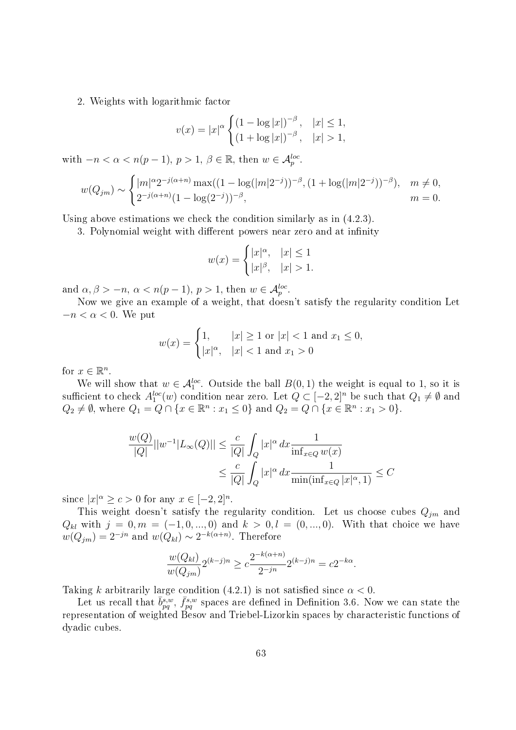2. Weights with logarithmic factor

$$v(x) = |x|^{\alpha} \begin{cases} (1 - \log|x|)^{-\beta}, & |x| \le 1, \\ (1 + \log|x|)^{-\beta}, & |x| > 1, \end{cases}$$

with $-n < \alpha < n(p-1)$, $p > 1$, $\beta \in \mathbb{R}$, then $w \in \mathcal{A}_p^{loc}$.

$$w(Q_{jm}) \sim \begin{cases} |m|^{\alpha} 2^{-j(\alpha+n)} \max((1 - \log(|m|2^{-j}))^{-\beta}, (1 + \log(|m|2^{-j}))^{-\beta}), & m \neq 0, \\ 2^{-j(\alpha+n)}(1 - \log(2^{-j}))^{-\beta}, & m = 0. \end{cases}$$

Using above estimations we check the condition similarly as in (4.2.3).

3. Polynomial weight with different powers near zero and at infinity

$$w(x) = \begin{cases} |x|^{\alpha}, & |x| \le 1 \\ |x|^{\beta}, & |x| > 1. \end{cases}$$

and $\alpha, \beta > -n$, $\alpha < n(p-1)$, $p > 1$, then $w \in \mathcal{A}_p^{loc}$.

Now we give an example of a weight, that doesn't satisfy the regularity condition Let $-n < \alpha < 0$. We put

$$w(x) = \begin{cases} 1, & |x| \ge 1 \text{ or } |x| < 1 \text{ and } x_1 \le 0, \\ |x|^{\alpha}, & |x| < 1 \text{ and } x_1 > 0 \end{cases}$$

for $x \in \mathbb{R}^n$.

We will show that $w \in \mathcal{A}_1^{loc}$. Outside the ball $B(0,1)$ the weight is equal to 1, so it is sufficient to check $A_1^{loc}(w)$ condition near zero. Let $Q \subset [-2,2]^n$ be such that $Q_1 \neq \emptyset$ and $Q_2 \neq \emptyset$, where $Q_1 = Q \cap \{x \in \mathbb{R}^n : x_1 \le 0\}$ and $Q_2 = Q \cap \{x \in \mathbb{R}^n : x_1 > 0\}$.

$$\begin{aligned} \frac{w(Q)}{|Q|} ||w^{-1}|L_{\infty}(Q)|| &\le \frac{c}{|Q|} \int_Q |x|^{\alpha}\, dx \frac{1}{\inf_{x \in Q} w(x)} \\ &\le \frac{c}{|Q|} \int_Q |x|^{\alpha}\, dx \frac{1}{\min(\inf_{x \in Q} |x|^{\alpha}, 1)} \le C \end{aligned}$$

since $|x|^{\alpha} \ge c > 0$ for any $x \in [-2,2]^n$.

This weight doesn't satisfy the regularity condition. Let us choose cubes $Q_{jm}$ and $Q_{kl}$ with $j = 0, m = (-1, 0, ..., 0)$ and $k > 0, l = (0, ..., 0)$. With that choice we have $w(Q_{jm}) = 2^{-jn}$ and $w(Q_{kl}) \sim 2^{-k(\alpha+n)}$. Therefore

$$\frac{w(Q_{kl})}{w(Q_{jm})} 2^{(k-j)n} \ge c \frac{2^{-k(\alpha+n)}}{2^{-jn}} 2^{(k-j)n} = c 2^{-k\alpha}.$$

Taking $k$ arbitrarily large condition (4.2.1) is not satisfied since $\alpha < 0$.

Let us recall that $\bar{b}_{pq}^{s,w}$, $\bar{f}_{pq}^{s,w}$ spaces are defined in Definition 3.6. Now we can state the representation of weighted Besov and Triebel-Lizorkin spaces by characteristic functions of dyadic cubes.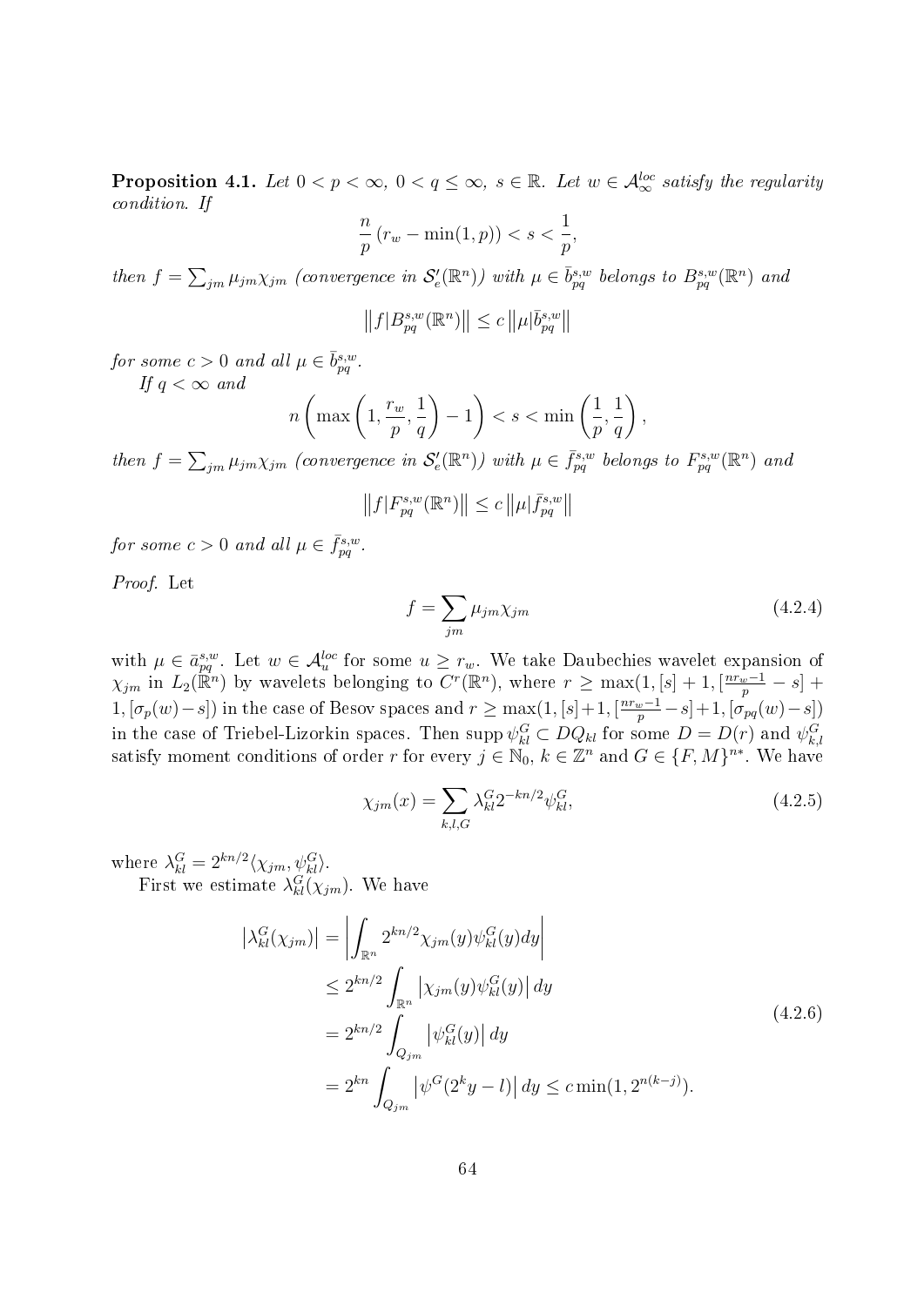**Proposition 4.1.** *Let $0 < p < \infty$, $0 < q \le \infty$, $s \in \mathbb{R}$. Let $w \in \mathcal{A}_\infty^{loc}$ satisfy the regularity condition. If*

$$\frac{n}{p}\left(r_w - \min(1,p)\right) < s < \frac{1}{p},$$

*then $f = \sum_{jm} \mu_{jm}\chi_{jm}$ (convergence in $\mathcal{S}'_e(\mathbb{R}^n)$) with $\mu \in \bar{b}^{s,w}_{pq}$ belongs to $B^{s,w}_{pq}(\mathbb{R}^n)$ and*

$$\left\| f | B^{s,w}_{pq}(\mathbb{R}^n)\right\| \le c \left\|\mu | \bar{b}^{s,w}_{pq}\right\|$$

*for some $c > 0$ and all $\mu \in \bar{b}^{s,w}_{pq}$.*

*If $q < \infty$ and*

$$n\left(\max\left(1, \frac{r_w}{p}, \frac{1}{q}\right) - 1\right) < s < \min\left(\frac{1}{p}, \frac{1}{q}\right),$$

*then $f = \sum_{jm} \mu_{jm}\chi_{jm}$ (convergence in $\mathcal{S}'_e(\mathbb{R}^n)$) with $\mu \in \bar{f}^{s,w}_{pq}$ belongs to $F^{s,w}_{pq}(\mathbb{R}^n)$ and*

$$\left\| f | F^{s,w}_{pq}(\mathbb{R}^n)\right\| \le c \left\|\mu | \bar{f}^{s,w}_{pq}\right\|$$

*for some $c > 0$ and all $\mu \in \bar{f}^{s,w}_{pq}$.*

*Proof.* Let

$$f = \sum_{jm} \mu_{jm}\chi_{jm} \tag{4.2.4}$$

with $\mu \in \bar{a}^{s,w}_{pq}$. Let $w \in \mathcal{A}_u^{loc}$ for some $u \ge r_w$. We take Daubechies wavelet expansion of $\chi_{jm}$ in $L_2(\mathbb{R}^n)$ by wavelets belonging to $C^r(\mathbb{R}^n)$, where $r \ge \max(1, [s]+1, [\frac{nr_w - 1}{p} - s] + 1, [\sigma_p(w) - s])$ in the case of Besov spaces and $r \ge \max(1, [s]+1, [\frac{nr_w-1}{p} - s]+1, [\sigma_{pq}(w) - s])$ in the case of Triebel-Lizorkin spaces. Then $\operatorname{supp} \psi^G_{kl} \subset DQ_{kl}$ for some $D = D(r)$ and $\psi^G_{k,l}$ satisfy moment conditions of order $r$ for every $j \in \mathbb{N}_0$, $k \in \mathbb{Z}^n$ and $G \in \{F, M\}^{n*}$. We have

$$\chi_{jm}(x) = \sum_{k,l,G} \lambda^G_{kl} 2^{-kn/2} \psi^G_{kl}, \tag{4.2.5}$$

where $\lambda^G_{kl} = 2^{kn/2}\langle \chi_{jm}, \psi^G_{kl}\rangle$.

First we estimate $\lambda^G_{kl}(\chi_{jm})$. We have

$$\begin{aligned}
\left|\lambda^G_{kl}(\chi_{jm})\right| &= \left| \int_{\mathbb{R}^n} 2^{kn/2}\chi_{jm}(y)\psi^G_{kl}(y)dy \right| \\
&\le 2^{kn/2} \int_{\mathbb{R}^n} \left|\chi_{jm}(y)\psi^G_{kl}(y)\right| dy \\
&= 2^{kn/2} \int_{Q_{jm}} \left|\psi^G_{kl}(y)\right| dy \\
&= 2^{kn} \int_{Q_{jm}} \left|\psi^G(2^k y - l)\right| dy \le c \min(1, 2^{n(k-j)}).
\end{aligned} \tag{4.2.6}$$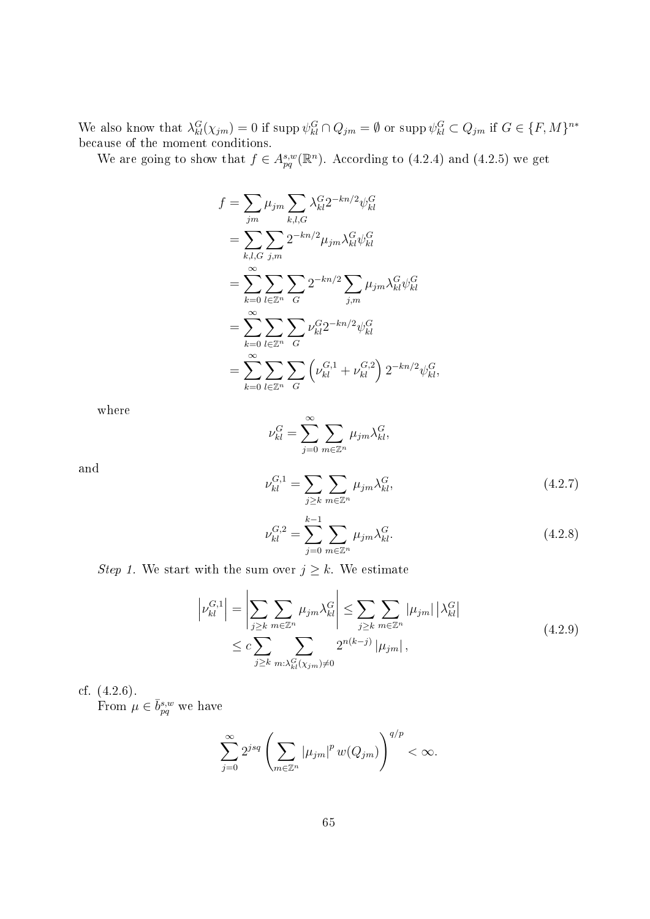We also know that $\lambda_{kl}^G(\chi_{jm}) = 0$ if $\operatorname{supp} \psi_{kl}^G \cap Q_{jm} = \emptyset$ or $\operatorname{supp} \psi_{kl}^G \subset Q_{jm}$ if $G \in \{F, M\}^{n*}$ because of the moment conditions.

We are going to show that $f \in A_{pq}^{s,w}(\mathbb{R}^n)$. According to (4.2.4) and (4.2.5) we get

$$
\begin{aligned}
f &= \sum_{jm} \mu_{jm} \sum_{k,l,G} \lambda_{kl}^G 2^{-kn/2} \psi_{kl}^G \\
&= \sum_{k,l,G} \sum_{j,m} 2^{-kn/2} \mu_{jm} \lambda_{kl}^G \psi_{kl}^G \\
&= \sum_{k=0}^{\infty} \sum_{l \in \mathbb{Z}^n} \sum_{G} 2^{-kn/2} \sum_{j,m} \mu_{jm} \lambda_{kl}^G \psi_{kl}^G \\
&= \sum_{k=0}^{\infty} \sum_{l \in \mathbb{Z}^n} \sum_{G} \nu_{kl}^G 2^{-kn/2} \psi_{kl}^G \\
&= \sum_{k=0}^{\infty} \sum_{l \in \mathbb{Z}^n} \sum_{G} \left( \nu_{kl}^{G,1} + \nu_{kl}^{G,2} \right) 2^{-kn/2} \psi_{kl}^G,
\end{aligned}
$$

where

$$
\nu_{kl}^G = \sum_{j=0}^{\infty} \sum_{m \in \mathbb{Z}^n} \mu_{jm} \lambda_{kl}^G,
$$

and

$$
\nu_{kl}^{G,1} = \sum_{j \geq k} \sum_{m \in \mathbb{Z}^n} \mu_{jm} \lambda_{kl}^G, \tag{4.2.7}
$$

$$
\nu_{kl}^{G,2} = \sum_{j=0}^{k-1} \sum_{m \in \mathbb{Z}^n} \mu_{jm} \lambda_{kl}^G. \tag{4.2.8}
$$

*Step 1.* We start with the sum over $j \geq k$. We estimate

$$
\begin{aligned}
\left| \nu_{kl}^{G,1} \right| &= \left| \sum_{j \geq k} \sum_{m \in \mathbb{Z}^n} \mu_{jm} \lambda_{kl}^G \right| \leq \sum_{j \geq k} \sum_{m \in \mathbb{Z}^n} |\mu_{jm}| \left| \lambda_{kl}^G \right| \\
&\leq c \sum_{j \geq k} \sum_{m : \lambda_{kl}^G(\chi_{jm}) \neq 0} 2^{n(k-j)} |\mu_{jm}|,
\end{aligned} \tag{4.2.9}
$$

cf. (4.2.6).

From $\mu \in \bar{b}_{pq}^{s,w}$ we have

$$
\sum_{j=0}^{\infty} 2^{jsq} \left( \sum_{m \in \mathbb{Z}^n} |\mu_{jm}|^p \, w(Q_{jm}) \right)^{q/p} < \infty.
$$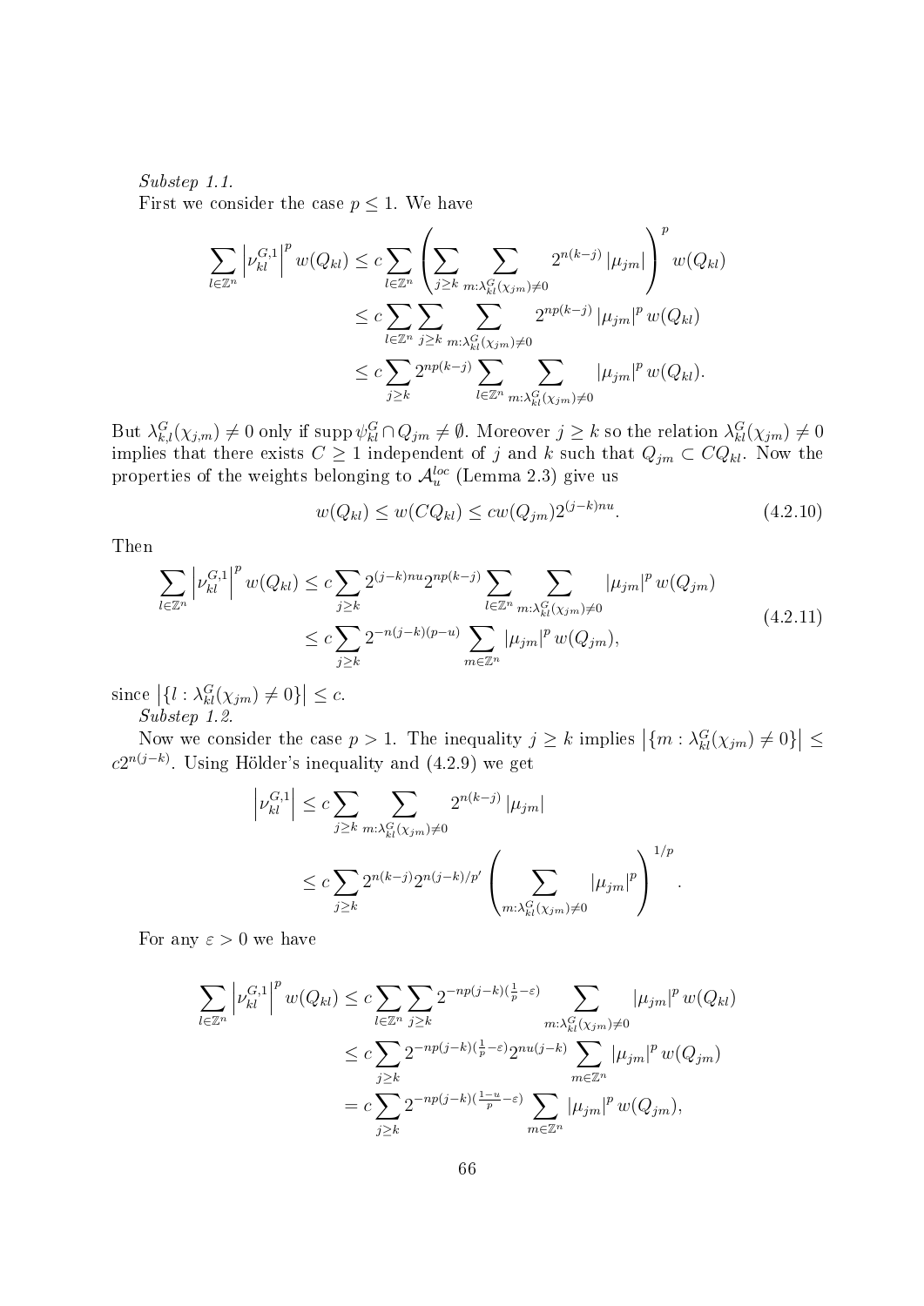*Substep 1.1.*

First we consider the case $p \leq 1$. We have

$$
\begin{aligned}
\sum_{l\in\mathbb{Z}^n} \left|\nu_{kl}^{G,1}\right|^p w(Q_{kl}) &\leq c \sum_{l\in\mathbb{Z}^n} \left( \sum_{j\geq k} \sum_{m:\lambda_{kl}^G(\chi_{jm})\neq 0} 2^{n(k-j)} |\mu_{jm}| \right)^p w(Q_{kl}) \\
&\leq c \sum_{l\in\mathbb{Z}^n} \sum_{j\geq k} \sum_{m:\lambda_{kl}^G(\chi_{jm})\neq 0} 2^{np(k-j)} |\mu_{jm}|^p w(Q_{kl}) \\
&\leq c \sum_{j\geq k} 2^{np(k-j)} \sum_{l\in\mathbb{Z}^n} \sum_{m:\lambda_{kl}^G(\chi_{jm})\neq 0} |\mu_{jm}|^p w(Q_{kl}).
\end{aligned}
$$

But $\lambda_{k,l}^G(\chi_{j,m}) \neq 0$ only if $\operatorname{supp}\psi_{kl}^G \cap Q_{jm} \neq \emptyset$. Moreover $j \geq k$ so the relation $\lambda_{kl}^G(\chi_{jm}) \neq 0$ implies that there exists $C \geq 1$ independent of $j$ and $k$ such that $Q_{jm} \subset CQ_{kl}$. Now the properties of the weights belonging to $\mathcal{A}_u^{loc}$ (Lemma 2.3) give us

$$
w(Q_{kl}) \leq w(CQ_{kl}) \leq c w(Q_{jm}) 2^{(j-k)nu}. \tag{4.2.10}
$$

Then

$$
\begin{aligned}
\sum_{l\in\mathbb{Z}^n} \left|\nu_{kl}^{G,1}\right|^p w(Q_{kl}) &\leq c \sum_{j\geq k} 2^{(j-k)nu} 2^{np(k-j)} \sum_{l\in\mathbb{Z}^n} \sum_{m:\lambda_{kl}^G(\chi_{jm})\neq 0} |\mu_{jm}|^p w(Q_{jm}) \\
&\leq c \sum_{j\geq k} 2^{-n(j-k)(p-u)} \sum_{m\in\mathbb{Z}^n} |\mu_{jm}|^p w(Q_{jm}),
\end{aligned} \tag{4.2.11}
$$

since $\left|\{l : \lambda_{kl}^G(\chi_{jm}) \neq 0\}\right| \leq c$.

*Substep 1.2.*

Now we consider the case $p > 1$. The inequality $j \geq k$ implies $\left|\{m : \lambda_{kl}^G(\chi_{jm}) \neq 0\}\right| \leq c 2^{n(j-k)}$. Using Hölder's inequality and (4.2.9) we get

$$
\begin{aligned}
\left|\nu_{kl}^{G,1}\right| &\leq c \sum_{j\geq k} \sum_{m:\lambda_{kl}^G(\chi_{jm})\neq 0} 2^{n(k-j)} |\mu_{jm}| \\
&\leq c \sum_{j\geq k} 2^{n(k-j)} 2^{n(j-k)/p'} \left( \sum_{m:\lambda_{kl}^G(\chi_{jm})\neq 0} |\mu_{jm}|^p \right)^{1/p}.
\end{aligned}
$$

For any $\varepsilon > 0$ we have

$$
\begin{aligned}
\sum_{l\in\mathbb{Z}^n} \left|\nu_{kl}^{G,1}\right|^p w(Q_{kl}) &\leq c \sum_{l\in\mathbb{Z}^n} \sum_{j\geq k} 2^{-np(j-k)(\frac{1}{p}-\varepsilon)} \sum_{m:\lambda_{kl}^G(\chi_{jm})\neq 0} |\mu_{jm}|^p w(Q_{kl}) \\
&\leq c \sum_{j\geq k} 2^{-np(j-k)(\frac{1}{p}-\varepsilon)} 2^{nu(j-k)} \sum_{m\in\mathbb{Z}^n} |\mu_{jm}|^p w(Q_{jm}) \\
&= c \sum_{j\geq k} 2^{-np(j-k)(\frac{1-u}{p}-\varepsilon)} \sum_{m\in\mathbb{Z}^n} |\mu_{jm}|^p w(Q_{jm}),
\end{aligned}
$$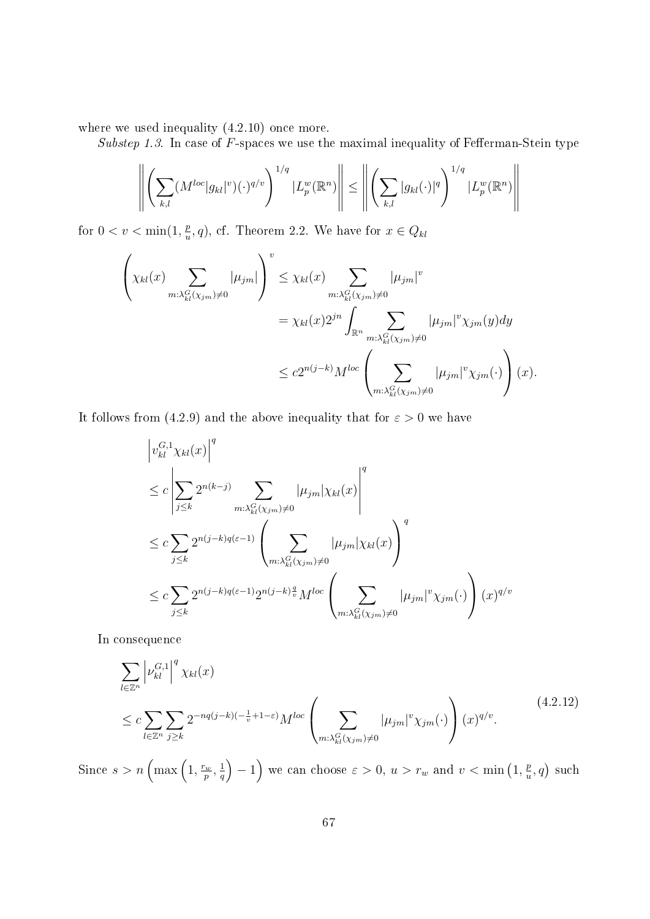where we used inequality (4.2.10) once more.

*Substep 1.3.* In case of $F$-spaces we use the maximal inequality of Fefferman-Stein type

$$\left\| \left( \sum_{k,l} (M^{loc}|g_{kl}|^v)(\cdot)^{q/v} \right)^{1/q} |L_p^w(\mathbb{R}^n) \right\| \leq \left\| \left( \sum_{k,l} |g_{kl}(\cdot)|^q \right)^{1/q} |L_p^w(\mathbb{R}^n) \right\|$$

for $0 < v < \min(1, \frac{p}{u}, q)$, cf. Theorem 2.2. We have for $x \in Q_{kl}$

$$\begin{aligned}
\left( \chi_{kl}(x) \sum_{m:\lambda_{kl}^G(\chi_{jm}) \neq 0} |\mu_{jm}| \right)^v &\leq \chi_{kl}(x) \sum_{m:\lambda_{kl}^G(\chi_{jm}) \neq 0} |\mu_{jm}|^v \\
&= \chi_{kl}(x) 2^{jn} \int_{\mathbb{R}^n} \sum_{m:\lambda_{kl}^G(\chi_{jm}) \neq 0} |\mu_{jm}|^v \chi_{jm}(y) dy \\
&\leq c 2^{n(j-k)} M^{loc} \left( \sum_{m:\lambda_{kl}^G(\chi_{jm}) \neq 0} |\mu_{jm}|^v \chi_{jm}(\cdot) \right)(x).
\end{aligned}$$

It follows from (4.2.9) and the above inequality that for $\varepsilon > 0$ we have

$$\begin{aligned}
&\left| v_{kl}^{G,1} \chi_{kl}(x) \right|^q \\
&\leq c \left| \sum_{j \leq k} 2^{n(k-j)} \sum_{m:\lambda_{kl}^G(\chi_{jm}) \neq 0} |\mu_{jm}| \chi_{kl}(x) \right|^q \\
&\leq c \sum_{j \leq k} 2^{n(j-k)q(\varepsilon - 1)} \left( \sum_{m:\lambda_{kl}^G(\chi_{jm}) \neq 0} |\mu_{jm}| \chi_{kl}(x) \right)^q \\
&\leq c \sum_{j \leq k} 2^{n(j-k)q(\varepsilon-1)} 2^{n(j-k)\frac{q}{v}} M^{loc} \left( \sum_{m:\lambda_{kl}^G(\chi_{jm}) \neq 0} |\mu_{jm}|^v \chi_{jm}(\cdot) \right)(x)^{q/v}
\end{aligned}$$

In consequence

$$\begin{aligned}
&\sum_{l \in \mathbb{Z}^n} \left| \nu_{kl}^{G,1} \right|^q \chi_{kl}(x) \\
&\leq c \sum_{l \in \mathbb{Z}^n} \sum_{j \geq k} 2^{-nq(j-k)(-\frac{1}{v}+1-\varepsilon)} M^{loc} \left( \sum_{m:\lambda_{kl}^G(\chi_{jm}) \neq 0} |\mu_{jm}|^v \chi_{jm}(\cdot) \right)(x)^{q/v}.
\end{aligned} \tag{4.2.12}$$

Since $s > n\left(\max\left(1, \frac{r_w}{p}, \frac{1}{q}\right) - 1\right)$ we can choose $\varepsilon > 0$, $u > r_w$ and $v < \min\left(1, \frac{p}{u}, q\right)$ such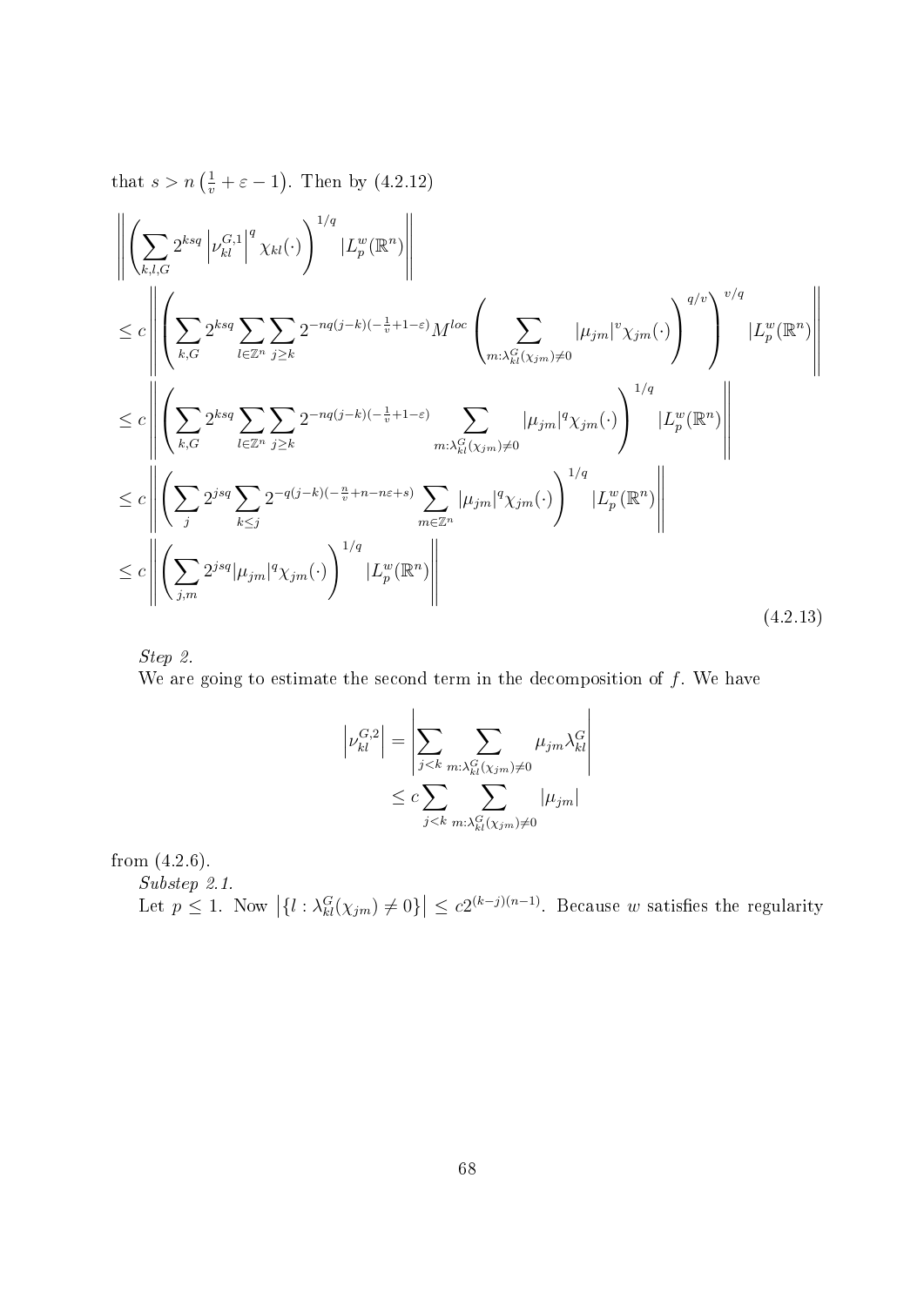that $s > n\left(\frac{1}{v}+\varepsilon-1\right)$. Then by (4.2.12)

$$
\begin{aligned}
&\left\| \left( \sum_{k,l,G} 2^{ksq} \left|\nu_{kl}^{G,1}\right|^q \chi_{kl}(\cdot) \right)^{1/q} |L_p^w(\mathbb{R}^n) \right\| \\
&\leq c \left\| \left( \sum_{k,G} 2^{ksq} \sum_{l\in\mathbb{Z}^n} \sum_{j\geq k} 2^{-nq(j-k)(-\frac{1}{v}+1-\varepsilon)} M^{loc} \left( \sum_{m:\lambda_{kl}^G(\chi_{jm})\neq 0} |\mu_{jm}|^v \chi_{jm}(\cdot) \right)^{q/v} \right)^{v/q} |L_p^w(\mathbb{R}^n) \right\| \\
&\leq c \left\| \left( \sum_{k,G} 2^{ksq} \sum_{l\in\mathbb{Z}^n} \sum_{j\geq k} 2^{-nq(j-k)(-\frac{1}{v}+1-\varepsilon)} \sum_{m:\lambda_{kl}^G(\chi_{jm})\neq 0} |\mu_{jm}|^q \chi_{jm}(\cdot) \right)^{1/q} |L_p^w(\mathbb{R}^n) \right\| \\
&\leq c \left\| \left( \sum_{j} 2^{jsq} \sum_{k\leq j} 2^{-q(j-k)(-\frac{n}{v}+n-n\varepsilon+s)} \sum_{m\in\mathbb{Z}^n} |\mu_{jm}|^q \chi_{jm}(\cdot) \right)^{1/q} |L_p^w(\mathbb{R}^n) \right\| \\
&\leq c \left\| \left( \sum_{j,m} 2^{jsq} |\mu_{jm}|^q \chi_{jm}(\cdot) \right)^{1/q} |L_p^w(\mathbb{R}^n) \right\|
\end{aligned}
\tag{4.2.13}
$$

*Step 2.*

We are going to estimate the second term in the decomposition of $f$. We have

$$
\begin{aligned}
\left|\nu_{kl}^{G,2}\right| &= \left| \sum_{j<k} \sum_{m:\lambda_{kl}^G(\chi_{jm})\neq 0} \mu_{jm}\lambda_{kl}^G \right| \\
&\leq c \sum_{j<k} \sum_{m:\lambda_{kl}^G(\chi_{jm})\neq 0} |\mu_{jm}|
\end{aligned}
$$

from (4.2.6).

*Substep 2.1.*

Let $p \leq 1$. Now $\left|\{l : \lambda_{kl}^G(\chi_{jm}) \neq 0\}\right| \leq c2^{(k-j)(n-1)}$. Because $w$ satisfies the regularity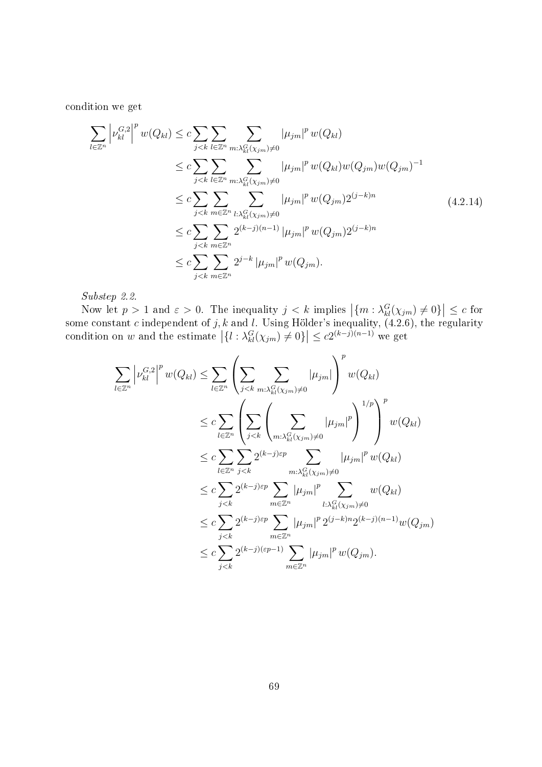condition we get

$$
\begin{aligned}
\sum_{l\in\mathbb{Z}^n} \left|\nu_{kl}^{G,2}\right|^p w(Q_{kl}) &\le c\sum_{j<k}\sum_{l\in\mathbb{Z}^n}\sum_{m:\lambda_{kl}^G(\chi_{jm})\neq 0} |\mu_{jm}|^p w(Q_{kl}) \\
&\le c\sum_{j<k}\sum_{l\in\mathbb{Z}^n}\sum_{m:\lambda_{kl}^G(\chi_{jm})\neq 0} |\mu_{jm}|^p w(Q_{kl})w(Q_{jm})w(Q_{jm})^{-1} \\
&\le c\sum_{j<k}\sum_{m\in\mathbb{Z}^n}\sum_{l:\lambda_{kl}^G(\chi_{jm})\neq 0} |\mu_{jm}|^p w(Q_{jm})2^{(j-k)n} \\
&\le c\sum_{j<k}\sum_{m\in\mathbb{Z}^n} 2^{(k-j)(n-1)} |\mu_{jm}|^p w(Q_{jm})2^{(j-k)n} \\
&\le c\sum_{j<k}\sum_{m\in\mathbb{Z}^n} 2^{j-k} |\mu_{jm}|^p w(Q_{jm}).
\end{aligned}
\tag{4.2.14}
$$

*Substep 2.2.*

Now let $p>1$ and $\varepsilon>0$. The inequality $j<k$ implies $\left|\{m : \lambda_{kl}^G(\chi_{jm})\neq 0\}\right| \le c$ for some constant $c$ independent of $j,k$ and $l$. Using Hölder's inequality, (4.2.6), the regularity condition on $w$ and the estimate $\left|\{l : \lambda_{kl}^G(\chi_{jm})\neq 0\}\right| \le c2^{(k-j)(n-1)}$ we get

$$
\begin{aligned}
\sum_{l\in\mathbb{Z}^n} \left|\nu_{kl}^{G,2}\right|^p w(Q_{kl}) &\le \sum_{l\in\mathbb{Z}^n}\left(\sum_{j<k}\sum_{m:\lambda_{kl}^G(\chi_{jm})\neq 0} |\mu_{jm}|\right)^p w(Q_{kl}) \\
&\le c\sum_{l\in\mathbb{Z}^n}\left(\sum_{j<k}\left(\sum_{m:\lambda_{kl}^G(\chi_{jm})\neq 0} |\mu_{jm}|^p\right)^{1/p}\right)^p w(Q_{kl}) \\
&\le c\sum_{l\in\mathbb{Z}^n}\sum_{j<k} 2^{(k-j)\varepsilon p}\sum_{m:\lambda_{kl}^G(\chi_{jm})\neq 0} |\mu_{jm}|^p w(Q_{kl}) \\
&\le c\sum_{j<k} 2^{(k-j)\varepsilon p}\sum_{m\in\mathbb{Z}^n} |\mu_{jm}|^p \sum_{l:\lambda_{kl}^G(\chi_{jm})\neq 0} w(Q_{kl}) \\
&\le c\sum_{j<k} 2^{(k-j)\varepsilon p}\sum_{m\in\mathbb{Z}^n} |\mu_{jm}|^p\, 2^{(j-k)n}2^{(k-j)(n-1)}w(Q_{jm}) \\
&\le c\sum_{j<k} 2^{(k-j)(\varepsilon p-1)}\sum_{m\in\mathbb{Z}^n} |\mu_{jm}|^p w(Q_{jm}).
\end{aligned}
$$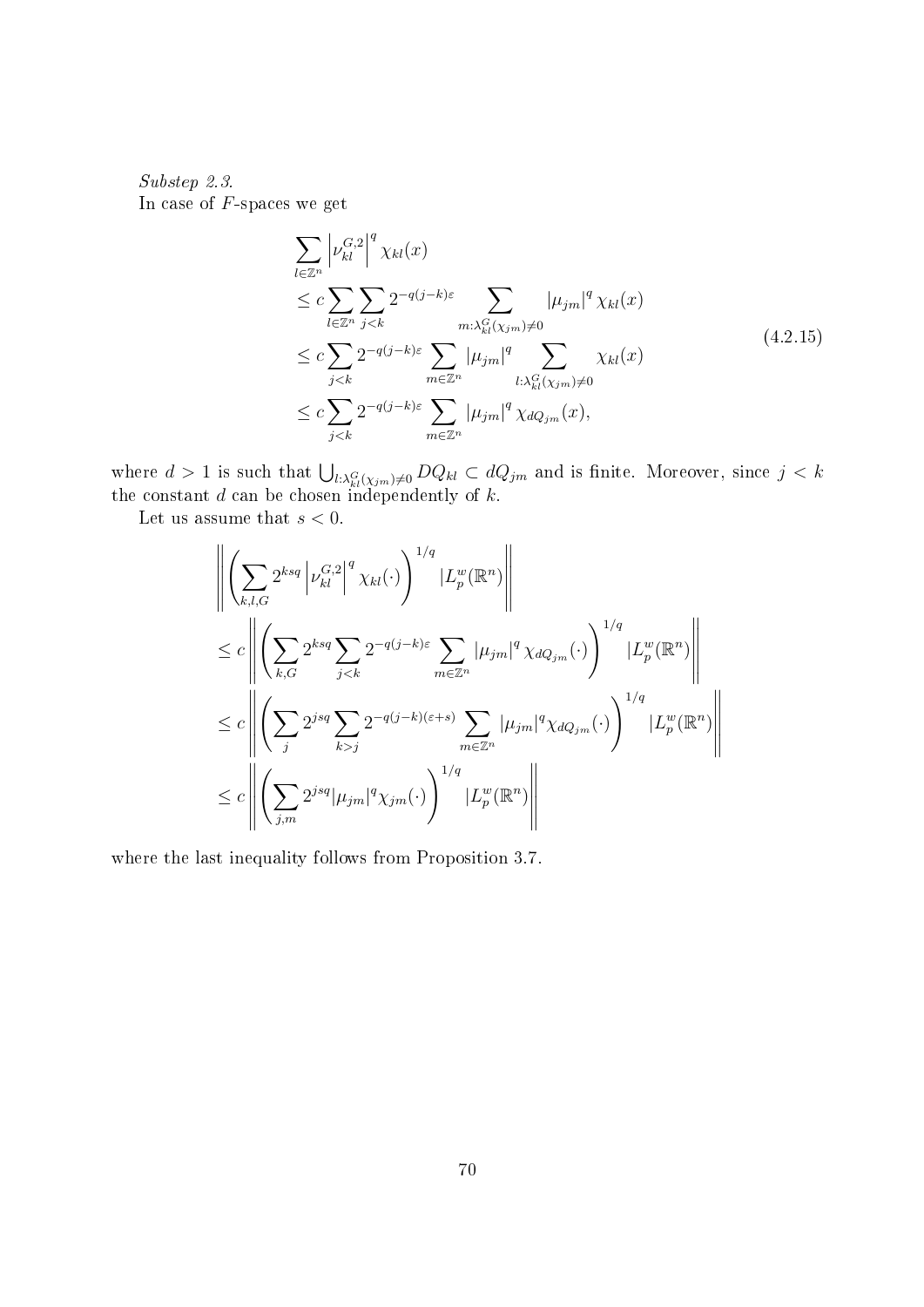*Substep 2.3.*
In case of $F$-spaces we get

$$
\begin{aligned}
&\sum_{l\in\mathbb{Z}^n} \left|\nu_{kl}^{G,2}\right|^q \chi_{kl}(x) \\
&\le c \sum_{l\in\mathbb{Z}^n} \sum_{j<k} 2^{-q(j-k)\varepsilon} \sum_{m:\lambda_{kl}^{G}(\chi_{jm})\neq 0} |\mu_{jm}|^q \chi_{kl}(x) \\
&\le c \sum_{j<k} 2^{-q(j-k)\varepsilon} \sum_{m\in\mathbb{Z}^n} |\mu_{jm}|^q \sum_{l:\lambda_{kl}^{G}(\chi_{jm})\neq 0} \chi_{kl}(x) \\
&\le c \sum_{j<k} 2^{-q(j-k)\varepsilon} \sum_{m\in\mathbb{Z}^n} |\mu_{jm}|^q \chi_{dQ_{jm}}(x),
\end{aligned}
\tag{4.2.15}
$$

where $d > 1$ is such that $\bigcup_{l:\lambda_{kl}^{G}(\chi_{jm})\neq 0} DQ_{kl} \subset dQ_{jm}$ and is finite. Moreover, since $j < k$ the constant $d$ can be chosen independently of $k$.

Let us assume that $s < 0$.

$$
\begin{aligned}
&\left\| \left( \sum_{k,l,G} 2^{ksq} \left|\nu_{kl}^{G,2}\right|^q \chi_{kl}(\cdot) \right)^{1/q} |L_p^w(\mathbb{R}^n) \right\| \\
&\le c \left\| \left( \sum_{k,G} 2^{ksq} \sum_{j<k} 2^{-q(j-k)\varepsilon} \sum_{m\in\mathbb{Z}^n} |\mu_{jm}|^q \chi_{dQ_{jm}}(\cdot) \right)^{1/q} |L_p^w(\mathbb{R}^n) \right\| \\
&\le c \left\| \left( \sum_{j} 2^{jsq} \sum_{k>j} 2^{-q(j-k)(\varepsilon+s)} \sum_{m\in\mathbb{Z}^n} |\mu_{jm}|^q \chi_{dQ_{jm}}(\cdot) \right)^{1/q} |L_p^w(\mathbb{R}^n) \right\| \\
&\le c \left\| \left( \sum_{j,m} 2^{jsq} |\mu_{jm}|^q \chi_{jm}(\cdot) \right)^{1/q} |L_p^w(\mathbb{R}^n) \right\|
\end{aligned}
$$

where the last inequality follows from Proposition 3.7.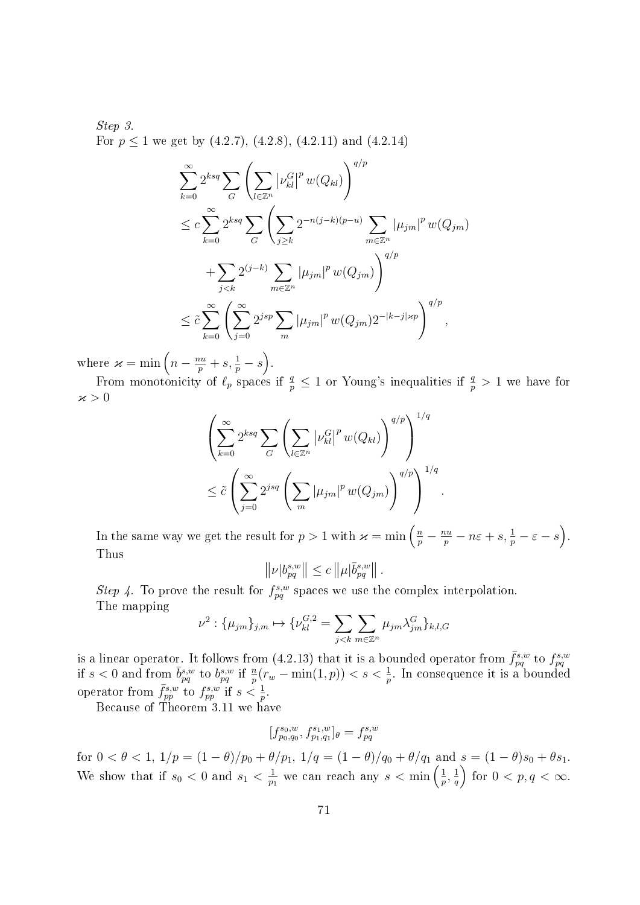*Step 3.*

For $p \le 1$ we get by (4.2.7), (4.2.8), (4.2.11) and (4.2.14)

$$
\begin{aligned}
&\sum_{k=0}^{\infty} 2^{ksq} \sum_{G} \left( \sum_{l\in\mathbb{Z}^n} \left|\nu_{kl}^G\right|^p w(Q_{kl}) \right)^{q/p} \\
&\le c \sum_{k=0}^{\infty} 2^{ksq} \sum_{G} \left( \sum_{j\ge k} 2^{-n(j-k)(p-u)} \sum_{m\in\mathbb{Z}^n} \left|\mu_{jm}\right|^p w(Q_{jm}) \right. \\
&\qquad \left. + \sum_{j<k} 2^{(j-k)} \sum_{m\in\mathbb{Z}^n} \left|\mu_{jm}\right|^p w(Q_{jm}) \right)^{q/p} \\
&\le \tilde{c} \sum_{k=0}^{\infty} \left( \sum_{j=0}^{\infty} 2^{jsp} \sum_{m} \left|\mu_{jm}\right|^p w(Q_{jm}) 2^{-|k-j|\varkappa p} \right)^{q/p},
\end{aligned}
$$

where $\varkappa = \min\left(n - \frac{nu}{p} + s, \frac{1}{p} - s\right)$.

From monotonicity of $\ell_p$ spaces if $\frac{q}{p} \le 1$ or Young's inequalities if $\frac{q}{p} > 1$ we have for $\varkappa > 0$

$$
\begin{aligned}
&\left( \sum_{k=0}^{\infty} 2^{ksq} \sum_{G} \left( \sum_{l\in\mathbb{Z}^n} \left|\nu_{kl}^G\right|^p w(Q_{kl}) \right)^{q/p} \right)^{1/q} \\
&\le \tilde{c} \left( \sum_{j=0}^{\infty} 2^{jsq} \left( \sum_{m} \left|\mu_{jm}\right|^p w(Q_{jm}) \right)^{q/p} \right)^{1/q}.
\end{aligned}
$$

In the same way we get the result for $p > 1$ with $\varkappa = \min\left(\frac{n}{p} - \frac{nu}{p} - n\varepsilon + s, \frac{1}{p} - \varepsilon - s\right)$. Thus

$$
\left\|\nu|b_{pq}^{s,w}\right\| \le c \left\|\mu|\bar{b}_{pq}^{s,w}\right\|.
$$

*Step 4.* To prove the result for $f_{pq}^{s,w}$ spaces we use the complex interpolation.

The mapping

$$
\nu^2 : \{\mu_{jm}\}_{j,m} \mapsto \{\nu_{kl}^{G,2} = \sum_{j<k} \sum_{m\in\mathbb{Z}^n} \mu_{jm} \lambda_{jm}^G\}_{k,l,G}
$$

is a linear operator. It follows from (4.2.13) that it is a bounded operator from $\bar{f}_{pq}^{s,w}$ to $f_{pq}^{s,w}$ if $s < 0$ and from $\bar{b}_{pq}^{s,w}$ to $b_{pq}^{s,w}$ if $\frac{n}{p}(r_w - \min(1,p)) < s < \frac{1}{p}$. In consequence it is a bounded operator from $\bar{f}_{pp}^{s,w}$ to $f_{pp}^{s,w}$ if $s < \frac{1}{p}$.

Because of Theorem 3.11 we have

$$
[f_{p_0,q_0}^{s_0,w}, f_{p_1,q_1}^{s_1,w}]_\theta = f_{pq}^{s,w}
$$

for $0 < \theta < 1$, $1/p = (1-\theta)/p_0 + \theta/p_1$, $1/q = (1-\theta)/q_0 + \theta/q_1$ and $s = (1-\theta)s_0 + \theta s_1$. We show that if $s_0 < 0$ and $s_1 < \frac{1}{p_1}$ we can reach any $s < \min\left(\frac{1}{p}, \frac{1}{q}\right)$ for $0 < p, q < \infty$.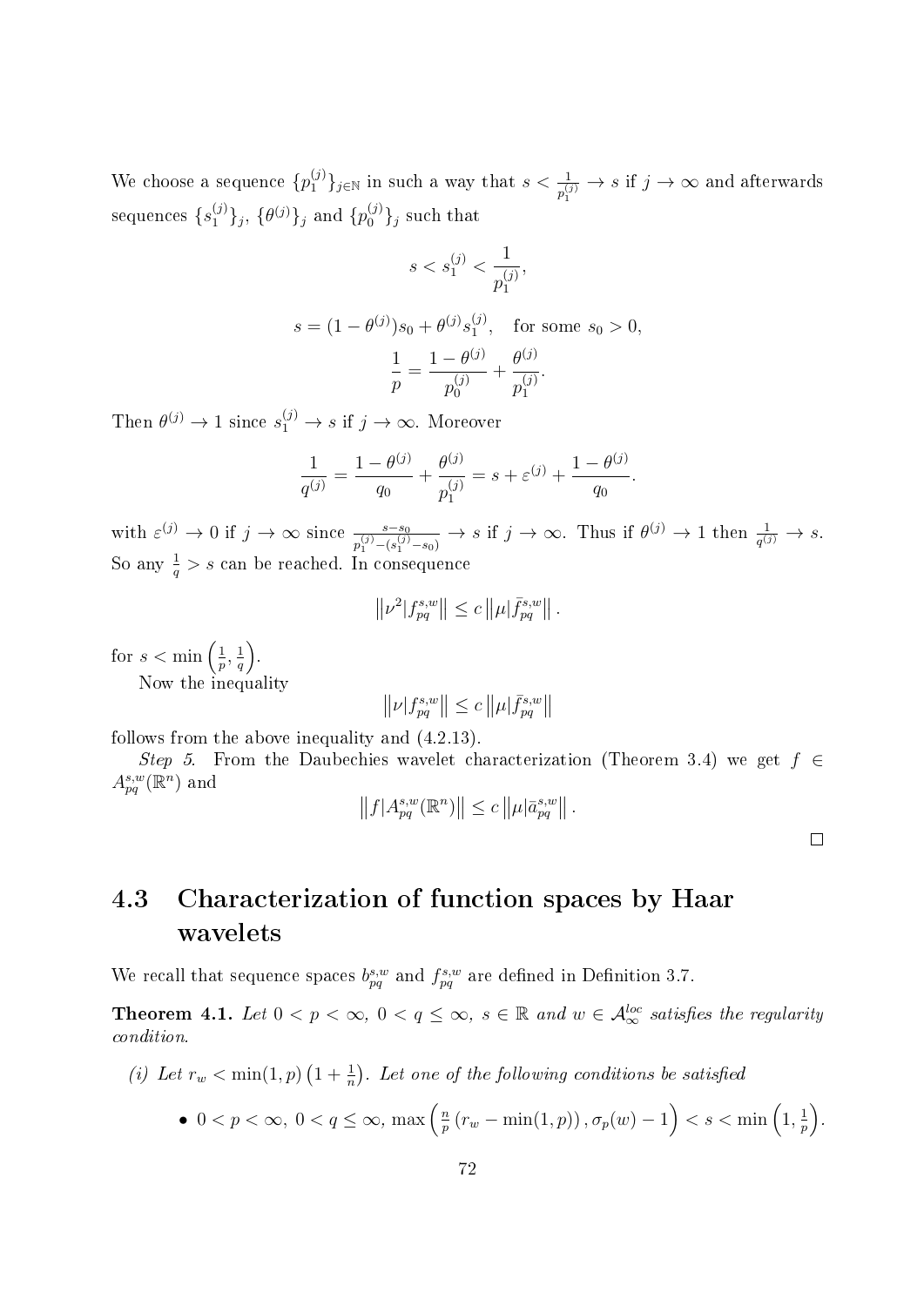We choose a sequence $\{p_1^{(j)}\}_{j\in\mathbb{N}}$ in such a way that $s < \frac{1}{p_1^{(j)}} \to s$ if $j \to \infty$ and afterwards sequences $\{s_1^{(j)}\}_j$, $\{\theta^{(j)}\}_j$ and $\{p_0^{(j)}\}_j$ such that

$$s < s_1^{(j)} < \frac{1}{p_1^{(j)}},$$

$$s = (1-\theta^{(j)})s_0 + \theta^{(j)} s_1^{(j)}, \quad \text{for some } s_0 > 0,$$

$$\frac{1}{p} = \frac{1-\theta^{(j)}}{p_0^{(j)}} + \frac{\theta^{(j)}}{p_1^{(j)}}.$$

Then $\theta^{(j)} \to 1$ since $s_1^{(j)} \to s$ if $j \to \infty$. Moreover

$$\frac{1}{q^{(j)}} = \frac{1-\theta^{(j)}}{q_0} + \frac{\theta^{(j)}}{p_1^{(j)}} = s + \varepsilon^{(j)} + \frac{1-\theta^{(j)}}{q_0}.$$

with $\varepsilon^{(j)} \to 0$ if $j \to \infty$ since $\frac{s-s_0}{p_1^{(j)}-(s_1^{(j)}-s_0)} \to s$ if $j \to \infty$. Thus if $\theta^{(j)} \to 1$ then $\frac{1}{q^{(j)}} \to s$. So any $\frac{1}{q} > s$ can be reached. In consequence

$$\left\|\nu^2 | f_{pq}^{s,w}\right\| \le c \left\|\mu | \bar{f}_{pq}^{s,w}\right\|.$$

for $s < \min\left(\frac{1}{p}, \frac{1}{q}\right)$.

Now the inequality

$$\left\|\nu | f_{pq}^{s,w}\right\| \le c \left\|\mu | \bar{f}_{pq}^{s,w}\right\|$$

follows from the above inequality and (4.2.13).

*Step 5.* From the Daubechies wavelet characterization (Theorem 3.4) we get $f \in A_{pq}^{s,w}(\mathbb{R}^n)$ and

$$\left\|f | A_{pq}^{s,w}(\mathbb{R}^n)\right\| \le c \left\|\mu | \bar{a}_{pq}^{s,w}\right\|.$$

□

## 4.3 Characterization of function spaces by Haar wavelets

We recall that sequence spaces $b_{pq}^{s,w}$ and $f_{pq}^{s,w}$ are defined in Definition 3.7.

**Theorem 4.1.** *Let $0 < p < \infty$, $0 < q \le \infty$, $s \in \mathbb{R}$ and $w \in \mathcal{A}_\infty^{loc}$ satisfies the regularity condition.*

*(i) Let $r_w < \min(1,p)\left(1 + \frac{1}{n}\right)$. Let one of the following conditions be satisfied*

- $0 < p < \infty$, $0 < q \le \infty$, $\max\left(\frac{n}{p}\left(r_w - \min(1,p)\right), \sigma_p(w) - 1\right) < s < \min\left(1, \frac{1}{p}\right)$.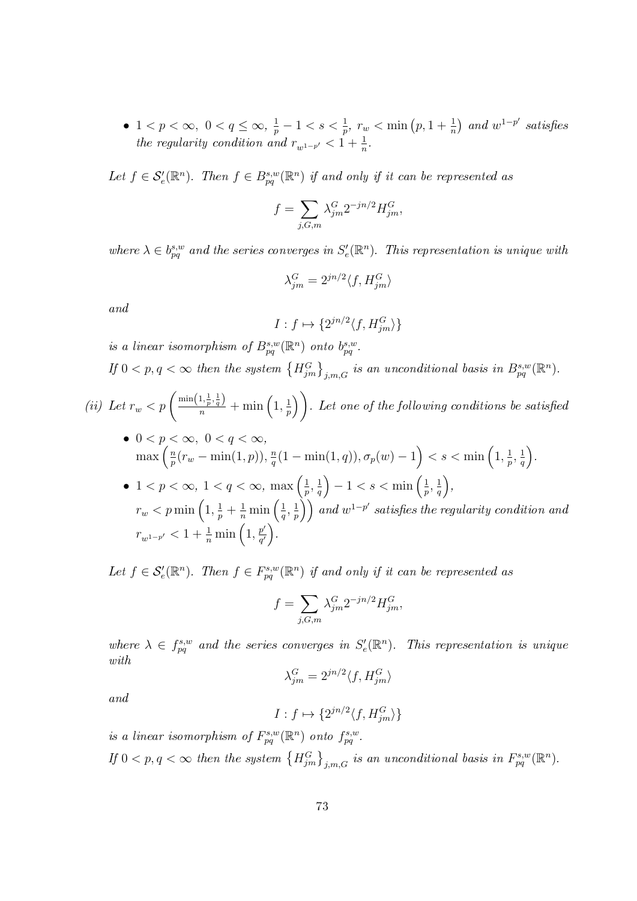- $1 < p < \infty$, $0 < q \leq \infty$, $\frac{1}{p} - 1 < s < \frac{1}{p}$, $r_w < \min\left(p, 1 + \frac{1}{n}\right)$ *and* $w^{1-p'}$ *satisfies the regularity condition and* $r_{w^{1-p'}} < 1 + \frac{1}{n}$.

*Let* $f \in \mathcal{S}'_e(\mathbb{R}^n)$. *Then* $f \in B^{s,w}_{pq}(\mathbb{R}^n)$ *if and only if it can be represented as*

$$f = \sum_{j,G,m} \lambda^G_{jm} 2^{-jn/2} H^G_{jm},$$

*where* $\lambda \in b^{s,w}_{pq}$ *and the series converges in* $S'_e(\mathbb{R}^n)$. *This representation is unique with*

$$\lambda^G_{jm} = 2^{jn/2} \langle f, H^G_{jm} \rangle$$

*and*

$$I : f \mapsto \{2^{jn/2} \langle f, H^G_{jm} \rangle\}$$

*is a linear isomorphism of* $B^{s,w}_{pq}(\mathbb{R}^n)$ *onto* $b^{s,w}_{pq}$.

*If* $0 < p, q < \infty$ *then the system* $\left\{H^G_{jm}\right\}_{j,m,G}$ *is an unconditional basis in* $B^{s,w}_{pq}(\mathbb{R}^n)$.

*(ii) Let* $r_w < p\left(\frac{\min\left(1,\frac{1}{p},\frac{1}{q}\right)}{n} + \min\left(1, \frac{1}{p}\right)\right)$. *Let one of the following conditions be satisfied*

- $0 < p < \infty$, $0 < q < \infty$,
  $\max\left(\frac{n}{p}(r_w - \min(1,p)), \frac{n}{q}(1 - \min(1,q)), \sigma_p(w) - 1\right) < s < \min\left(1, \frac{1}{p}, \frac{1}{q}\right)$.
- $1 < p < \infty$, $1 < q < \infty$, $\max\left(\frac{1}{p}, \frac{1}{q}\right) - 1 < s < \min\left(\frac{1}{p}, \frac{1}{q}\right)$,
  $r_w < p\min\left(1, \frac{1}{p} + \frac{1}{n}\min\left(\frac{1}{q}, \frac{1}{p}\right)\right)$ *and* $w^{1-p'}$ *satisfies the regularity condition and* $r_{w^{1-p'}} < 1 + \frac{1}{n}\min\left(1, \frac{p'}{q'}\right)$.

*Let* $f \in \mathcal{S}'_e(\mathbb{R}^n)$. *Then* $f \in F^{s,w}_{pq}(\mathbb{R}^n)$ *if and only if it can be represented as*

$$f = \sum_{j,G,m} \lambda^G_{jm} 2^{-jn/2} H^G_{jm},$$

*where* $\lambda \in f^{s,w}_{pq}$ *and the series converges in* $S'_e(\mathbb{R}^n)$. *This representation is unique with*

$$\lambda^G_{jm} = 2^{jn/2} \langle f, H^G_{jm} \rangle$$

*and*

$$I : f \mapsto \{2^{jn/2} \langle f, H^G_{jm} \rangle\}$$

*is a linear isomorphism of* $F^{s,w}_{pq}(\mathbb{R}^n)$ *onto* $f^{s,w}_{pq}$.

*If* $0 < p, q < \infty$ *then the system* $\left\{H^G_{jm}\right\}_{j,m,G}$ *is an unconditional basis in* $F^{s,w}_{pq}(\mathbb{R}^n)$.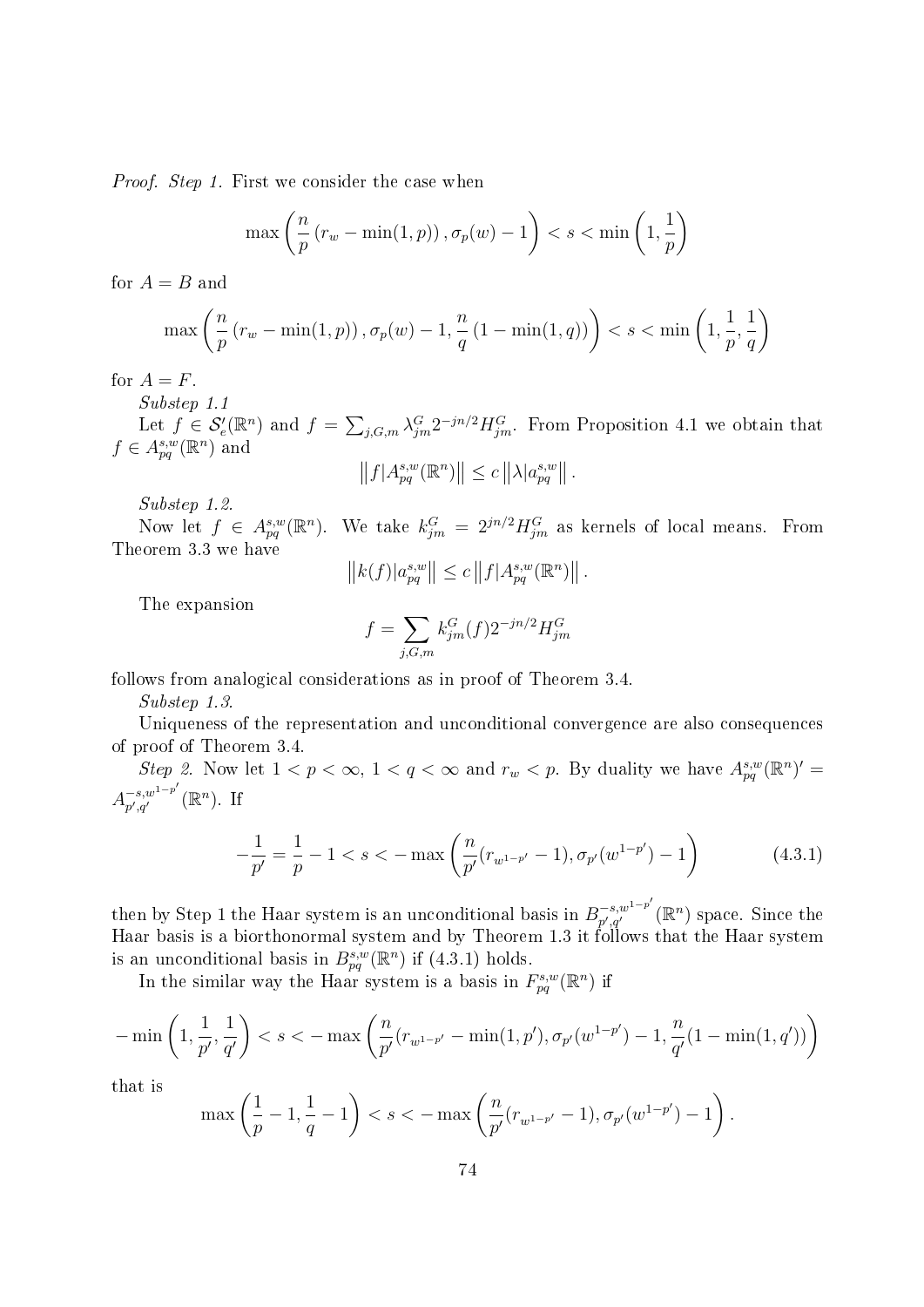*Proof. Step 1.* First we consider the case when

$$\max\left(\frac{n}{p}\left(r_w - \min(1,p)\right), \sigma_p(w) - 1\right) < s < \min\left(1, \frac{1}{p}\right)$$

for $A = B$ and

$$\max\left(\frac{n}{p}\left(r_w - \min(1,p)\right), \sigma_p(w) - 1, \frac{n}{q}\left(1 - \min(1,q)\right)\right) < s < \min\left(1, \frac{1}{p}, \frac{1}{q}\right)$$

for $A = F$.

*Substep 1.1*

Let $f \in \mathcal{S}'_e(\mathbb{R}^n)$ and $f = \sum_{j,G,m} \lambda^G_{jm} 2^{-jn/2} H^G_{jm}$. From Proposition 4.1 we obtain that $f \in A^{s,w}_{pq}(\mathbb{R}^n)$ and

$$\left\| f | A^{s,w}_{pq}(\mathbb{R}^n) \right\| \leq c \left\| \lambda | a^{s,w}_{pq} \right\|.$$

*Substep 1.2.*

Now let $f \in A^{s,w}_{pq}(\mathbb{R}^n)$. We take $k^G_{jm} = 2^{jn/2} H^G_{jm}$ as kernels of local means. From Theorem 3.3 we have

$$\left\| k(f) | a^{s,w}_{pq} \right\| \leq c \left\| f | A^{s,w}_{pq}(\mathbb{R}^n) \right\|.$$

The expansion

$$f = \sum_{j,G,m} k^G_{jm}(f) 2^{-jn/2} H^G_{jm}$$

follows from analogical considerations as in proof of Theorem 3.4.

*Substep 1.3.*

Uniqueness of the representation and unconditional convergence are also consequences of proof of Theorem 3.4.

*Step 2.* Now let $1 < p < \infty$, $1 < q < \infty$ and $r_w < p$. By duality we have $A^{s,w}_{pq}(\mathbb{R}^n)' = A^{-s,w^{1-p'}}_{p',q'}(\mathbb{R}^n)$. If

$$-\frac{1}{p'} = \frac{1}{p} - 1 < s < -\max\left(\frac{n}{p'}(r_{w^{1-p'}} - 1), \sigma_{p'}(w^{1-p'}) - 1\right) \tag{4.3.1}$$

then by Step 1 the Haar system is an unconditional basis in $B^{-s,w^{1-p'}}_{p',q'}(\mathbb{R}^n)$ space. Since the Haar basis is a biorthonormal system and by Theorem 1.3 it follows that the Haar system is an unconditional basis in $B^{s,w}_{pq}(\mathbb{R}^n)$ if (4.3.1) holds.

In the similar way the Haar system is a basis in $F^{s,w}_{pq}(\mathbb{R}^n)$ if

$$-\min\left(1, \frac{1}{p'}, \frac{1}{q'}\right) < s < -\max\left(\frac{n}{p'}(r_{w^{1-p'}} - \min(1,p'), \sigma_{p'}(w^{1-p'}) - 1, \frac{n}{q'}(1 - \min(1,q'))\right)$$

that is

$$\max\left(\frac{1}{p} - 1, \frac{1}{q} - 1\right) < s < -\max\left(\frac{n}{p'}(r_{w^{1-p'}} - 1), \sigma_{p'}(w^{1-p'}) - 1\right).$$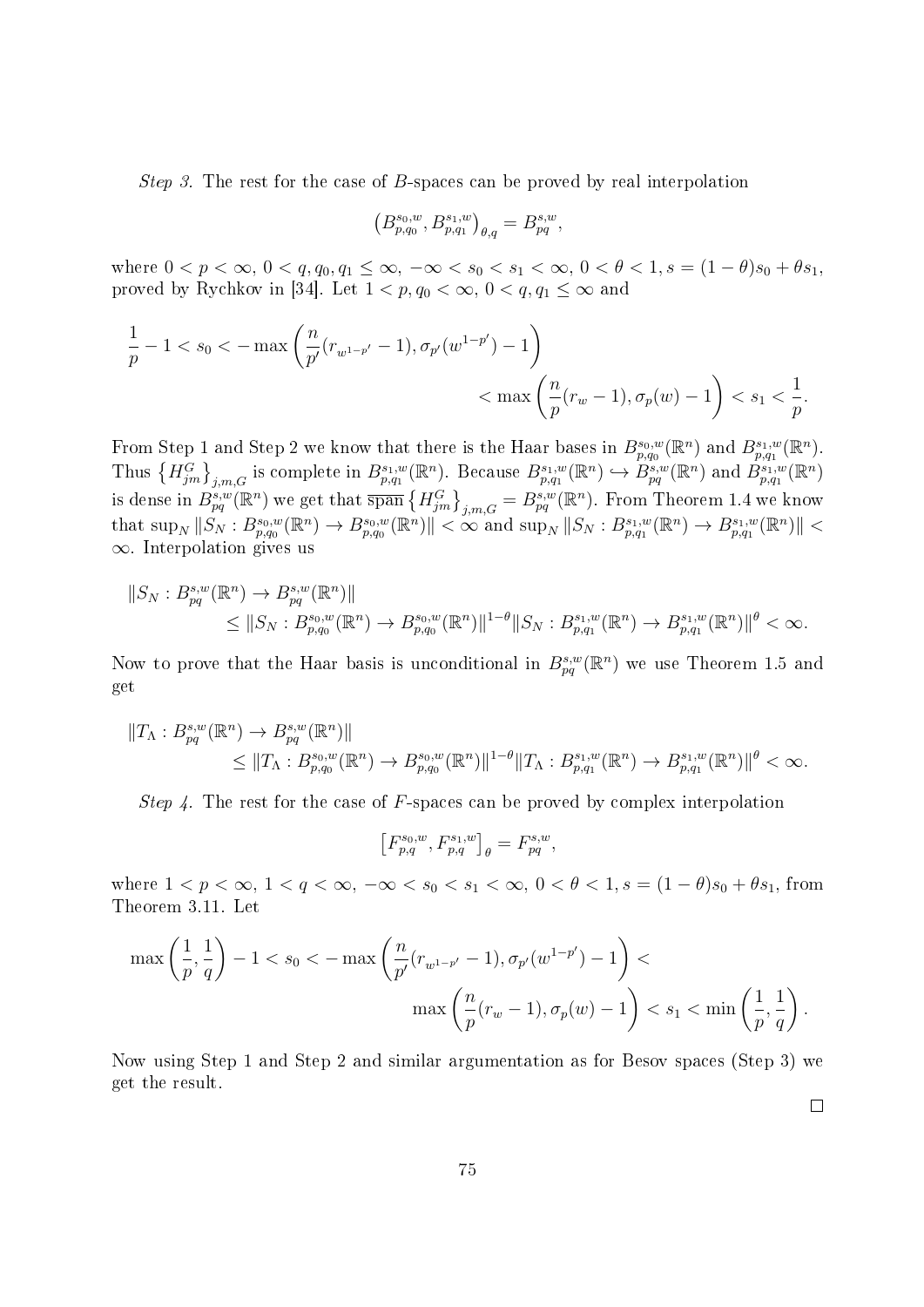*Step 3.* The rest for the case of $B$-spaces can be proved by real interpolation

$$\left(B^{s_0,w}_{p,q_0}, B^{s_1,w}_{p,q_1}\right)_{\theta,q} = B^{s,w}_{pq},$$

where $0 < p < \infty$, $0 < q, q_0, q_1 \leq \infty$, $-\infty < s_0 < s_1 < \infty$, $0 < \theta < 1$, $s = (1-\theta)s_0 + \theta s_1$, proved by Rychkov in [34]. Let $1 < p, q_0 < \infty$, $0 < q, q_1 \leq \infty$ and

$$\frac{1}{p} - 1 < s_0 < -\max\left(\frac{n}{p'}(r_{w^{1-p'}} - 1), \sigma_{p'}(w^{1-p'}) - 1\right) < \max\left(\frac{n}{p}(r_w - 1), \sigma_p(w) - 1\right) < s_1 < \frac{1}{p}.$$

From Step 1 and Step 2 we know that there is the Haar bases in $B^{s_0,w}_{p,q_0}(\mathbb{R}^n)$ and $B^{s_1,w}_{p,q_1}(\mathbb{R}^n)$. Thus $\left\{H^G_{jm}\right\}_{j,m,G}$ is complete in $B^{s_1,w}_{p,q_1}(\mathbb{R}^n)$. Because $B^{s_1,w}_{p,q_1}(\mathbb{R}^n) \hookrightarrow B^{s,w}_{pq}(\mathbb{R}^n)$ and $B^{s_1,w}_{p,q_1}(\mathbb{R}^n)$ is dense in $B^{s,w}_{pq}(\mathbb{R}^n)$ we get that $\overline{\operatorname{span}}\left\{H^G_{jm}\right\}_{j,m,G} = B^{s,w}_{pq}(\mathbb{R}^n)$. From Theorem 1.4 we know that $\sup_N \|S_N : B^{s_0,w}_{p,q_0}(\mathbb{R}^n) \to B^{s_0,w}_{p,q_0}(\mathbb{R}^n)\| < \infty$ and $\sup_N \|S_N : B^{s_1,w}_{p,q_1}(\mathbb{R}^n) \to B^{s_1,w}_{p,q_1}(\mathbb{R}^n)\| < \infty$. Interpolation gives us

$$\begin{aligned}
&\|S_N : B^{s,w}_{pq}(\mathbb{R}^n) \to B^{s,w}_{pq}(\mathbb{R}^n)\| \\
&\qquad \leq \|S_N : B^{s_0,w}_{p,q_0}(\mathbb{R}^n) \to B^{s_0,w}_{p,q_0}(\mathbb{R}^n)\|^{1-\theta} \|S_N : B^{s_1,w}_{p,q_1}(\mathbb{R}^n) \to B^{s_1,w}_{p,q_1}(\mathbb{R}^n)\|^{\theta} < \infty.
\end{aligned}$$

Now to prove that the Haar basis is unconditional in $B^{s,w}_{pq}(\mathbb{R}^n)$ we use Theorem 1.5 and get

$$\begin{aligned}
&\|T_\Lambda : B^{s,w}_{pq}(\mathbb{R}^n) \to B^{s,w}_{pq}(\mathbb{R}^n)\| \\
&\qquad \leq \|T_\Lambda : B^{s_0,w}_{p,q_0}(\mathbb{R}^n) \to B^{s_0,w}_{p,q_0}(\mathbb{R}^n)\|^{1-\theta} \|T_\Lambda : B^{s_1,w}_{p,q_1}(\mathbb{R}^n) \to B^{s_1,w}_{p,q_1}(\mathbb{R}^n)\|^{\theta} < \infty.
\end{aligned}$$

*Step 4.* The rest for the case of $F$-spaces can be proved by complex interpolation

$$\left[F^{s_0,w}_{p,q}, F^{s_1,w}_{p,q}\right]_\theta = F^{s,w}_{pq},$$

where $1 < p < \infty$, $1 < q < \infty$, $-\infty < s_0 < s_1 < \infty$, $0 < \theta < 1$, $s = (1-\theta)s_0 + \theta s_1$, from Theorem 3.11. Let

$$\max\left(\frac{1}{p}, \frac{1}{q}\right) - 1 < s_0 < -\max\left(\frac{n}{p'}(r_{w^{1-p'}} - 1), \sigma_{p'}(w^{1-p'}) - 1\right) < \max\left(\frac{n}{p}(r_w - 1), \sigma_p(w) - 1\right) < s_1 < \min\left(\frac{1}{p}, \frac{1}{q}\right).$$

Now using Step 1 and Step 2 and similar argumentation as for Besov spaces (Step 3) we get the result.

$\square$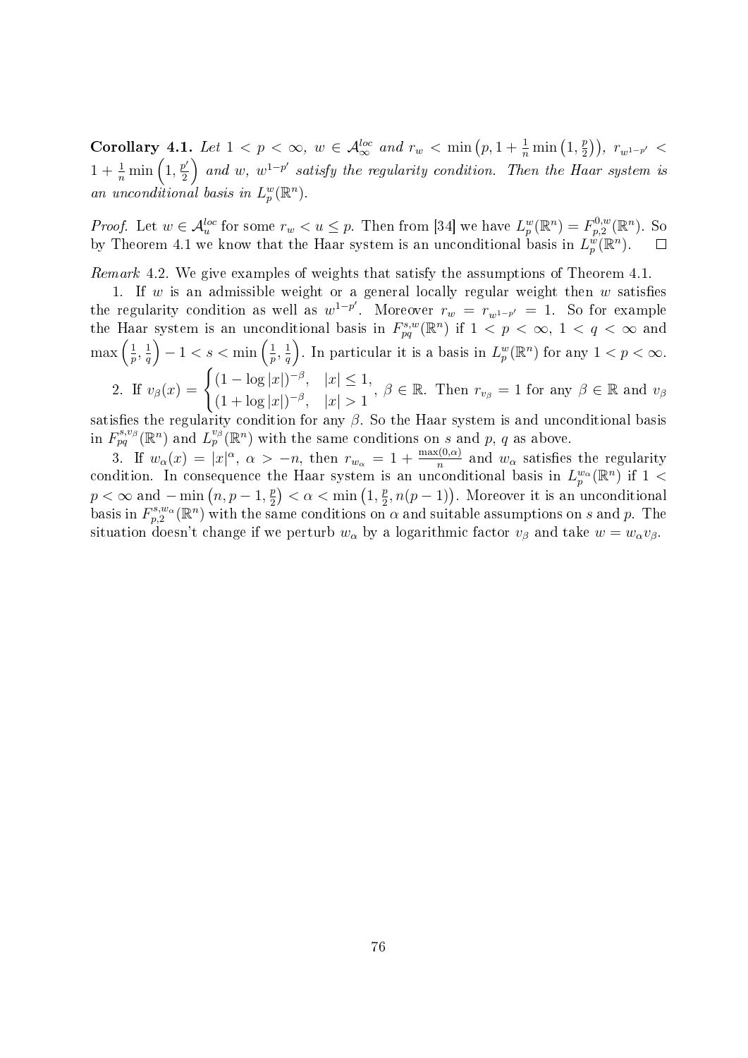**Corollary 4.1.** *Let $1 < p < \infty$, $w \in \mathcal{A}_\infty^{loc}$ and $r_w < \min\left(p, 1 + \frac{1}{n}\min\left(1, \frac{p}{2}\right)\right)$, $r_{w^{1-p'}} < 1 + \frac{1}{n}\min\left(1, \frac{p'}{2}\right)$ and $w$, $w^{1-p'}$ satisfy the regularity condition. Then the Haar system is an unconditional basis in $L_p^w(\mathbb{R}^n)$.*

*Proof.* Let $w \in \mathcal{A}_u^{loc}$ for some $r_w < u \leq p$. Then from [34] we have $L_p^w(\mathbb{R}^n) = F_{p,2}^{0,w}(\mathbb{R}^n)$. So by Theorem 4.1 we know that the Haar system is an unconditional basis in $L_p^w(\mathbb{R}^n)$. □

*Remark* 4.2. We give examples of weights that satisfy the assumptions of Theorem 4.1.

1. If $w$ is an admissible weight or a general locally regular weight then $w$ satisfies the regularity condition as well as $w^{1-p'}$. Moreover $r_w = r_{w^{1-p'}} = 1$. So for example the Haar system is an unconditional basis in $F_{pq}^{s,w}(\mathbb{R}^n)$ if $1 < p < \infty$, $1 < q < \infty$ and $\max\left(\frac{1}{p}, \frac{1}{q}\right) - 1 < s < \min\left(\frac{1}{p}, \frac{1}{q}\right)$. In particular it is a basis in $L_p^w(\mathbb{R}^n)$ for any $1 < p < \infty$.

2. If $v_\beta(x) = \begin{cases} (1 - \log|x|)^{-\beta}, & |x| \leq 1, \\ (1 + \log|x|)^{-\beta}, & |x| > 1 \end{cases}$, $\beta \in \mathbb{R}$. Then $r_{v_\beta} = 1$ for any $\beta \in \mathbb{R}$ and $v_\beta$ satisfies the regularity condition for any $\beta$. So the Haar system is and unconditional basis in $F_{pq}^{s,v_\beta}(\mathbb{R}^n)$ and $L_p^{v_\beta}(\mathbb{R}^n)$ with the same conditions on $s$ and $p$, $q$ as above.

3. If $w_\alpha(x) = |x|^\alpha$, $\alpha > -n$, then $r_{w_\alpha} = 1 + \frac{\max(0,\alpha)}{n}$ and $w_\alpha$ satisfies the regularity condition. In consequence the Haar system is an unconditional basis in $L_p^{w_\alpha}(\mathbb{R}^n)$ if $1 < p < \infty$ and $-\min\left(n, p-1, \frac{p}{2}\right) < \alpha < \min\left(1, \frac{p}{2}, n(p-1)\right)$. Moreover it is an unconditional basis in $F_{p,2}^{s,w_\alpha}(\mathbb{R}^n)$ with the same conditions on $\alpha$ and suitable assumptions on $s$ and $p$. The situation doesn't change if we perturb $w_\alpha$ by a logarithmic factor $v_\beta$ and take $w = w_\alpha v_\beta$.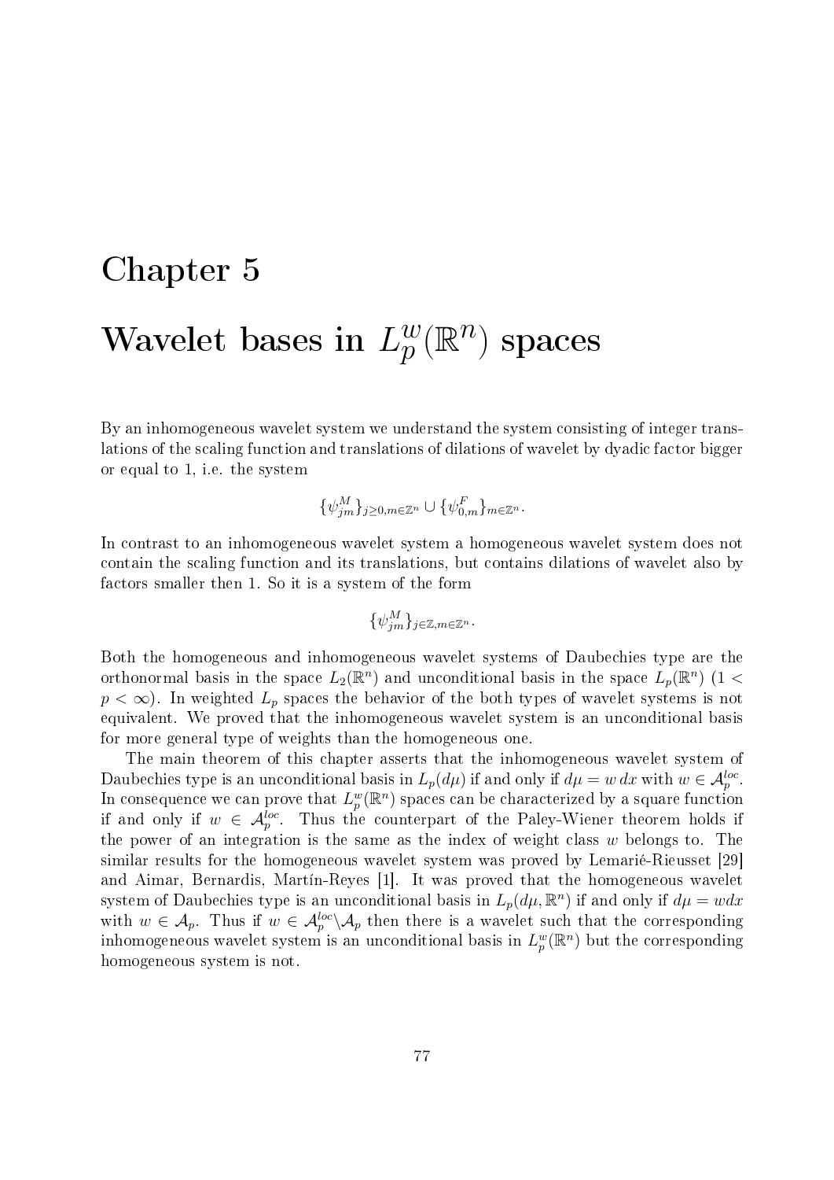# Chapter 5

# Wavelet bases in $L_p^w(\mathbb{R}^n)$ spaces

By an inhomogeneous wavelet system we understand the system consisting of integer translations of the scaling function and translations of dilations of wavelet by dyadic factor bigger or equal to 1, i.e. the system

$$\{\psi_{jm}^M\}_{j\geq 0, m\in\mathbb{Z}^n} \cup \{\psi_{0,m}^F\}_{m\in\mathbb{Z}^n}.$$

In contrast to an inhomogeneous wavelet system a homogeneous wavelet system does not contain the scaling function and its translations, but contains dilations of wavelet also by factors smaller then 1. So it is a system of the form

$$\{\psi_{jm}^M\}_{j\in\mathbb{Z}, m\in\mathbb{Z}^n}.$$

Both the homogeneous and inhomogeneous wavelet systems of Daubechies type are the orthonormal basis in the space $L_2(\mathbb{R}^n)$ and unconditional basis in the space $L_p(\mathbb{R}^n)$ ($1 < p < \infty$). In weighted $L_p$ spaces the behavior of the both types of wavelet systems is not equivalent. We proved that the inhomogeneous wavelet system is an unconditional basis for more general type of weights than the homogeneous one.

The main theorem of this chapter asserts that the inhomogeneous wavelet system of Daubechies type is an unconditional basis in $L_p(d\mu)$ if and only if $d\mu = w\,dx$ with $w \in \mathcal{A}_p^{loc}$. In consequence we can prove that $L_p^w(\mathbb{R}^n)$ spaces can be characterized by a square function if and only if $w \in \mathcal{A}_p^{loc}$. Thus the counterpart of the Paley-Wiener theorem holds if the power of an integration is the same as the index of weight class $w$ belongs to. The similar results for the homogeneous wavelet system was proved by Lemarié-Rieusset [29] and Aimar, Bernardis, Martín-Reyes [1]. It was proved that the homogeneous wavelet system of Daubechies type is an unconditional basis in $L_p(d\mu, \mathbb{R}^n)$ if and only if $d\mu = wdx$ with $w \in \mathcal{A}_p$. Thus if $w \in \mathcal{A}_p^{loc}\backslash\mathcal{A}_p$ then there is a wavelet such that the corresponding inhomogeneous wavelet system is an unconditional basis in $L_p^w(\mathbb{R}^n)$ but the corresponding homogeneous system is not.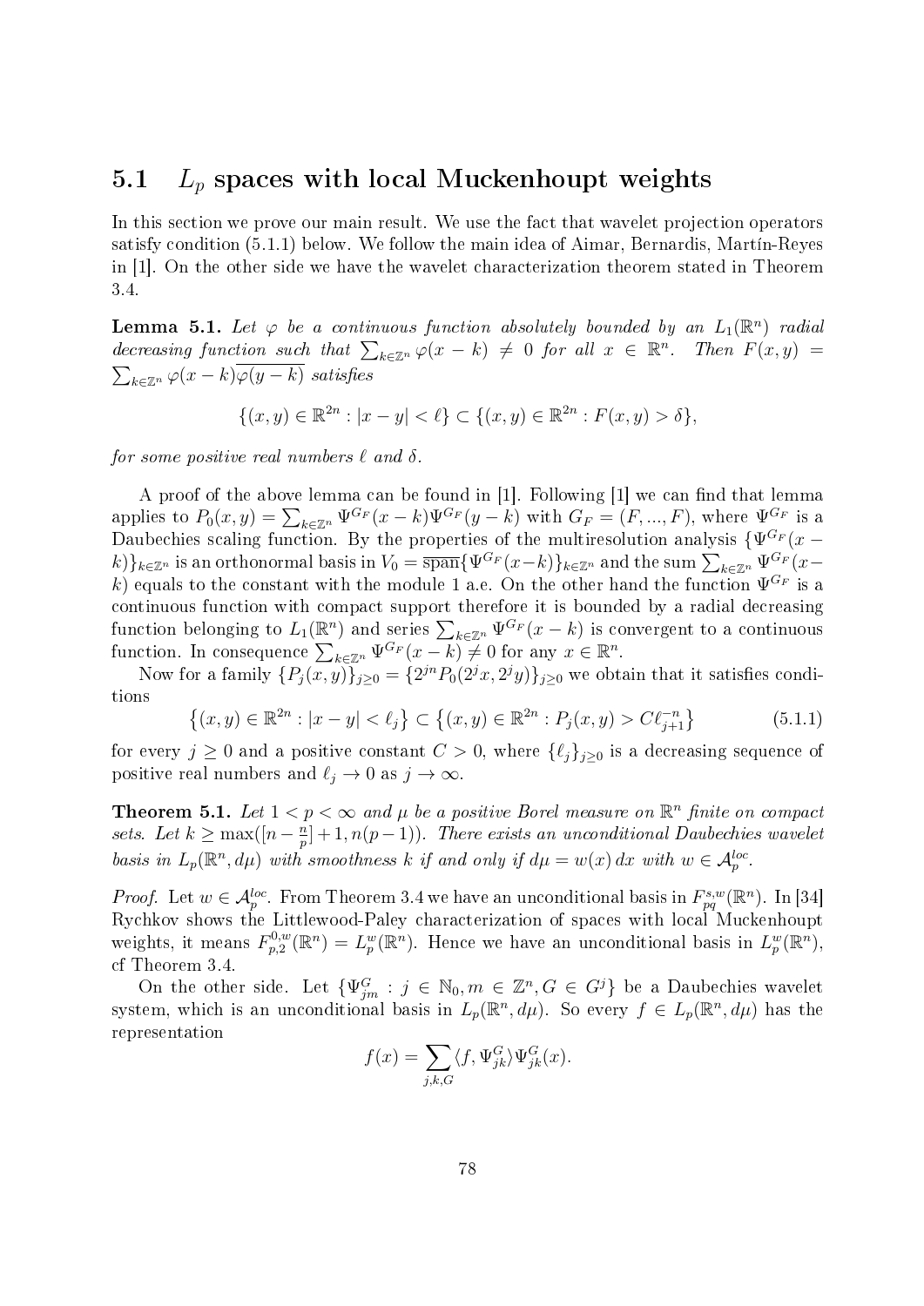## 5.1 $L_p$ spaces with local Muckenhoupt weights

In this section we prove our main result. We use the fact that wavelet projection operators satisfy condition (5.1.1) below. We follow the main idea of Aimar, Bernardis, Martín-Reyes in [1]. On the other side we have the wavelet characterization theorem stated in Theorem 3.4.

**Lemma 5.1.** *Let $\varphi$ be a continuous function absolutely bounded by an $L_1(\mathbb{R}^n)$ radial decreasing function such that $\sum_{k\in\mathbb{Z}^n}\varphi(x-k)\neq 0$ for all $x\in\mathbb{R}^n$. Then $F(x,y)=\sum_{k\in\mathbb{Z}^n}\varphi(x-k)\overline{\varphi(y-k)}$ satisfies*

$$\{(x,y)\in\mathbb{R}^{2n}:|x-y|<\ell\}\subset\{(x,y)\in\mathbb{R}^{2n}:F(x,y)>\delta\},$$

*for some positive real numbers $\ell$ and $\delta$.*

A proof of the above lemma can be found in [1]. Following [1] we can find that lemma applies to $P_0(x,y)=\sum_{k\in\mathbb{Z}^n}\Psi^{G_F}(x-k)\Psi^{G_F}(y-k)$ with $G_F=(F,...,F)$, where $\Psi^{G_F}$ is a Daubechies scaling function. By the properties of the multiresolution analysis $\{\Psi^{G_F}(x-k)\}_{k\in\mathbb{Z}^n}$ is an orthonormal basis in $V_0=\overline{\text{span}}\{\Psi^{G_F}(x-k)\}_{k\in\mathbb{Z}^n}$ and the sum $\sum_{k\in\mathbb{Z}^n}\Psi^{G_F}(x-k)$ equals to the constant with the module 1 a.e. On the other hand the function $\Psi^{G_F}$ is a continuous function with compact support therefore it is bounded by a radial decreasing function belonging to $L_1(\mathbb{R}^n)$ and series $\sum_{k\in\mathbb{Z}^n}\Psi^{G_F}(x-k)$ is convergent to a continuous function. In consequence $\sum_{k\in\mathbb{Z}^n}\Psi^{G_F}(x-k)\neq 0$ for any $x\in\mathbb{R}^n$.

Now for a family $\{P_j(x,y)\}_{j\geq 0}=\{2^{jn}P_0(2^jx,2^jy)\}_{j\geq 0}$ we obtain that it satisfies conditions

$$\left\{(x,y)\in\mathbb{R}^{2n}:|x-y|<\ell_j\right\}\subset\left\{(x,y)\in\mathbb{R}^{2n}:P_j(x,y)>C\ell_{j+1}^{-n}\right\}\tag{5.1.1}$$

for every $j\geq 0$ and a positive constant $C>0$, where $\{\ell_j\}_{j\geq 0}$ is a decreasing sequence of positive real numbers and $\ell_j\to 0$ as $j\to\infty$.

**Theorem 5.1.** *Let $1<p<\infty$ and $\mu$ be a positive Borel measure on $\mathbb{R}^n$ finite on compact sets. Let $k\geq\max([n-\frac{n}{p}]+1,n(p-1))$. There exists an unconditional Daubechies wavelet basis in $L_p(\mathbb{R}^n,d\mu)$ with smoothness $k$ if and only if $d\mu=w(x)\,dx$ with $w\in\mathcal{A}_p^{loc}$.*

*Proof.* Let $w\in\mathcal{A}_p^{loc}$. From Theorem 3.4 we have an unconditional basis in $F^{s,w}_{pq}(\mathbb{R}^n)$. In [34] Rychkov shows the Littlewood-Paley characterization of spaces with local Muckenhoupt weights, it means $F^{0,w}_{p,2}(\mathbb{R}^n)=L^w_p(\mathbb{R}^n)$. Hence we have an unconditional basis in $L^w_p(\mathbb{R}^n)$, cf Theorem 3.4.

On the other side. Let $\{\Psi^G_{jm}:j\in\mathbb{N}_0,m\in\mathbb{Z}^n,G\in G^j\}$ be a Daubechies wavelet system, which is an unconditional basis in $L_p(\mathbb{R}^n,d\mu)$. So every $f\in L_p(\mathbb{R}^n,d\mu)$ has the representation

$$f(x)=\sum_{j,k,G}\langle f,\Psi^G_{jk}\rangle\Psi^G_{jk}(x).$$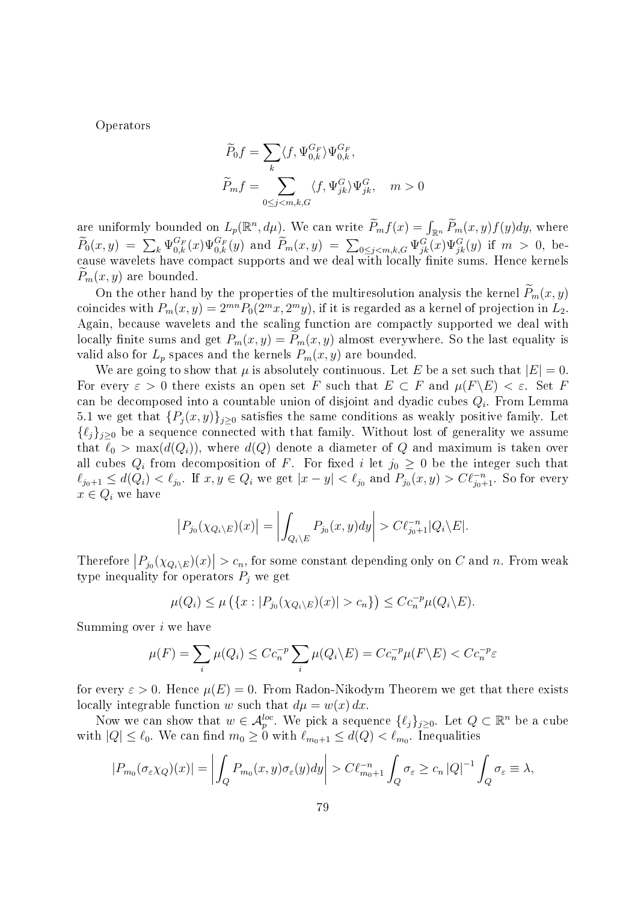Operators

$$\widetilde{P}_0 f = \sum_k \langle f, \Psi_{0,k}^{G_F} \rangle \Psi_{0,k}^{G_F},$$

$$\widetilde{P}_m f = \sum_{0 \le j < m, k, G} \langle f, \Psi_{jk}^{G} \rangle \Psi_{jk}^{G}, \quad m > 0$$

are uniformly bounded on $L_p(\mathbb{R}^n, d\mu)$. We can write $\widetilde{P}_m f(x) = \int_{\mathbb{R}^n} \widetilde{P}_m(x,y) f(y) dy$, where $\widetilde{P}_0(x,y) = \sum_k \Psi_{0,k}^{G_F}(x) \Psi_{0,k}^{G_F}(y)$ and $\widetilde{P}_m(x,y) = \sum_{0 \le j < m, k, G} \Psi_{jk}^{G}(x) \Psi_{jk}^{G}(y)$ if $m > 0$, because wavelets have compact supports and we deal with locally finite sums. Hence kernels $\widetilde{P}_m(x,y)$ are bounded.

On the other hand by the properties of the multiresolution analysis the kernel $\widetilde{P}_m(x,y)$ coincides with $P_m(x,y) = 2^{mn} P_0(2^m x, 2^m y)$, if it is regarded as a kernel of projection in $L_2$. Again, because wavelets and the scaling function are compactly supported we deal with locally finite sums and get $P_m(x,y) = \widetilde{P}_m(x,y)$ almost everywhere. So the last equality is valid also for $L_p$ spaces and the kernels $P_m(x,y)$ are bounded.

We are going to show that $\mu$ is absolutely continuous. Let $E$ be a set such that $|E| = 0$. For every $\varepsilon > 0$ there exists an open set $F$ such that $E \subset F$ and $\mu(F \backslash E) < \varepsilon$. Set $F$ can be decomposed into a countable union of disjoint and dyadic cubes $Q_i$. From Lemma 5.1 we get that $\{P_j(x,y)\}_{j \ge 0}$ satisfies the same conditions as weakly positive family. Let $\{\ell_j\}_{j \ge 0}$ be a sequence connected with that family. Without lost of generality we assume that $\ell_0 > \max(d(Q_i))$, where $d(Q)$ denote a diameter of $Q$ and maximum is taken over all cubes $Q_i$ from decomposition of $F$. For fixed $i$ let $j_0 \ge 0$ be the integer such that $\ell_{j_0+1} \le d(Q_i) < \ell_{j_0}$. If $x, y \in Q_i$ we get $|x - y| < \ell_{j_0}$ and $P_{j_0}(x,y) > C \ell_{j_0+1}^{-n}$. So for every $x \in Q_i$ we have

$$\left| P_{j_0}(\chi_{Q_i \backslash E})(x) \right| = \left| \int_{Q_i \backslash E} P_{j_0}(x,y) dy \right| > C \ell_{j_0+1}^{-n} |Q_i \backslash E|.$$

Therefore $\left| P_{j_0}(\chi_{Q_i \backslash E})(x) \right| > c_n$, for some constant depending only on $C$ and $n$. From weak type inequality for operators $P_j$ we get

$$\mu(Q_i) \le \mu\left( \{ x : |P_{j_0}(\chi_{Q_i \backslash E})(x)| > c_n \} \right) \le C c_n^{-p} \mu(Q_i \backslash E).$$

Summing over $i$ we have

$$\mu(F) = \sum_i \mu(Q_i) \le C c_n^{-p} \sum_i \mu(Q_i \backslash E) = C c_n^{-p} \mu(F \backslash E) < C c_n^{-p} \varepsilon$$

for every $\varepsilon > 0$. Hence $\mu(E) = 0$. From Radon-Nikodym Theorem we get that there exists locally integrable function $w$ such that $d\mu = w(x)\, dx$.

Now we can show that $w \in \mathcal{A}_p^{loc}$. We pick a sequence $\{\ell_j\}_{j \ge 0}$. Let $Q \subset \mathbb{R}^n$ be a cube with $|Q| \le \ell_0$. We can find $m_0 \ge 0$ with $\ell_{m_0+1} \le d(Q) < \ell_{m_0}$. Inequalities

$$|P_{m_0}(\sigma_\varepsilon \chi_Q)(x)| = \left| \int_Q P_{m_0}(x,y) \sigma_\varepsilon(y) dy \right| > C \ell_{m_0+1}^{-n} \int_Q \sigma_\varepsilon \ge c_n \, |Q|^{-1} \int_Q \sigma_\varepsilon \equiv \lambda,$$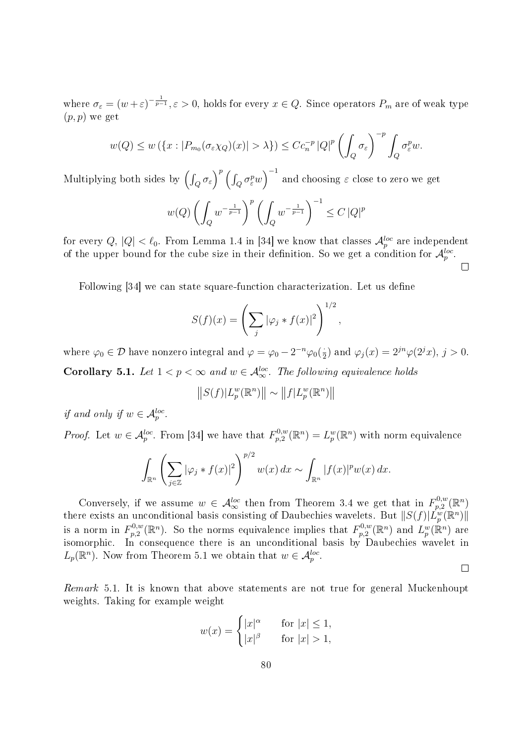where $\sigma_\varepsilon = (w+\varepsilon)^{-\frac{1}{p-1}}, \varepsilon > 0$, holds for every $x \in Q$. Since operators $P_m$ are of weak type $(p,p)$ we get

$$w(Q) \le w\left(\{x : |P_{m_0}(\sigma_\varepsilon \chi_Q)(x)| > \lambda\}\right) \le C c_n^{-p} |Q|^p \left(\int_Q \sigma_\varepsilon\right)^{-p} \int_Q \sigma_\varepsilon^p w.$$

Multiplying both sides by $\left(\int_Q \sigma_\varepsilon\right)^p \left(\int_Q \sigma_\varepsilon^p w\right)^{-1}$ and choosing $\varepsilon$ close to zero we get

$$w(Q) \left(\int_Q w^{-\frac{1}{p-1}}\right)^p \left(\int_Q w^{-\frac{1}{p-1}}\right)^{-1} \le C\,|Q|^p$$

for every $Q$, $|Q| < \ell_0$. From Lemma 1.4 in [34] we know that classes $\mathcal{A}_p^{loc}$ are independent of the upper bound for the cube size in their definition. So we get a condition for $\mathcal{A}_p^{loc}$. □

Following [34] we can state square-function characterization. Let us define

$$S(f)(x) = \left(\sum_j |\varphi_j * f(x)|^2\right)^{1/2},$$

where $\varphi_0 \in \mathcal{D}$ have nonzero integral and $\varphi = \varphi_0 - 2^{-n}\varphi_0(\frac{\cdot}{2})$ and $\varphi_j(x) = 2^{jn}\varphi(2^j x)$, $j > 0$.

**Corollary 5.1.** *Let $1 < p < \infty$ and $w \in \mathcal{A}_\infty^{loc}$. The following equivalence holds*

$$\left\|S(f)|L_p^w(\mathbb{R}^n)\right\| \sim \left\|f|L_p^w(\mathbb{R}^n)\right\|$$

*if and only if $w \in \mathcal{A}_p^{loc}$.*

*Proof.* Let $w \in \mathcal{A}_p^{loc}$. From [34] we have that $F_{p,2}^{0,w}(\mathbb{R}^n) = L_p^w(\mathbb{R}^n)$ with norm equivalence

$$\int_{\mathbb{R}^n} \left(\sum_{j\in\mathbb{Z}} |\varphi_j * f(x)|^2\right)^{p/2} w(x)\,dx \sim \int_{\mathbb{R}^n} |f(x)|^p w(x)\,dx.$$

Conversely, if we assume $w \in \mathcal{A}_\infty^{loc}$ then from Theorem 3.4 we get that in $F_{p,2}^{0,w}(\mathbb{R}^n)$ there exists an unconditional basis consisting of Daubechies wavelets. But $\|S(f)|L_p^w(\mathbb{R}^n)\|$ is a norm in $F_{p,2}^{0,w}(\mathbb{R}^n)$. So the norms equivalence implies that $F_{p,2}^{0,w}(\mathbb{R}^n)$ and $L_p^w(\mathbb{R}^n)$ are isomorphic. In consequence there is an unconditional basis by Daubechies wavelet in $L_p(\mathbb{R}^n)$. Now from Theorem 5.1 we obtain that $w \in \mathcal{A}_p^{loc}$. □

*Remark* 5.1. It is known that above statements are not true for general Muckenhoupt weights. Taking for example weight

$$w(x) = \begin{cases} |x|^\alpha & \text{for } |x| \le 1, \\ |x|^\beta & \text{for } |x| > 1, \end{cases}$$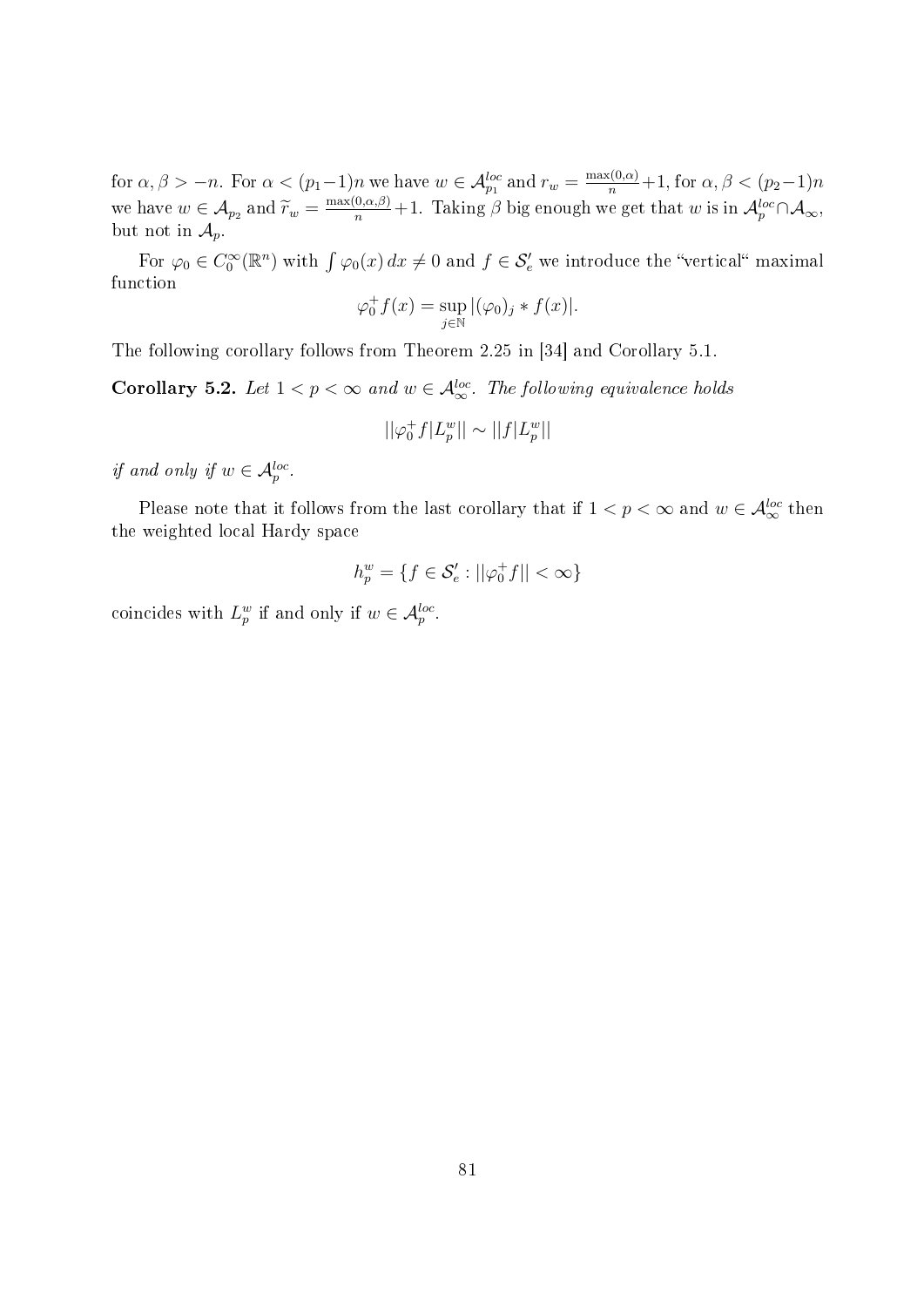for $\alpha, \beta > -n$. For $\alpha < (p_1-1)n$ we have $w \in \mathcal{A}_{p_1}^{loc}$ and $r_w = \frac{\max(0,\alpha)}{n}+1$, for $\alpha, \beta < (p_2-1)n$ we have $w \in \mathcal{A}_{p_2}$ and $\widetilde{r}_w = \frac{\max(0,\alpha,\beta)}{n}+1$. Taking $\beta$ big enough we get that $w$ is in $\mathcal{A}_p^{loc} \cap \mathcal{A}_\infty$, but not in $\mathcal{A}_p$.

For $\varphi_0 \in C_0^\infty(\mathbb{R}^n)$ with $\int \varphi_0(x)\,dx \neq 0$ and $f \in \mathcal{S}'_e$ we introduce the "vertical" maximal function

$$\varphi_0^+ f(x) = \sup_{j \in \mathbb{N}} |(\varphi_0)_j * f(x)|.$$

The following corollary follows from Theorem 2.25 in [34] and Corollary 5.1.

**Corollary 5.2.** *Let $1 < p < \infty$ and $w \in \mathcal{A}_\infty^{loc}$. The following equivalence holds*

$$||\varphi_0^+ f | L_p^w|| \sim ||f | L_p^w||$$

*if and only if $w \in \mathcal{A}_p^{loc}$.*

Please note that it follows from the last corollary that if $1 < p < \infty$ and $w \in \mathcal{A}_\infty^{loc}$ then the weighted local Hardy space

$$h_p^w = \{f \in \mathcal{S}'_e : ||\varphi_0^+ f|| < \infty\}$$

coincides with $L_p^w$ if and only if $w \in \mathcal{A}_p^{loc}$.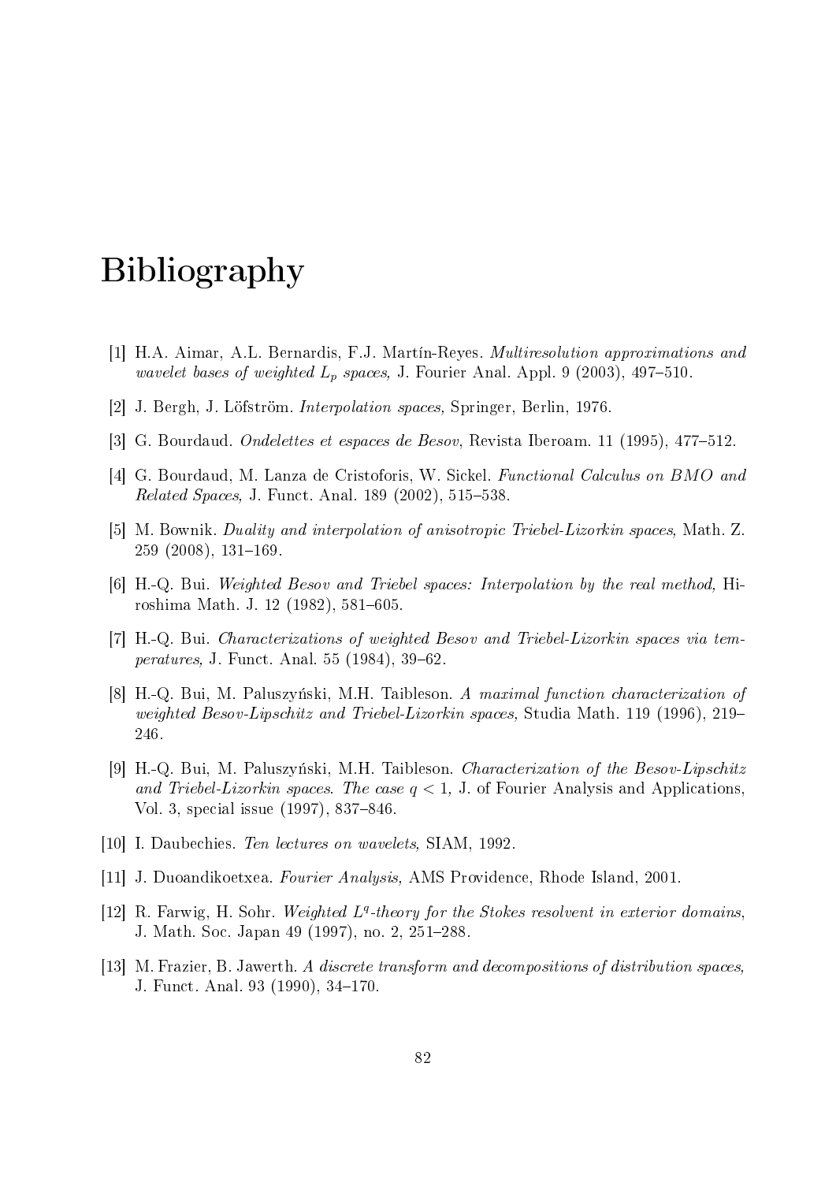# Bibliography

[1] H.A. Aimar, A.L. Bernardis, F.J. Martín-Reyes. *Multiresolution approximations and wavelet bases of weighted $L_p$ spaces,* J. Fourier Anal. Appl. 9 (2003), 497–510.

[2] J. Bergh, J. Löfström. *Interpolation spaces,* Springer, Berlin, 1976.

[3] G. Bourdaud. *Ondelettes et espaces de Besov*, Revista Iberoam. 11 (1995), 477–512.

[4] G. Bourdaud, M. Lanza de Cristoforis, W. Sickel. *Functional Calculus on BMO and Related Spaces,* J. Funct. Anal. 189 (2002), 515–538.

[5] M. Bownik. *Duality and interpolation of anisotropic Triebel-Lizorkin spaces,* Math. Z. 259 (2008), 131–169.

[6] H.-Q. Bui. *Weighted Besov and Triebel spaces: Interpolation by the real method,* Hiroshima Math. J. 12 (1982), 581–605.

[7] H.-Q. Bui. *Characterizations of weighted Besov and Triebel-Lizorkin spaces via temperatures,* J. Funct. Anal. 55 (1984), 39–62.

[8] H.-Q. Bui, M. Paluszyński, M.H. Taibleson. *A maximal function characterization of weighted Besov-Lipschitz and Triebel-Lizorkin spaces,* Studia Math. 119 (1996), 219–246.

[9] H.-Q. Bui, M. Paluszyński, M.H. Taibleson. *Characterization of the Besov-Lipschitz and Triebel-Lizorkin spaces. The case $q < 1$,* J. of Fourier Analysis and Applications, Vol. 3, special issue (1997), 837–846.

[10] I. Daubechies. *Ten lectures on wavelets*, SIAM, 1992.

[11] J. Duoandikoetxea. *Fourier Analysis*, AMS Providence, Rhode Island, 2001.

[12] R. Farwig, H. Sohr. *Weighted $L^q$-theory for the Stokes resolvent in exterior domains*, J. Math. Soc. Japan 49 (1997), no. 2, 251–288.

[13] M. Frazier, B. Jawerth. *A discrete transform and decompositions of distribution spaces,* J. Funct. Anal. 93 (1990), 34–170.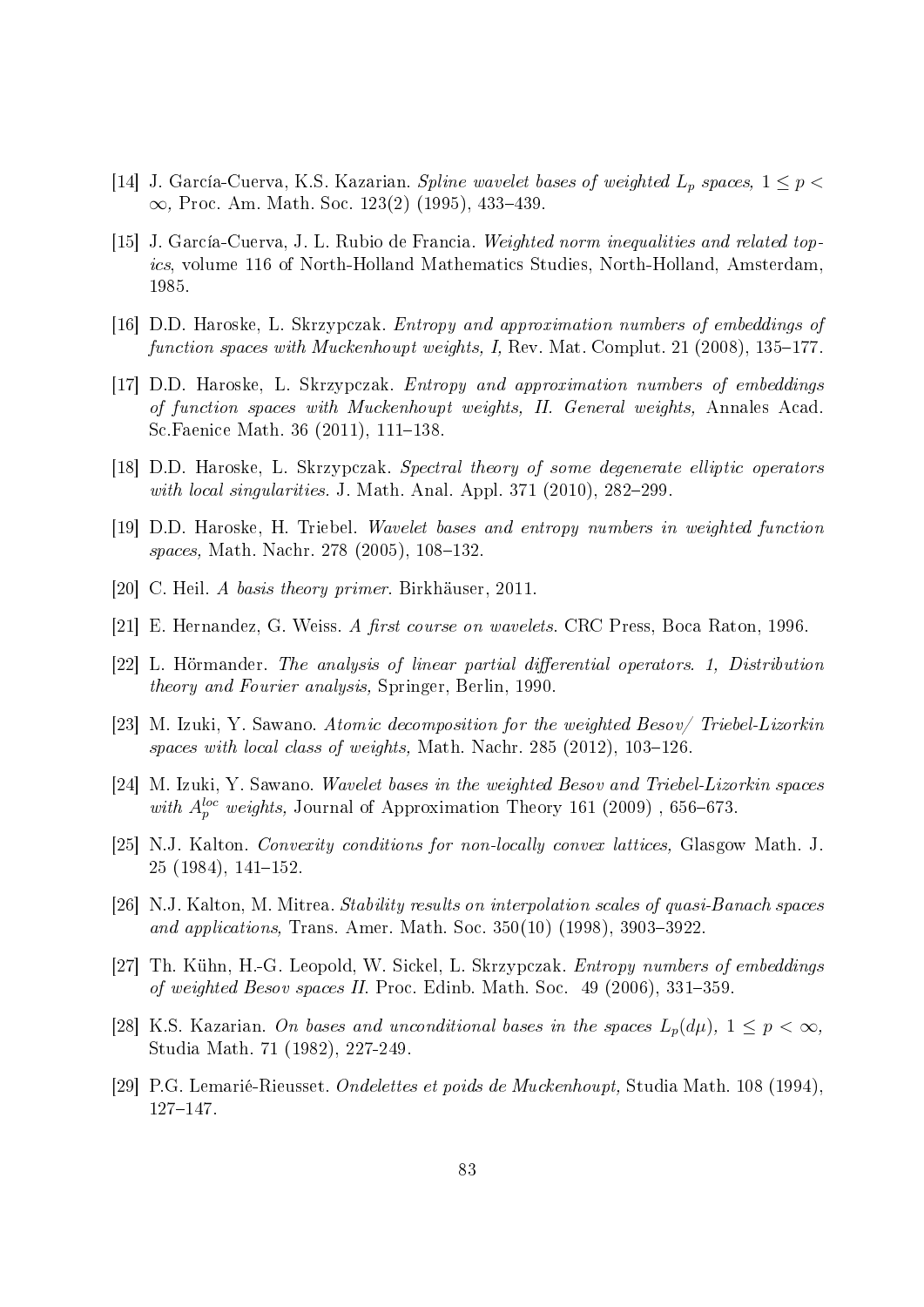[14] J. García-Cuerva, K.S. Kazarian. *Spline wavelet bases of weighted $L_p$ spaces, $1 \leq p < \infty$,* Proc. Am. Math. Soc. 123(2) (1995), 433–439.

[15] J. García-Cuerva, J. L. Rubio de Francia. *Weighted norm inequalities and related topics*, volume 116 of North-Holland Mathematics Studies, North-Holland, Amsterdam, 1985.

[16] D.D. Haroske, L. Skrzypczak. *Entropy and approximation numbers of embeddings of function spaces with Muckenhoupt weights, I,* Rev. Mat. Complut. 21 (2008), 135–177.

[17] D.D. Haroske, L. Skrzypczak. *Entropy and approximation numbers of embeddings of function spaces with Muckenhoupt weights, II. General weights,* Annales Acad. Sc.Faenice Math. 36 (2011), 111–138.

[18] D.D. Haroske, L. Skrzypczak. *Spectral theory of some degenerate elliptic operators with local singularities.* J. Math. Anal. Appl. 371 (2010), 282–299.

[19] D.D. Haroske, H. Triebel. *Wavelet bases and entropy numbers in weighted function spaces,* Math. Nachr. 278 (2005), 108–132.

[20] C. Heil. *A basis theory primer*. Birkhäuser, 2011.

[21] E. Hernandez, G. Weiss. *A first course on wavelets*. CRC Press, Boca Raton, 1996.

[22] L. Hörmander. *The analysis of linear partial differential operators. 1, Distribution theory and Fourier analysis,* Springer, Berlin, 1990.

[23] M. Izuki, Y. Sawano. *Atomic decomposition for the weighted Besov/ Triebel-Lizorkin spaces with local class of weights,* Math. Nachr. 285 (2012), 103–126.

[24] M. Izuki, Y. Sawano. *Wavelet bases in the weighted Besov and Triebel-Lizorkin spaces with $A_p^{loc}$ weights,* Journal of Approximation Theory 161 (2009) , 656–673.

[25] N.J. Kalton. *Convexity conditions for non-locally convex lattices,* Glasgow Math. J. 25 (1984), 141–152.

[26] N.J. Kalton, M. Mitrea. *Stability results on interpolation scales of quasi-Banach spaces and applications,* Trans. Amer. Math. Soc. 350(10) (1998), 3903–3922.

[27] Th. Kühn, H.-G. Leopold, W. Sickel, L. Skrzypczak. *Entropy numbers of embeddings of weighted Besov spaces II.* Proc. Edinb. Math. Soc. 49 (2006), 331–359.

[28] K.S. Kazarian. *On bases and unconditional bases in the spaces $L_p(d\mu)$, $1 \leq p < \infty$,* Studia Math. 71 (1982), 227-249.

[29] P.G. Lemarié-Rieusset. *Ondelettes et poids de Muckenhoupt,* Studia Math. 108 (1994), 127–147.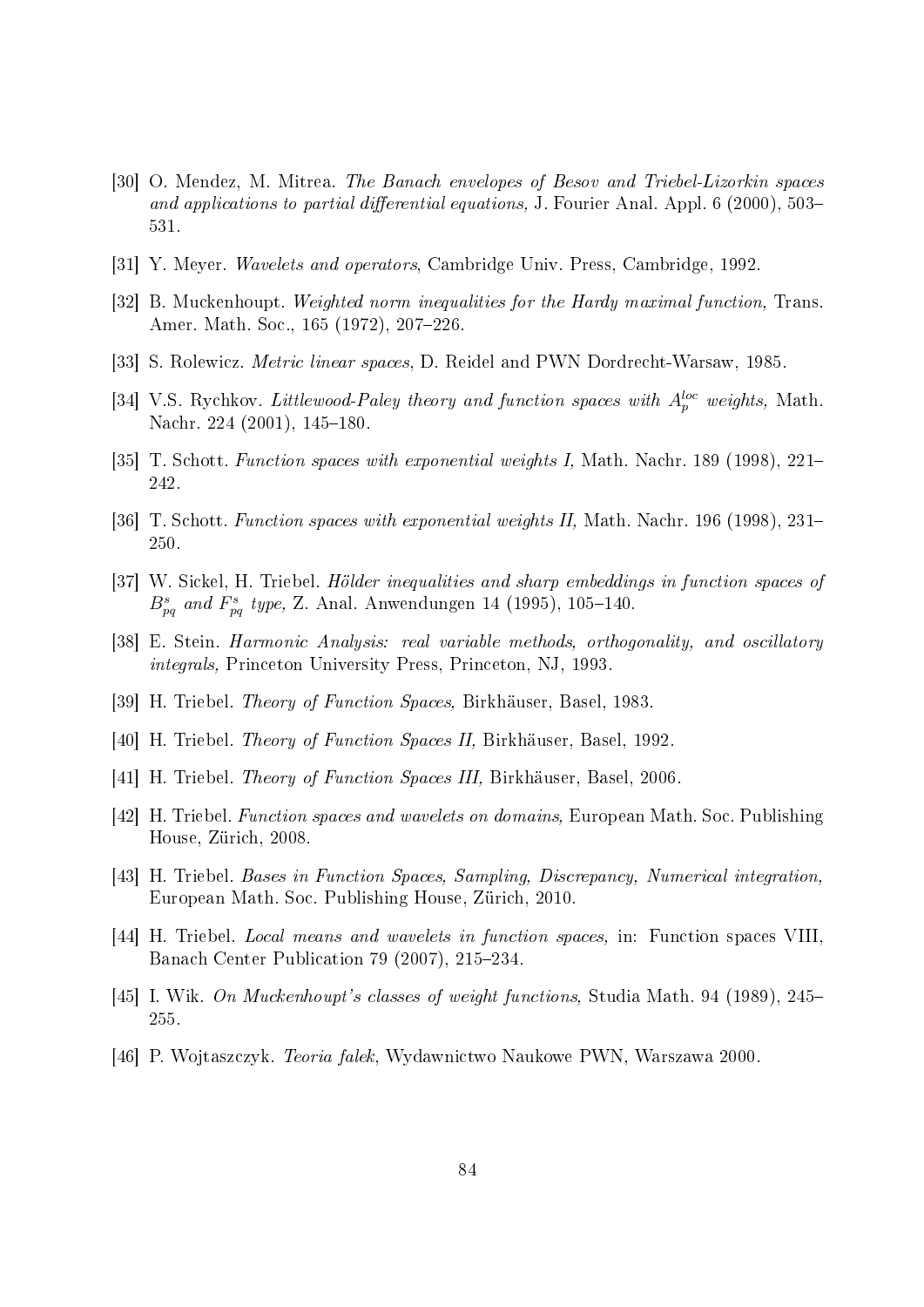[30] O. Mendez, M. Mitrea. *The Banach envelopes of Besov and Triebel-Lizorkin spaces and applications to partial differential equations,* J. Fourier Anal. Appl. 6 (2000), 503–531.

[31] Y. Meyer. *Wavelets and operators*, Cambridge Univ. Press, Cambridge, 1992.

[32] B. Muckenhoupt. *Weighted norm inequalities for the Hardy maximal function,* Trans. Amer. Math. Soc., 165 (1972), 207–226.

[33] S. Rolewicz. *Metric linear spaces*, D. Reidel and PWN Dordrecht-Warsaw, 1985.

[34] V.S. Rychkov. *Littlewood-Paley theory and function spaces with $A_p^{loc}$ weights,* Math. Nachr. 224 (2001), 145–180.

[35] T. Schott. *Function spaces with exponential weights I,* Math. Nachr. 189 (1998), 221–242.

[36] T. Schott. *Function spaces with exponential weights II,* Math. Nachr. 196 (1998), 231–250.

[37] W. Sickel, H. Triebel. *Hölder inequalities and sharp embeddings in function spaces of $B^s_{pq}$ and $F^s_{pq}$ type,* Z. Anal. Anwendungen 14 (1995), 105–140.

[38] E. Stein. *Harmonic Analysis: real variable methods, orthogonality, and oscillatory integrals,* Princeton University Press, Princeton, NJ, 1993.

[39] H. Triebel. *Theory of Function Spaces,* Birkhäuser, Basel, 1983.

[40] H. Triebel. *Theory of Function Spaces II,* Birkhäuser, Basel, 1992.

[41] H. Triebel. *Theory of Function Spaces III,* Birkhäuser, Basel, 2006.

[42] H. Triebel. *Function spaces and wavelets on domains,* European Math. Soc. Publishing House, Zürich, 2008.

[43] H. Triebel. *Bases in Function Spaces, Sampling, Discrepancy, Numerical integration,* European Math. Soc. Publishing House, Zürich, 2010.

[44] H. Triebel. *Local means and wavelets in function spaces,* in: Function spaces VIII, Banach Center Publication 79 (2007), 215–234.

[45] I. Wik. *On Muckenhoupt's classes of weight functions,* Studia Math. 94 (1989), 245–255.

[46] P. Wojtaszczyk. *Teoria falek*, Wydawnictwo Naukowe PWN, Warszawa 2000.